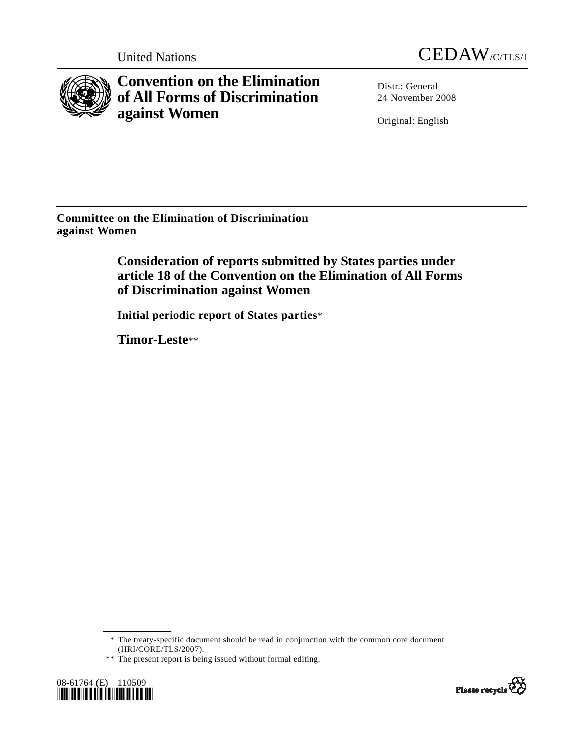United Nations CEDAW/C/TLS/1

# Convention on the Elimination of All Forms of Discrimination against Women

Distr.: General
24 November 2008

Original: English

**Committee on the Elimination of Discrimination against Women**

## Consideration of reports submitted by States parties under article 18 of the Convention on the Elimination of All Forms of Discrimination against Women

**Initial periodic report of States parties***

**Timor-Leste****

---

\* The treaty-specific document should be read in conjunction with the common core document (HRI/CORE/TLS/2007).

\*\* The present report is being issued without formal editing.

08-61764 (E) 110509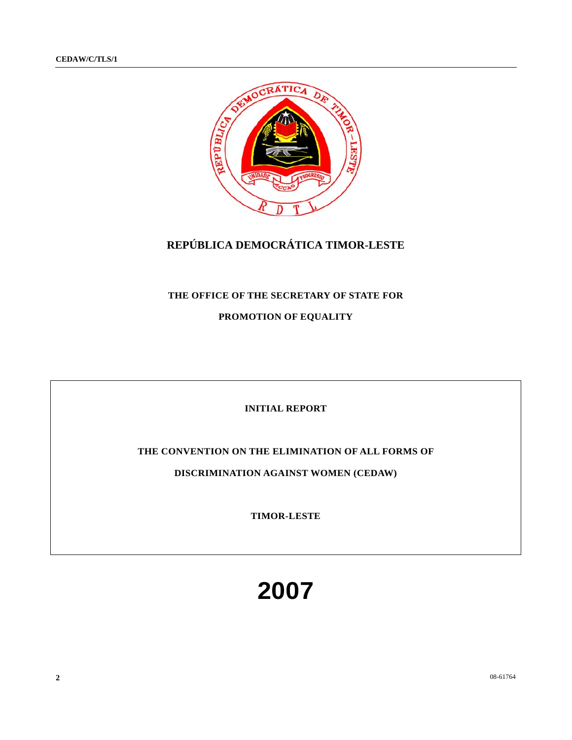# REPÚBLICA DEMOCRÁTICA TIMOR-LESTE

## THE OFFICE OF THE SECRETARY OF STATE FOR PROMOTION OF EQUALITY

**INITIAL REPORT**

**THE CONVENTION ON THE ELIMINATION OF ALL FORMS OF DISCRIMINATION AGAINST WOMEN (CEDAW)**

**TIMOR-LESTE**

# 2007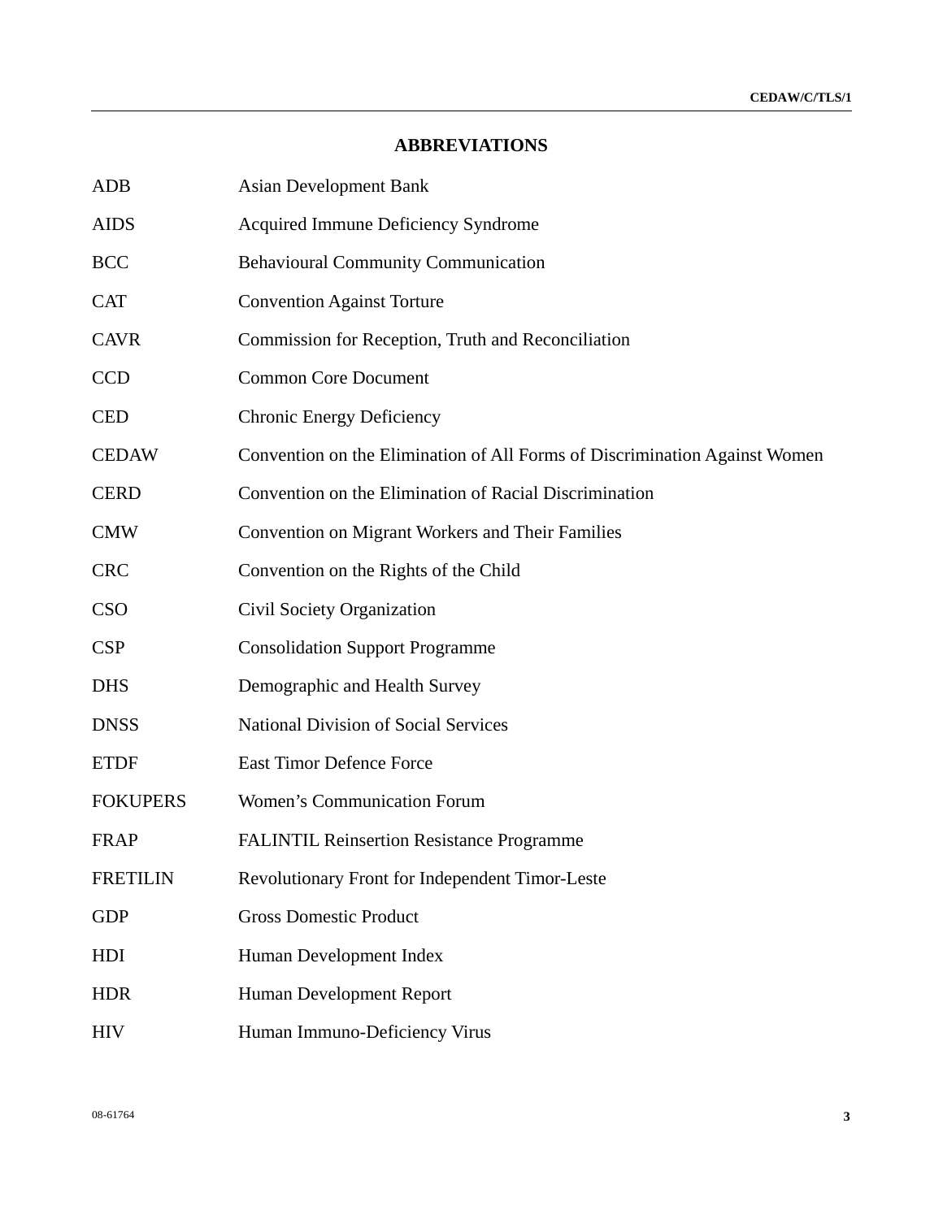## ABBREVIATIONS

| | |
|---|---|
| ADB | Asian Development Bank |
| AIDS | Acquired Immune Deficiency Syndrome |
| BCC | Behavioural Community Communication |
| CAT | Convention Against Torture |
| CAVR | Commission for Reception, Truth and Reconciliation |
| CCD | Common Core Document |
| CED | Chronic Energy Deficiency |
| CEDAW | Convention on the Elimination of All Forms of Discrimination Against Women |
| CERD | Convention on the Elimination of Racial Discrimination |
| CMW | Convention on Migrant Workers and Their Families |
| CRC | Convention on the Rights of the Child |
| CSO | Civil Society Organization |
| CSP | Consolidation Support Programme |
| DHS | Demographic and Health Survey |
| DNSS | National Division of Social Services |
| ETDF | East Timor Defence Force |
| FOKUPERS | Women's Communication Forum |
| FRAP | FALINTIL Reinsertion Resistance Programme |
| FRETILIN | Revolutionary Front for Independent Timor-Leste |
| GDP | Gross Domestic Product |
| HDI | Human Development Index |
| HDR | Human Development Report |
| HIV | Human Immuno-Deficiency Virus |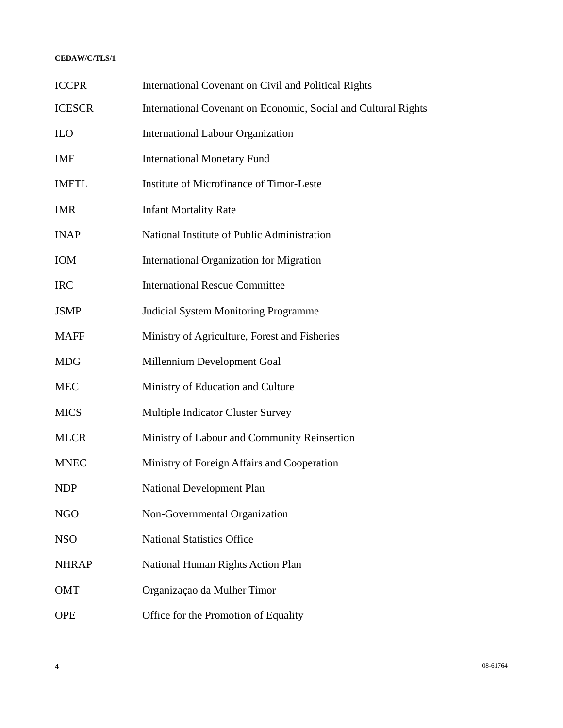| | |
|---|---|
| ICCPR | International Covenant on Civil and Political Rights |
| ICESCR | International Covenant on Economic, Social and Cultural Rights |
| ILO | International Labour Organization |
| IMF | International Monetary Fund |
| IMFTL | Institute of Microfinance of Timor-Leste |
| IMR | Infant Mortality Rate |
| INAP | National Institute of Public Administration |
| IOM | International Organization for Migration |
| IRC | International Rescue Committee |
| JSMP | Judicial System Monitoring Programme |
| MAFF | Ministry of Agriculture, Forest and Fisheries |
| MDG | Millennium Development Goal |
| MEC | Ministry of Education and Culture |
| MICS | Multiple Indicator Cluster Survey |
| MLCR | Ministry of Labour and Community Reinsertion |
| MNEC | Ministry of Foreign Affairs and Cooperation |
| NDP | National Development Plan |
| NGO | Non-Governmental Organization |
| NSO | National Statistics Office |
| NHRAP | National Human Rights Action Plan |
| OMT | Organizaçao da Mulher Timor |
| OPE | Office for the Promotion of Equality |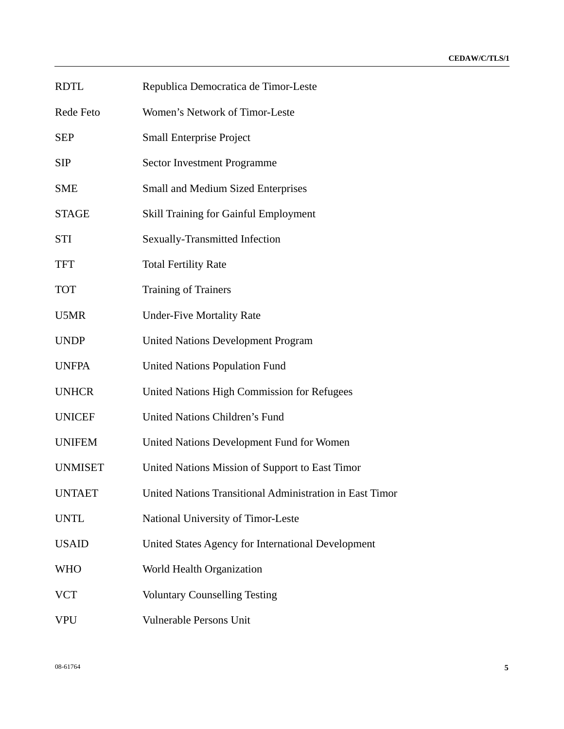| | |
|---|---|
| RDTL | Republica Democratica de Timor-Leste |
| Rede Feto | Women's Network of Timor-Leste |
| SEP | Small Enterprise Project |
| SIP | Sector Investment Programme |
| SME | Small and Medium Sized Enterprises |
| STAGE | Skill Training for Gainful Employment |
| STI | Sexually-Transmitted Infection |
| TFT | Total Fertility Rate |
| TOT | Training of Trainers |
| U5MR | Under-Five Mortality Rate |
| UNDP | United Nations Development Program |
| UNFPA | United Nations Population Fund |
| UNHCR | United Nations High Commission for Refugees |
| UNICEF | United Nations Children's Fund |
| UNIFEM | United Nations Development Fund for Women |
| UNMISET | United Nations Mission of Support to East Timor |
| UNTAET | United Nations Transitional Administration in East Timor |
| UNTL | National University of Timor-Leste |
| USAID | United States Agency for International Development |
| WHO | World Health Organization |
| VCT | Voluntary Counselling Testing |
| VPU | Vulnerable Persons Unit |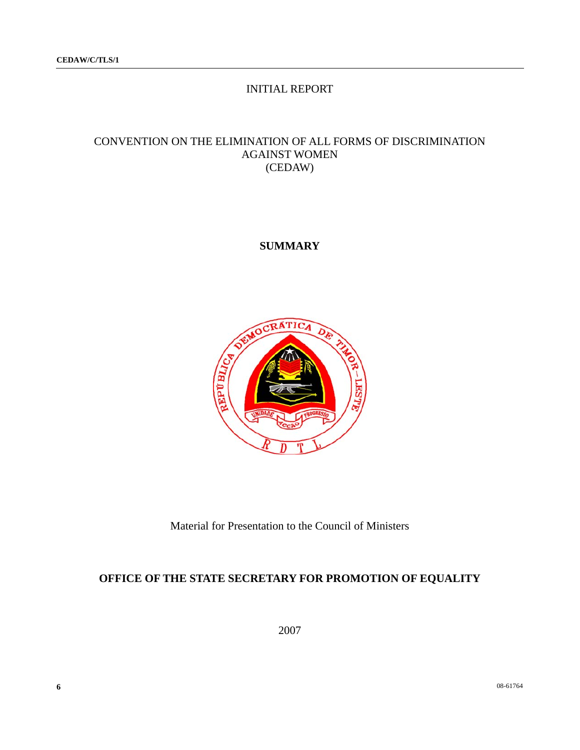INITIAL REPORT

CONVENTION ON THE ELIMINATION OF ALL FORMS OF DISCRIMINATION AGAINST WOMEN
(CEDAW)

# SUMMARY

Material for Presentation to the Council of Ministers

**OFFICE OF THE STATE SECRETARY FOR PROMOTION OF EQUALITY**

2007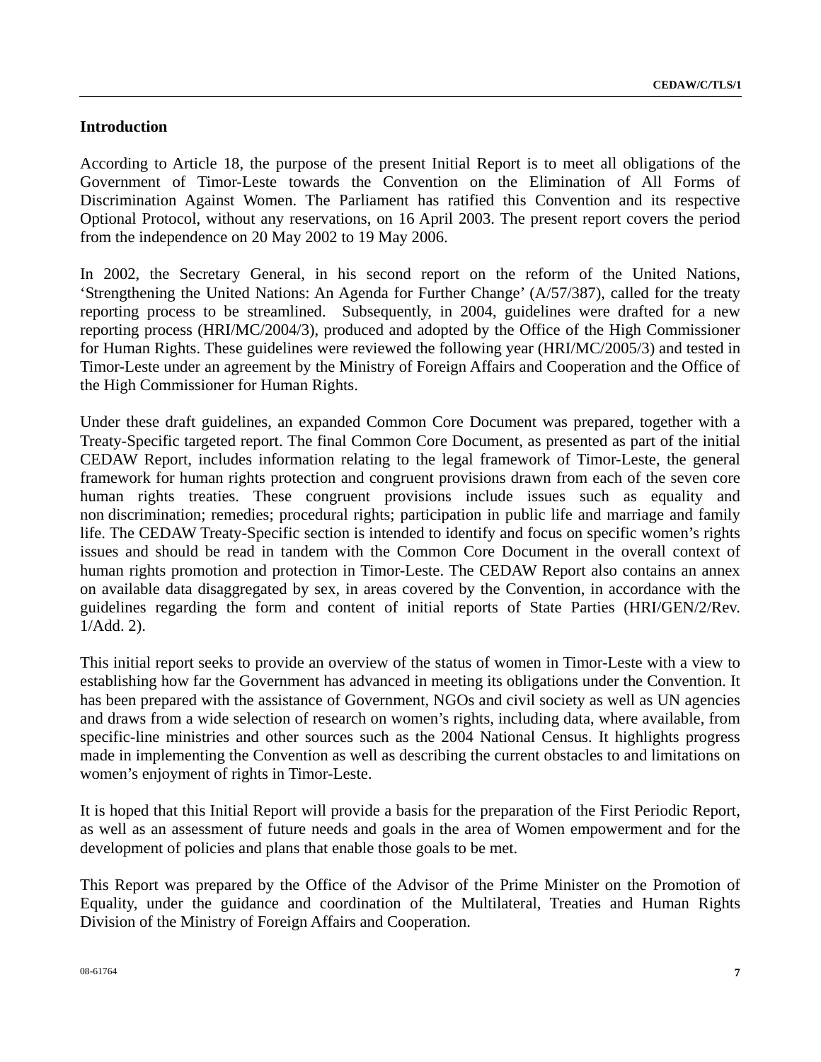## Introduction

According to Article 18, the purpose of the present Initial Report is to meet all obligations of the Government of Timor-Leste towards the Convention on the Elimination of All Forms of Discrimination Against Women. The Parliament has ratified this Convention and its respective Optional Protocol, without any reservations, on 16 April 2003. The present report covers the period from the independence on 20 May 2002 to 19 May 2006.

In 2002, the Secretary General, in his second report on the reform of the United Nations, 'Strengthening the United Nations: An Agenda for Further Change' (A/57/387), called for the treaty reporting process to be streamlined. Subsequently, in 2004, guidelines were drafted for a new reporting process (HRI/MC/2004/3), produced and adopted by the Office of the High Commissioner for Human Rights. These guidelines were reviewed the following year (HRI/MC/2005/3) and tested in Timor-Leste under an agreement by the Ministry of Foreign Affairs and Cooperation and the Office of the High Commissioner for Human Rights.

Under these draft guidelines, an expanded Common Core Document was prepared, together with a Treaty-Specific targeted report. The final Common Core Document, as presented as part of the initial CEDAW Report, includes information relating to the legal framework of Timor-Leste, the general framework for human rights protection and congruent provisions drawn from each of the seven core human rights treaties. These congruent provisions include issues such as equality and non discrimination; remedies; procedural rights; participation in public life and marriage and family life. The CEDAW Treaty-Specific section is intended to identify and focus on specific women's rights issues and should be read in tandem with the Common Core Document in the overall context of human rights promotion and protection in Timor-Leste. The CEDAW Report also contains an annex on available data disaggregated by sex, in areas covered by the Convention, in accordance with the guidelines regarding the form and content of initial reports of State Parties (HRI/GEN/2/Rev. 1/Add. 2).

This initial report seeks to provide an overview of the status of women in Timor-Leste with a view to establishing how far the Government has advanced in meeting its obligations under the Convention. It has been prepared with the assistance of Government, NGOs and civil society as well as UN agencies and draws from a wide selection of research on women's rights, including data, where available, from specific-line ministries and other sources such as the 2004 National Census. It highlights progress made in implementing the Convention as well as describing the current obstacles to and limitations on women's enjoyment of rights in Timor-Leste.

It is hoped that this Initial Report will provide a basis for the preparation of the First Periodic Report, as well as an assessment of future needs and goals in the area of Women empowerment and for the development of policies and plans that enable those goals to be met.

This Report was prepared by the Office of the Advisor of the Prime Minister on the Promotion of Equality, under the guidance and coordination of the Multilateral, Treaties and Human Rights Division of the Ministry of Foreign Affairs and Cooperation.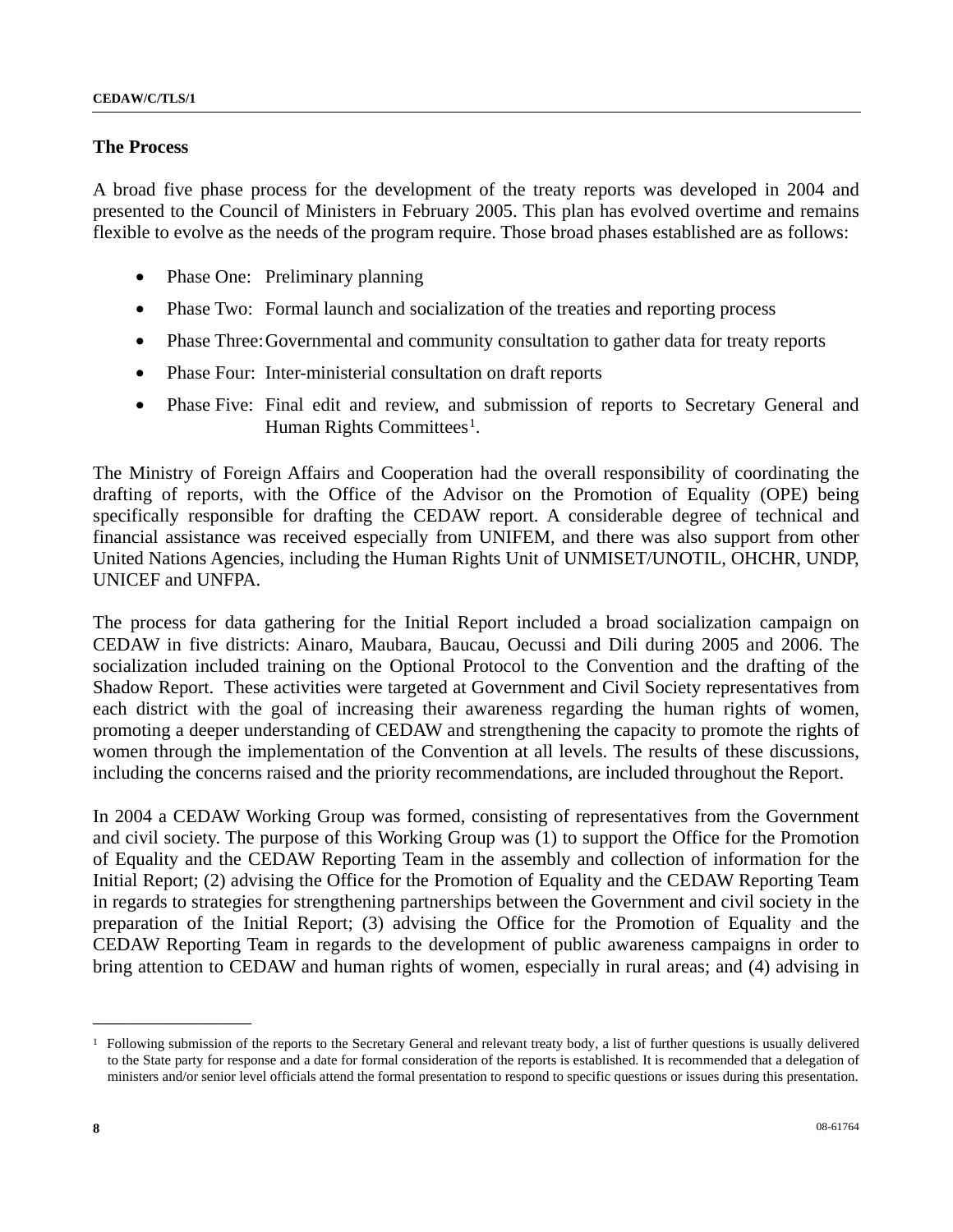## The Process

A broad five phase process for the development of the treaty reports was developed in 2004 and presented to the Council of Ministers in February 2005. This plan has evolved overtime and remains flexible to evolve as the needs of the program require. Those broad phases established are as follows:

- Phase One: Preliminary planning
- Phase Two: Formal launch and socialization of the treaties and reporting process
- Phase Three: Governmental and community consultation to gather data for treaty reports
- Phase Four: Inter-ministerial consultation on draft reports
- Phase Five: Final edit and review, and submission of reports to Secretary General and Human Rights Committees[1].

The Ministry of Foreign Affairs and Cooperation had the overall responsibility of coordinating the drafting of reports, with the Office of the Advisor on the Promotion of Equality (OPE) being specifically responsible for drafting the CEDAW report. A considerable degree of technical and financial assistance was received especially from UNIFEM, and there was also support from other United Nations Agencies, including the Human Rights Unit of UNMISET/UNOTIL, OHCHR, UNDP, UNICEF and UNFPA.

The process for data gathering for the Initial Report included a broad socialization campaign on CEDAW in five districts: Ainaro, Maubara, Baucau, Oecussi and Dili during 2005 and 2006. The socialization included training on the Optional Protocol to the Convention and the drafting of the Shadow Report. These activities were targeted at Government and Civil Society representatives from each district with the goal of increasing their awareness regarding the human rights of women, promoting a deeper understanding of CEDAW and strengthening the capacity to promote the rights of women through the implementation of the Convention at all levels. The results of these discussions, including the concerns raised and the priority recommendations, are included throughout the Report.

In 2004 a CEDAW Working Group was formed, consisting of representatives from the Government and civil society. The purpose of this Working Group was (1) to support the Office for the Promotion of Equality and the CEDAW Reporting Team in the assembly and collection of information for the Initial Report; (2) advising the Office for the Promotion of Equality and the CEDAW Reporting Team in regards to strategies for strengthening partnerships between the Government and civil society in the preparation of the Initial Report; (3) advising the Office for the Promotion of Equality and the CEDAW Reporting Team in regards to the development of public awareness campaigns in order to bring attention to CEDAW and human rights of women, especially in rural areas; and (4) advising in

---

[1] Following submission of the reports to the Secretary General and relevant treaty body, a list of further questions is usually delivered to the State party for response and a date for formal consideration of the reports is established. It is recommended that a delegation of ministers and/or senior level officials attend the formal presentation to respond to specific questions or issues during this presentation.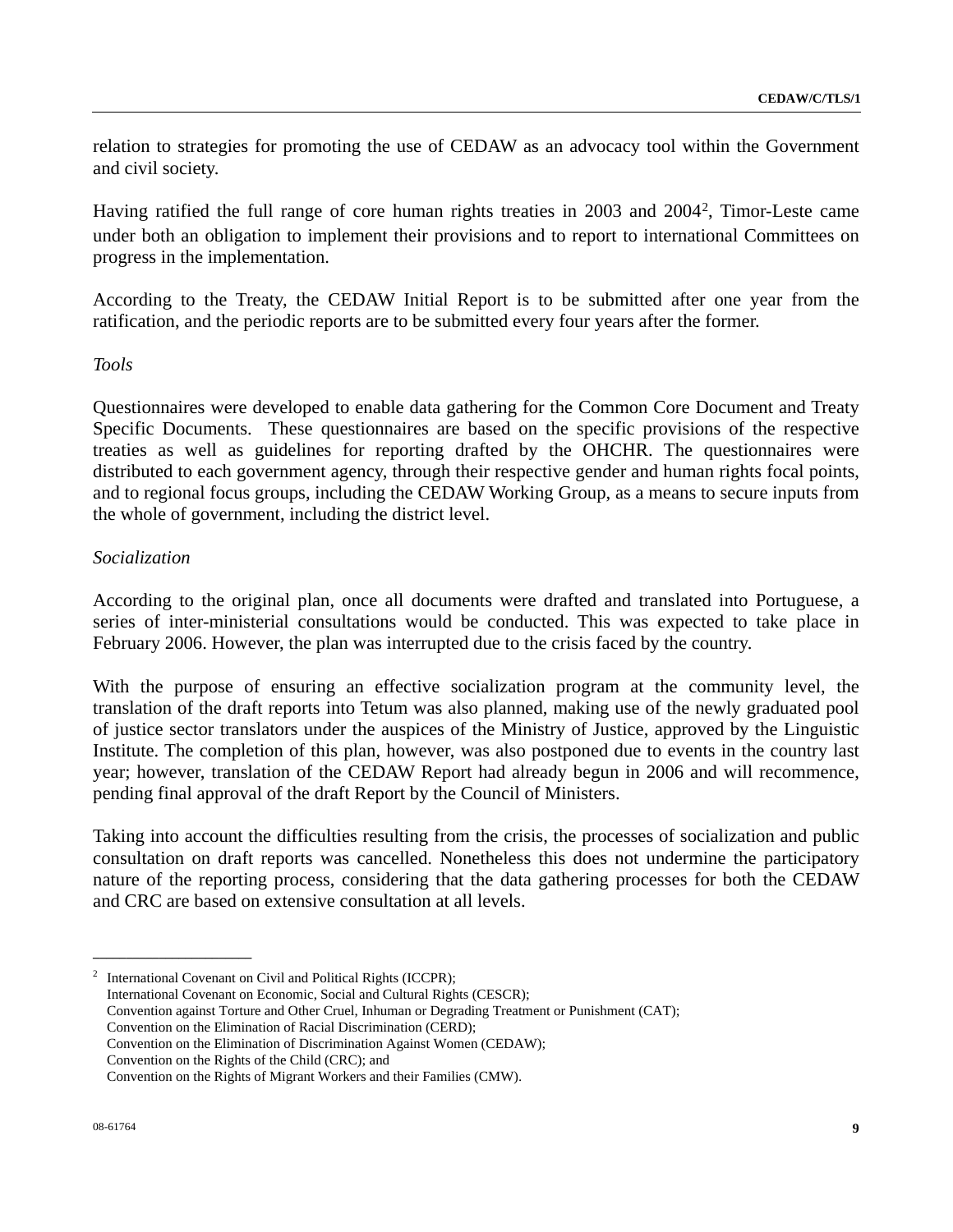relation to strategies for promoting the use of CEDAW as an advocacy tool within the Government and civil society.

Having ratified the full range of core human rights treaties in 2003 and 2004[2], Timor-Leste came under both an obligation to implement their provisions and to report to international Committees on progress in the implementation.

According to the Treaty, the CEDAW Initial Report is to be submitted after one year from the ratification, and the periodic reports are to be submitted every four years after the former.

*Tools*

Questionnaires were developed to enable data gathering for the Common Core Document and Treaty Specific Documents. These questionnaires are based on the specific provisions of the respective treaties as well as guidelines for reporting drafted by the OHCHR. The questionnaires were distributed to each government agency, through their respective gender and human rights focal points, and to regional focus groups, including the CEDAW Working Group, as a means to secure inputs from the whole of government, including the district level.

*Socialization*

According to the original plan, once all documents were drafted and translated into Portuguese, a series of inter-ministerial consultations would be conducted. This was expected to take place in February 2006. However, the plan was interrupted due to the crisis faced by the country.

With the purpose of ensuring an effective socialization program at the community level, the translation of the draft reports into Tetum was also planned, making use of the newly graduated pool of justice sector translators under the auspices of the Ministry of Justice, approved by the Linguistic Institute. The completion of this plan, however, was also postponed due to events in the country last year; however, translation of the CEDAW Report had already begun in 2006 and will recommence, pending final approval of the draft Report by the Council of Ministers.

Taking into account the difficulties resulting from the crisis, the processes of socialization and public consultation on draft reports was cancelled. Nonetheless this does not undermine the participatory nature of the reporting process, considering that the data gathering processes for both the CEDAW and CRC are based on extensive consultation at all levels.

---

[2] International Covenant on Civil and Political Rights (ICCPR);
International Covenant on Economic, Social and Cultural Rights (CESCR);
Convention against Torture and Other Cruel, Inhuman or Degrading Treatment or Punishment (CAT);
Convention on the Elimination of Racial Discrimination (CERD);
Convention on the Elimination of Discrimination Against Women (CEDAW);
Convention on the Rights of the Child (CRC); and
Convention on the Rights of Migrant Workers and their Families (CMW).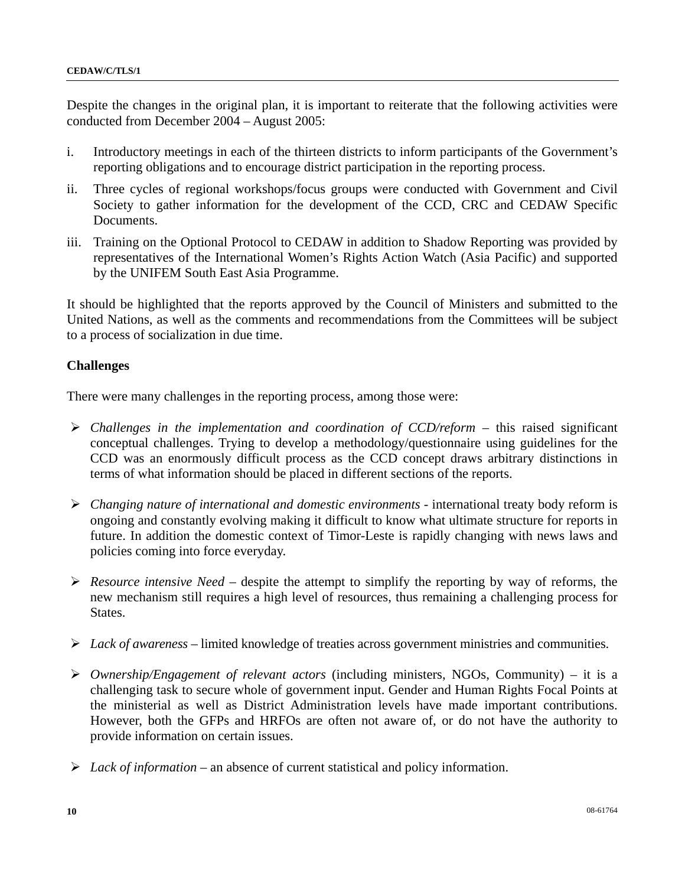Despite the changes in the original plan, it is important to reiterate that the following activities were conducted from December 2004 – August 2005:

i. Introductory meetings in each of the thirteen districts to inform participants of the Government's reporting obligations and to encourage district participation in the reporting process.

ii. Three cycles of regional workshops/focus groups were conducted with Government and Civil Society to gather information for the development of the CCD, CRC and CEDAW Specific Documents.

iii. Training on the Optional Protocol to CEDAW in addition to Shadow Reporting was provided by representatives of the International Women's Rights Action Watch (Asia Pacific) and supported by the UNIFEM South East Asia Programme.

It should be highlighted that the reports approved by the Council of Ministers and submitted to the United Nations, as well as the comments and recommendations from the Committees will be subject to a process of socialization in due time.

**Challenges**

There were many challenges in the reporting process, among those were:

- *Challenges in the implementation and coordination of CCD/reform* – this raised significant conceptual challenges. Trying to develop a methodology/questionnaire using guidelines for the CCD was an enormously difficult process as the CCD concept draws arbitrary distinctions in terms of what information should be placed in different sections of the reports.

- *Changing nature of international and domestic environments* - international treaty body reform is ongoing and constantly evolving making it difficult to know what ultimate structure for reports in future. In addition the domestic context of Timor-Leste is rapidly changing with news laws and policies coming into force everyday.

- *Resource intensive Need* – despite the attempt to simplify the reporting by way of reforms, the new mechanism still requires a high level of resources, thus remaining a challenging process for States.

- *Lack of awareness* – limited knowledge of treaties across government ministries and communities.

- *Ownership/Engagement of relevant actors* (including ministers, NGOs, Community) – it is a challenging task to secure whole of government input. Gender and Human Rights Focal Points at the ministerial as well as District Administration levels have made important contributions. However, both the GFPs and HRFOs are often not aware of, or do not have the authority to provide information on certain issues.

- *Lack of information* – an absence of current statistical and policy information.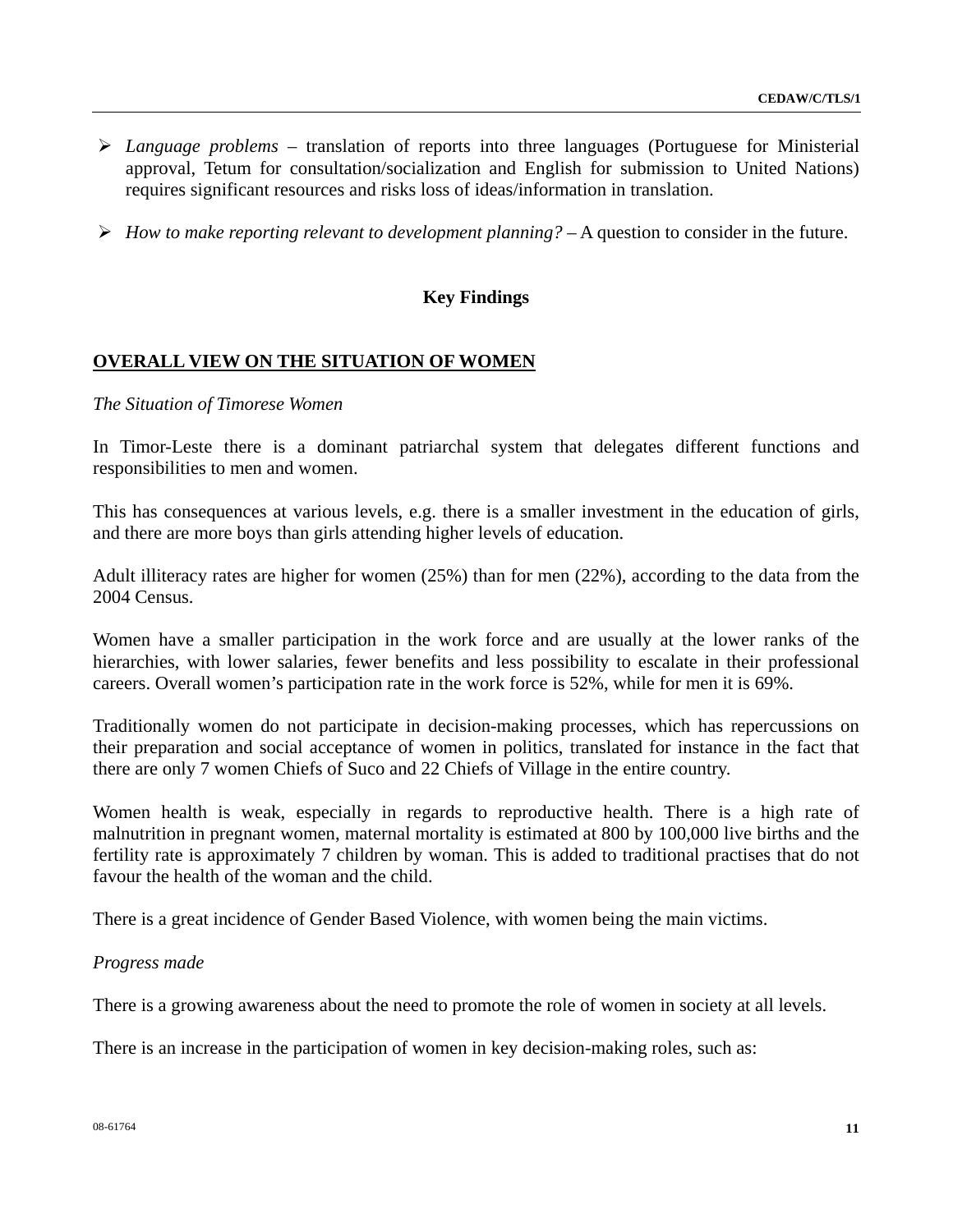- *Language problems* – translation of reports into three languages (Portuguese for Ministerial approval, Tetum for consultation/socialization and English for submission to United Nations) requires significant resources and risks loss of ideas/information in translation.

- *How to make reporting relevant to development planning?* – A question to consider in the future.

## Key Findings

### OVERALL VIEW ON THE SITUATION OF WOMEN

*The Situation of Timorese Women*

In Timor-Leste there is a dominant patriarchal system that delegates different functions and responsibilities to men and women.

This has consequences at various levels, e.g. there is a smaller investment in the education of girls, and there are more boys than girls attending higher levels of education.

Adult illiteracy rates are higher for women (25%) than for men (22%), according to the data from the 2004 Census.

Women have a smaller participation in the work force and are usually at the lower ranks of the hierarchies, with lower salaries, fewer benefits and less possibility to escalate in their professional careers. Overall women's participation rate in the work force is 52%, while for men it is 69%.

Traditionally women do not participate in decision-making processes, which has repercussions on their preparation and social acceptance of women in politics, translated for instance in the fact that there are only 7 women Chiefs of Suco and 22 Chiefs of Village in the entire country.

Women health is weak, especially in regards to reproductive health. There is a high rate of malnutrition in pregnant women, maternal mortality is estimated at 800 by 100,000 live births and the fertility rate is approximately 7 children by woman. This is added to traditional practises that do not favour the health of the woman and the child.

There is a great incidence of Gender Based Violence, with women being the main victims.

*Progress made*

There is a growing awareness about the need to promote the role of women in society at all levels.

There is an increase in the participation of women in key decision-making roles, such as: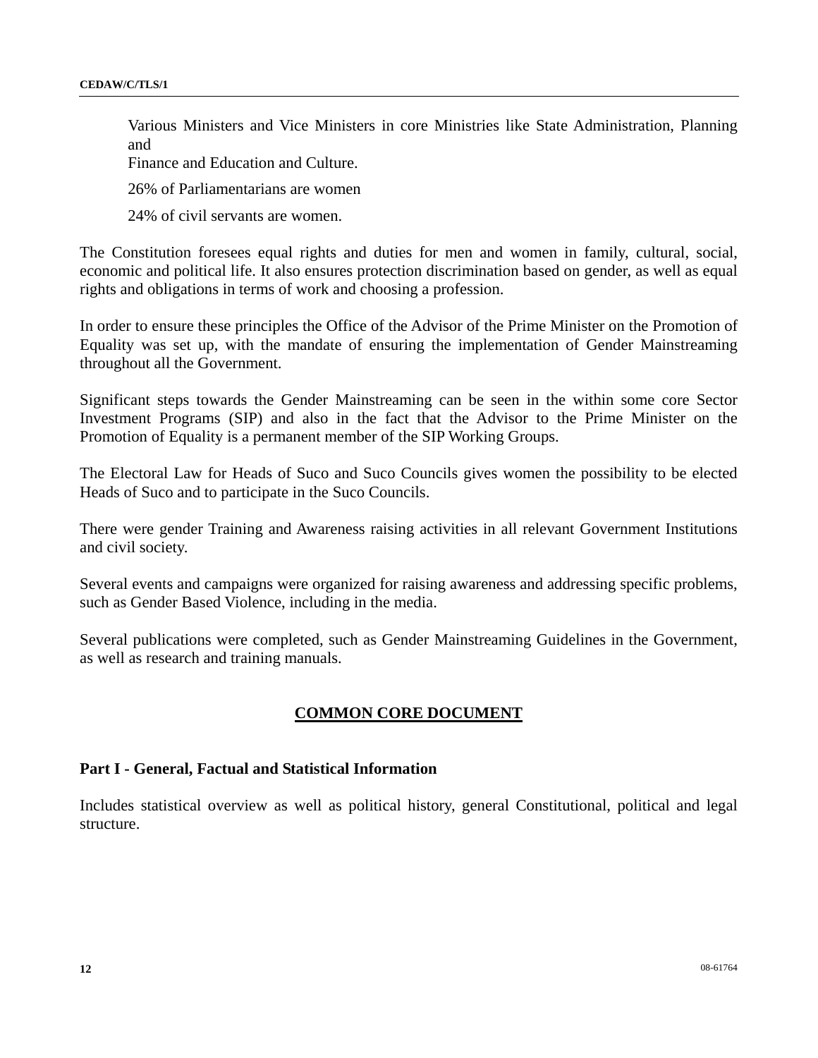Various Ministers and Vice Ministers in core Ministries like State Administration, Planning and Finance and Education and Culture.

26% of Parliamentarians are women

24% of civil servants are women.

The Constitution foresees equal rights and duties for men and women in family, cultural, social, economic and political life. It also ensures protection discrimination based on gender, as well as equal rights and obligations in terms of work and choosing a profession.

In order to ensure these principles the Office of the Advisor of the Prime Minister on the Promotion of Equality was set up, with the mandate of ensuring the implementation of Gender Mainstreaming throughout all the Government.

Significant steps towards the Gender Mainstreaming can be seen in the within some core Sector Investment Programs (SIP) and also in the fact that the Advisor to the Prime Minister on the Promotion of Equality is a permanent member of the SIP Working Groups.

The Electoral Law for Heads of Suco and Suco Councils gives women the possibility to be elected Heads of Suco and to participate in the Suco Councils.

There were gender Training and Awareness raising activities in all relevant Government Institutions and civil society.

Several events and campaigns were organized for raising awareness and addressing specific problems, such as Gender Based Violence, including in the media.

Several publications were completed, such as Gender Mainstreaming Guidelines in the Government, as well as research and training manuals.

## COMMON CORE DOCUMENT

### Part I - General, Factual and Statistical Information

Includes statistical overview as well as political history, general Constitutional, political and legal structure.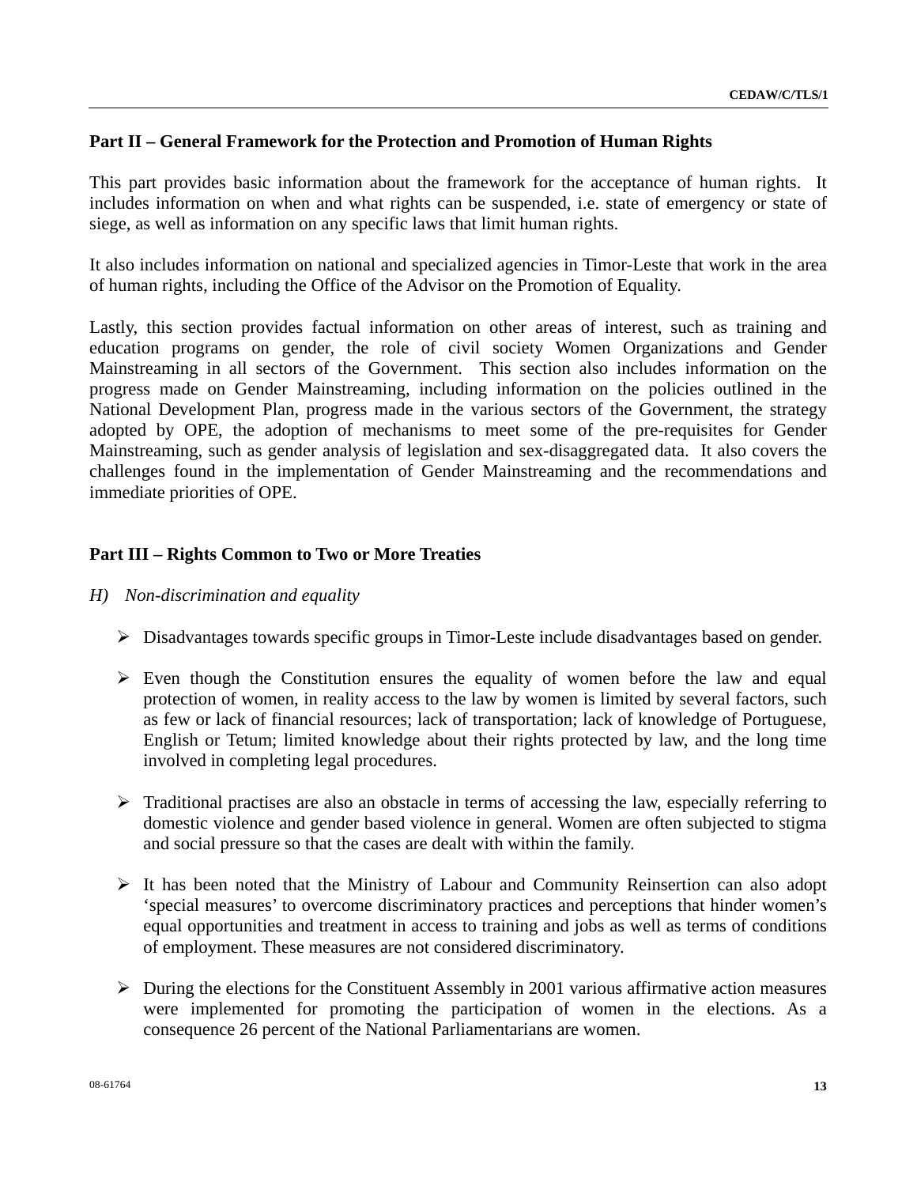### Part II – General Framework for the Protection and Promotion of Human Rights

This part provides basic information about the framework for the acceptance of human rights. It includes information on when and what rights can be suspended, i.e. state of emergency or state of siege, as well as information on any specific laws that limit human rights.

It also includes information on national and specialized agencies in Timor-Leste that work in the area of human rights, including the Office of the Advisor on the Promotion of Equality.

Lastly, this section provides factual information on other areas of interest, such as training and education programs on gender, the role of civil society Women Organizations and Gender Mainstreaming in all sectors of the Government. This section also includes information on the progress made on Gender Mainstreaming, including information on the policies outlined in the National Development Plan, progress made in the various sectors of the Government, the strategy adopted by OPE, the adoption of mechanisms to meet some of the pre-requisites for Gender Mainstreaming, such as gender analysis of legislation and sex-disaggregated data. It also covers the challenges found in the implementation of Gender Mainstreaming and the recommendations and immediate priorities of OPE.

### Part III – Rights Common to Two or More Treaties

*H) Non-discrimination and equality*

- Disadvantages towards specific groups in Timor-Leste include disadvantages based on gender.
- Even though the Constitution ensures the equality of women before the law and equal protection of women, in reality access to the law by women is limited by several factors, such as few or lack of financial resources; lack of transportation; lack of knowledge of Portuguese, English or Tetum; limited knowledge about their rights protected by law, and the long time involved in completing legal procedures.
- Traditional practises are also an obstacle in terms of accessing the law, especially referring to domestic violence and gender based violence in general. Women are often subjected to stigma and social pressure so that the cases are dealt with within the family.
- It has been noted that the Ministry of Labour and Community Reinsertion can also adopt 'special measures' to overcome discriminatory practices and perceptions that hinder women's equal opportunities and treatment in access to training and jobs as well as terms of conditions of employment. These measures are not considered discriminatory.
- During the elections for the Constituent Assembly in 2001 various affirmative action measures were implemented for promoting the participation of women in the elections. As a consequence 26 percent of the National Parliamentarians are women.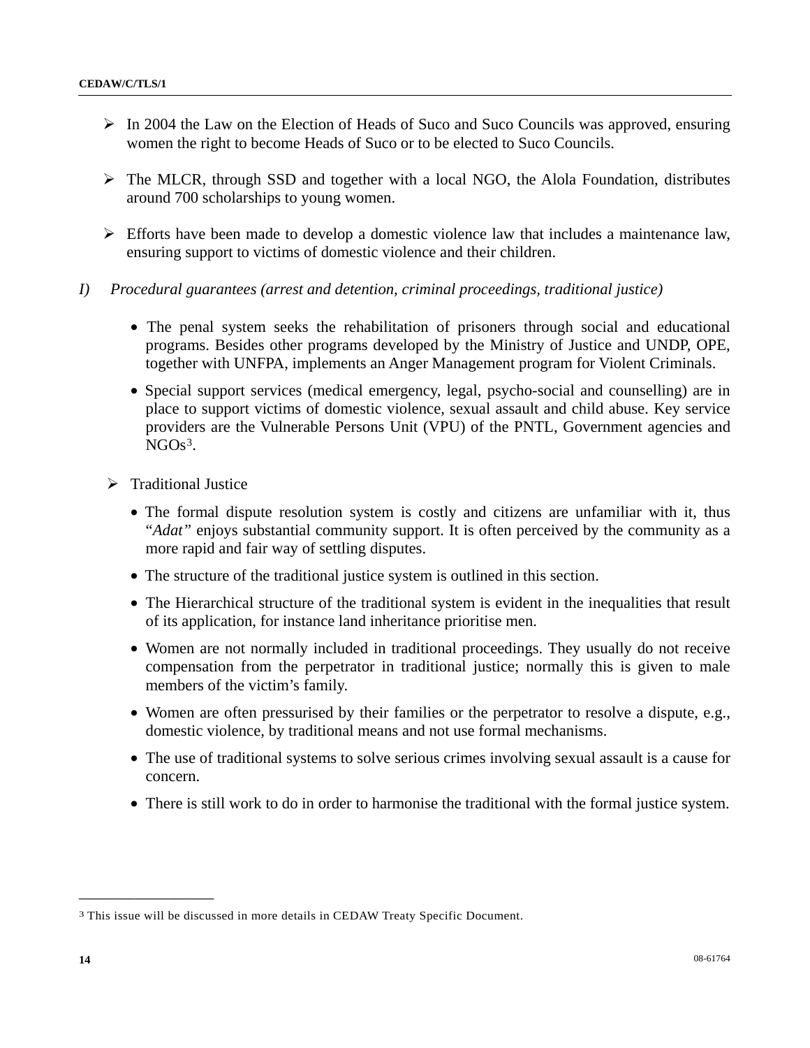- In 2004 the Law on the Election of Heads of Suco and Suco Councils was approved, ensuring women the right to become Heads of Suco or to be elected to Suco Councils.

- The MLCR, through SSD and together with a local NGO, the Alola Foundation, distributes around 700 scholarships to young women.

- Efforts have been made to develop a domestic violence law that includes a maintenance law, ensuring support to victims of domestic violence and their children.

*I) Procedural guarantees (arrest and detention, criminal proceedings, traditional justice)*

- The penal system seeks the rehabilitation of prisoners through social and educational programs. Besides other programs developed by the Ministry of Justice and UNDP, OPE, together with UNFPA, implements an Anger Management program for Violent Criminals.

- Special support services (medical emergency, legal, psycho-social and counselling) are in place to support victims of domestic violence, sexual assault and child abuse. Key service providers are the Vulnerable Persons Unit (VPU) of the PNTL, Government agencies and NGOs[3].

- Traditional Justice

  - The formal dispute resolution system is costly and citizens are unfamiliar with it, thus "*Adat"* enjoys substantial community support. It is often perceived by the community as a more rapid and fair way of settling disputes.

  - The structure of the traditional justice system is outlined in this section.

  - The Hierarchical structure of the traditional system is evident in the inequalities that result of its application, for instance land inheritance prioritise men.

  - Women are not normally included in traditional proceedings. They usually do not receive compensation from the perpetrator in traditional justice; normally this is given to male members of the victim's family.

  - Women are often pressurised by their families or the perpetrator to resolve a dispute, e.g., domestic violence, by traditional means and not use formal mechanisms.

  - The use of traditional systems to solve serious crimes involving sexual assault is a cause for concern.

  - There is still work to do in order to harmonise the traditional with the formal justice system.

---

[3] This issue will be discussed in more details in CEDAW Treaty Specific Document.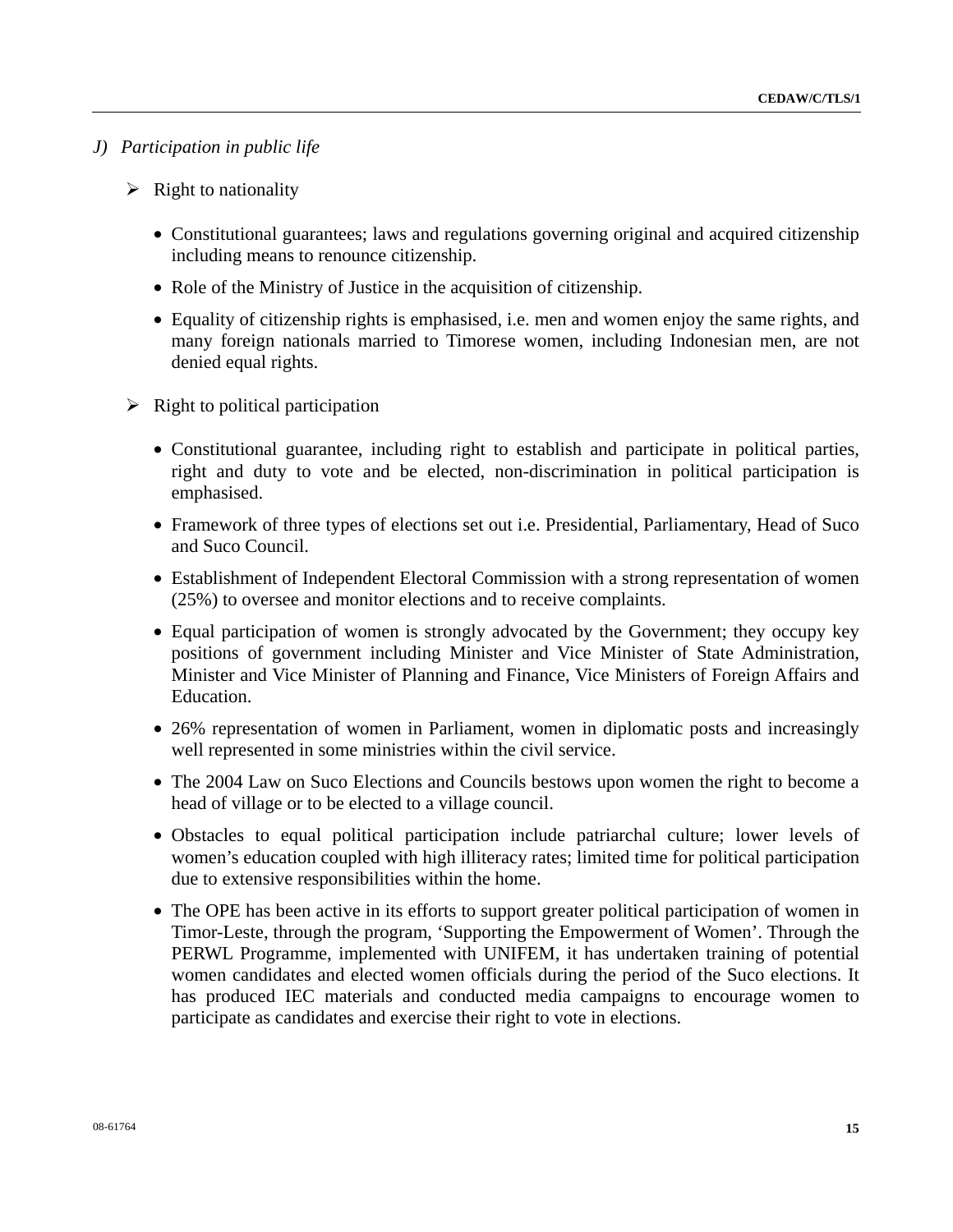*J) Participation in public life*

- Right to nationality

  - Constitutional guarantees; laws and regulations governing original and acquired citizenship including means to renounce citizenship.
  - Role of the Ministry of Justice in the acquisition of citizenship.
  - Equality of citizenship rights is emphasised, i.e. men and women enjoy the same rights, and many foreign nationals married to Timorese women, including Indonesian men, are not denied equal rights.

- Right to political participation

  - Constitutional guarantee, including right to establish and participate in political parties, right and duty to vote and be elected, non-discrimination in political participation is emphasised.
  - Framework of three types of elections set out i.e. Presidential, Parliamentary, Head of Suco and Suco Council.
  - Establishment of Independent Electoral Commission with a strong representation of women (25%) to oversee and monitor elections and to receive complaints.
  - Equal participation of women is strongly advocated by the Government; they occupy key positions of government including Minister and Vice Minister of State Administration, Minister and Vice Minister of Planning and Finance, Vice Ministers of Foreign Affairs and Education.
  - 26% representation of women in Parliament, women in diplomatic posts and increasingly well represented in some ministries within the civil service.
  - The 2004 Law on Suco Elections and Councils bestows upon women the right to become a head of village or to be elected to a village council.
  - Obstacles to equal political participation include patriarchal culture; lower levels of women's education coupled with high illiteracy rates; limited time for political participation due to extensive responsibilities within the home.
  - The OPE has been active in its efforts to support greater political participation of women in Timor-Leste, through the program, 'Supporting the Empowerment of Women'. Through the PERWL Programme, implemented with UNIFEM, it has undertaken training of potential women candidates and elected women officials during the period of the Suco elections. It has produced IEC materials and conducted media campaigns to encourage women to participate as candidates and exercise their right to vote in elections.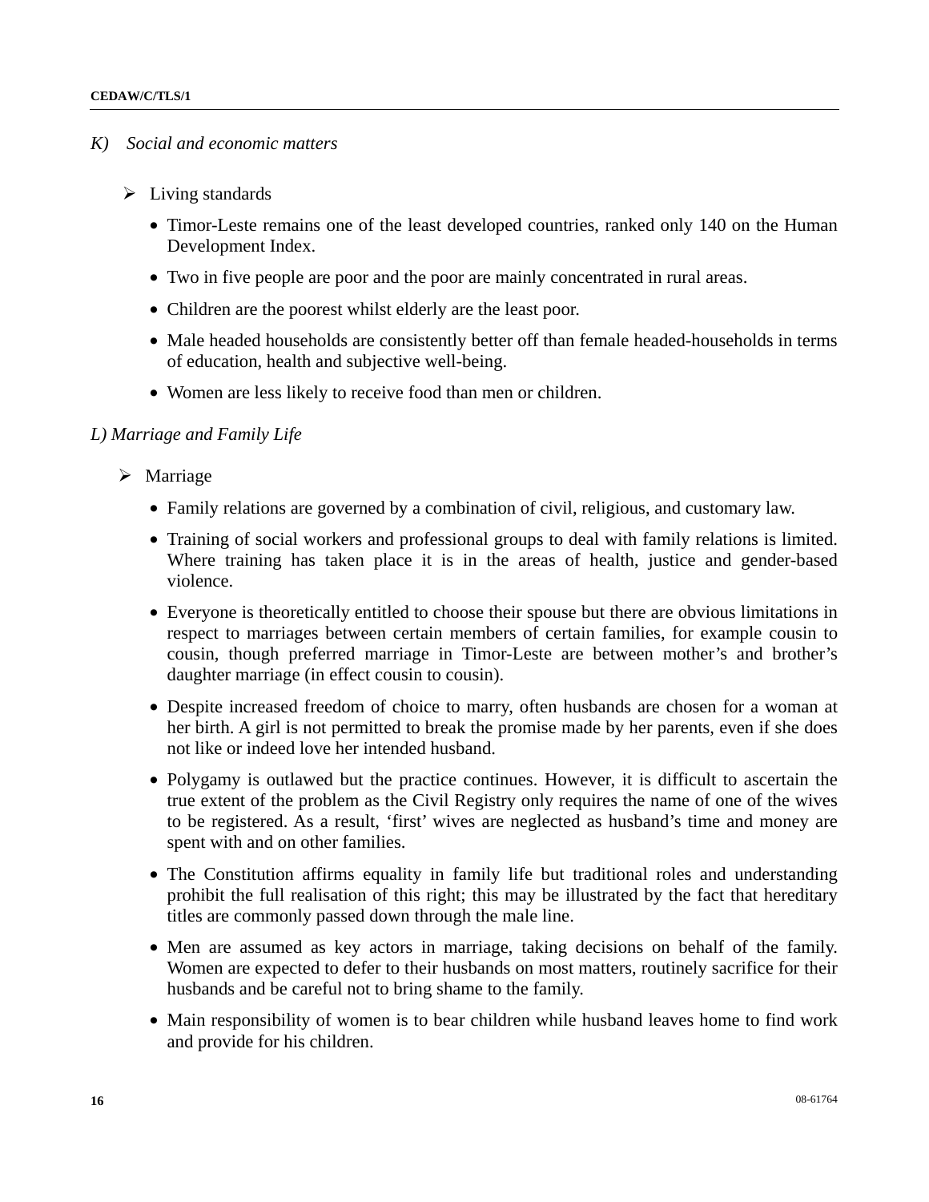*K) Social and economic matters*

- Living standards
  - Timor-Leste remains one of the least developed countries, ranked only 140 on the Human Development Index.
  - Two in five people are poor and the poor are mainly concentrated in rural areas.
  - Children are the poorest whilst elderly are the least poor.
  - Male headed households are consistently better off than female headed-households in terms of education, health and subjective well-being.
  - Women are less likely to receive food than men or children.

*L) Marriage and Family Life*

- Marriage
  - Family relations are governed by a combination of civil, religious, and customary law.
  - Training of social workers and professional groups to deal with family relations is limited. Where training has taken place it is in the areas of health, justice and gender-based violence.
  - Everyone is theoretically entitled to choose their spouse but there are obvious limitations in respect to marriages between certain members of certain families, for example cousin to cousin, though preferred marriage in Timor-Leste are between mother's and brother's daughter marriage (in effect cousin to cousin).
  - Despite increased freedom of choice to marry, often husbands are chosen for a woman at her birth. A girl is not permitted to break the promise made by her parents, even if she does not like or indeed love her intended husband.
  - Polygamy is outlawed but the practice continues. However, it is difficult to ascertain the true extent of the problem as the Civil Registry only requires the name of one of the wives to be registered. As a result, 'first' wives are neglected as husband's time and money are spent with and on other families.
  - The Constitution affirms equality in family life but traditional roles and understanding prohibit the full realisation of this right; this may be illustrated by the fact that hereditary titles are commonly passed down through the male line.
  - Men are assumed as key actors in marriage, taking decisions on behalf of the family. Women are expected to defer to their husbands on most matters, routinely sacrifice for their husbands and be careful not to bring shame to the family.
  - Main responsibility of women is to bear children while husband leaves home to find work and provide for his children.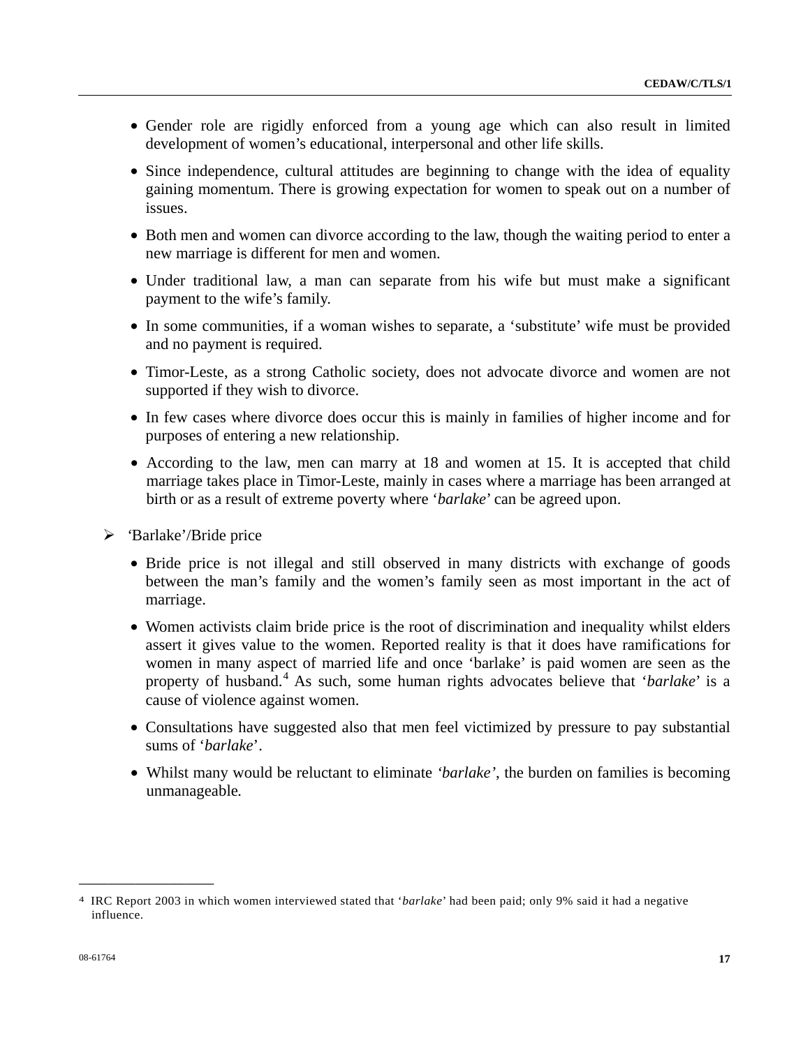- Gender role are rigidly enforced from a young age which can also result in limited development of women’s educational, interpersonal and other life skills.

- Since independence, cultural attitudes are beginning to change with the idea of equality gaining momentum. There is growing expectation for women to speak out on a number of issues.

- Both men and women can divorce according to the law, though the waiting period to enter a new marriage is different for men and women.

- Under traditional law, a man can separate from his wife but must make a significant payment to the wife’s family.

- In some communities, if a woman wishes to separate, a ‘substitute’ wife must be provided and no payment is required.

- Timor-Leste, as a strong Catholic society, does not advocate divorce and women are not supported if they wish to divorce.

- In few cases where divorce does occur this is mainly in families of higher income and for purposes of entering a new relationship.

- According to the law, men can marry at 18 and women at 15. It is accepted that child marriage takes place in Timor-Leste, mainly in cases where a marriage has been arranged at birth or as a result of extreme poverty where ‘*barlake*’ can be agreed upon.

➢ ‘Barlake’/Bride price

- Bride price is not illegal and still observed in many districts with exchange of goods between the man’s family and the women’s family seen as most important in the act of marriage.

- Women activists claim bride price is the root of discrimination and inequality whilst elders assert it gives value to the women. Reported reality is that it does have ramifications for women in many aspect of married life and once ‘barlake’ is paid women are seen as the property of husband.[4] As such, some human rights advocates believe that ‘*barlake*’ is a cause of violence against women.

- Consultations have suggested also that men feel victimized by pressure to pay substantial sums of ‘*barlake*’.

- Whilst many would be reluctant to eliminate *‘barlake’*, the burden on families is becoming unmanageable.

---

[4] IRC Report 2003 in which women interviewed stated that ‘*barlake*’ had been paid; only 9% said it had a negative influence.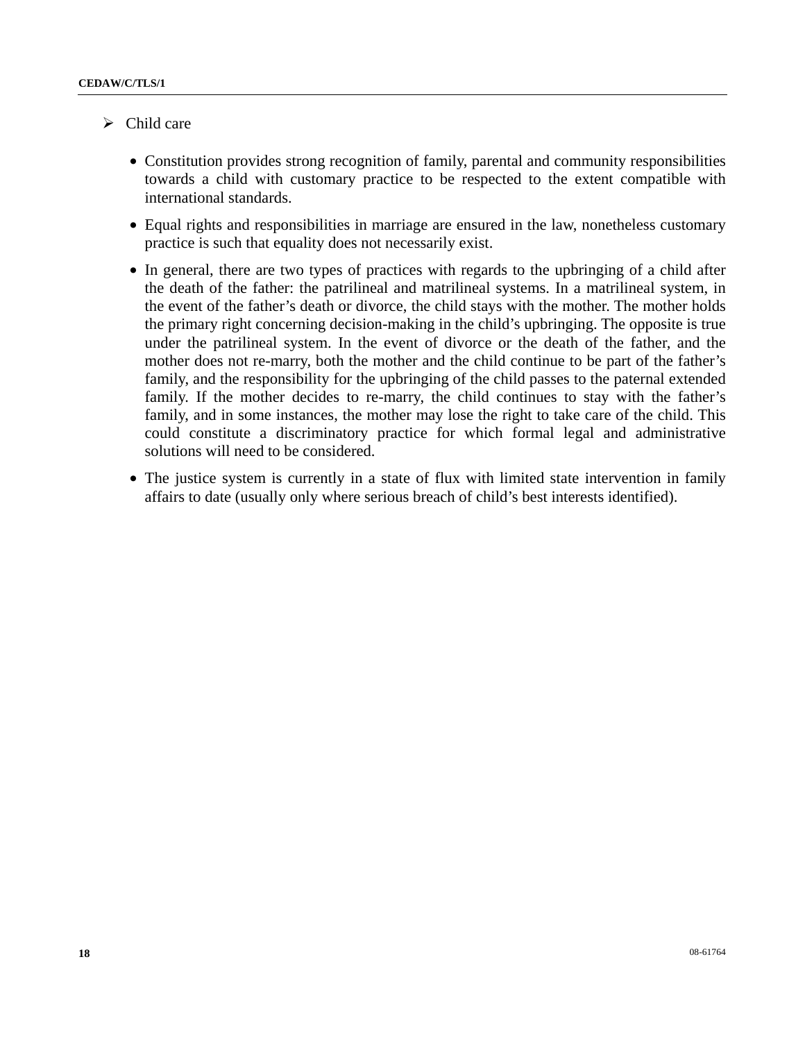- Child care

  - Constitution provides strong recognition of family, parental and community responsibilities towards a child with customary practice to be respected to the extent compatible with international standards.

  - Equal rights and responsibilities in marriage are ensured in the law, nonetheless customary practice is such that equality does not necessarily exist.

  - In general, there are two types of practices with regards to the upbringing of a child after the death of the father: the patrilineal and matrilineal systems. In a matrilineal system, in the event of the father's death or divorce, the child stays with the mother. The mother holds the primary right concerning decision-making in the child's upbringing. The opposite is true under the patrilineal system. In the event of divorce or the death of the father, and the mother does not re-marry, both the mother and the child continue to be part of the father's family, and the responsibility for the upbringing of the child passes to the paternal extended family. If the mother decides to re-marry, the child continues to stay with the father's family, and in some instances, the mother may lose the right to take care of the child. This could constitute a discriminatory practice for which formal legal and administrative solutions will need to be considered.

  - The justice system is currently in a state of flux with limited state intervention in family affairs to date (usually only where serious breach of child's best interests identified).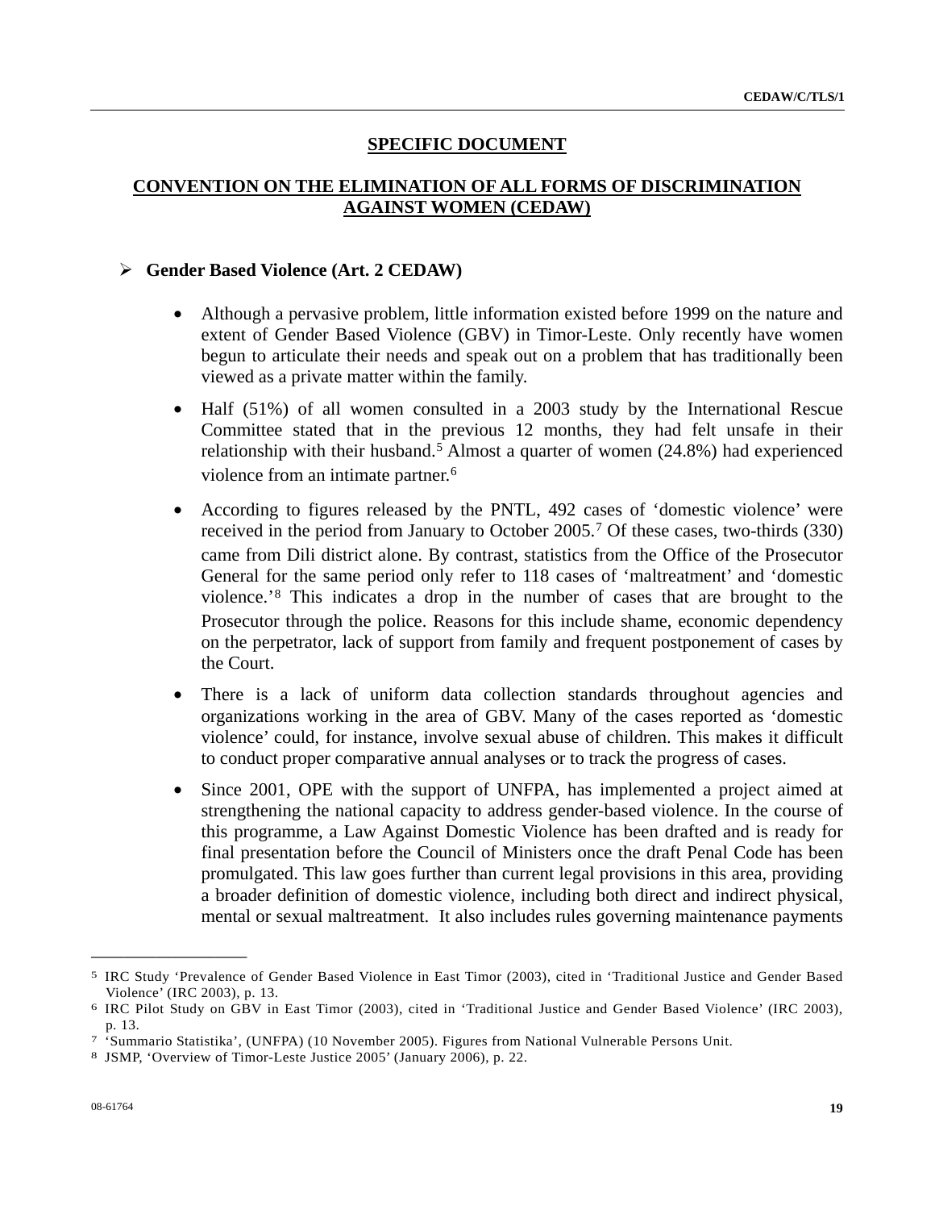## SPECIFIC DOCUMENT

## CONVENTION ON THE ELIMINATION OF ALL FORMS OF DISCRIMINATION AGAINST WOMEN (CEDAW)

### Gender Based Violence (Art. 2 CEDAW)

- Although a pervasive problem, little information existed before 1999 on the nature and extent of Gender Based Violence (GBV) in Timor-Leste. Only recently have women begun to articulate their needs and speak out on a problem that has traditionally been viewed as a private matter within the family.
- Half (51%) of all women consulted in a 2003 study by the International Rescue Committee stated that in the previous 12 months, they had felt unsafe in their relationship with their husband.[5] Almost a quarter of women (24.8%) had experienced violence from an intimate partner.[6]
- According to figures released by the PNTL, 492 cases of 'domestic violence' were received in the period from January to October 2005.[7] Of these cases, two-thirds (330) came from Dili district alone. By contrast, statistics from the Office of the Prosecutor General for the same period only refer to 118 cases of 'maltreatment' and 'domestic violence.'[8] This indicates a drop in the number of cases that are brought to the Prosecutor through the police. Reasons for this include shame, economic dependency on the perpetrator, lack of support from family and frequent postponement of cases by the Court.
- There is a lack of uniform data collection standards throughout agencies and organizations working in the area of GBV. Many of the cases reported as 'domestic violence' could, for instance, involve sexual abuse of children. This makes it difficult to conduct proper comparative annual analyses or to track the progress of cases.
- Since 2001, OPE with the support of UNFPA, has implemented a project aimed at strengthening the national capacity to address gender-based violence. In the course of this programme, a Law Against Domestic Violence has been drafted and is ready for final presentation before the Council of Ministers once the draft Penal Code has been promulgated. This law goes further than current legal provisions in this area, providing a broader definition of domestic violence, including both direct and indirect physical, mental or sexual maltreatment. It also includes rules governing maintenance payments

---

[5] IRC Study 'Prevalence of Gender Based Violence in East Timor (2003), cited in 'Traditional Justice and Gender Based Violence' (IRC 2003), p. 13.

[6] IRC Pilot Study on GBV in East Timor (2003), cited in 'Traditional Justice and Gender Based Violence' (IRC 2003), p. 13.

[7] 'Summario Statistika', (UNFPA) (10 November 2005). Figures from National Vulnerable Persons Unit.

[8] JSMP, 'Overview of Timor-Leste Justice 2005' (January 2006), p. 22.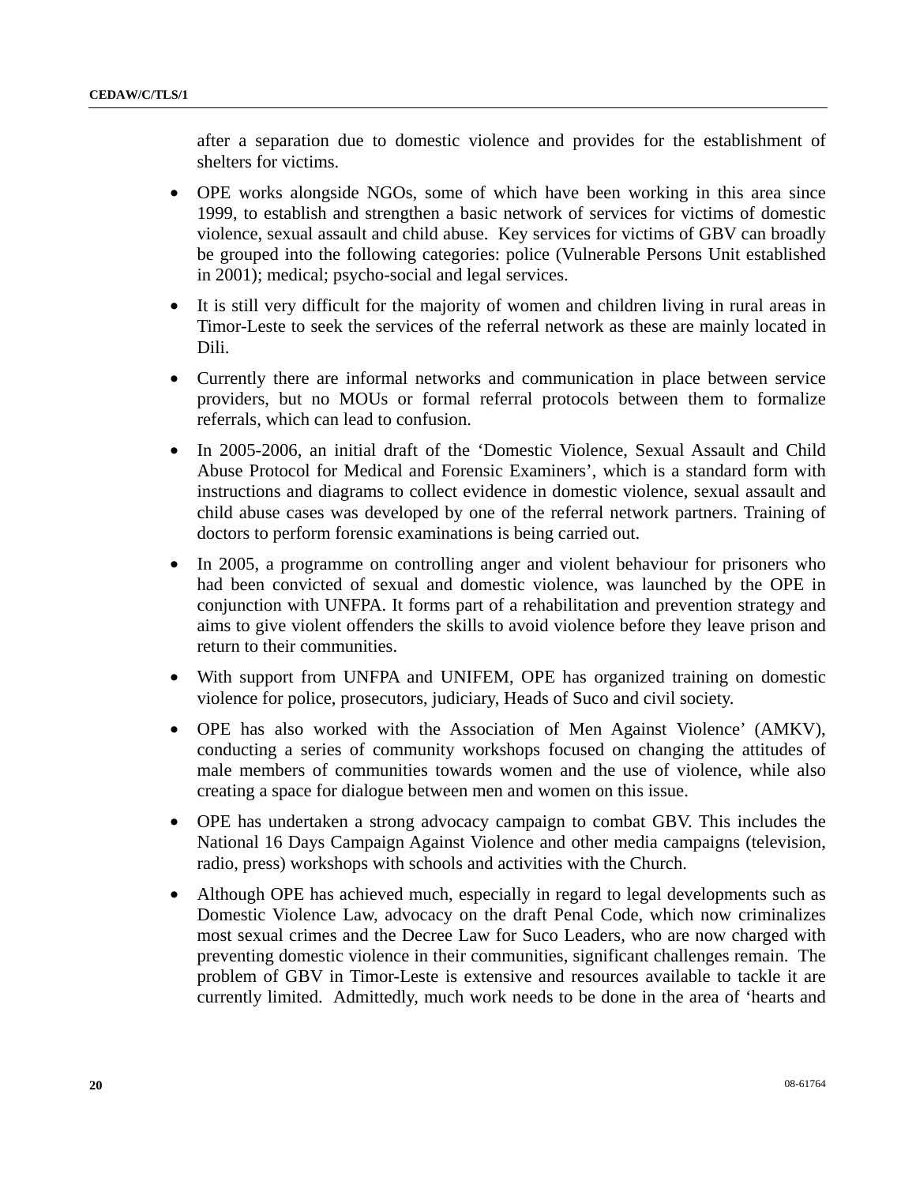after a separation due to domestic violence and provides for the establishment of shelters for victims.

- OPE works alongside NGOs, some of which have been working in this area since 1999, to establish and strengthen a basic network of services for victims of domestic violence, sexual assault and child abuse. Key services for victims of GBV can broadly be grouped into the following categories: police (Vulnerable Persons Unit established in 2001); medical; psycho-social and legal services.

- It is still very difficult for the majority of women and children living in rural areas in Timor-Leste to seek the services of the referral network as these are mainly located in Dili.

- Currently there are informal networks and communication in place between service providers, but no MOUs or formal referral protocols between them to formalize referrals, which can lead to confusion.

- In 2005-2006, an initial draft of the 'Domestic Violence, Sexual Assault and Child Abuse Protocol for Medical and Forensic Examiners', which is a standard form with instructions and diagrams to collect evidence in domestic violence, sexual assault and child abuse cases was developed by one of the referral network partners. Training of doctors to perform forensic examinations is being carried out.

- In 2005, a programme on controlling anger and violent behaviour for prisoners who had been convicted of sexual and domestic violence, was launched by the OPE in conjunction with UNFPA. It forms part of a rehabilitation and prevention strategy and aims to give violent offenders the skills to avoid violence before they leave prison and return to their communities.

- With support from UNFPA and UNIFEM, OPE has organized training on domestic violence for police, prosecutors, judiciary, Heads of Suco and civil society.

- OPE has also worked with the Association of Men Against Violence' (AMKV), conducting a series of community workshops focused on changing the attitudes of male members of communities towards women and the use of violence, while also creating a space for dialogue between men and women on this issue.

- OPE has undertaken a strong advocacy campaign to combat GBV. This includes the National 16 Days Campaign Against Violence and other media campaigns (television, radio, press) workshops with schools and activities with the Church.

- Although OPE has achieved much, especially in regard to legal developments such as Domestic Violence Law, advocacy on the draft Penal Code, which now criminalizes most sexual crimes and the Decree Law for Suco Leaders, who are now charged with preventing domestic violence in their communities, significant challenges remain. The problem of GBV in Timor-Leste is extensive and resources available to tackle it are currently limited. Admittedly, much work needs to be done in the area of 'hearts and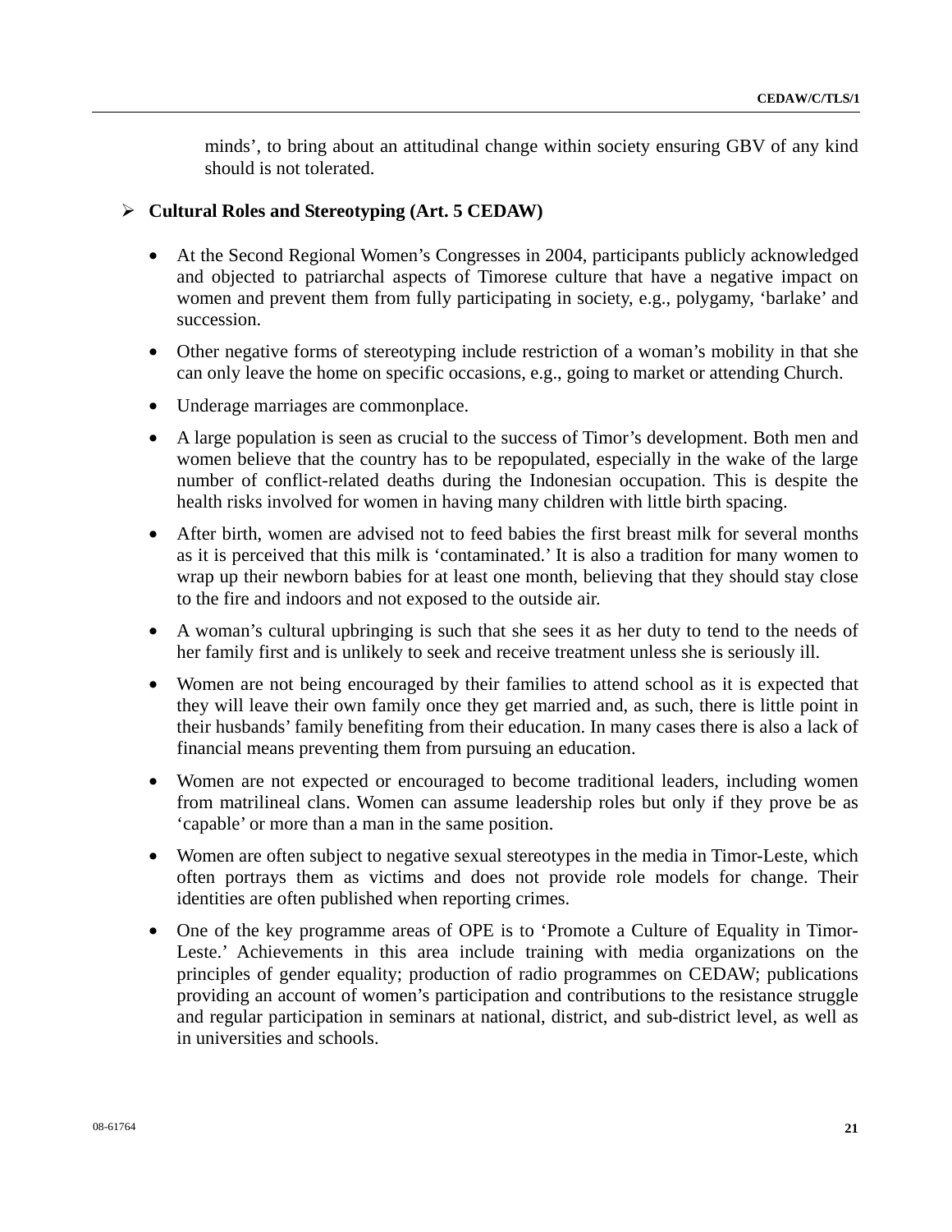minds', to bring about an attitudinal change within society ensuring GBV of any kind should is not tolerated.

- **Cultural Roles and Stereotyping (Art. 5 CEDAW)**

  - At the Second Regional Women's Congresses in 2004, participants publicly acknowledged and objected to patriarchal aspects of Timorese culture that have a negative impact on women and prevent them from fully participating in society, e.g., polygamy, 'barlake' and succession.
  - Other negative forms of stereotyping include restriction of a woman's mobility in that she can only leave the home on specific occasions, e.g., going to market or attending Church.
  - Underage marriages are commonplace.
  - A large population is seen as crucial to the success of Timor's development. Both men and women believe that the country has to be repopulated, especially in the wake of the large number of conflict-related deaths during the Indonesian occupation. This is despite the health risks involved for women in having many children with little birth spacing.
  - After birth, women are advised not to feed babies the first breast milk for several months as it is perceived that this milk is 'contaminated.' It is also a tradition for many women to wrap up their newborn babies for at least one month, believing that they should stay close to the fire and indoors and not exposed to the outside air.
  - A woman's cultural upbringing is such that she sees it as her duty to tend to the needs of her family first and is unlikely to seek and receive treatment unless she is seriously ill.
  - Women are not being encouraged by their families to attend school as it is expected that they will leave their own family once they get married and, as such, there is little point in their husbands' family benefiting from their education. In many cases there is also a lack of financial means preventing them from pursuing an education.
  - Women are not expected or encouraged to become traditional leaders, including women from matrilineal clans. Women can assume leadership roles but only if they prove be as 'capable' or more than a man in the same position.
  - Women are often subject to negative sexual stereotypes in the media in Timor-Leste, which often portrays them as victims and does not provide role models for change. Their identities are often published when reporting crimes.
  - One of the key programme areas of OPE is to 'Promote a Culture of Equality in Timor-Leste.' Achievements in this area include training with media organizations on the principles of gender equality; production of radio programmes on CEDAW; publications providing an account of women's participation and contributions to the resistance struggle and regular participation in seminars at national, district, and sub-district level, as well as in universities and schools.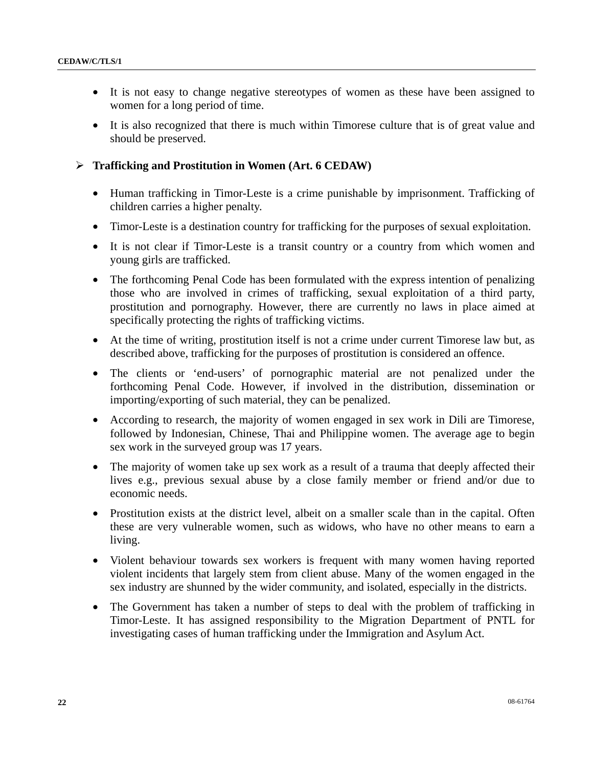- It is not easy to change negative stereotypes of women as these have been assigned to women for a long period of time.

- It is also recognized that there is much within Timorese culture that is of great value and should be preserved.

## Trafficking and Prostitution in Women (Art. 6 CEDAW)

- Human trafficking in Timor-Leste is a crime punishable by imprisonment. Trafficking of children carries a higher penalty.

- Timor-Leste is a destination country for trafficking for the purposes of sexual exploitation.

- It is not clear if Timor-Leste is a transit country or a country from which women and young girls are trafficked.

- The forthcoming Penal Code has been formulated with the express intention of penalizing those who are involved in crimes of trafficking, sexual exploitation of a third party, prostitution and pornography. However, there are currently no laws in place aimed at specifically protecting the rights of trafficking victims.

- At the time of writing, prostitution itself is not a crime under current Timorese law but, as described above, trafficking for the purposes of prostitution is considered an offence.

- The clients or 'end-users' of pornographic material are not penalized under the forthcoming Penal Code. However, if involved in the distribution, dissemination or importing/exporting of such material, they can be penalized.

- According to research, the majority of women engaged in sex work in Dili are Timorese, followed by Indonesian, Chinese, Thai and Philippine women. The average age to begin sex work in the surveyed group was 17 years.

- The majority of women take up sex work as a result of a trauma that deeply affected their lives e.g., previous sexual abuse by a close family member or friend and/or due to economic needs.

- Prostitution exists at the district level, albeit on a smaller scale than in the capital. Often these are very vulnerable women, such as widows, who have no other means to earn a living.

- Violent behaviour towards sex workers is frequent with many women having reported violent incidents that largely stem from client abuse. Many of the women engaged in the sex industry are shunned by the wider community, and isolated, especially in the districts.

- The Government has taken a number of steps to deal with the problem of trafficking in Timor-Leste. It has assigned responsibility to the Migration Department of PNTL for investigating cases of human trafficking under the Immigration and Asylum Act.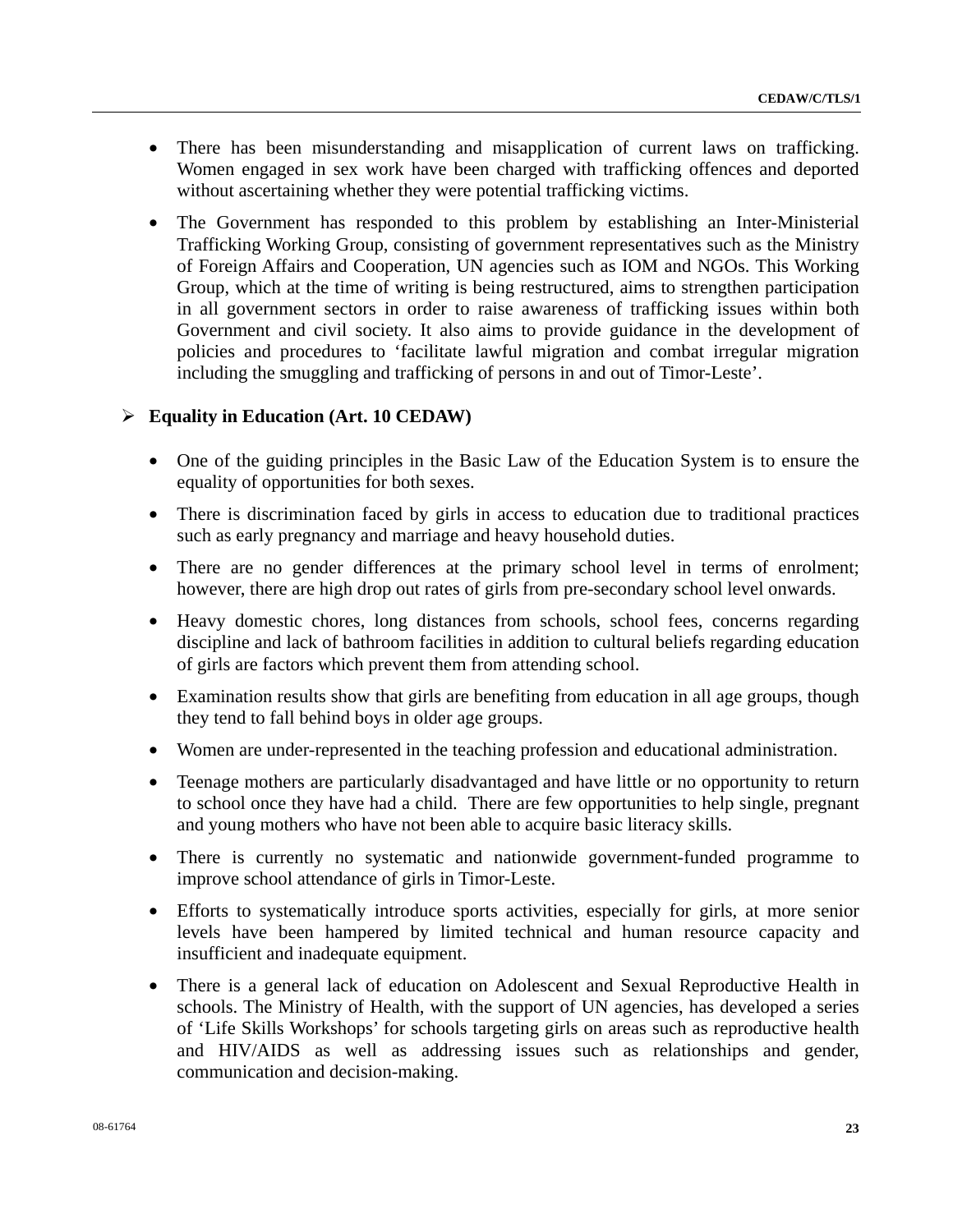- There has been misunderstanding and misapplication of current laws on trafficking. Women engaged in sex work have been charged with trafficking offences and deported without ascertaining whether they were potential trafficking victims.

- The Government has responded to this problem by establishing an Inter-Ministerial Trafficking Working Group, consisting of government representatives such as the Ministry of Foreign Affairs and Cooperation, UN agencies such as IOM and NGOs. This Working Group, which at the time of writing is being restructured, aims to strengthen participation in all government sectors in order to raise awareness of trafficking issues within both Government and civil society. It also aims to provide guidance in the development of policies and procedures to 'facilitate lawful migration and combat irregular migration including the smuggling and trafficking of persons in and out of Timor-Leste'.

➢ **Equality in Education (Art. 10 CEDAW)**

- One of the guiding principles in the Basic Law of the Education System is to ensure the equality of opportunities for both sexes.

- There is discrimination faced by girls in access to education due to traditional practices such as early pregnancy and marriage and heavy household duties.

- There are no gender differences at the primary school level in terms of enrolment; however, there are high drop out rates of girls from pre-secondary school level onwards.

- Heavy domestic chores, long distances from schools, school fees, concerns regarding discipline and lack of bathroom facilities in addition to cultural beliefs regarding education of girls are factors which prevent them from attending school.

- Examination results show that girls are benefiting from education in all age groups, though they tend to fall behind boys in older age groups.

- Women are under-represented in the teaching profession and educational administration.

- Teenage mothers are particularly disadvantaged and have little or no opportunity to return to school once they have had a child. There are few opportunities to help single, pregnant and young mothers who have not been able to acquire basic literacy skills.

- There is currently no systematic and nationwide government-funded programme to improve school attendance of girls in Timor-Leste.

- Efforts to systematically introduce sports activities, especially for girls, at more senior levels have been hampered by limited technical and human resource capacity and insufficient and inadequate equipment.

- There is a general lack of education on Adolescent and Sexual Reproductive Health in schools. The Ministry of Health, with the support of UN agencies, has developed a series of 'Life Skills Workshops' for schools targeting girls on areas such as reproductive health and HIV/AIDS as well as addressing issues such as relationships and gender, communication and decision-making.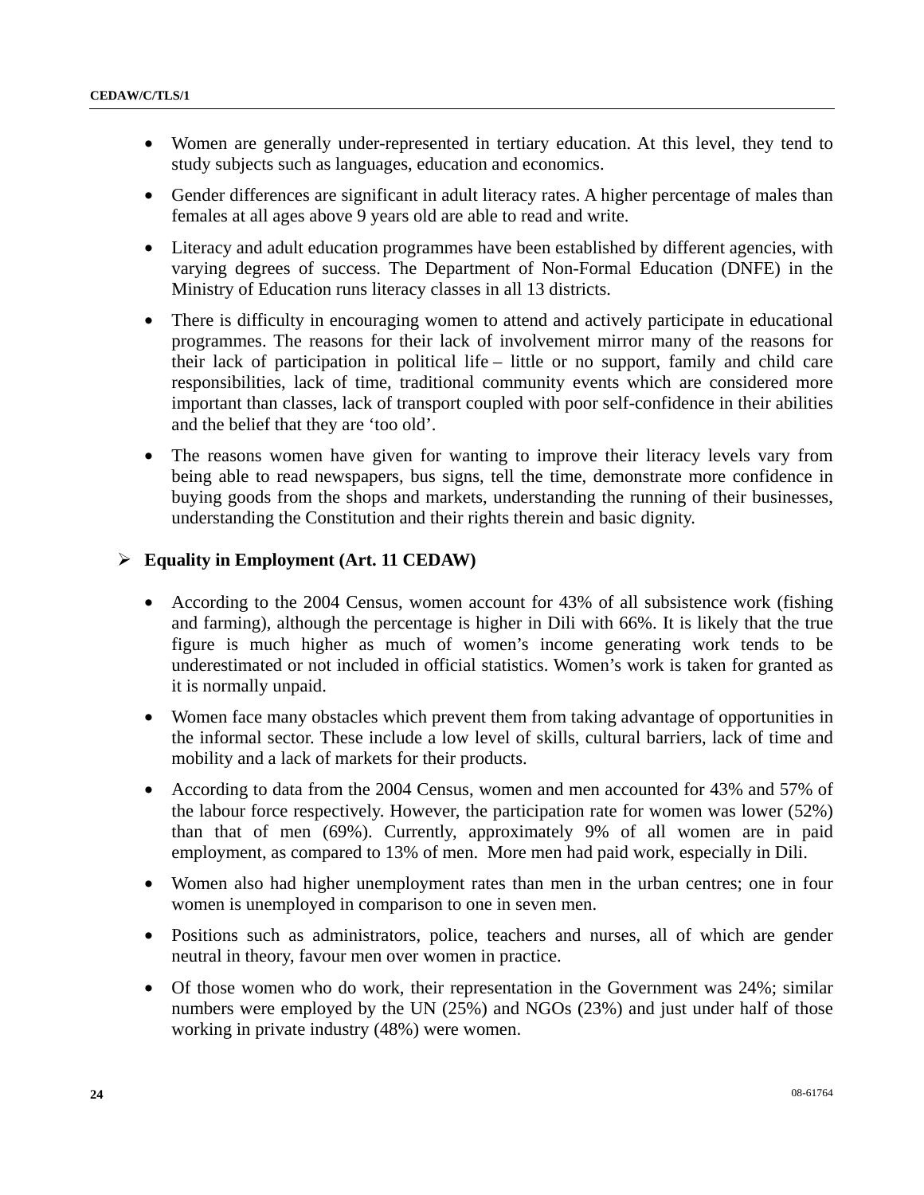- Women are generally under-represented in tertiary education. At this level, they tend to study subjects such as languages, education and economics.

- Gender differences are significant in adult literacy rates. A higher percentage of males than females at all ages above 9 years old are able to read and write.

- Literacy and adult education programmes have been established by different agencies, with varying degrees of success. The Department of Non-Formal Education (DNFE) in the Ministry of Education runs literacy classes in all 13 districts.

- There is difficulty in encouraging women to attend and actively participate in educational programmes. The reasons for their lack of involvement mirror many of the reasons for their lack of participation in political life – little or no support, family and child care responsibilities, lack of time, traditional community events which are considered more important than classes, lack of transport coupled with poor self-confidence in their abilities and the belief that they are 'too old'.

- The reasons women have given for wanting to improve their literacy levels vary from being able to read newspapers, bus signs, tell the time, demonstrate more confidence in buying goods from the shops and markets, understanding the running of their businesses, understanding the Constitution and their rights therein and basic dignity.

## Equality in Employment (Art. 11 CEDAW)

- According to the 2004 Census, women account for 43% of all subsistence work (fishing and farming), although the percentage is higher in Dili with 66%. It is likely that the true figure is much higher as much of women's income generating work tends to be underestimated or not included in official statistics. Women's work is taken for granted as it is normally unpaid.

- Women face many obstacles which prevent them from taking advantage of opportunities in the informal sector. These include a low level of skills, cultural barriers, lack of time and mobility and a lack of markets for their products.

- According to data from the 2004 Census, women and men accounted for 43% and 57% of the labour force respectively. However, the participation rate for women was lower (52%) than that of men (69%). Currently, approximately 9% of all women are in paid employment, as compared to 13% of men. More men had paid work, especially in Dili.

- Women also had higher unemployment rates than men in the urban centres; one in four women is unemployed in comparison to one in seven men.

- Positions such as administrators, police, teachers and nurses, all of which are gender neutral in theory, favour men over women in practice.

- Of those women who do work, their representation in the Government was 24%; similar numbers were employed by the UN (25%) and NGOs (23%) and just under half of those working in private industry (48%) were women.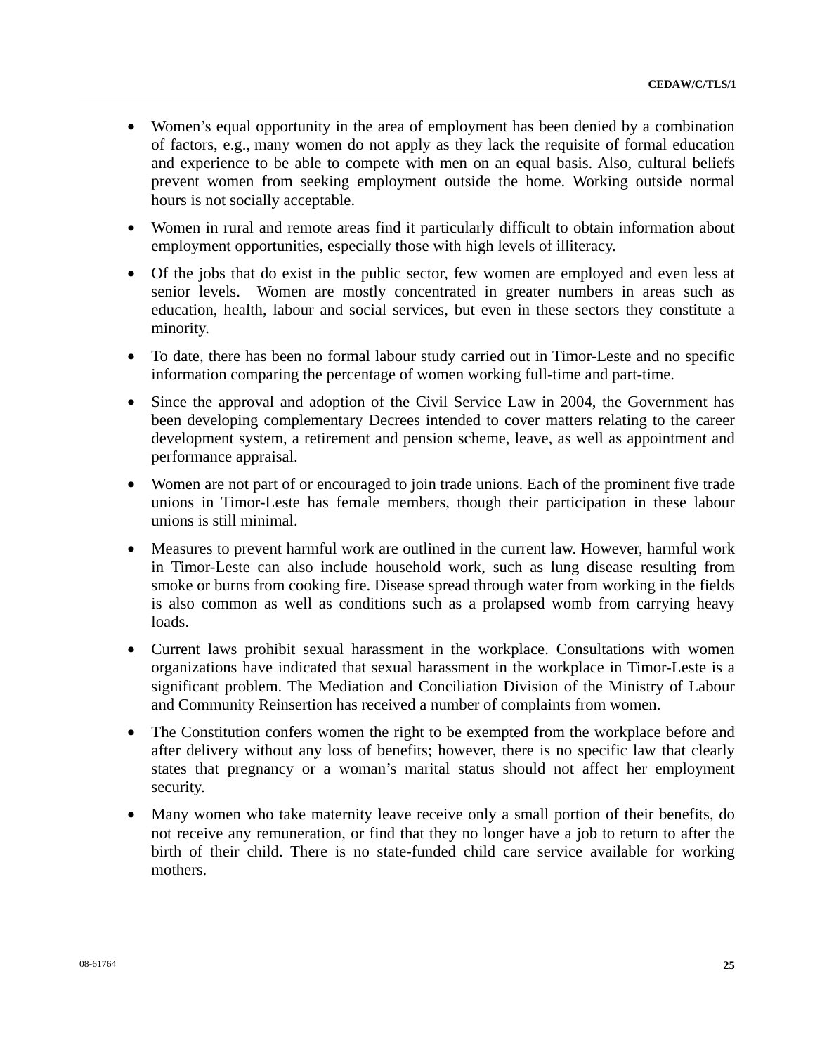- Women's equal opportunity in the area of employment has been denied by a combination of factors, e.g., many women do not apply as they lack the requisite of formal education and experience to be able to compete with men on an equal basis. Also, cultural beliefs prevent women from seeking employment outside the home. Working outside normal hours is not socially acceptable.

- Women in rural and remote areas find it particularly difficult to obtain information about employment opportunities, especially those with high levels of illiteracy.

- Of the jobs that do exist in the public sector, few women are employed and even less at senior levels. Women are mostly concentrated in greater numbers in areas such as education, health, labour and social services, but even in these sectors they constitute a minority.

- To date, there has been no formal labour study carried out in Timor-Leste and no specific information comparing the percentage of women working full-time and part-time.

- Since the approval and adoption of the Civil Service Law in 2004, the Government has been developing complementary Decrees intended to cover matters relating to the career development system, a retirement and pension scheme, leave, as well as appointment and performance appraisal.

- Women are not part of or encouraged to join trade unions. Each of the prominent five trade unions in Timor-Leste has female members, though their participation in these labour unions is still minimal.

- Measures to prevent harmful work are outlined in the current law. However, harmful work in Timor-Leste can also include household work, such as lung disease resulting from smoke or burns from cooking fire. Disease spread through water from working in the fields is also common as well as conditions such as a prolapsed womb from carrying heavy loads.

- Current laws prohibit sexual harassment in the workplace. Consultations with women organizations have indicated that sexual harassment in the workplace in Timor-Leste is a significant problem. The Mediation and Conciliation Division of the Ministry of Labour and Community Reinsertion has received a number of complaints from women.

- The Constitution confers women the right to be exempted from the workplace before and after delivery without any loss of benefits; however, there is no specific law that clearly states that pregnancy or a woman's marital status should not affect her employment security.

- Many women who take maternity leave receive only a small portion of their benefits, do not receive any remuneration, or find that they no longer have a job to return to after the birth of their child. There is no state-funded child care service available for working mothers.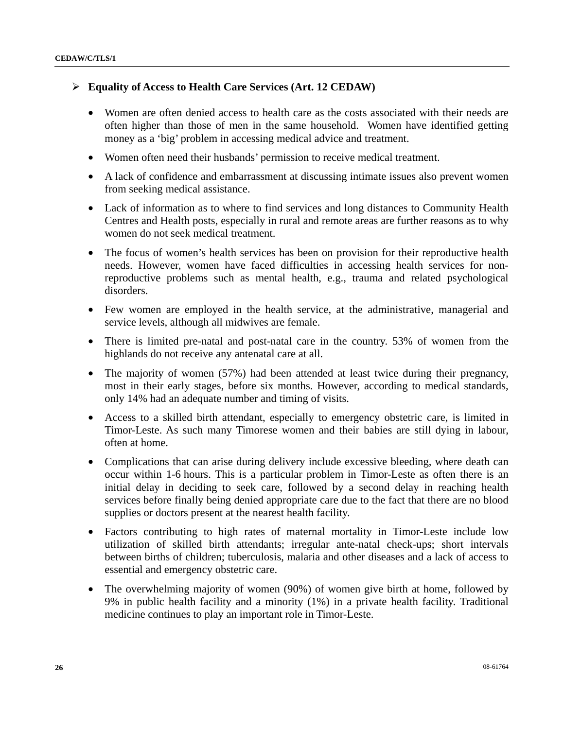- **Equality of Access to Health Care Services (Art. 12 CEDAW)**

  - Women are often denied access to health care as the costs associated with their needs are often higher than those of men in the same household. Women have identified getting money as a 'big' problem in accessing medical advice and treatment.

  - Women often need their husbands' permission to receive medical treatment.

  - A lack of confidence and embarrassment at discussing intimate issues also prevent women from seeking medical assistance.

  - Lack of information as to where to find services and long distances to Community Health Centres and Health posts, especially in rural and remote areas are further reasons as to why women do not seek medical treatment.

  - The focus of women's health services has been on provision for their reproductive health needs. However, women have faced difficulties in accessing health services for non-reproductive problems such as mental health, e.g., trauma and related psychological disorders.

  - Few women are employed in the health service, at the administrative, managerial and service levels, although all midwives are female.

  - There is limited pre-natal and post-natal care in the country. 53% of women from the highlands do not receive any antenatal care at all.

  - The majority of women (57%) had been attended at least twice during their pregnancy, most in their early stages, before six months. However, according to medical standards, only 14% had an adequate number and timing of visits.

  - Access to a skilled birth attendant, especially to emergency obstetric care, is limited in Timor-Leste. As such many Timorese women and their babies are still dying in labour, often at home.

  - Complications that can arise during delivery include excessive bleeding, where death can occur within 1-6 hours. This is a particular problem in Timor-Leste as often there is an initial delay in deciding to seek care, followed by a second delay in reaching health services before finally being denied appropriate care due to the fact that there are no blood supplies or doctors present at the nearest health facility.

  - Factors contributing to high rates of maternal mortality in Timor-Leste include low utilization of skilled birth attendants; irregular ante-natal check-ups; short intervals between births of children; tuberculosis, malaria and other diseases and a lack of access to essential and emergency obstetric care.

  - The overwhelming majority of women (90%) of women give birth at home, followed by 9% in public health facility and a minority (1%) in a private health facility. Traditional medicine continues to play an important role in Timor-Leste.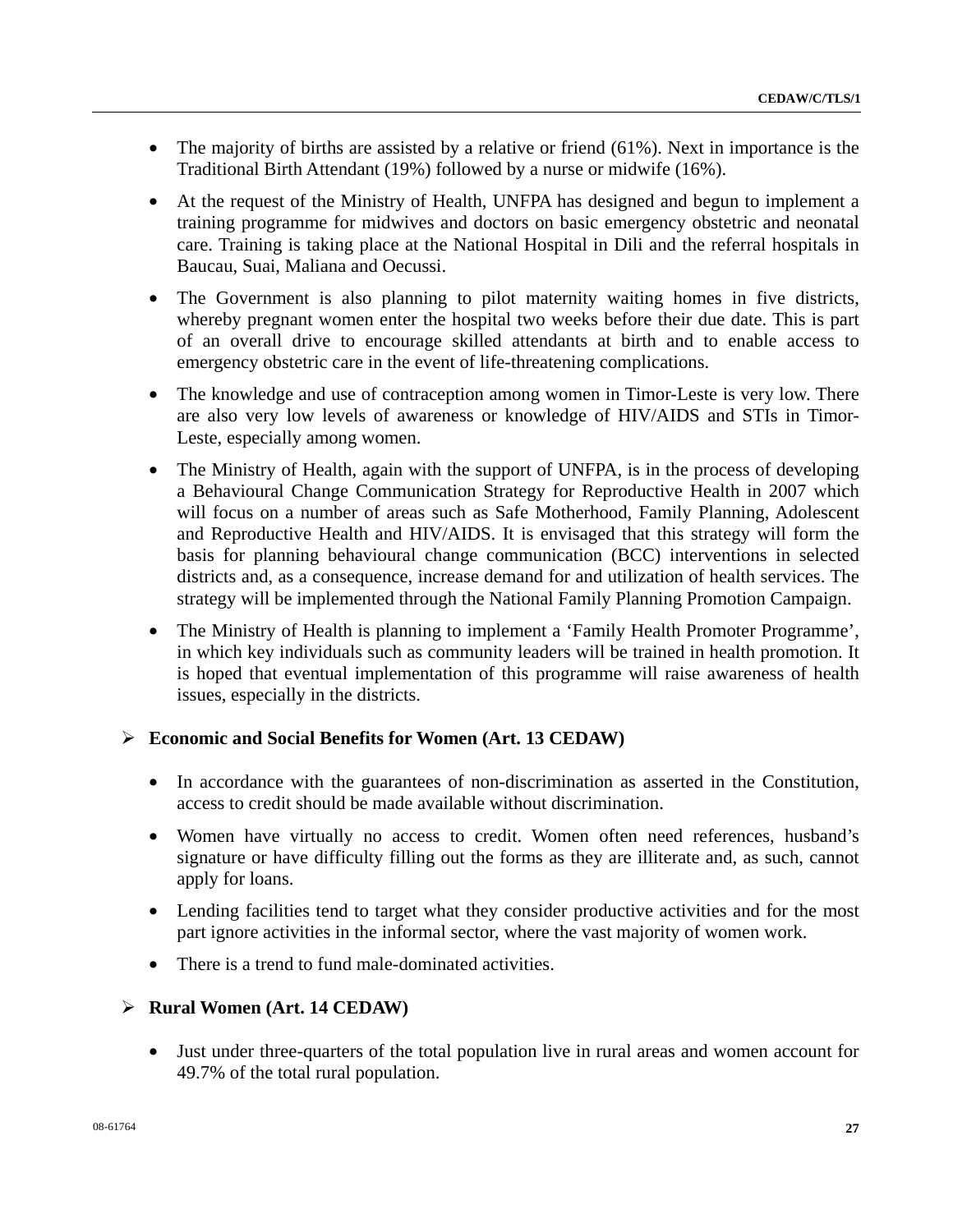- The majority of births are assisted by a relative or friend (61%). Next in importance is the Traditional Birth Attendant (19%) followed by a nurse or midwife (16%).

- At the request of the Ministry of Health, UNFPA has designed and begun to implement a training programme for midwives and doctors on basic emergency obstetric and neonatal care. Training is taking place at the National Hospital in Dili and the referral hospitals in Baucau, Suai, Maliana and Oecussi.

- The Government is also planning to pilot maternity waiting homes in five districts, whereby pregnant women enter the hospital two weeks before their due date. This is part of an overall drive to encourage skilled attendants at birth and to enable access to emergency obstetric care in the event of life-threatening complications.

- The knowledge and use of contraception among women in Timor-Leste is very low. There are also very low levels of awareness or knowledge of HIV/AIDS and STIs in Timor-Leste, especially among women.

- The Ministry of Health, again with the support of UNFPA, is in the process of developing a Behavioural Change Communication Strategy for Reproductive Health in 2007 which will focus on a number of areas such as Safe Motherhood, Family Planning, Adolescent and Reproductive Health and HIV/AIDS. It is envisaged that this strategy will form the basis for planning behavioural change communication (BCC) interventions in selected districts and, as a consequence, increase demand for and utilization of health services. The strategy will be implemented through the National Family Planning Promotion Campaign.

- The Ministry of Health is planning to implement a 'Family Health Promoter Programme', in which key individuals such as community leaders will be trained in health promotion. It is hoped that eventual implementation of this programme will raise awareness of health issues, especially in the districts.

## Economic and Social Benefits for Women (Art. 13 CEDAW)

- In accordance with the guarantees of non-discrimination as asserted in the Constitution, access to credit should be made available without discrimination.

- Women have virtually no access to credit. Women often need references, husband's signature or have difficulty filling out the forms as they are illiterate and, as such, cannot apply for loans.

- Lending facilities tend to target what they consider productive activities and for the most part ignore activities in the informal sector, where the vast majority of women work.

- There is a trend to fund male-dominated activities.

## Rural Women (Art. 14 CEDAW)

- Just under three-quarters of the total population live in rural areas and women account for 49.7% of the total rural population.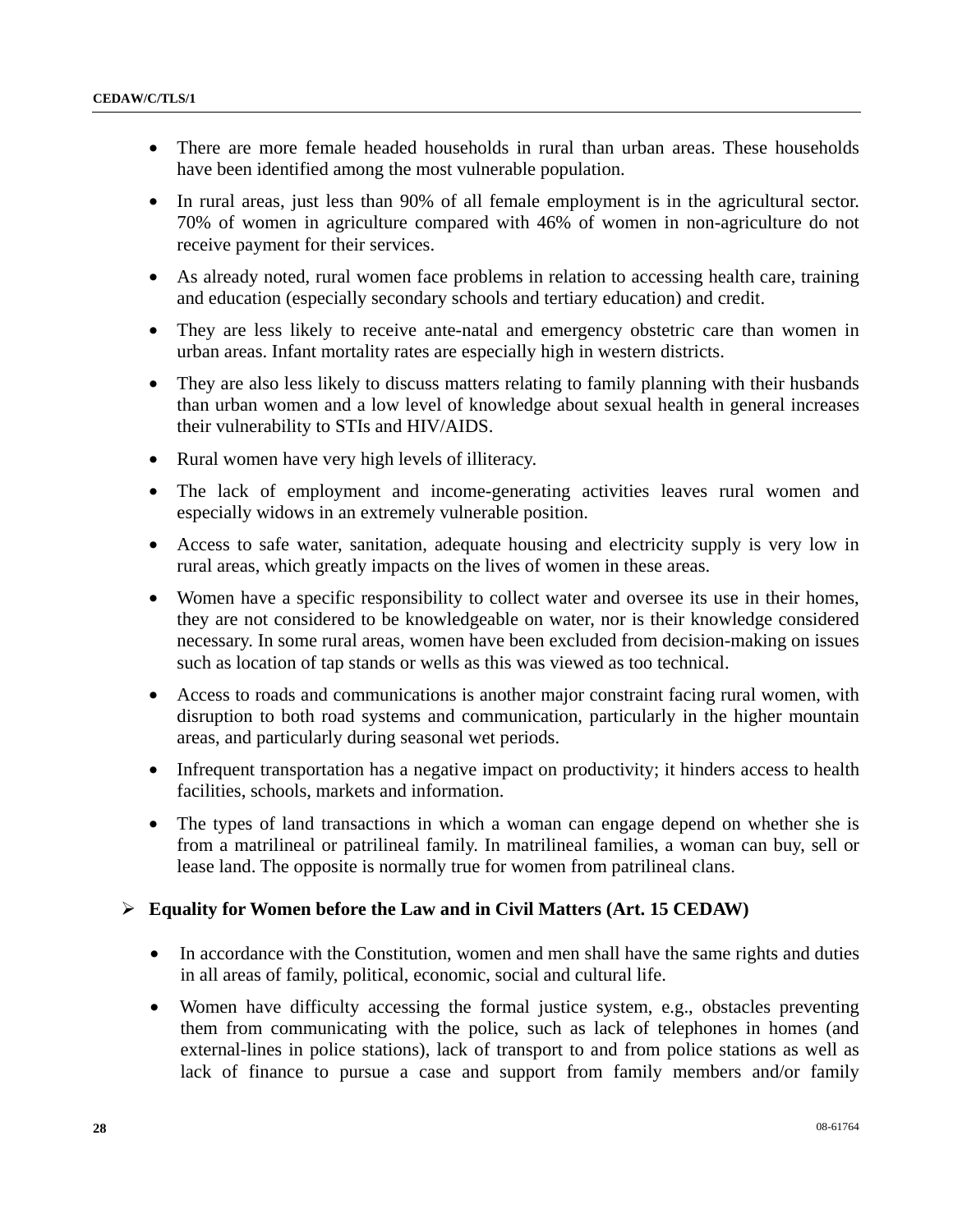- There are more female headed households in rural than urban areas. These households have been identified among the most vulnerable population.
- In rural areas, just less than 90% of all female employment is in the agricultural sector. 70% of women in agriculture compared with 46% of women in non-agriculture do not receive payment for their services.
- As already noted, rural women face problems in relation to accessing health care, training and education (especially secondary schools and tertiary education) and credit.
- They are less likely to receive ante-natal and emergency obstetric care than women in urban areas. Infant mortality rates are especially high in western districts.
- They are also less likely to discuss matters relating to family planning with their husbands than urban women and a low level of knowledge about sexual health in general increases their vulnerability to STIs and HIV/AIDS.
- Rural women have very high levels of illiteracy.
- The lack of employment and income-generating activities leaves rural women and especially widows in an extremely vulnerable position.
- Access to safe water, sanitation, adequate housing and electricity supply is very low in rural areas, which greatly impacts on the lives of women in these areas.
- Women have a specific responsibility to collect water and oversee its use in their homes, they are not considered to be knowledgeable on water, nor is their knowledge considered necessary. In some rural areas, women have been excluded from decision-making on issues such as location of tap stands or wells as this was viewed as too technical.
- Access to roads and communications is another major constraint facing rural women, with disruption to both road systems and communication, particularly in the higher mountain areas, and particularly during seasonal wet periods.
- Infrequent transportation has a negative impact on productivity; it hinders access to health facilities, schools, markets and information.
- The types of land transactions in which a woman can engage depend on whether she is from a matrilineal or patrilineal family. In matrilineal families, a woman can buy, sell or lease land. The opposite is normally true for women from patrilineal clans.

## Equality for Women before the Law and in Civil Matters (Art. 15 CEDAW)

- In accordance with the Constitution, women and men shall have the same rights and duties in all areas of family, political, economic, social and cultural life.
- Women have difficulty accessing the formal justice system, e.g., obstacles preventing them from communicating with the police, such as lack of telephones in homes (and external-lines in police stations), lack of transport to and from police stations as well as lack of finance to pursue a case and support from family members and/or family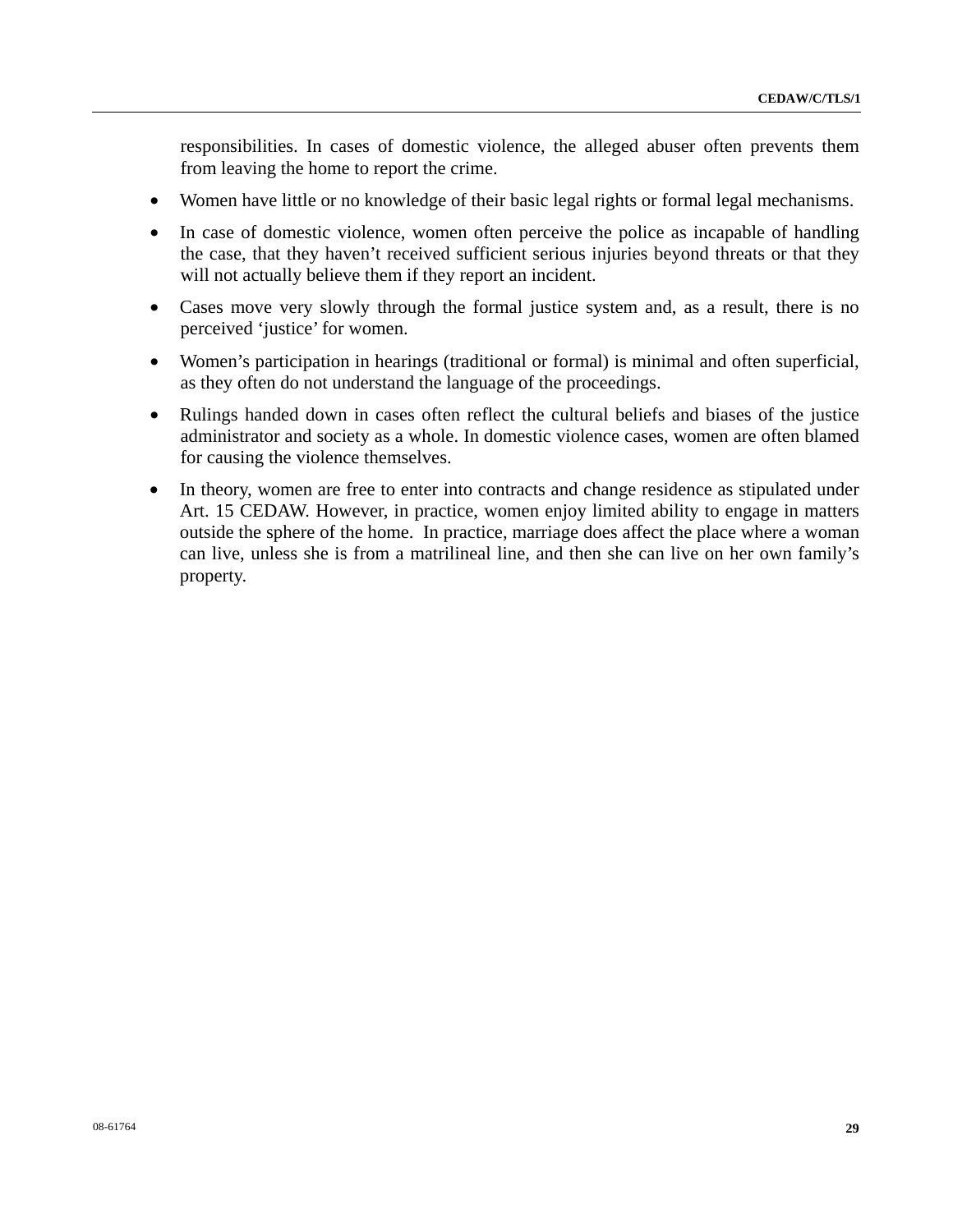responsibilities. In cases of domestic violence, the alleged abuser often prevents them from leaving the home to report the crime.

- Women have little or no knowledge of their basic legal rights or formal legal mechanisms.
- In case of domestic violence, women often perceive the police as incapable of handling the case, that they haven't received sufficient serious injuries beyond threats or that they will not actually believe them if they report an incident.
- Cases move very slowly through the formal justice system and, as a result, there is no perceived 'justice' for women.
- Women's participation in hearings (traditional or formal) is minimal and often superficial, as they often do not understand the language of the proceedings.
- Rulings handed down in cases often reflect the cultural beliefs and biases of the justice administrator and society as a whole. In domestic violence cases, women are often blamed for causing the violence themselves.
- In theory, women are free to enter into contracts and change residence as stipulated under Art. 15 CEDAW. However, in practice, women enjoy limited ability to engage in matters outside the sphere of the home. In practice, marriage does affect the place where a woman can live, unless she is from a matrilineal line, and then she can live on her own family's property.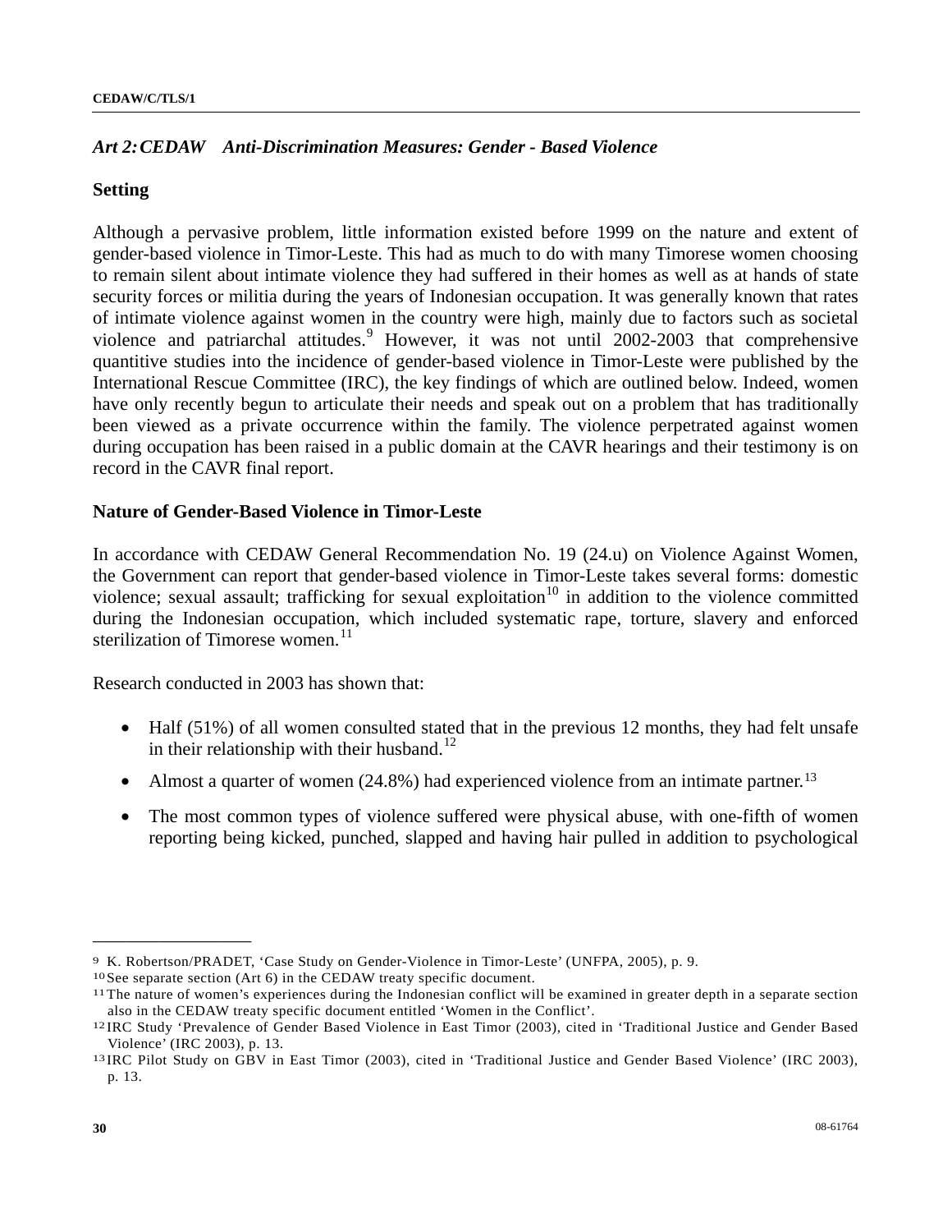*Art 2: CEDAW Anti-Discrimination Measures: Gender - Based Violence*

**Setting**

Although a pervasive problem, little information existed before 1999 on the nature and extent of gender-based violence in Timor-Leste. This had as much to do with many Timorese women choosing to remain silent about intimate violence they had suffered in their homes as well as at hands of state security forces or militia during the years of Indonesian occupation. It was generally known that rates of intimate violence against women in the country were high, mainly due to factors such as societal violence and patriarchal attitudes.[9] However, it was not until 2002-2003 that comprehensive quantitive studies into the incidence of gender-based violence in Timor-Leste were published by the International Rescue Committee (IRC), the key findings of which are outlined below. Indeed, women have only recently begun to articulate their needs and speak out on a problem that has traditionally been viewed as a private occurrence within the family. The violence perpetrated against women during occupation has been raised in a public domain at the CAVR hearings and their testimony is on record in the CAVR final report.

**Nature of Gender-Based Violence in Timor-Leste**

In accordance with CEDAW General Recommendation No. 19 (24.u) on Violence Against Women, the Government can report that gender-based violence in Timor-Leste takes several forms: domestic violence; sexual assault; trafficking for sexual exploitation[10] in addition to the violence committed during the Indonesian occupation, which included systematic rape, torture, slavery and enforced sterilization of Timorese women.[11]

Research conducted in 2003 has shown that:

- Half (51%) of all women consulted stated that in the previous 12 months, they had felt unsafe in their relationship with their husband.[12]
- Almost a quarter of women (24.8%) had experienced violence from an intimate partner.[13]
- The most common types of violence suffered were physical abuse, with one-fifth of women reporting being kicked, punched, slapped and having hair pulled in addition to psychological

---

[9] K. Robertson/PRADET, 'Case Study on Gender-Violence in Timor-Leste' (UNFPA, 2005), p. 9.

[10] See separate section (Art 6) in the CEDAW treaty specific document.

[11] The nature of women's experiences during the Indonesian conflict will be examined in greater depth in a separate section also in the CEDAW treaty specific document entitled 'Women in the Conflict'.

[12] IRC Study 'Prevalence of Gender Based Violence in East Timor (2003), cited in 'Traditional Justice and Gender Based Violence' (IRC 2003), p. 13.

[13] IRC Pilot Study on GBV in East Timor (2003), cited in 'Traditional Justice and Gender Based Violence' (IRC 2003), p. 13.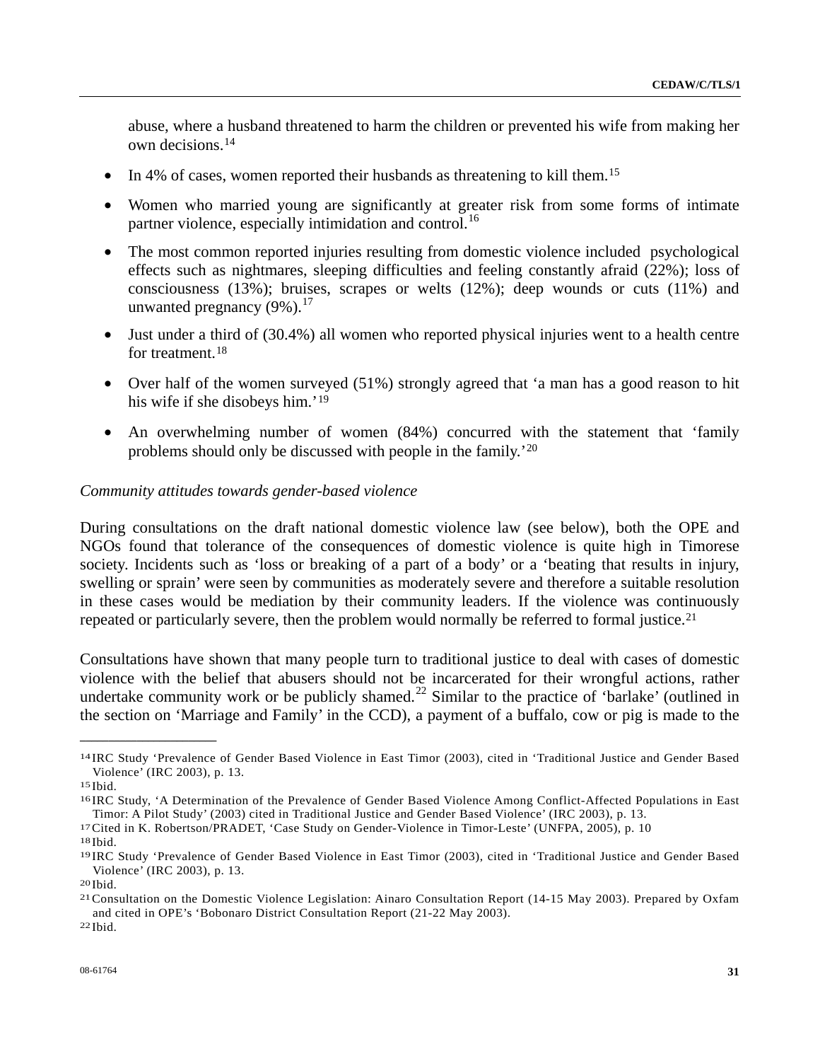abuse, where a husband threatened to harm the children or prevented his wife from making her own decisions.[14]

- In 4% of cases, women reported their husbands as threatening to kill them.[15]
- Women who married young are significantly at greater risk from some forms of intimate partner violence, especially intimidation and control.[16]
- The most common reported injuries resulting from domestic violence included psychological effects such as nightmares, sleeping difficulties and feeling constantly afraid (22%); loss of consciousness (13%); bruises, scrapes or welts (12%); deep wounds or cuts (11%) and unwanted pregnancy (9%).[17]
- Just under a third of (30.4%) all women who reported physical injuries went to a health centre for treatment.[18]
- Over half of the women surveyed (51%) strongly agreed that 'a man has a good reason to hit his wife if she disobeys him.'[19]
- An overwhelming number of women (84%) concurred with the statement that 'family problems should only be discussed with people in the family.'[20]

*Community attitudes towards gender-based violence*

During consultations on the draft national domestic violence law (see below), both the OPE and NGOs found that tolerance of the consequences of domestic violence is quite high in Timorese society. Incidents such as 'loss or breaking of a part of a body' or a 'beating that results in injury, swelling or sprain' were seen by communities as moderately severe and therefore a suitable resolution in these cases would be mediation by their community leaders. If the violence was continuously repeated or particularly severe, then the problem would normally be referred to formal justice.[21]

Consultations have shown that many people turn to traditional justice to deal with cases of domestic violence with the belief that abusers should not be incarcerated for their wrongful actions, rather undertake community work or be publicly shamed.[22] Similar to the practice of 'barlake' (outlined in the section on 'Marriage and Family' in the CCD), a payment of a buffalo, cow or pig is made to the

---

[14] IRC Study 'Prevalence of Gender Based Violence in East Timor (2003), cited in 'Traditional Justice and Gender Based Violence' (IRC 2003), p. 13.

[15] Ibid.

[16] IRC Study, 'A Determination of the Prevalence of Gender Based Violence Among Conflict-Affected Populations in East Timor: A Pilot Study' (2003) cited in Traditional Justice and Gender Based Violence' (IRC 2003), p. 13.

[17] Cited in K. Robertson/PRADET, 'Case Study on Gender-Violence in Timor-Leste' (UNFPA, 2005), p. 10

[18] Ibid.

[19] IRC Study 'Prevalence of Gender Based Violence in East Timor (2003), cited in 'Traditional Justice and Gender Based Violence' (IRC 2003), p. 13.

[20] Ibid.

[21] Consultation on the Domestic Violence Legislation: Ainaro Consultation Report (14-15 May 2003). Prepared by Oxfam and cited in OPE's 'Bobonaro District Consultation Report (21-22 May 2003).

[22] Ibid.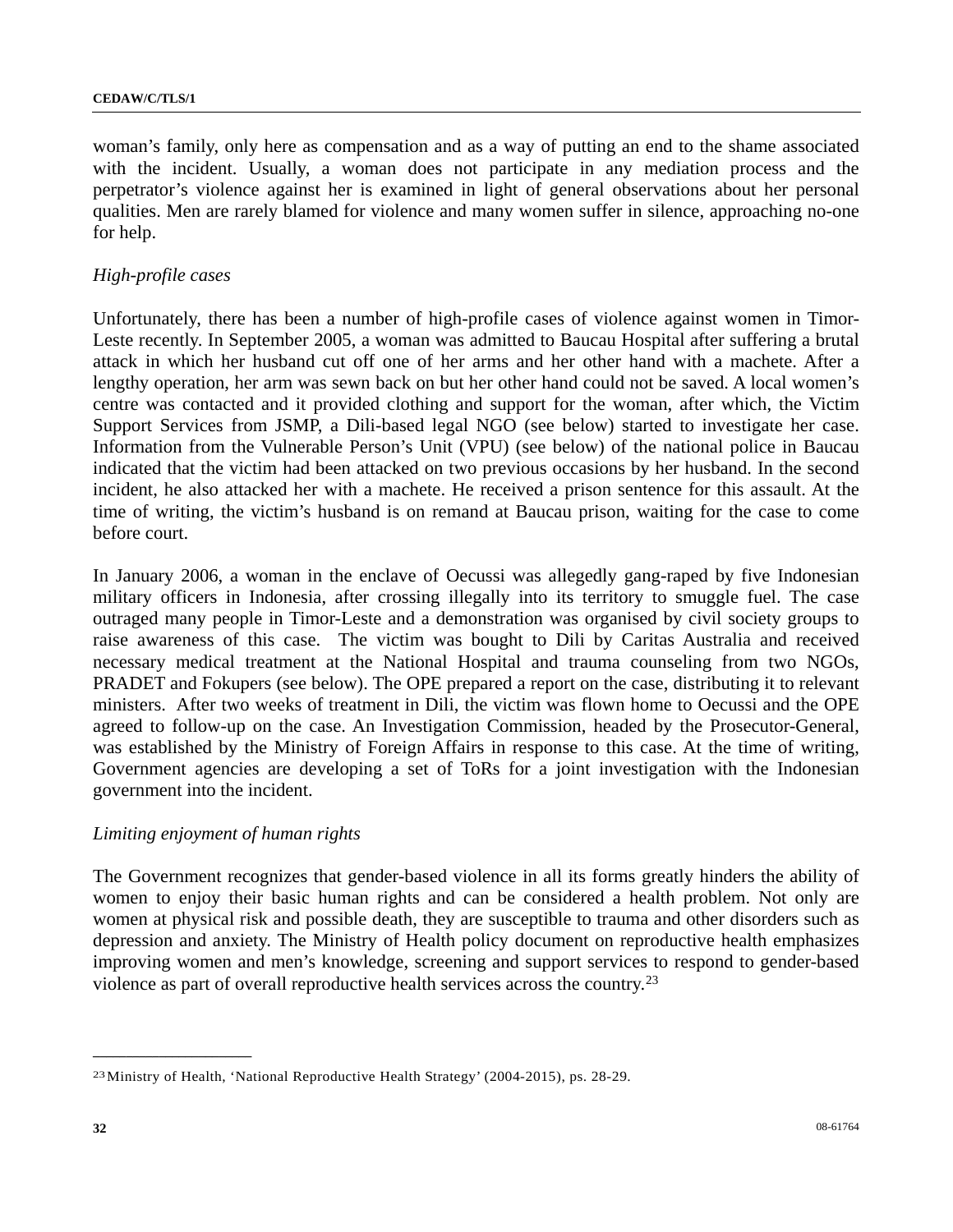woman's family, only here as compensation and as a way of putting an end to the shame associated with the incident. Usually, a woman does not participate in any mediation process and the perpetrator's violence against her is examined in light of general observations about her personal qualities. Men are rarely blamed for violence and many women suffer in silence, approaching no-one for help.

*High-profile cases*

Unfortunately, there has been a number of high-profile cases of violence against women in Timor-Leste recently. In September 2005, a woman was admitted to Baucau Hospital after suffering a brutal attack in which her husband cut off one of her arms and her other hand with a machete. After a lengthy operation, her arm was sewn back on but her other hand could not be saved. A local women's centre was contacted and it provided clothing and support for the woman, after which, the Victim Support Services from JSMP, a Dili-based legal NGO (see below) started to investigate her case. Information from the Vulnerable Person's Unit (VPU) (see below) of the national police in Baucau indicated that the victim had been attacked on two previous occasions by her husband. In the second incident, he also attacked her with a machete. He received a prison sentence for this assault. At the time of writing, the victim's husband is on remand at Baucau prison, waiting for the case to come before court.

In January 2006, a woman in the enclave of Oecussi was allegedly gang-raped by five Indonesian military officers in Indonesia, after crossing illegally into its territory to smuggle fuel. The case outraged many people in Timor-Leste and a demonstration was organised by civil society groups to raise awareness of this case. The victim was bought to Dili by Caritas Australia and received necessary medical treatment at the National Hospital and trauma counseling from two NGOs, PRADET and Fokupers (see below). The OPE prepared a report on the case, distributing it to relevant ministers. After two weeks of treatment in Dili, the victim was flown home to Oecussi and the OPE agreed to follow-up on the case. An Investigation Commission, headed by the Prosecutor-General, was established by the Ministry of Foreign Affairs in response to this case. At the time of writing, Government agencies are developing a set of ToRs for a joint investigation with the Indonesian government into the incident.

*Limiting enjoyment of human rights*

The Government recognizes that gender-based violence in all its forms greatly hinders the ability of women to enjoy their basic human rights and can be considered a health problem. Not only are women at physical risk and possible death, they are susceptible to trauma and other disorders such as depression and anxiety. The Ministry of Health policy document on reproductive health emphasizes improving women and men's knowledge, screening and support services to respond to gender-based violence as part of overall reproductive health services across the country.[23]

---

[23] Ministry of Health, 'National Reproductive Health Strategy' (2004-2015), ps. 28-29.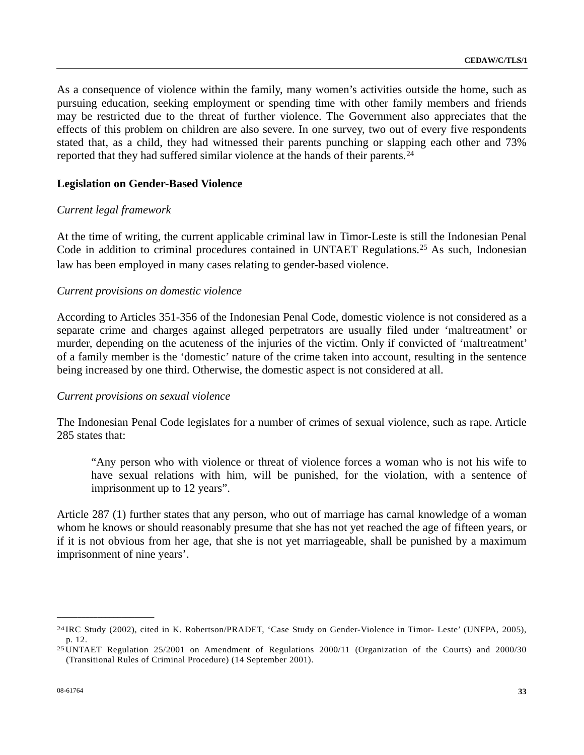As a consequence of violence within the family, many women's activities outside the home, such as pursuing education, seeking employment or spending time with other family members and friends may be restricted due to the threat of further violence. The Government also appreciates that the effects of this problem on children are also severe. In one survey, two out of every five respondents stated that, as a child, they had witnessed their parents punching or slapping each other and 73% reported that they had suffered similar violence at the hands of their parents.[24]

### Legislation on Gender-Based Violence

*Current legal framework*

At the time of writing, the current applicable criminal law in Timor-Leste is still the Indonesian Penal Code in addition to criminal procedures contained in UNTAET Regulations.[25] As such, Indonesian law has been employed in many cases relating to gender-based violence.

*Current provisions on domestic violence*

According to Articles 351-356 of the Indonesian Penal Code, domestic violence is not considered as a separate crime and charges against alleged perpetrators are usually filed under 'maltreatment' or murder, depending on the acuteness of the injuries of the victim. Only if convicted of 'maltreatment' of a family member is the 'domestic' nature of the crime taken into account, resulting in the sentence being increased by one third. Otherwise, the domestic aspect is not considered at all.

*Current provisions on sexual violence*

The Indonesian Penal Code legislates for a number of crimes of sexual violence, such as rape. Article 285 states that:

> "Any person who with violence or threat of violence forces a woman who is not his wife to have sexual relations with him, will be punished, for the violation, with a sentence of imprisonment up to 12 years".

Article 287 (1) further states that any person, who out of marriage has carnal knowledge of a woman whom he knows or should reasonably presume that she has not yet reached the age of fifteen years, or if it is not obvious from her age, that she is not yet marriageable, shall be punished by a maximum imprisonment of nine years'.

---

[24] IRC Study (2002), cited in K. Robertson/PRADET, 'Case Study on Gender-Violence in Timor- Leste' (UNFPA, 2005), p. 12.

[25] UNTAET Regulation 25/2001 on Amendment of Regulations 2000/11 (Organization of the Courts) and 2000/30 (Transitional Rules of Criminal Procedure) (14 September 2001).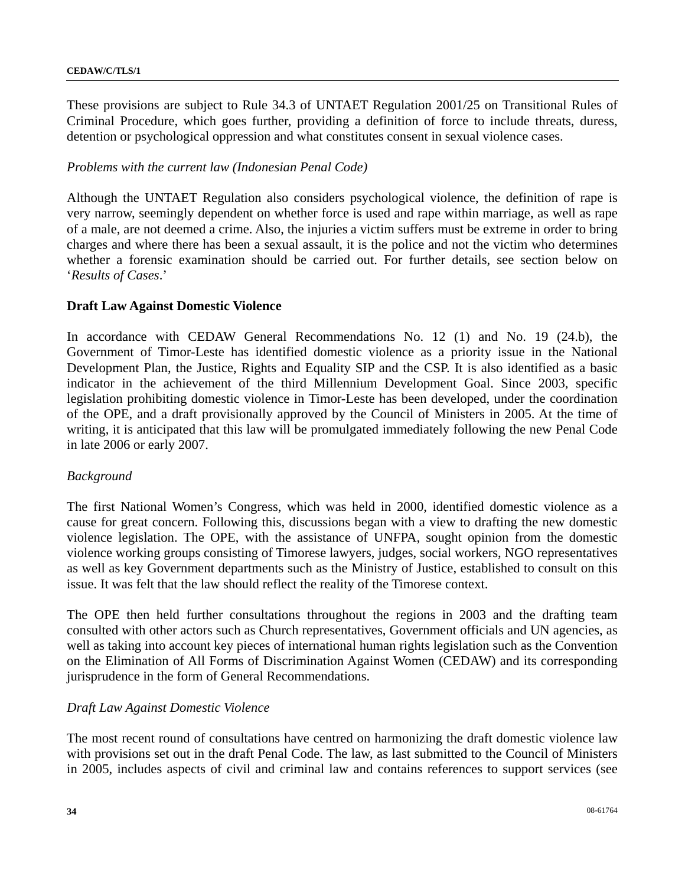These provisions are subject to Rule 34.3 of UNTAET Regulation 2001/25 on Transitional Rules of Criminal Procedure, which goes further, providing a definition of force to include threats, duress, detention or psychological oppression and what constitutes consent in sexual violence cases.

*Problems with the current law (Indonesian Penal Code)*

Although the UNTAET Regulation also considers psychological violence, the definition of rape is very narrow, seemingly dependent on whether force is used and rape within marriage, as well as rape of a male, are not deemed a crime. Also, the injuries a victim suffers must be extreme in order to bring charges and where there has been a sexual assault, it is the police and not the victim who determines whether a forensic examination should be carried out. For further details, see section below on '*Results of Cases*.'

**Draft Law Against Domestic Violence**

In accordance with CEDAW General Recommendations No. 12 (1) and No. 19 (24.b), the Government of Timor-Leste has identified domestic violence as a priority issue in the National Development Plan, the Justice, Rights and Equality SIP and the CSP. It is also identified as a basic indicator in the achievement of the third Millennium Development Goal. Since 2003, specific legislation prohibiting domestic violence in Timor-Leste has been developed, under the coordination of the OPE, and a draft provisionally approved by the Council of Ministers in 2005. At the time of writing, it is anticipated that this law will be promulgated immediately following the new Penal Code in late 2006 or early 2007.

*Background*

The first National Women's Congress, which was held in 2000, identified domestic violence as a cause for great concern. Following this, discussions began with a view to drafting the new domestic violence legislation. The OPE, with the assistance of UNFPA, sought opinion from the domestic violence working groups consisting of Timorese lawyers, judges, social workers, NGO representatives as well as key Government departments such as the Ministry of Justice, established to consult on this issue. It was felt that the law should reflect the reality of the Timorese context.

The OPE then held further consultations throughout the regions in 2003 and the drafting team consulted with other actors such as Church representatives, Government officials and UN agencies, as well as taking into account key pieces of international human rights legislation such as the Convention on the Elimination of All Forms of Discrimination Against Women (CEDAW) and its corresponding jurisprudence in the form of General Recommendations.

*Draft Law Against Domestic Violence*

The most recent round of consultations have centred on harmonizing the draft domestic violence law with provisions set out in the draft Penal Code. The law, as last submitted to the Council of Ministers in 2005, includes aspects of civil and criminal law and contains references to support services (see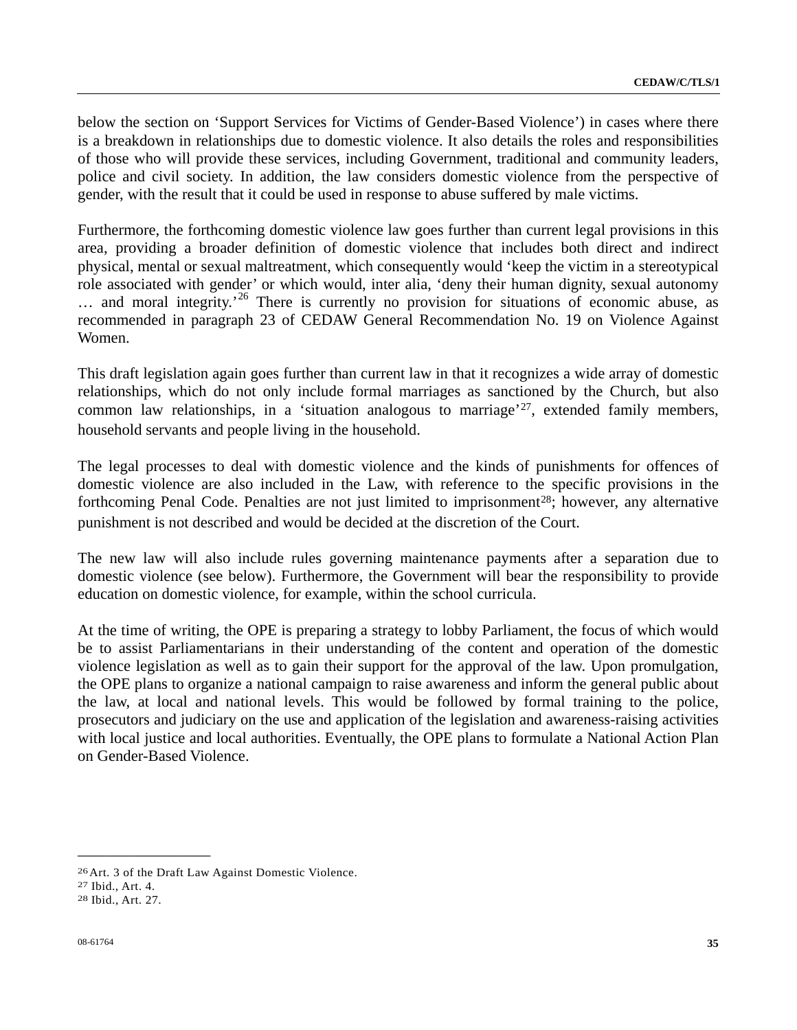below the section on 'Support Services for Victims of Gender-Based Violence') in cases where there is a breakdown in relationships due to domestic violence. It also details the roles and responsibilities of those who will provide these services, including Government, traditional and community leaders, police and civil society. In addition, the law considers domestic violence from the perspective of gender, with the result that it could be used in response to abuse suffered by male victims.

Furthermore, the forthcoming domestic violence law goes further than current legal provisions in this area, providing a broader definition of domestic violence that includes both direct and indirect physical, mental or sexual maltreatment, which consequently would 'keep the victim in a stereotypical role associated with gender' or which would, inter alia, 'deny their human dignity, sexual autonomy … and moral integrity.'[26] There is currently no provision for situations of economic abuse, as recommended in paragraph 23 of CEDAW General Recommendation No. 19 on Violence Against Women.

This draft legislation again goes further than current law in that it recognizes a wide array of domestic relationships, which do not only include formal marriages as sanctioned by the Church, but also common law relationships, in a 'situation analogous to marriage'[27], extended family members, household servants and people living in the household.

The legal processes to deal with domestic violence and the kinds of punishments for offences of domestic violence are also included in the Law, with reference to the specific provisions in the forthcoming Penal Code. Penalties are not just limited to imprisonment[28]; however, any alternative punishment is not described and would be decided at the discretion of the Court.

The new law will also include rules governing maintenance payments after a separation due to domestic violence (see below). Furthermore, the Government will bear the responsibility to provide education on domestic violence, for example, within the school curricula.

At the time of writing, the OPE is preparing a strategy to lobby Parliament, the focus of which would be to assist Parliamentarians in their understanding of the content and operation of the domestic violence legislation as well as to gain their support for the approval of the law. Upon promulgation, the OPE plans to organize a national campaign to raise awareness and inform the general public about the law, at local and national levels. This would be followed by formal training to the police, prosecutors and judiciary on the use and application of the legislation and awareness-raising activities with local justice and local authorities. Eventually, the OPE plans to formulate a National Action Plan on Gender-Based Violence.

---

[26] Art. 3 of the Draft Law Against Domestic Violence.

[27] Ibid., Art. 4.

[28] Ibid., Art. 27.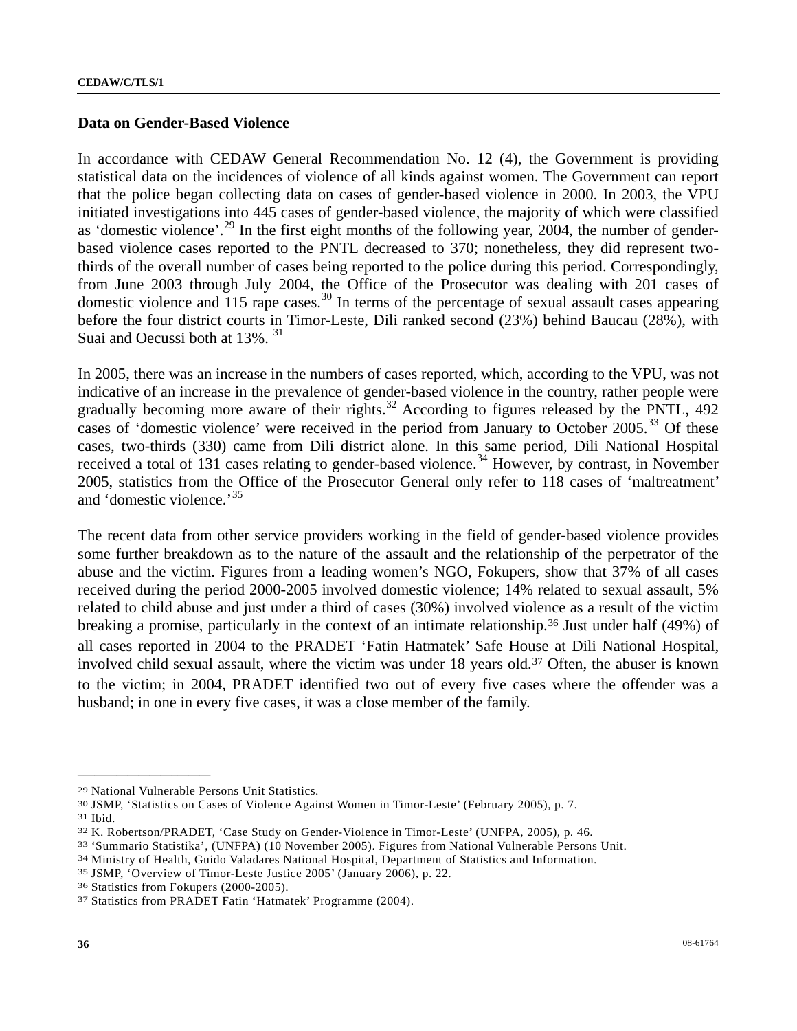## Data on Gender-Based Violence

In accordance with CEDAW General Recommendation No. 12 (4), the Government is providing statistical data on the incidences of violence of all kinds against women. The Government can report that the police began collecting data on cases of gender-based violence in 2000. In 2003, the VPU initiated investigations into 445 cases of gender-based violence, the majority of which were classified as 'domestic violence'.[29] In the first eight months of the following year, 2004, the number of gender-based violence cases reported to the PNTL decreased to 370; nonetheless, they did represent two-thirds of the overall number of cases being reported to the police during this period. Correspondingly, from June 2003 through July 2004, the Office of the Prosecutor was dealing with 201 cases of domestic violence and 115 rape cases.[30] In terms of the percentage of sexual assault cases appearing before the four district courts in Timor-Leste, Dili ranked second (23%) behind Baucau (28%), with Suai and Oecussi both at 13%. [31]

In 2005, there was an increase in the numbers of cases reported, which, according to the VPU, was not indicative of an increase in the prevalence of gender-based violence in the country, rather people were gradually becoming more aware of their rights.[32] According to figures released by the PNTL, 492 cases of 'domestic violence' were received in the period from January to October 2005.[33] Of these cases, two-thirds (330) came from Dili district alone. In this same period, Dili National Hospital received a total of 131 cases relating to gender-based violence.[34] However, by contrast, in November 2005, statistics from the Office of the Prosecutor General only refer to 118 cases of 'maltreatment' and 'domestic violence.'[35]

The recent data from other service providers working in the field of gender-based violence provides some further breakdown as to the nature of the assault and the relationship of the perpetrator of the abuse and the victim. Figures from a leading women's NGO, Fokupers, show that 37% of all cases received during the period 2000-2005 involved domestic violence; 14% related to sexual assault, 5% related to child abuse and just under a third of cases (30%) involved violence as a result of the victim breaking a promise, particularly in the context of an intimate relationship.[36] Just under half (49%) of all cases reported in 2004 to the PRADET 'Fatin Hatmatek' Safe House at Dili National Hospital, involved child sexual assault, where the victim was under 18 years old.[37] Often, the abuser is known to the victim; in 2004, PRADET identified two out of every five cases where the offender was a husband; in one in every five cases, it was a close member of the family.

---

[29] National Vulnerable Persons Unit Statistics.

[30] JSMP, 'Statistics on Cases of Violence Against Women in Timor-Leste' (February 2005), p. 7.

[31] Ibid.

[32] K. Robertson/PRADET, 'Case Study on Gender-Violence in Timor-Leste' (UNFPA, 2005), p. 46.

[33] 'Summario Statistika', (UNFPA) (10 November 2005). Figures from National Vulnerable Persons Unit.

[34] Ministry of Health, Guido Valadares National Hospital, Department of Statistics and Information.

[35] JSMP, 'Overview of Timor-Leste Justice 2005' (January 2006), p. 22.

[36] Statistics from Fokupers (2000-2005).

[37] Statistics from PRADET Fatin 'Hatmatek' Programme (2004).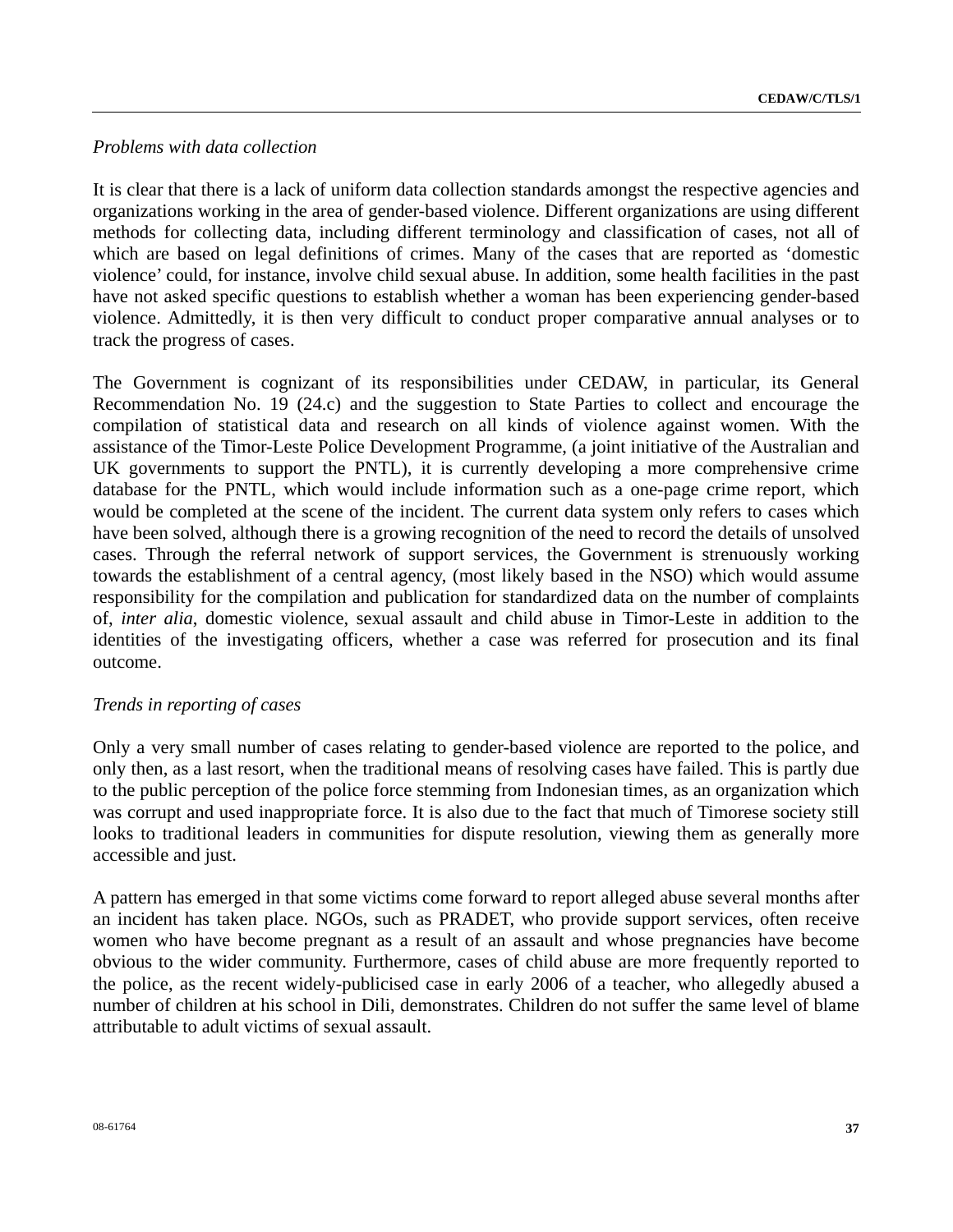*Problems with data collection*

It is clear that there is a lack of uniform data collection standards amongst the respective agencies and organizations working in the area of gender-based violence. Different organizations are using different methods for collecting data, including different terminology and classification of cases, not all of which are based on legal definitions of crimes. Many of the cases that are reported as 'domestic violence' could, for instance, involve child sexual abuse. In addition, some health facilities in the past have not asked specific questions to establish whether a woman has been experiencing gender-based violence. Admittedly, it is then very difficult to conduct proper comparative annual analyses or to track the progress of cases.

The Government is cognizant of its responsibilities under CEDAW, in particular, its General Recommendation No. 19 (24.c) and the suggestion to State Parties to collect and encourage the compilation of statistical data and research on all kinds of violence against women. With the assistance of the Timor-Leste Police Development Programme, (a joint initiative of the Australian and UK governments to support the PNTL), it is currently developing a more comprehensive crime database for the PNTL, which would include information such as a one-page crime report, which would be completed at the scene of the incident. The current data system only refers to cases which have been solved, although there is a growing recognition of the need to record the details of unsolved cases. Through the referral network of support services, the Government is strenuously working towards the establishment of a central agency, (most likely based in the NSO) which would assume responsibility for the compilation and publication for standardized data on the number of complaints of, *inter alia*, domestic violence, sexual assault and child abuse in Timor-Leste in addition to the identities of the investigating officers, whether a case was referred for prosecution and its final outcome.

*Trends in reporting of cases*

Only a very small number of cases relating to gender-based violence are reported to the police, and only then, as a last resort, when the traditional means of resolving cases have failed. This is partly due to the public perception of the police force stemming from Indonesian times, as an organization which was corrupt and used inappropriate force. It is also due to the fact that much of Timorese society still looks to traditional leaders in communities for dispute resolution, viewing them as generally more accessible and just.

A pattern has emerged in that some victims come forward to report alleged abuse several months after an incident has taken place. NGOs, such as PRADET, who provide support services, often receive women who have become pregnant as a result of an assault and whose pregnancies have become obvious to the wider community. Furthermore, cases of child abuse are more frequently reported to the police, as the recent widely-publicised case in early 2006 of a teacher, who allegedly abused a number of children at his school in Dili, demonstrates. Children do not suffer the same level of blame attributable to adult victims of sexual assault.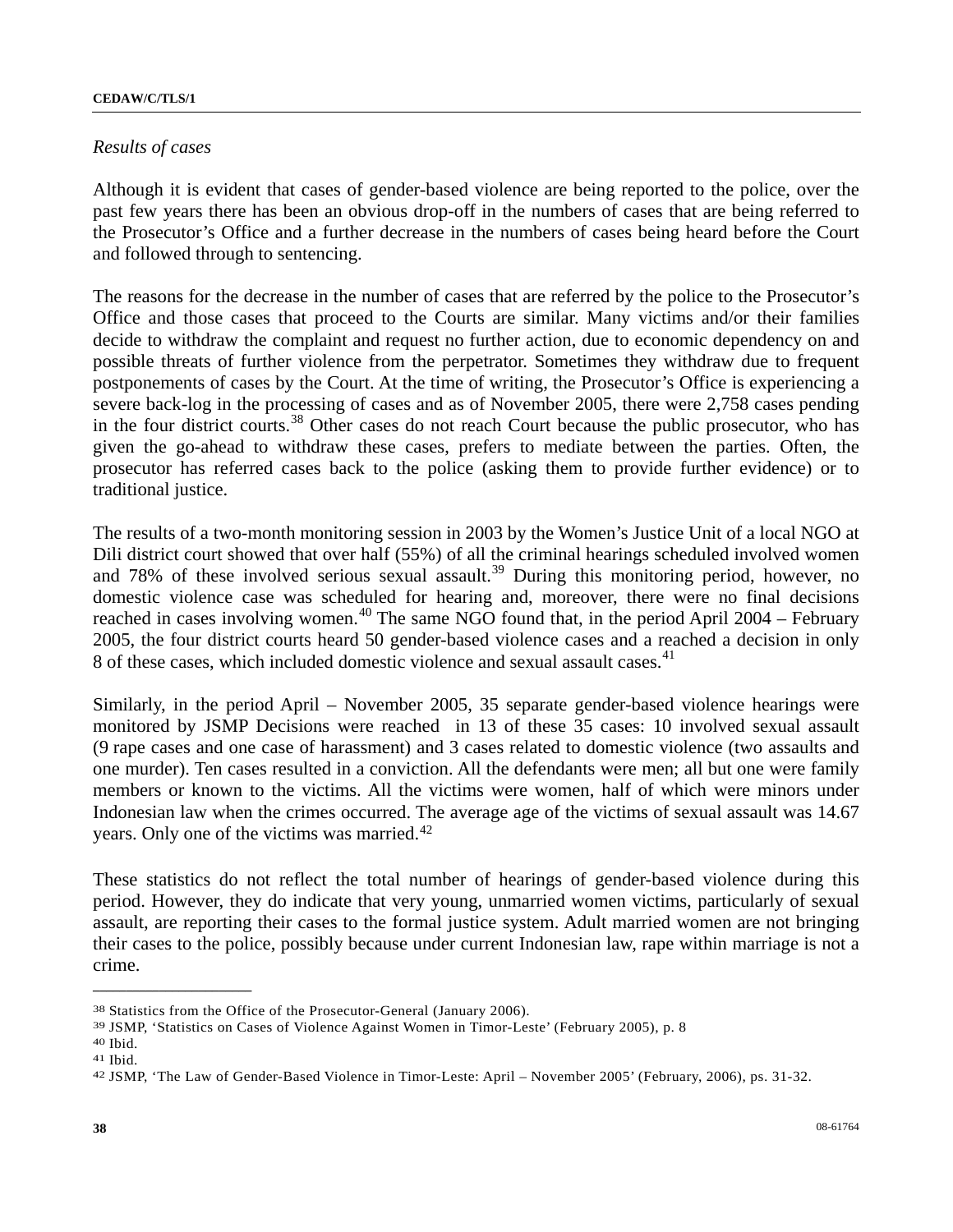*Results of cases*

Although it is evident that cases of gender-based violence are being reported to the police, over the past few years there has been an obvious drop-off in the numbers of cases that are being referred to the Prosecutor's Office and a further decrease in the numbers of cases being heard before the Court and followed through to sentencing.

The reasons for the decrease in the number of cases that are referred by the police to the Prosecutor's Office and those cases that proceed to the Courts are similar. Many victims and/or their families decide to withdraw the complaint and request no further action, due to economic dependency on and possible threats of further violence from the perpetrator. Sometimes they withdraw due to frequent postponements of cases by the Court. At the time of writing, the Prosecutor's Office is experiencing a severe back-log in the processing of cases and as of November 2005, there were 2,758 cases pending in the four district courts.[38] Other cases do not reach Court because the public prosecutor, who has given the go-ahead to withdraw these cases, prefers to mediate between the parties. Often, the prosecutor has referred cases back to the police (asking them to provide further evidence) or to traditional justice.

The results of a two-month monitoring session in 2003 by the Women's Justice Unit of a local NGO at Dili district court showed that over half (55%) of all the criminal hearings scheduled involved women and 78% of these involved serious sexual assault.[39] During this monitoring period, however, no domestic violence case was scheduled for hearing and, moreover, there were no final decisions reached in cases involving women.[40] The same NGO found that, in the period April 2004 – February 2005, the four district courts heard 50 gender-based violence cases and a reached a decision in only 8 of these cases, which included domestic violence and sexual assault cases.[41]

Similarly, in the period April – November 2005, 35 separate gender-based violence hearings were monitored by JSMP Decisions were reached in 13 of these 35 cases: 10 involved sexual assault (9 rape cases and one case of harassment) and 3 cases related to domestic violence (two assaults and one murder). Ten cases resulted in a conviction. All the defendants were men; all but one were family members or known to the victims. All the victims were women, half of which were minors under Indonesian law when the crimes occurred. The average age of the victims of sexual assault was 14.67 years. Only one of the victims was married.[42]

These statistics do not reflect the total number of hearings of gender-based violence during this period. However, they do indicate that very young, unmarried women victims, particularly of sexual assault, are reporting their cases to the formal justice system. Adult married women are not bringing their cases to the police, possibly because under current Indonesian law, rape within marriage is not a crime.

---

[38] Statistics from the Office of the Prosecutor-General (January 2006).

[39] JSMP, 'Statistics on Cases of Violence Against Women in Timor-Leste' (February 2005), p. 8

[40] Ibid.

[41] Ibid.

[42] JSMP, 'The Law of Gender-Based Violence in Timor-Leste: April – November 2005' (February, 2006), ps. 31-32.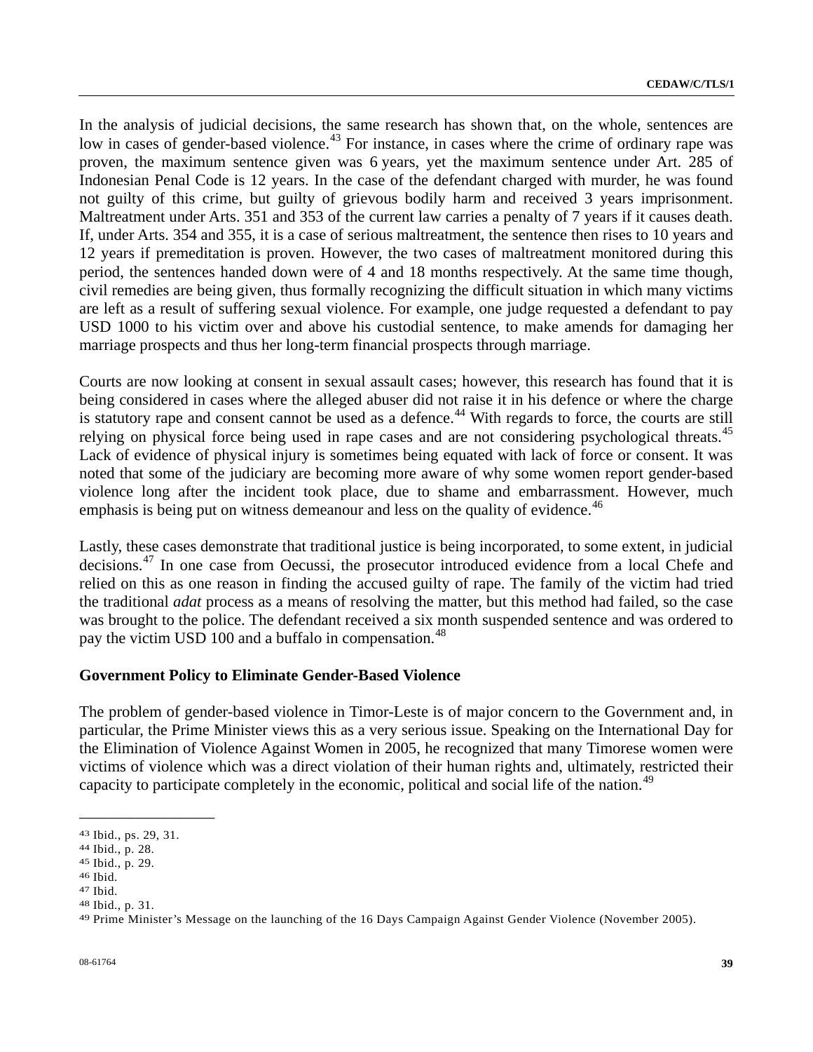In the analysis of judicial decisions, the same research has shown that, on the whole, sentences are low in cases of gender-based violence.[43] For instance, in cases where the crime of ordinary rape was proven, the maximum sentence given was 6 years, yet the maximum sentence under Art. 285 of Indonesian Penal Code is 12 years. In the case of the defendant charged with murder, he was found not guilty of this crime, but guilty of grievous bodily harm and received 3 years imprisonment. Maltreatment under Arts. 351 and 353 of the current law carries a penalty of 7 years if it causes death. If, under Arts. 354 and 355, it is a case of serious maltreatment, the sentence then rises to 10 years and 12 years if premeditation is proven. However, the two cases of maltreatment monitored during this period, the sentences handed down were of 4 and 18 months respectively. At the same time though, civil remedies are being given, thus formally recognizing the difficult situation in which many victims are left as a result of suffering sexual violence. For example, one judge requested a defendant to pay USD 1000 to his victim over and above his custodial sentence, to make amends for damaging her marriage prospects and thus her long-term financial prospects through marriage.

Courts are now looking at consent in sexual assault cases; however, this research has found that it is being considered in cases where the alleged abuser did not raise it in his defence or where the charge is statutory rape and consent cannot be used as a defence.[44] With regards to force, the courts are still relying on physical force being used in rape cases and are not considering psychological threats.[45] Lack of evidence of physical injury is sometimes being equated with lack of force or consent. It was noted that some of the judiciary are becoming more aware of why some women report gender-based violence long after the incident took place, due to shame and embarrassment. However, much emphasis is being put on witness demeanour and less on the quality of evidence.[46]

Lastly, these cases demonstrate that traditional justice is being incorporated, to some extent, in judicial decisions.[47] In one case from Oecussi, the prosecutor introduced evidence from a local Chefe and relied on this as one reason in finding the accused guilty of rape. The family of the victim had tried the traditional *adat* process as a means of resolving the matter, but this method had failed, so the case was brought to the police. The defendant received a six month suspended sentence and was ordered to pay the victim USD 100 and a buffalo in compensation.[48]

### Government Policy to Eliminate Gender-Based Violence

The problem of gender-based violence in Timor-Leste is of major concern to the Government and, in particular, the Prime Minister views this as a very serious issue. Speaking on the International Day for the Elimination of Violence Against Women in 2005, he recognized that many Timorese women were victims of violence which was a direct violation of their human rights and, ultimately, restricted their capacity to participate completely in the economic, political and social life of the nation.[49]

---

[43] Ibid., ps. 29, 31.

[44] Ibid., p. 28.

[45] Ibid., p. 29.

[46] Ibid.

[47] Ibid.

[48] Ibid., p. 31.

[49] Prime Minister's Message on the launching of the 16 Days Campaign Against Gender Violence (November 2005).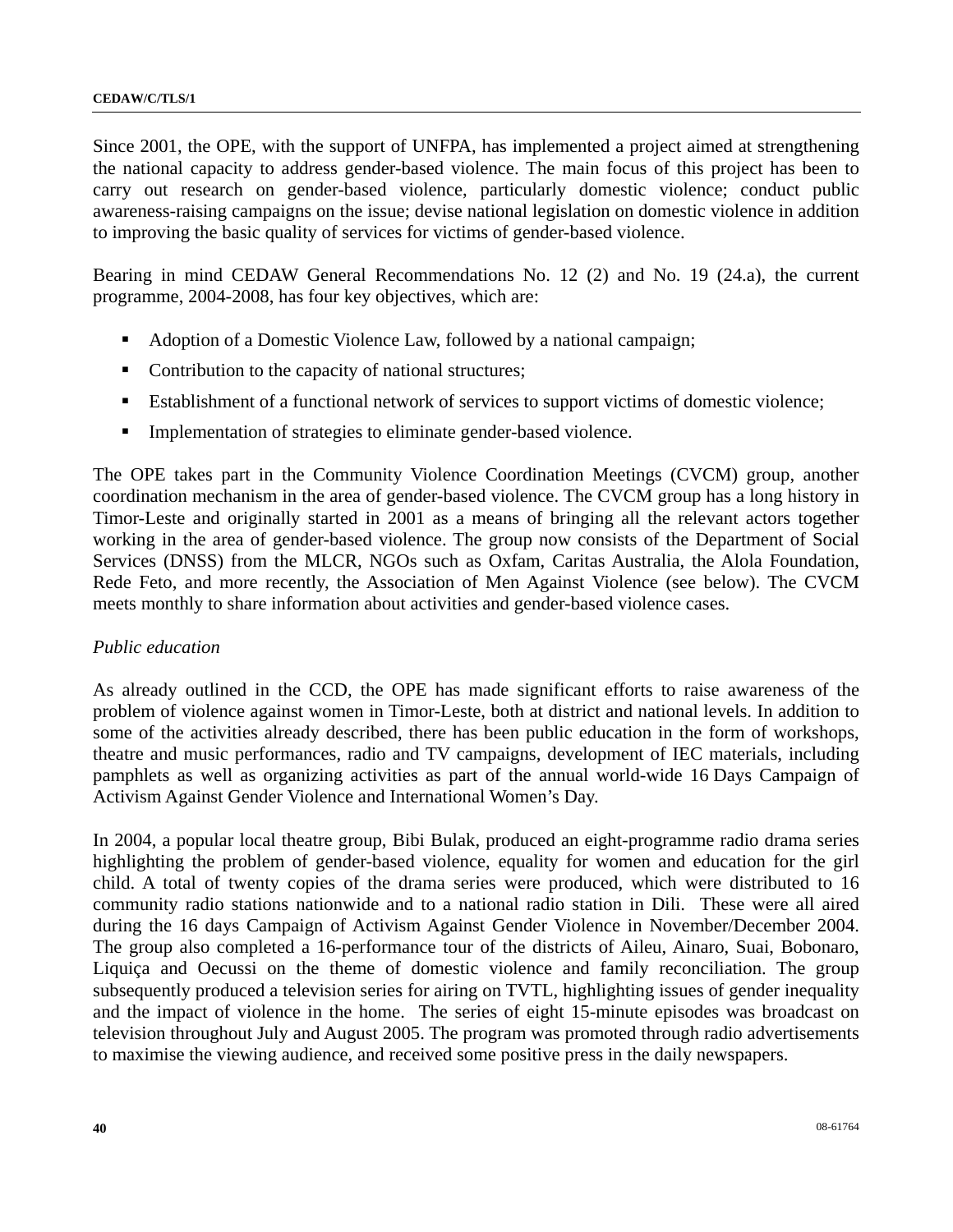Since 2001, the OPE, with the support of UNFPA, has implemented a project aimed at strengthening the national capacity to address gender-based violence. The main focus of this project has been to carry out research on gender-based violence, particularly domestic violence; conduct public awareness-raising campaigns on the issue; devise national legislation on domestic violence in addition to improving the basic quality of services for victims of gender-based violence.

Bearing in mind CEDAW General Recommendations No. 12 (2) and No. 19 (24.a), the current programme, 2004-2008, has four key objectives, which are:

- Adoption of a Domestic Violence Law, followed by a national campaign;
- Contribution to the capacity of national structures;
- Establishment of a functional network of services to support victims of domestic violence;
- Implementation of strategies to eliminate gender-based violence.

The OPE takes part in the Community Violence Coordination Meetings (CVCM) group, another coordination mechanism in the area of gender-based violence. The CVCM group has a long history in Timor-Leste and originally started in 2001 as a means of bringing all the relevant actors together working in the area of gender-based violence. The group now consists of the Department of Social Services (DNSS) from the MLCR, NGOs such as Oxfam, Caritas Australia, the Alola Foundation, Rede Feto, and more recently, the Association of Men Against Violence (see below). The CVCM meets monthly to share information about activities and gender-based violence cases.

*Public education*

As already outlined in the CCD, the OPE has made significant efforts to raise awareness of the problem of violence against women in Timor-Leste, both at district and national levels. In addition to some of the activities already described, there has been public education in the form of workshops, theatre and music performances, radio and TV campaigns, development of IEC materials, including pamphlets as well as organizing activities as part of the annual world-wide 16 Days Campaign of Activism Against Gender Violence and International Women's Day.

In 2004, a popular local theatre group, Bibi Bulak, produced an eight-programme radio drama series highlighting the problem of gender-based violence, equality for women and education for the girl child. A total of twenty copies of the drama series were produced, which were distributed to 16 community radio stations nationwide and to a national radio station in Dili. These were all aired during the 16 days Campaign of Activism Against Gender Violence in November/December 2004. The group also completed a 16-performance tour of the districts of Aileu, Ainaro, Suai, Bobonaro, Liquiça and Oecussi on the theme of domestic violence and family reconciliation. The group subsequently produced a television series for airing on TVTL, highlighting issues of gender inequality and the impact of violence in the home. The series of eight 15-minute episodes was broadcast on television throughout July and August 2005. The program was promoted through radio advertisements to maximise the viewing audience, and received some positive press in the daily newspapers.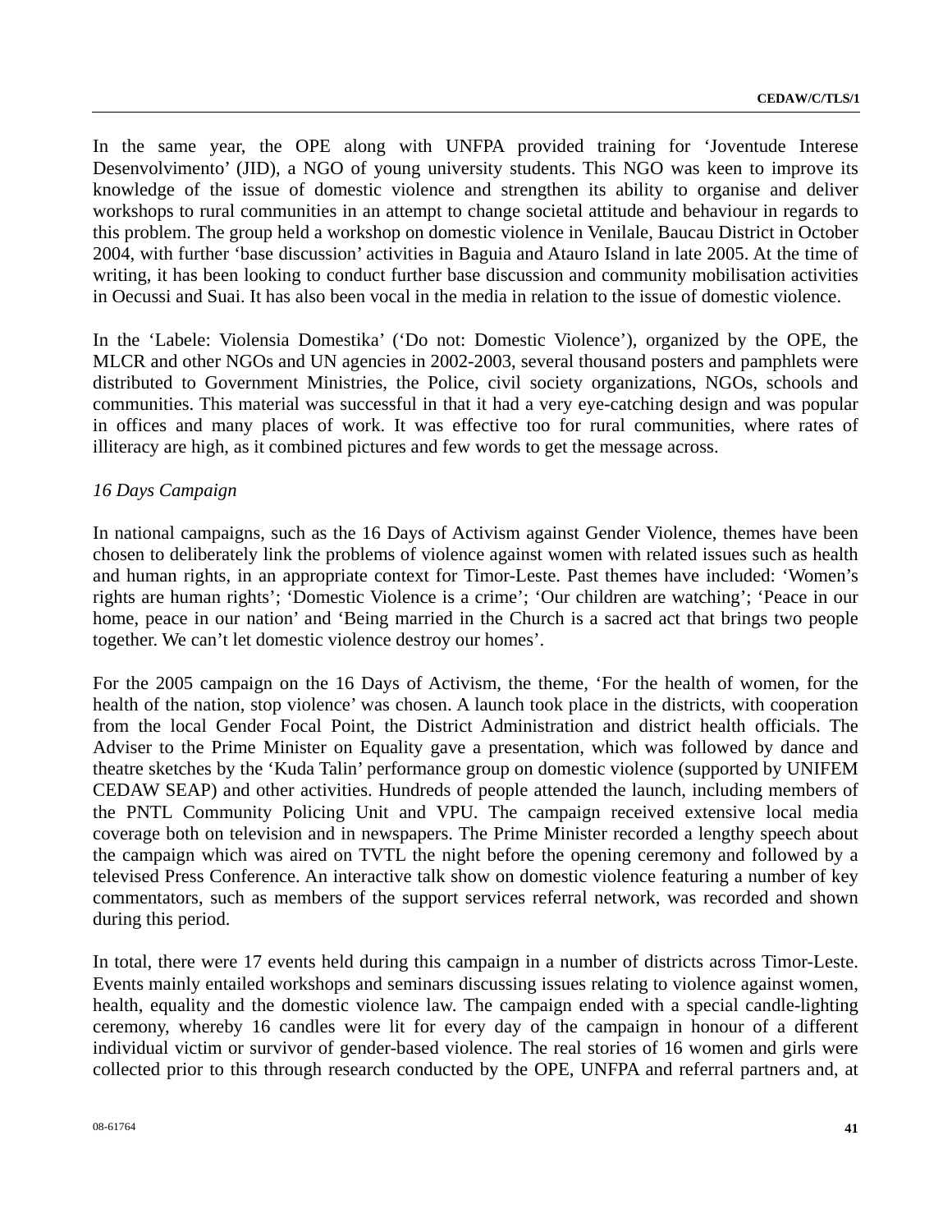In the same year, the OPE along with UNFPA provided training for 'Joventude Interese Desenvolvimento' (JID), a NGO of young university students. This NGO was keen to improve its knowledge of the issue of domestic violence and strengthen its ability to organise and deliver workshops to rural communities in an attempt to change societal attitude and behaviour in regards to this problem. The group held a workshop on domestic violence in Venilale, Baucau District in October 2004, with further 'base discussion' activities in Baguia and Atauro Island in late 2005. At the time of writing, it has been looking to conduct further base discussion and community mobilisation activities in Oecussi and Suai. It has also been vocal in the media in relation to the issue of domestic violence.

In the 'Labele: Violensia Domestika' ('Do not: Domestic Violence'), organized by the OPE, the MLCR and other NGOs and UN agencies in 2002-2003, several thousand posters and pamphlets were distributed to Government Ministries, the Police, civil society organizations, NGOs, schools and communities. This material was successful in that it had a very eye-catching design and was popular in offices and many places of work. It was effective too for rural communities, where rates of illiteracy are high, as it combined pictures and few words to get the message across.

*16 Days Campaign*

In national campaigns, such as the 16 Days of Activism against Gender Violence, themes have been chosen to deliberately link the problems of violence against women with related issues such as health and human rights, in an appropriate context for Timor-Leste. Past themes have included: 'Women's rights are human rights'; 'Domestic Violence is a crime'; 'Our children are watching'; 'Peace in our home, peace in our nation' and 'Being married in the Church is a sacred act that brings two people together. We can't let domestic violence destroy our homes'.

For the 2005 campaign on the 16 Days of Activism, the theme, 'For the health of women, for the health of the nation, stop violence' was chosen. A launch took place in the districts, with cooperation from the local Gender Focal Point, the District Administration and district health officials. The Adviser to the Prime Minister on Equality gave a presentation, which was followed by dance and theatre sketches by the 'Kuda Talin' performance group on domestic violence (supported by UNIFEM CEDAW SEAP) and other activities. Hundreds of people attended the launch, including members of the PNTL Community Policing Unit and VPU. The campaign received extensive local media coverage both on television and in newspapers. The Prime Minister recorded a lengthy speech about the campaign which was aired on TVTL the night before the opening ceremony and followed by a televised Press Conference. An interactive talk show on domestic violence featuring a number of key commentators, such as members of the support services referral network, was recorded and shown during this period.

In total, there were 17 events held during this campaign in a number of districts across Timor-Leste. Events mainly entailed workshops and seminars discussing issues relating to violence against women, health, equality and the domestic violence law. The campaign ended with a special candle-lighting ceremony, whereby 16 candles were lit for every day of the campaign in honour of a different individual victim or survivor of gender-based violence. The real stories of 16 women and girls were collected prior to this through research conducted by the OPE, UNFPA and referral partners and, at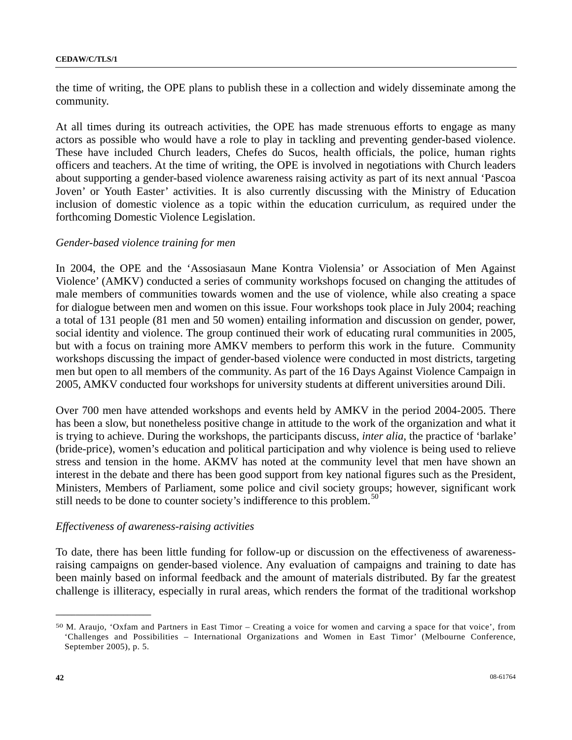the time of writing, the OPE plans to publish these in a collection and widely disseminate among the community.

At all times during its outreach activities, the OPE has made strenuous efforts to engage as many actors as possible who would have a role to play in tackling and preventing gender-based violence. These have included Church leaders, Chefes do Sucos, health officials, the police, human rights officers and teachers. At the time of writing, the OPE is involved in negotiations with Church leaders about supporting a gender-based violence awareness raising activity as part of its next annual 'Pascoa Joven' or Youth Easter' activities. It is also currently discussing with the Ministry of Education inclusion of domestic violence as a topic within the education curriculum, as required under the forthcoming Domestic Violence Legislation.

*Gender-based violence training for men*

In 2004, the OPE and the 'Assosiasaun Mane Kontra Violensia' or Association of Men Against Violence' (AMKV) conducted a series of community workshops focused on changing the attitudes of male members of communities towards women and the use of violence, while also creating a space for dialogue between men and women on this issue. Four workshops took place in July 2004; reaching a total of 131 people (81 men and 50 women) entailing information and discussion on gender, power, social identity and violence. The group continued their work of educating rural communities in 2005, but with a focus on training more AMKV members to perform this work in the future. Community workshops discussing the impact of gender-based violence were conducted in most districts, targeting men but open to all members of the community. As part of the 16 Days Against Violence Campaign in 2005, AMKV conducted four workshops for university students at different universities around Dili.

Over 700 men have attended workshops and events held by AMKV in the period 2004-2005. There has been a slow, but nonetheless positive change in attitude to the work of the organization and what it is trying to achieve. During the workshops, the participants discuss, *inter alia*, the practice of 'barlake' (bride-price), women's education and political participation and why violence is being used to relieve stress and tension in the home. AKMV has noted at the community level that men have shown an interest in the debate and there has been good support from key national figures such as the President, Ministers, Members of Parliament, some police and civil society groups; however, significant work still needs to be done to counter society's indifference to this problem.[50]

*Effectiveness of awareness-raising activities*

To date, there has been little funding for follow-up or discussion on the effectiveness of awareness-raising campaigns on gender-based violence. Any evaluation of campaigns and training to date has been mainly based on informal feedback and the amount of materials distributed. By far the greatest challenge is illiteracy, especially in rural areas, which renders the format of the traditional workshop

---

[50] M. Araujo, 'Oxfam and Partners in East Timor – Creating a voice for women and carving a space for that voice', from 'Challenges and Possibilities – International Organizations and Women in East Timor' (Melbourne Conference, September 2005), p. 5.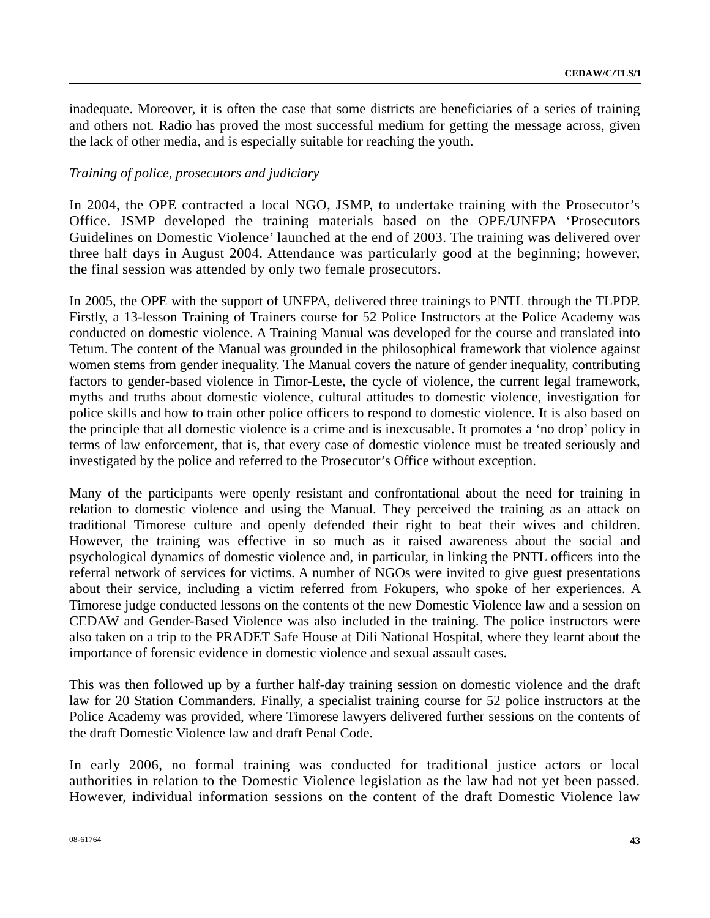inadequate. Moreover, it is often the case that some districts are beneficiaries of a series of training and others not. Radio has proved the most successful medium for getting the message across, given the lack of other media, and is especially suitable for reaching the youth.

*Training of police, prosecutors and judiciary*

In 2004, the OPE contracted a local NGO, JSMP, to undertake training with the Prosecutor's Office. JSMP developed the training materials based on the OPE/UNFPA 'Prosecutors Guidelines on Domestic Violence' launched at the end of 2003. The training was delivered over three half days in August 2004. Attendance was particularly good at the beginning; however, the final session was attended by only two female prosecutors.

In 2005, the OPE with the support of UNFPA, delivered three trainings to PNTL through the TLPDP. Firstly, a 13-lesson Training of Trainers course for 52 Police Instructors at the Police Academy was conducted on domestic violence. A Training Manual was developed for the course and translated into Tetum. The content of the Manual was grounded in the philosophical framework that violence against women stems from gender inequality. The Manual covers the nature of gender inequality, contributing factors to gender-based violence in Timor-Leste, the cycle of violence, the current legal framework, myths and truths about domestic violence, cultural attitudes to domestic violence, investigation for police skills and how to train other police officers to respond to domestic violence. It is also based on the principle that all domestic violence is a crime and is inexcusable. It promotes a 'no drop' policy in terms of law enforcement, that is, that every case of domestic violence must be treated seriously and investigated by the police and referred to the Prosecutor's Office without exception.

Many of the participants were openly resistant and confrontational about the need for training in relation to domestic violence and using the Manual. They perceived the training as an attack on traditional Timorese culture and openly defended their right to beat their wives and children. However, the training was effective in so much as it raised awareness about the social and psychological dynamics of domestic violence and, in particular, in linking the PNTL officers into the referral network of services for victims. A number of NGOs were invited to give guest presentations about their service, including a victim referred from Fokupers, who spoke of her experiences. A Timorese judge conducted lessons on the contents of the new Domestic Violence law and a session on CEDAW and Gender-Based Violence was also included in the training. The police instructors were also taken on a trip to the PRADET Safe House at Dili National Hospital, where they learnt about the importance of forensic evidence in domestic violence and sexual assault cases.

This was then followed up by a further half-day training session on domestic violence and the draft law for 20 Station Commanders. Finally, a specialist training course for 52 police instructors at the Police Academy was provided, where Timorese lawyers delivered further sessions on the contents of the draft Domestic Violence law and draft Penal Code.

In early 2006, no formal training was conducted for traditional justice actors or local authorities in relation to the Domestic Violence legislation as the law had not yet been passed. However, individual information sessions on the content of the draft Domestic Violence law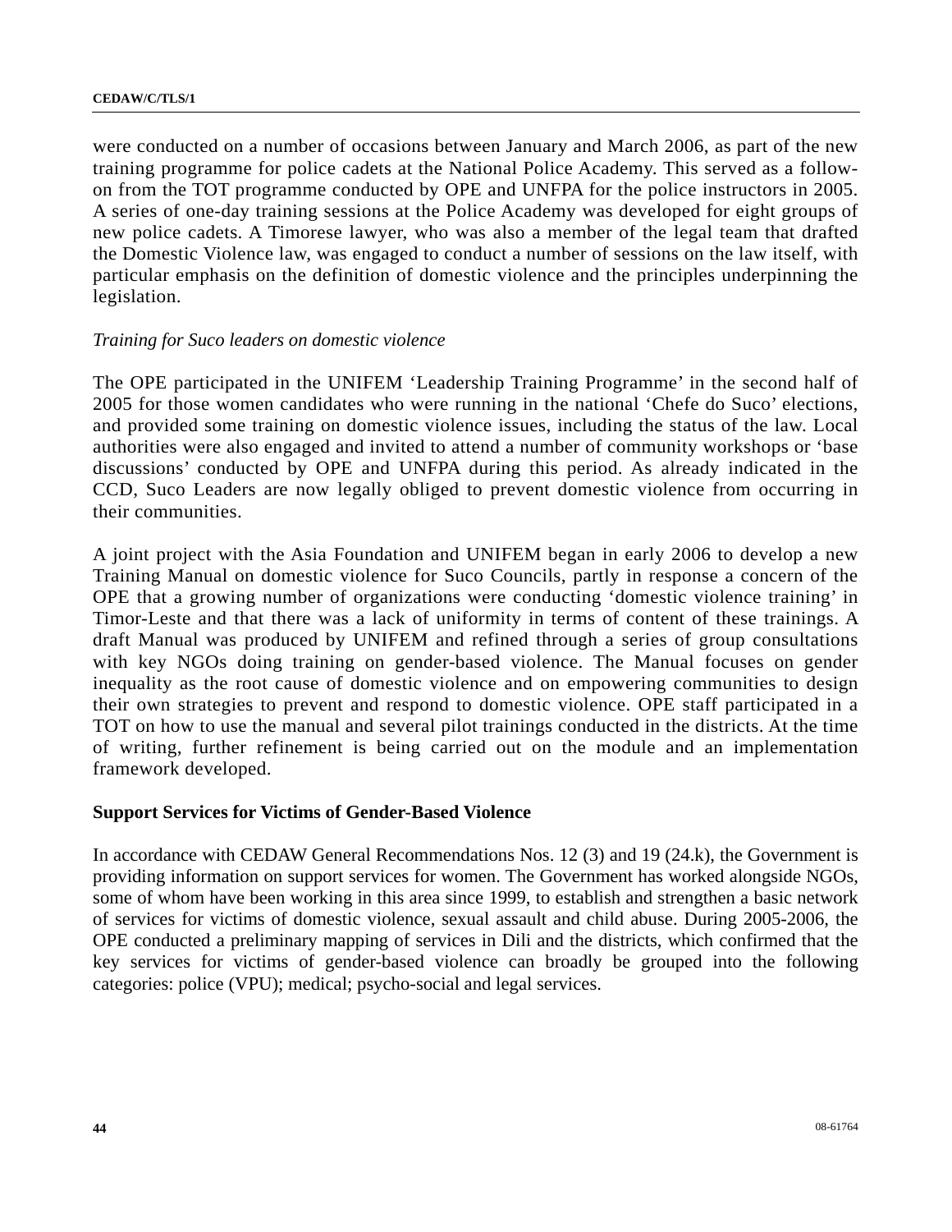were conducted on a number of occasions between January and March 2006, as part of the new training programme for police cadets at the National Police Academy. This served as a follow-on from the TOT programme conducted by OPE and UNFPA for the police instructors in 2005. A series of one-day training sessions at the Police Academy was developed for eight groups of new police cadets. A Timorese lawyer, who was also a member of the legal team that drafted the Domestic Violence law, was engaged to conduct a number of sessions on the law itself, with particular emphasis on the definition of domestic violence and the principles underpinning the legislation.

*Training for Suco leaders on domestic violence*

The OPE participated in the UNIFEM 'Leadership Training Programme' in the second half of 2005 for those women candidates who were running in the national 'Chefe do Suco' elections, and provided some training on domestic violence issues, including the status of the law. Local authorities were also engaged and invited to attend a number of community workshops or 'base discussions' conducted by OPE and UNFPA during this period. As already indicated in the CCD, Suco Leaders are now legally obliged to prevent domestic violence from occurring in their communities.

A joint project with the Asia Foundation and UNIFEM began in early 2006 to develop a new Training Manual on domestic violence for Suco Councils, partly in response a concern of the OPE that a growing number of organizations were conducting 'domestic violence training' in Timor-Leste and that there was a lack of uniformity in terms of content of these trainings. A draft Manual was produced by UNIFEM and refined through a series of group consultations with key NGOs doing training on gender-based violence. The Manual focuses on gender inequality as the root cause of domestic violence and on empowering communities to design their own strategies to prevent and respond to domestic violence. OPE staff participated in a TOT on how to use the manual and several pilot trainings conducted in the districts. At the time of writing, further refinement is being carried out on the module and an implementation framework developed.

**Support Services for Victims of Gender-Based Violence**

In accordance with CEDAW General Recommendations Nos. 12 (3) and 19 (24.k), the Government is providing information on support services for women. The Government has worked alongside NGOs, some of whom have been working in this area since 1999, to establish and strengthen a basic network of services for victims of domestic violence, sexual assault and child abuse. During 2005-2006, the OPE conducted a preliminary mapping of services in Dili and the districts, which confirmed that the key services for victims of gender-based violence can broadly be grouped into the following categories: police (VPU); medical; psycho-social and legal services.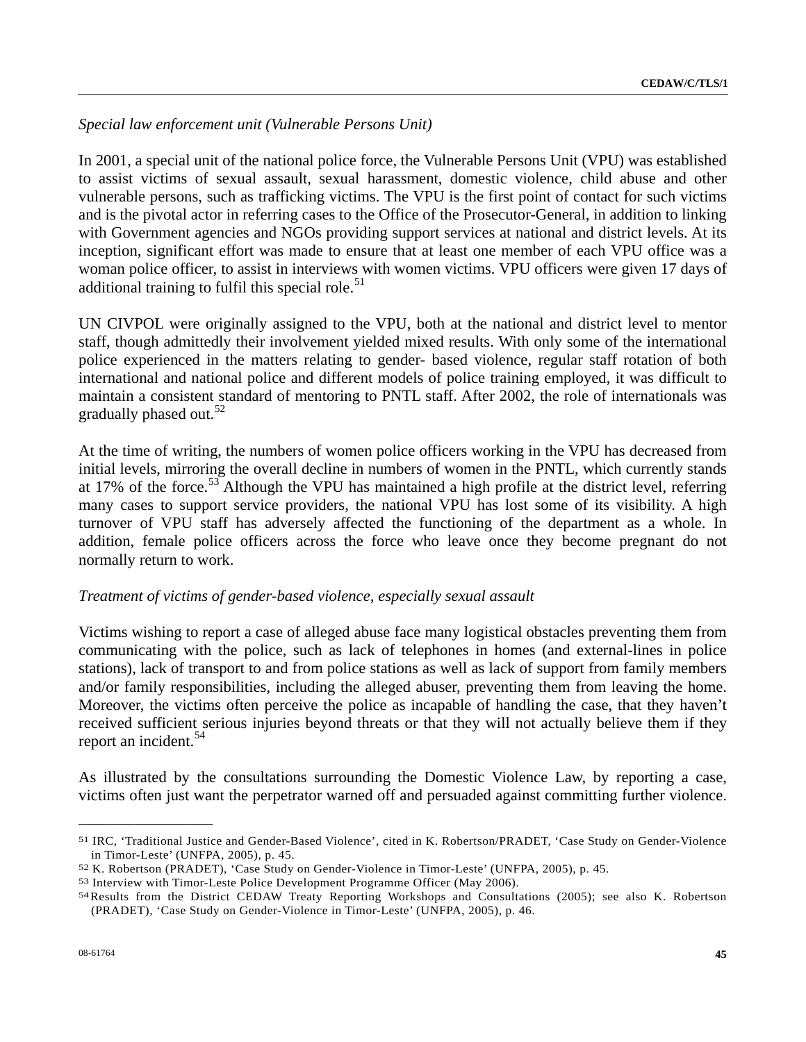*Special law enforcement unit (Vulnerable Persons Unit)*

In 2001, a special unit of the national police force, the Vulnerable Persons Unit (VPU) was established to assist victims of sexual assault, sexual harassment, domestic violence, child abuse and other vulnerable persons, such as trafficking victims. The VPU is the first point of contact for such victims and is the pivotal actor in referring cases to the Office of the Prosecutor-General, in addition to linking with Government agencies and NGOs providing support services at national and district levels. At its inception, significant effort was made to ensure that at least one member of each VPU office was a woman police officer, to assist in interviews with women victims. VPU officers were given 17 days of additional training to fulfil this special role.[51]

UN CIVPOL were originally assigned to the VPU, both at the national and district level to mentor staff, though admittedly their involvement yielded mixed results. With only some of the international police experienced in the matters relating to gender- based violence, regular staff rotation of both international and national police and different models of police training employed, it was difficult to maintain a consistent standard of mentoring to PNTL staff. After 2002, the role of internationals was gradually phased out.[52]

At the time of writing, the numbers of women police officers working in the VPU has decreased from initial levels, mirroring the overall decline in numbers of women in the PNTL, which currently stands at 17% of the force.[53] Although the VPU has maintained a high profile at the district level, referring many cases to support service providers, the national VPU has lost some of its visibility. A high turnover of VPU staff has adversely affected the functioning of the department as a whole. In addition, female police officers across the force who leave once they become pregnant do not normally return to work.

*Treatment of victims of gender-based violence, especially sexual assault*

Victims wishing to report a case of alleged abuse face many logistical obstacles preventing them from communicating with the police, such as lack of telephones in homes (and external-lines in police stations), lack of transport to and from police stations as well as lack of support from family members and/or family responsibilities, including the alleged abuser, preventing them from leaving the home. Moreover, the victims often perceive the police as incapable of handling the case, that they haven't received sufficient serious injuries beyond threats or that they will not actually believe them if they report an incident.[54]

As illustrated by the consultations surrounding the Domestic Violence Law, by reporting a case, victims often just want the perpetrator warned off and persuaded against committing further violence.

---

[51] IRC, 'Traditional Justice and Gender-Based Violence', cited in K. Robertson/PRADET, 'Case Study on Gender-Violence in Timor-Leste' (UNFPA, 2005), p. 45.

[52] K. Robertson (PRADET), 'Case Study on Gender-Violence in Timor-Leste' (UNFPA, 2005), p. 45.

[53] Interview with Timor-Leste Police Development Programme Officer (May 2006).

[54] Results from the District CEDAW Treaty Reporting Workshops and Consultations (2005); see also K. Robertson (PRADET), 'Case Study on Gender-Violence in Timor-Leste' (UNFPA, 2005), p. 46.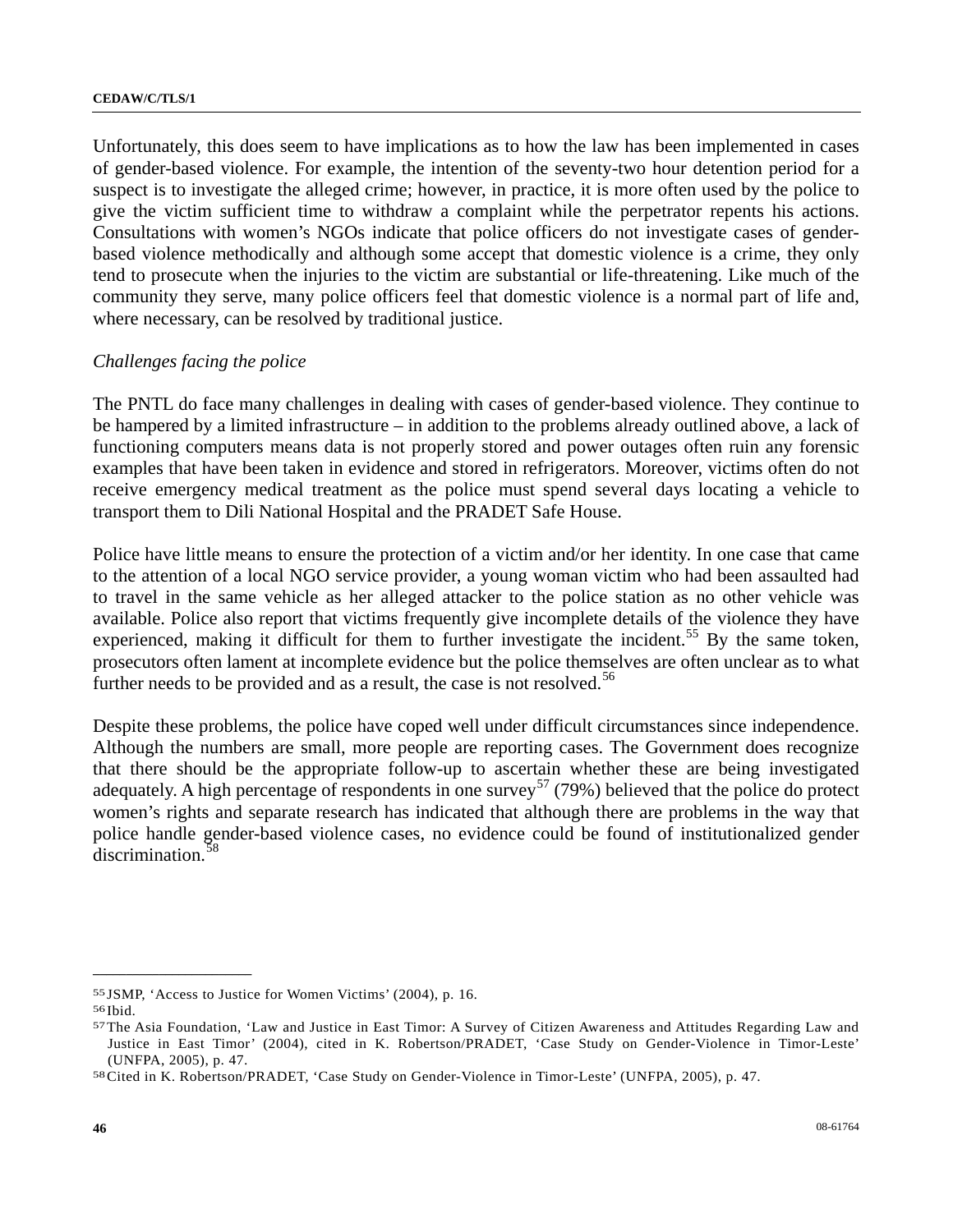Unfortunately, this does seem to have implications as to how the law has been implemented in cases of gender-based violence. For example, the intention of the seventy-two hour detention period for a suspect is to investigate the alleged crime; however, in practice, it is more often used by the police to give the victim sufficient time to withdraw a complaint while the perpetrator repents his actions. Consultations with women's NGOs indicate that police officers do not investigate cases of gender-based violence methodically and although some accept that domestic violence is a crime, they only tend to prosecute when the injuries to the victim are substantial or life-threatening. Like much of the community they serve, many police officers feel that domestic violence is a normal part of life and, where necessary, can be resolved by traditional justice.

*Challenges facing the police*

The PNTL do face many challenges in dealing with cases of gender-based violence. They continue to be hampered by a limited infrastructure – in addition to the problems already outlined above, a lack of functioning computers means data is not properly stored and power outages often ruin any forensic examples that have been taken in evidence and stored in refrigerators. Moreover, victims often do not receive emergency medical treatment as the police must spend several days locating a vehicle to transport them to Dili National Hospital and the PRADET Safe House.

Police have little means to ensure the protection of a victim and/or her identity. In one case that came to the attention of a local NGO service provider, a young woman victim who had been assaulted had to travel in the same vehicle as her alleged attacker to the police station as no other vehicle was available. Police also report that victims frequently give incomplete details of the violence they have experienced, making it difficult for them to further investigate the incident.[55] By the same token, prosecutors often lament at incomplete evidence but the police themselves are often unclear as to what further needs to be provided and as a result, the case is not resolved.[56]

Despite these problems, the police have coped well under difficult circumstances since independence. Although the numbers are small, more people are reporting cases. The Government does recognize that there should be the appropriate follow-up to ascertain whether these are being investigated adequately. A high percentage of respondents in one survey[57] (79%) believed that the police do protect women's rights and separate research has indicated that although there are problems in the way that police handle gender-based violence cases, no evidence could be found of institutionalized gender discrimination.[58]

---

[55] JSMP, 'Access to Justice for Women Victims' (2004), p. 16.

[56] Ibid.

[57] The Asia Foundation, 'Law and Justice in East Timor: A Survey of Citizen Awareness and Attitudes Regarding Law and Justice in East Timor' (2004), cited in K. Robertson/PRADET, 'Case Study on Gender-Violence in Timor-Leste' (UNFPA, 2005), p. 47.

[58] Cited in K. Robertson/PRADET, 'Case Study on Gender-Violence in Timor-Leste' (UNFPA, 2005), p. 47.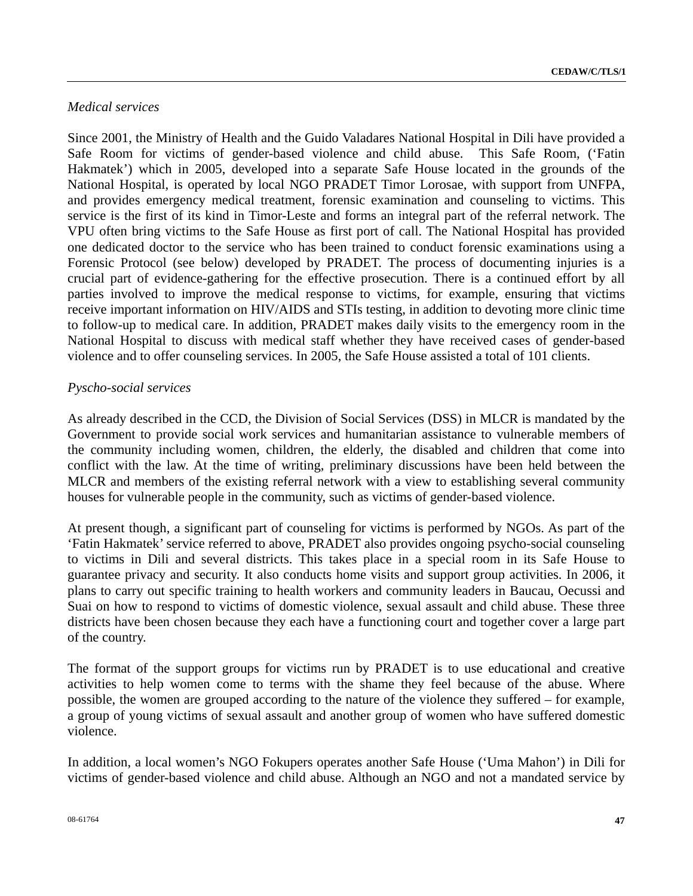*Medical services*

Since 2001, the Ministry of Health and the Guido Valadares National Hospital in Dili have provided a Safe Room for victims of gender-based violence and child abuse. This Safe Room, ('Fatin Hakmatek') which in 2005, developed into a separate Safe House located in the grounds of the National Hospital, is operated by local NGO PRADET Timor Lorosae, with support from UNFPA, and provides emergency medical treatment, forensic examination and counseling to victims. This service is the first of its kind in Timor-Leste and forms an integral part of the referral network. The VPU often bring victims to the Safe House as first port of call. The National Hospital has provided one dedicated doctor to the service who has been trained to conduct forensic examinations using a Forensic Protocol (see below) developed by PRADET. The process of documenting injuries is a crucial part of evidence-gathering for the effective prosecution. There is a continued effort by all parties involved to improve the medical response to victims, for example, ensuring that victims receive important information on HIV/AIDS and STIs testing, in addition to devoting more clinic time to follow-up to medical care. In addition, PRADET makes daily visits to the emergency room in the National Hospital to discuss with medical staff whether they have received cases of gender-based violence and to offer counseling services. In 2005, the Safe House assisted a total of 101 clients.

*Pyscho-social services*

As already described in the CCD, the Division of Social Services (DSS) in MLCR is mandated by the Government to provide social work services and humanitarian assistance to vulnerable members of the community including women, children, the elderly, the disabled and children that come into conflict with the law. At the time of writing, preliminary discussions have been held between the MLCR and members of the existing referral network with a view to establishing several community houses for vulnerable people in the community, such as victims of gender-based violence.

At present though, a significant part of counseling for victims is performed by NGOs. As part of the 'Fatin Hakmatek' service referred to above, PRADET also provides ongoing psycho-social counseling to victims in Dili and several districts. This takes place in a special room in its Safe House to guarantee privacy and security. It also conducts home visits and support group activities. In 2006, it plans to carry out specific training to health workers and community leaders in Baucau, Oecussi and Suai on how to respond to victims of domestic violence, sexual assault and child abuse. These three districts have been chosen because they each have a functioning court and together cover a large part of the country.

The format of the support groups for victims run by PRADET is to use educational and creative activities to help women come to terms with the shame they feel because of the abuse. Where possible, the women are grouped according to the nature of the violence they suffered – for example, a group of young victims of sexual assault and another group of women who have suffered domestic violence.

In addition, a local women's NGO Fokupers operates another Safe House ('Uma Mahon') in Dili for victims of gender-based violence and child abuse. Although an NGO and not a mandated service by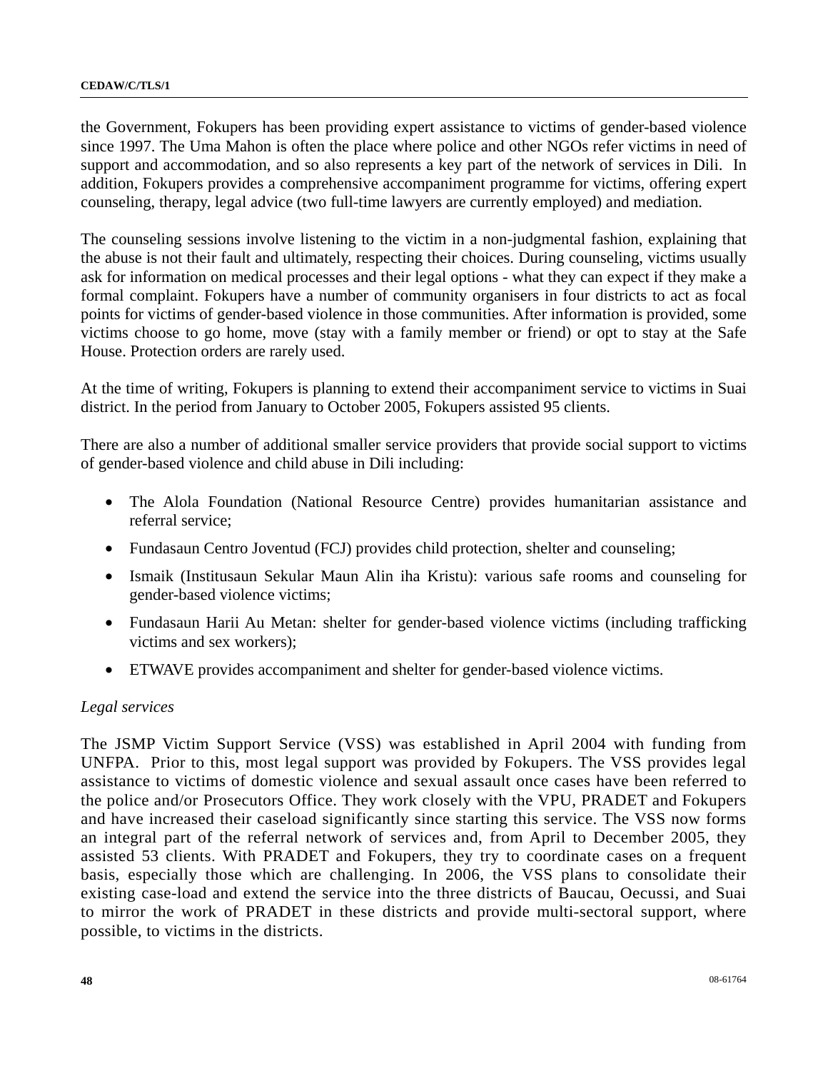the Government, Fokupers has been providing expert assistance to victims of gender-based violence since 1997. The Uma Mahon is often the place where police and other NGOs refer victims in need of support and accommodation, and so also represents a key part of the network of services in Dili. In addition, Fokupers provides a comprehensive accompaniment programme for victims, offering expert counseling, therapy, legal advice (two full-time lawyers are currently employed) and mediation.

The counseling sessions involve listening to the victim in a non-judgmental fashion, explaining that the abuse is not their fault and ultimately, respecting their choices. During counseling, victims usually ask for information on medical processes and their legal options - what they can expect if they make a formal complaint. Fokupers have a number of community organisers in four districts to act as focal points for victims of gender-based violence in those communities. After information is provided, some victims choose to go home, move (stay with a family member or friend) or opt to stay at the Safe House. Protection orders are rarely used.

At the time of writing, Fokupers is planning to extend their accompaniment service to victims in Suai district. In the period from January to October 2005, Fokupers assisted 95 clients.

There are also a number of additional smaller service providers that provide social support to victims of gender-based violence and child abuse in Dili including:

- The Alola Foundation (National Resource Centre) provides humanitarian assistance and referral service;
- Fundasaun Centro Joventud (FCJ) provides child protection, shelter and counseling;
- Ismaik (Institusaun Sekular Maun Alin iha Kristu): various safe rooms and counseling for gender-based violence victims;
- Fundasaun Harii Au Metan: shelter for gender-based violence victims (including trafficking victims and sex workers);
- ETWAVE provides accompaniment and shelter for gender-based violence victims.

*Legal services*

The JSMP Victim Support Service (VSS) was established in April 2004 with funding from UNFPA. Prior to this, most legal support was provided by Fokupers. The VSS provides legal assistance to victims of domestic violence and sexual assault once cases have been referred to the police and/or Prosecutors Office. They work closely with the VPU, PRADET and Fokupers and have increased their caseload significantly since starting this service. The VSS now forms an integral part of the referral network of services and, from April to December 2005, they assisted 53 clients. With PRADET and Fokupers, they try to coordinate cases on a frequent basis, especially those which are challenging. In 2006, the VSS plans to consolidate their existing case-load and extend the service into the three districts of Baucau, Oecussi, and Suai to mirror the work of PRADET in these districts and provide multi-sectoral support, where possible, to victims in the districts.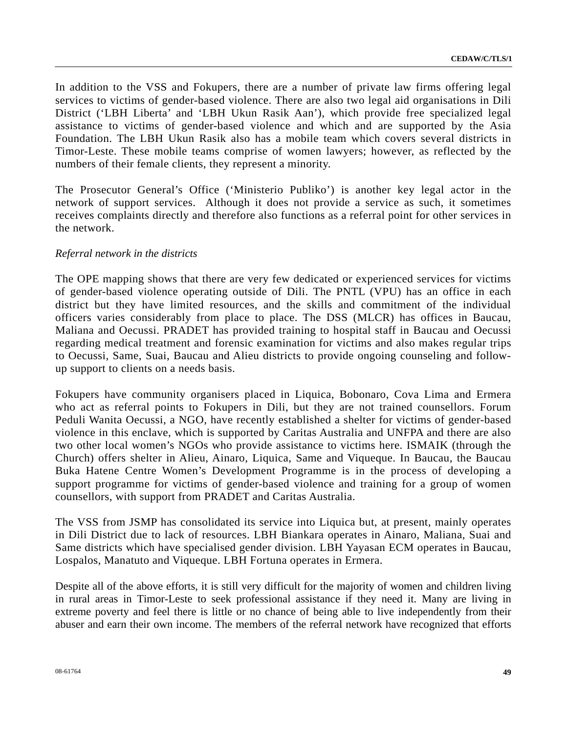In addition to the VSS and Fokupers, there are a number of private law firms offering legal services to victims of gender-based violence. There are also two legal aid organisations in Dili District ('LBH Liberta' and 'LBH Ukun Rasik Aan'), which provide free specialized legal assistance to victims of gender-based violence and which and are supported by the Asia Foundation. The LBH Ukun Rasik also has a mobile team which covers several districts in Timor-Leste. These mobile teams comprise of women lawyers; however, as reflected by the numbers of their female clients, they represent a minority.

The Prosecutor General's Office ('Ministerio Publiko') is another key legal actor in the network of support services. Although it does not provide a service as such, it sometimes receives complaints directly and therefore also functions as a referral point for other services in the network.

*Referral network in the districts*

The OPE mapping shows that there are very few dedicated or experienced services for victims of gender-based violence operating outside of Dili. The PNTL (VPU) has an office in each district but they have limited resources, and the skills and commitment of the individual officers varies considerably from place to place. The DSS (MLCR) has offices in Baucau, Maliana and Oecussi. PRADET has provided training to hospital staff in Baucau and Oecussi regarding medical treatment and forensic examination for victims and also makes regular trips to Oecussi, Same, Suai, Baucau and Alieu districts to provide ongoing counseling and follow-up support to clients on a needs basis.

Fokupers have community organisers placed in Liquica, Bobonaro, Cova Lima and Ermera who act as referral points to Fokupers in Dili, but they are not trained counsellors. Forum Peduli Wanita Oecussi, a NGO, have recently established a shelter for victims of gender-based violence in this enclave, which is supported by Caritas Australia and UNFPA and there are also two other local women's NGOs who provide assistance to victims here. ISMAIK (through the Church) offers shelter in Alieu, Ainaro, Liquica, Same and Viqueque. In Baucau, the Baucau Buka Hatene Centre Women's Development Programme is in the process of developing a support programme for victims of gender-based violence and training for a group of women counsellors, with support from PRADET and Caritas Australia.

The VSS from JSMP has consolidated its service into Liquica but, at present, mainly operates in Dili District due to lack of resources. LBH Biankara operates in Ainaro, Maliana, Suai and Same districts which have specialised gender division. LBH Yayasan ECM operates in Baucau, Lospalos, Manatuto and Viqueque. LBH Fortuna operates in Ermera.

Despite all of the above efforts, it is still very difficult for the majority of women and children living in rural areas in Timor-Leste to seek professional assistance if they need it. Many are living in extreme poverty and feel there is little or no chance of being able to live independently from their abuser and earn their own income. The members of the referral network have recognized that efforts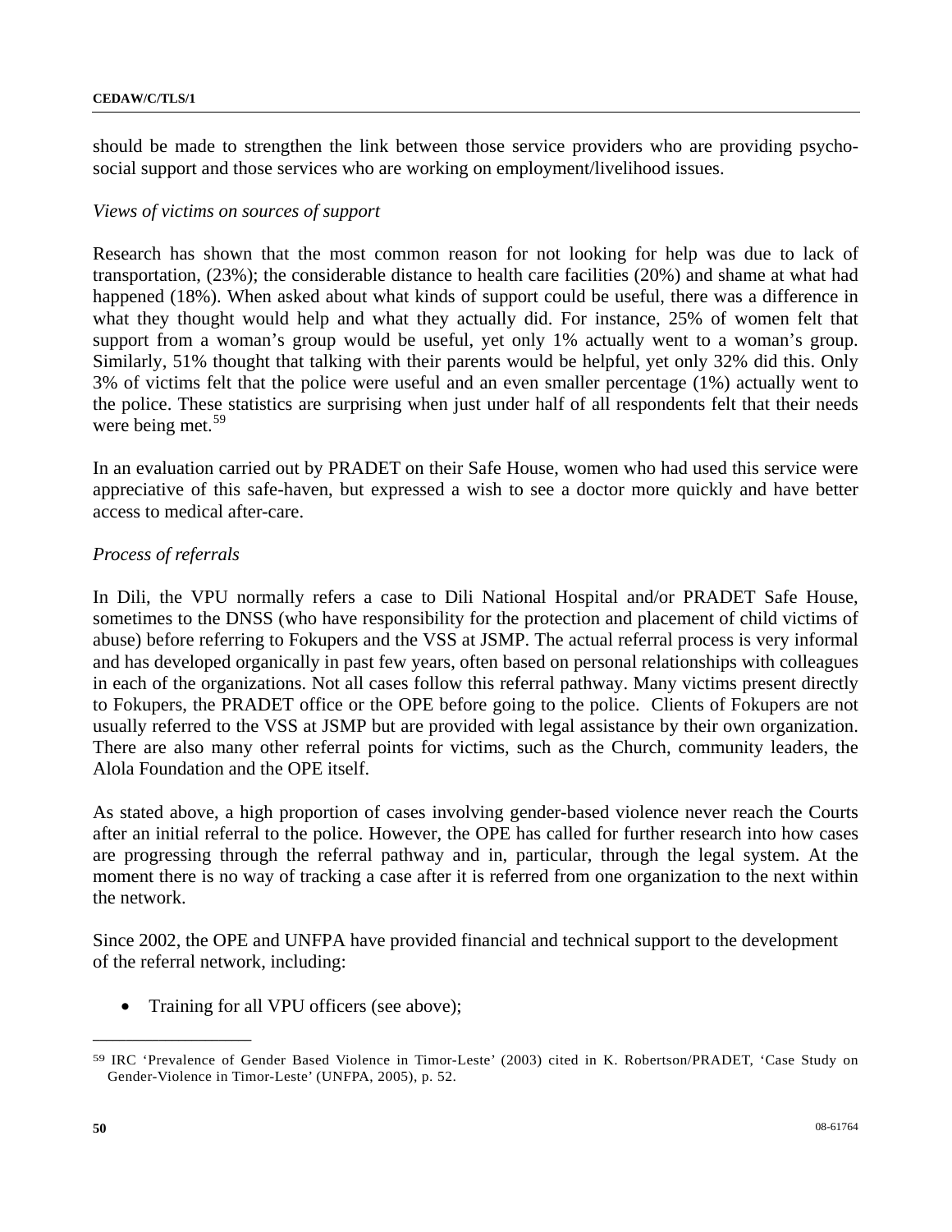should be made to strengthen the link between those service providers who are providing psycho-social support and those services who are working on employment/livelihood issues.

*Views of victims on sources of support*

Research has shown that the most common reason for not looking for help was due to lack of transportation, (23%); the considerable distance to health care facilities (20%) and shame at what had happened (18%). When asked about what kinds of support could be useful, there was a difference in what they thought would help and what they actually did. For instance, 25% of women felt that support from a woman's group would be useful, yet only 1% actually went to a woman's group. Similarly, 51% thought that talking with their parents would be helpful, yet only 32% did this. Only 3% of victims felt that the police were useful and an even smaller percentage (1%) actually went to the police. These statistics are surprising when just under half of all respondents felt that their needs were being met.[59]

In an evaluation carried out by PRADET on their Safe House, women who had used this service were appreciative of this safe-haven, but expressed a wish to see a doctor more quickly and have better access to medical after-care.

*Process of referrals*

In Dili, the VPU normally refers a case to Dili National Hospital and/or PRADET Safe House, sometimes to the DNSS (who have responsibility for the protection and placement of child victims of abuse) before referring to Fokupers and the VSS at JSMP. The actual referral process is very informal and has developed organically in past few years, often based on personal relationships with colleagues in each of the organizations. Not all cases follow this referral pathway. Many victims present directly to Fokupers, the PRADET office or the OPE before going to the police. Clients of Fokupers are not usually referred to the VSS at JSMP but are provided with legal assistance by their own organization. There are also many other referral points for victims, such as the Church, community leaders, the Alola Foundation and the OPE itself.

As stated above, a high proportion of cases involving gender-based violence never reach the Courts after an initial referral to the police. However, the OPE has called for further research into how cases are progressing through the referral pathway and in, particular, through the legal system. At the moment there is no way of tracking a case after it is referred from one organization to the next within the network.

Since 2002, the OPE and UNFPA have provided financial and technical support to the development of the referral network, including:

- Training for all VPU officers (see above);

---

[59] IRC 'Prevalence of Gender Based Violence in Timor-Leste' (2003) cited in K. Robertson/PRADET, 'Case Study on Gender-Violence in Timor-Leste' (UNFPA, 2005), p. 52.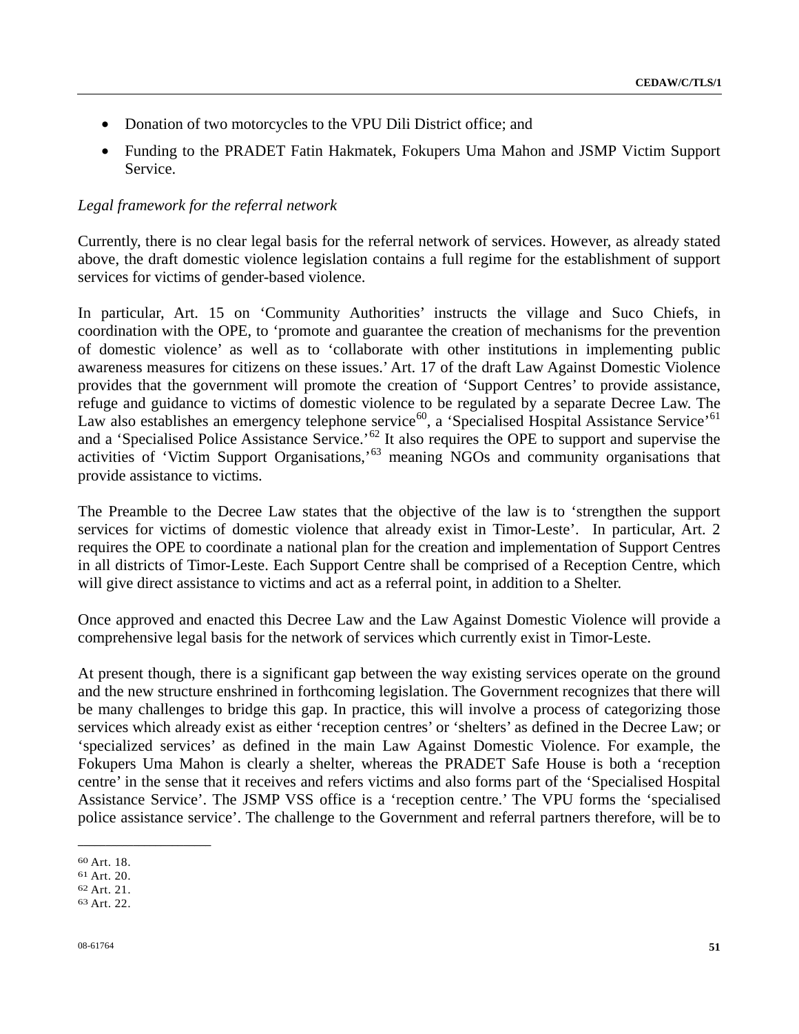- Donation of two motorcycles to the VPU Dili District office; and
- Funding to the PRADET Fatin Hakmatek, Fokupers Uma Mahon and JSMP Victim Support Service.

*Legal framework for the referral network*

Currently, there is no clear legal basis for the referral network of services. However, as already stated above, the draft domestic violence legislation contains a full regime for the establishment of support services for victims of gender-based violence.

In particular, Art. 15 on 'Community Authorities' instructs the village and Suco Chiefs, in coordination with the OPE, to 'promote and guarantee the creation of mechanisms for the prevention of domestic violence' as well as to 'collaborate with other institutions in implementing public awareness measures for citizens on these issues.' Art. 17 of the draft Law Against Domestic Violence provides that the government will promote the creation of 'Support Centres' to provide assistance, refuge and guidance to victims of domestic violence to be regulated by a separate Decree Law. The Law also establishes an emergency telephone service[60], a 'Specialised Hospital Assistance Service'[61] and a 'Specialised Police Assistance Service.'[62] It also requires the OPE to support and supervise the activities of 'Victim Support Organisations,'[63] meaning NGOs and community organisations that provide assistance to victims.

The Preamble to the Decree Law states that the objective of the law is to 'strengthen the support services for victims of domestic violence that already exist in Timor-Leste'. In particular, Art. 2 requires the OPE to coordinate a national plan for the creation and implementation of Support Centres in all districts of Timor-Leste. Each Support Centre shall be comprised of a Reception Centre, which will give direct assistance to victims and act as a referral point, in addition to a Shelter.

Once approved and enacted this Decree Law and the Law Against Domestic Violence will provide a comprehensive legal basis for the network of services which currently exist in Timor-Leste.

At present though, there is a significant gap between the way existing services operate on the ground and the new structure enshrined in forthcoming legislation. The Government recognizes that there will be many challenges to bridge this gap. In practice, this will involve a process of categorizing those services which already exist as either 'reception centres' or 'shelters' as defined in the Decree Law; or 'specialized services' as defined in the main Law Against Domestic Violence. For example, the Fokupers Uma Mahon is clearly a shelter, whereas the PRADET Safe House is both a 'reception centre' in the sense that it receives and refers victims and also forms part of the 'Specialised Hospital Assistance Service'. The JSMP VSS office is a 'reception centre.' The VPU forms the 'specialised police assistance service'. The challenge to the Government and referral partners therefore, will be to

---

[60] Art. 18.
[61] Art. 20.
[62] Art. 21.
[63] Art. 22.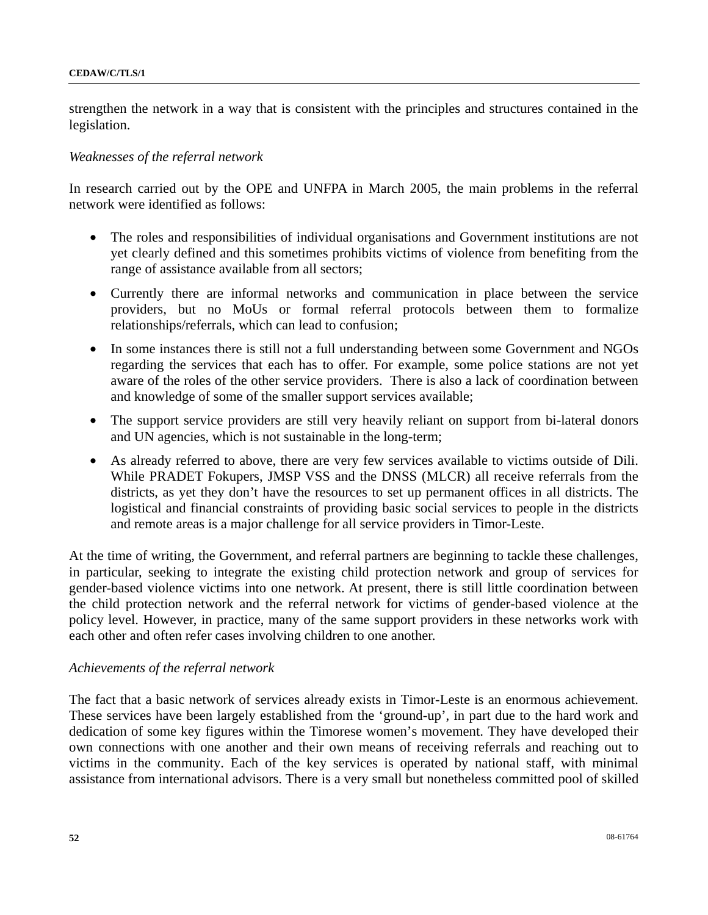strengthen the network in a way that is consistent with the principles and structures contained in the legislation.

*Weaknesses of the referral network*

In research carried out by the OPE and UNFPA in March 2005, the main problems in the referral network were identified as follows:

- The roles and responsibilities of individual organisations and Government institutions are not yet clearly defined and this sometimes prohibits victims of violence from benefiting from the range of assistance available from all sectors;
- Currently there are informal networks and communication in place between the service providers, but no MoUs or formal referral protocols between them to formalize relationships/referrals, which can lead to confusion;
- In some instances there is still not a full understanding between some Government and NGOs regarding the services that each has to offer. For example, some police stations are not yet aware of the roles of the other service providers. There is also a lack of coordination between and knowledge of some of the smaller support services available;
- The support service providers are still very heavily reliant on support from bi-lateral donors and UN agencies, which is not sustainable in the long-term;
- As already referred to above, there are very few services available to victims outside of Dili. While PRADET Fokupers, JMSP VSS and the DNSS (MLCR) all receive referrals from the districts, as yet they don't have the resources to set up permanent offices in all districts. The logistical and financial constraints of providing basic social services to people in the districts and remote areas is a major challenge for all service providers in Timor-Leste.

At the time of writing, the Government, and referral partners are beginning to tackle these challenges, in particular, seeking to integrate the existing child protection network and group of services for gender-based violence victims into one network. At present, there is still little coordination between the child protection network and the referral network for victims of gender-based violence at the policy level. However, in practice, many of the same support providers in these networks work with each other and often refer cases involving children to one another.

*Achievements of the referral network*

The fact that a basic network of services already exists in Timor-Leste is an enormous achievement. These services have been largely established from the 'ground-up', in part due to the hard work and dedication of some key figures within the Timorese women's movement. They have developed their own connections with one another and their own means of receiving referrals and reaching out to victims in the community. Each of the key services is operated by national staff, with minimal assistance from international advisors. There is a very small but nonetheless committed pool of skilled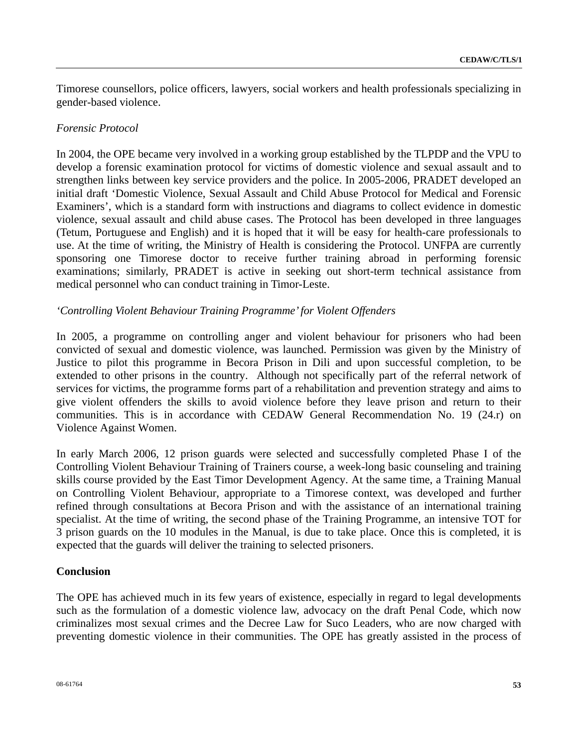Timorese counsellors, police officers, lawyers, social workers and health professionals specializing in gender-based violence.

*Forensic Protocol*

In 2004, the OPE became very involved in a working group established by the TLPDP and the VPU to develop a forensic examination protocol for victims of domestic violence and sexual assault and to strengthen links between key service providers and the police. In 2005-2006, PRADET developed an initial draft 'Domestic Violence, Sexual Assault and Child Abuse Protocol for Medical and Forensic Examiners', which is a standard form with instructions and diagrams to collect evidence in domestic violence, sexual assault and child abuse cases. The Protocol has been developed in three languages (Tetum, Portuguese and English) and it is hoped that it will be easy for health-care professionals to use. At the time of writing, the Ministry of Health is considering the Protocol. UNFPA are currently sponsoring one Timorese doctor to receive further training abroad in performing forensic examinations; similarly, PRADET is active in seeking out short-term technical assistance from medical personnel who can conduct training in Timor-Leste.

*'Controlling Violent Behaviour Training Programme' for Violent Offenders*

In 2005, a programme on controlling anger and violent behaviour for prisoners who had been convicted of sexual and domestic violence, was launched. Permission was given by the Ministry of Justice to pilot this programme in Becora Prison in Dili and upon successful completion, to be extended to other prisons in the country. Although not specifically part of the referral network of services for victims, the programme forms part of a rehabilitation and prevention strategy and aims to give violent offenders the skills to avoid violence before they leave prison and return to their communities. This is in accordance with CEDAW General Recommendation No. 19 (24.r) on Violence Against Women.

In early March 2006, 12 prison guards were selected and successfully completed Phase I of the Controlling Violent Behaviour Training of Trainers course, a week-long basic counseling and training skills course provided by the East Timor Development Agency. At the same time, a Training Manual on Controlling Violent Behaviour, appropriate to a Timorese context, was developed and further refined through consultations at Becora Prison and with the assistance of an international training specialist. At the time of writing, the second phase of the Training Programme, an intensive TOT for 3 prison guards on the 10 modules in the Manual, is due to take place. Once this is completed, it is expected that the guards will deliver the training to selected prisoners.

**Conclusion**

The OPE has achieved much in its few years of existence, especially in regard to legal developments such as the formulation of a domestic violence law, advocacy on the draft Penal Code, which now criminalizes most sexual crimes and the Decree Law for Suco Leaders, who are now charged with preventing domestic violence in their communities. The OPE has greatly assisted in the process of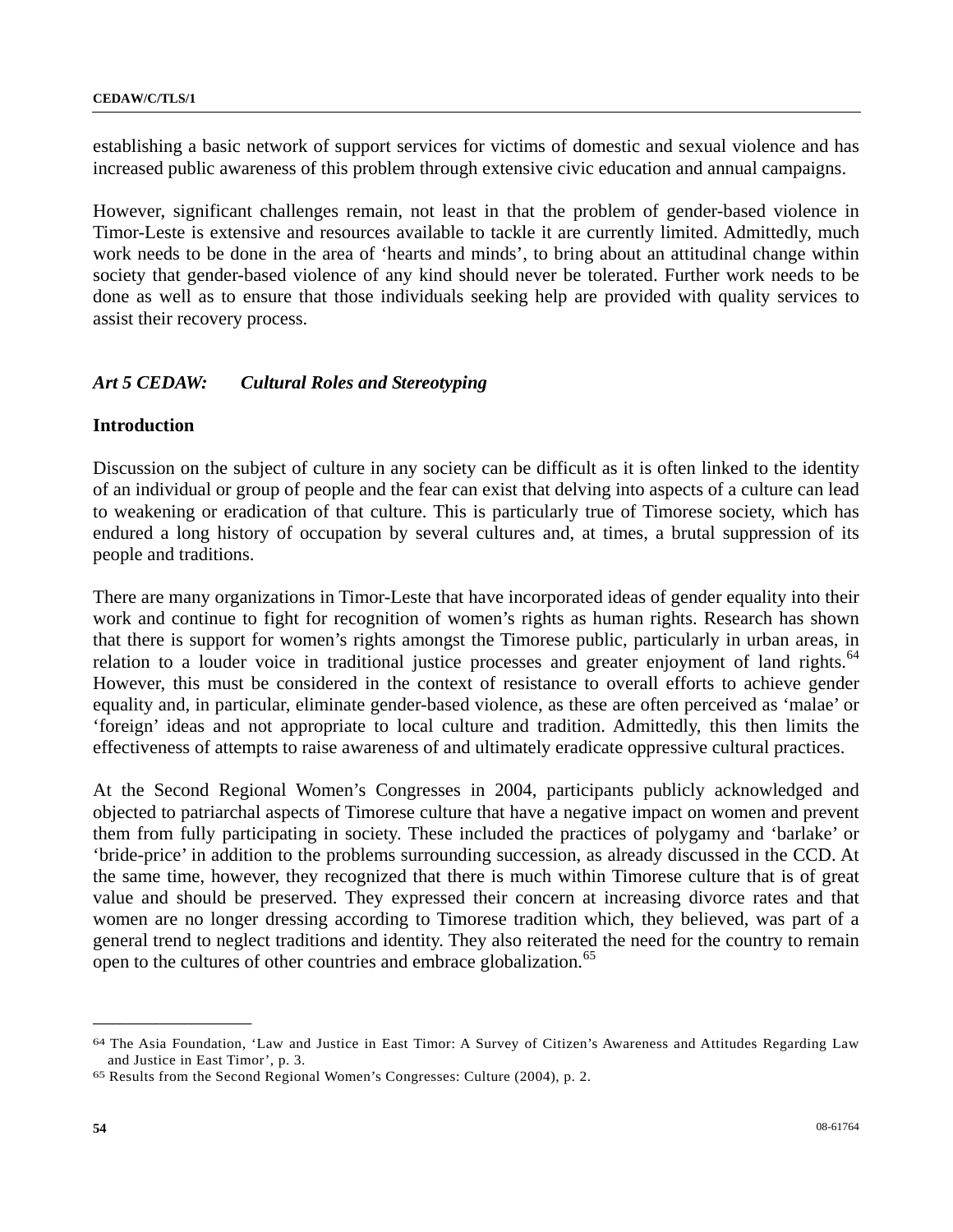establishing a basic network of support services for victims of domestic and sexual violence and has increased public awareness of this problem through extensive civic education and annual campaigns.

However, significant challenges remain, not least in that the problem of gender-based violence in Timor-Leste is extensive and resources available to tackle it are currently limited. Admittedly, much work needs to be done in the area of 'hearts and minds', to bring about an attitudinal change within society that gender-based violence of any kind should never be tolerated. Further work needs to be done as well as to ensure that those individuals seeking help are provided with quality services to assist their recovery process.

## *Art 5 CEDAW: Cultural Roles and Stereotyping*

### Introduction

Discussion on the subject of culture in any society can be difficult as it is often linked to the identity of an individual or group of people and the fear can exist that delving into aspects of a culture can lead to weakening or eradication of that culture. This is particularly true of Timorese society, which has endured a long history of occupation by several cultures and, at times, a brutal suppression of its people and traditions.

There are many organizations in Timor-Leste that have incorporated ideas of gender equality into their work and continue to fight for recognition of women's rights as human rights. Research has shown that there is support for women's rights amongst the Timorese public, particularly in urban areas, in relation to a louder voice in traditional justice processes and greater enjoyment of land rights.[64] However, this must be considered in the context of resistance to overall efforts to achieve gender equality and, in particular, eliminate gender-based violence, as these are often perceived as 'malae' or 'foreign' ideas and not appropriate to local culture and tradition. Admittedly, this then limits the effectiveness of attempts to raise awareness of and ultimately eradicate oppressive cultural practices.

At the Second Regional Women's Congresses in 2004, participants publicly acknowledged and objected to patriarchal aspects of Timorese culture that have a negative impact on women and prevent them from fully participating in society. These included the practices of polygamy and 'barlake' or 'bride-price' in addition to the problems surrounding succession, as already discussed in the CCD. At the same time, however, they recognized that there is much within Timorese culture that is of great value and should be preserved. They expressed their concern at increasing divorce rates and that women are no longer dressing according to Timorese tradition which, they believed, was part of a general trend to neglect traditions and identity. They also reiterated the need for the country to remain open to the cultures of other countries and embrace globalization.[65]

---

[64] The Asia Foundation, 'Law and Justice in East Timor: A Survey of Citizen's Awareness and Attitudes Regarding Law and Justice in East Timor', p. 3.

[65] Results from the Second Regional Women's Congresses: Culture (2004), p. 2.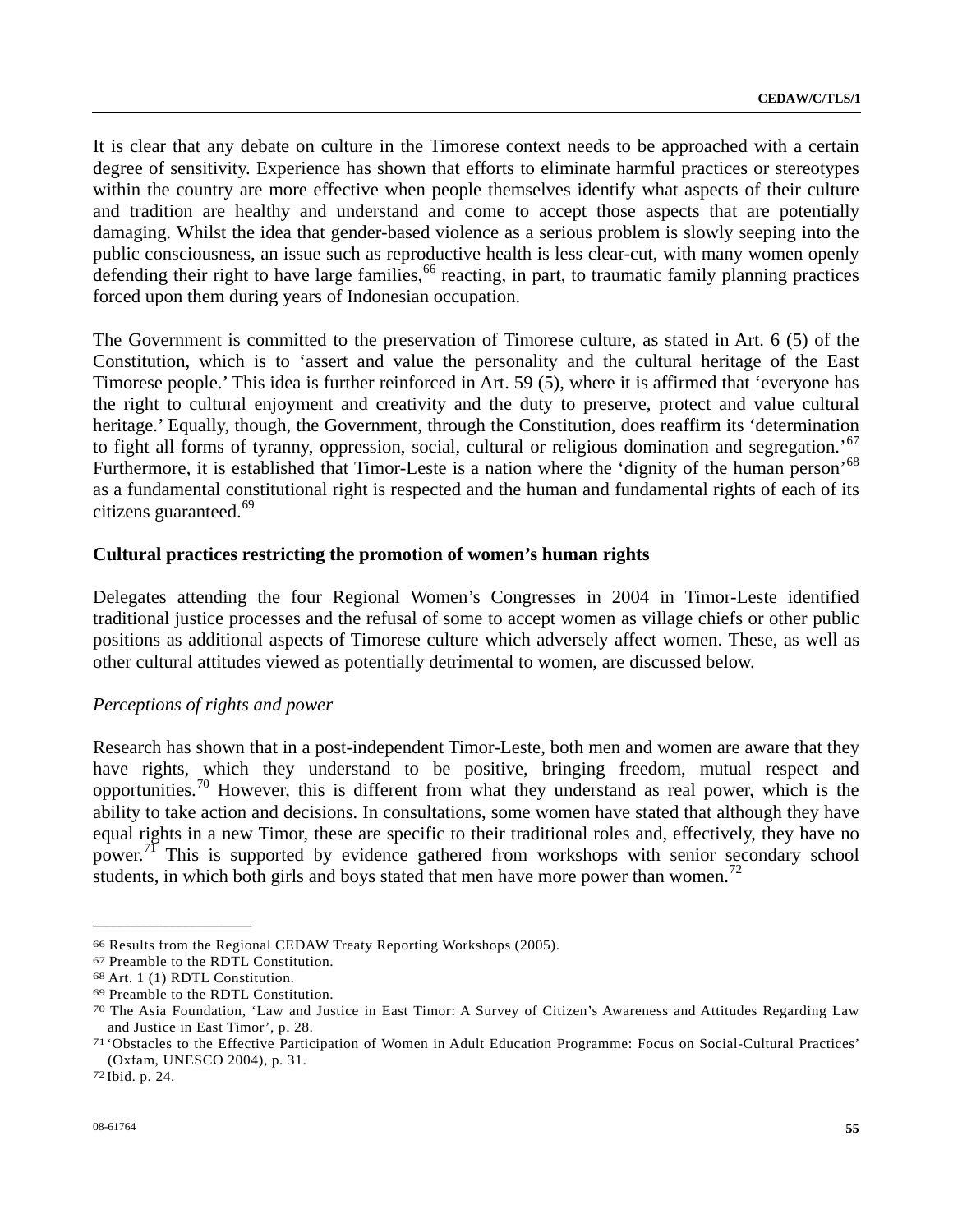It is clear that any debate on culture in the Timorese context needs to be approached with a certain degree of sensitivity. Experience has shown that efforts to eliminate harmful practices or stereotypes within the country are more effective when people themselves identify what aspects of their culture and tradition are healthy and understand and come to accept those aspects that are potentially damaging. Whilst the idea that gender-based violence as a serious problem is slowly seeping into the public consciousness, an issue such as reproductive health is less clear-cut, with many women openly defending their right to have large families,[66] reacting, in part, to traumatic family planning practices forced upon them during years of Indonesian occupation.

The Government is committed to the preservation of Timorese culture, as stated in Art. 6 (5) of the Constitution, which is to ‘assert and value the personality and the cultural heritage of the East Timorese people.’ This idea is further reinforced in Art. 59 (5), where it is affirmed that ‘everyone has the right to cultural enjoyment and creativity and the duty to preserve, protect and value cultural heritage.’ Equally, though, the Government, through the Constitution, does reaffirm its ‘determination to fight all forms of tyranny, oppression, social, cultural or religious domination and segregation.’[67] Furthermore, it is established that Timor-Leste is a nation where the ‘dignity of the human person’[68] as a fundamental constitutional right is respected and the human and fundamental rights of each of its citizens guaranteed.[69]

**Cultural practices restricting the promotion of women’s human rights**

Delegates attending the four Regional Women’s Congresses in 2004 in Timor-Leste identified traditional justice processes and the refusal of some to accept women as village chiefs or other public positions as additional aspects of Timorese culture which adversely affect women. These, as well as other cultural attitudes viewed as potentially detrimental to women, are discussed below.

*Perceptions of rights and power*

Research has shown that in a post-independent Timor-Leste, both men and women are aware that they have rights, which they understand to be positive, bringing freedom, mutual respect and opportunities.[70] However, this is different from what they understand as real power, which is the ability to take action and decisions. In consultations, some women have stated that although they have equal rights in a new Timor, these are specific to their traditional roles and, effectively, they have no power.[71] This is supported by evidence gathered from workshops with senior secondary school students, in which both girls and boys stated that men have more power than women.[72]

---

[66] Results from the Regional CEDAW Treaty Reporting Workshops (2005).

[67] Preamble to the RDTL Constitution.

[68] Art. 1 (1) RDTL Constitution.

[69] Preamble to the RDTL Constitution.

[70] The Asia Foundation, ‘Law and Justice in East Timor: A Survey of Citizen’s Awareness and Attitudes Regarding Law and Justice in East Timor’, p. 28.

[71] ‘Obstacles to the Effective Participation of Women in Adult Education Programme: Focus on Social-Cultural Practices’ (Oxfam, UNESCO 2004), p. 31.

[72] Ibid. p. 24.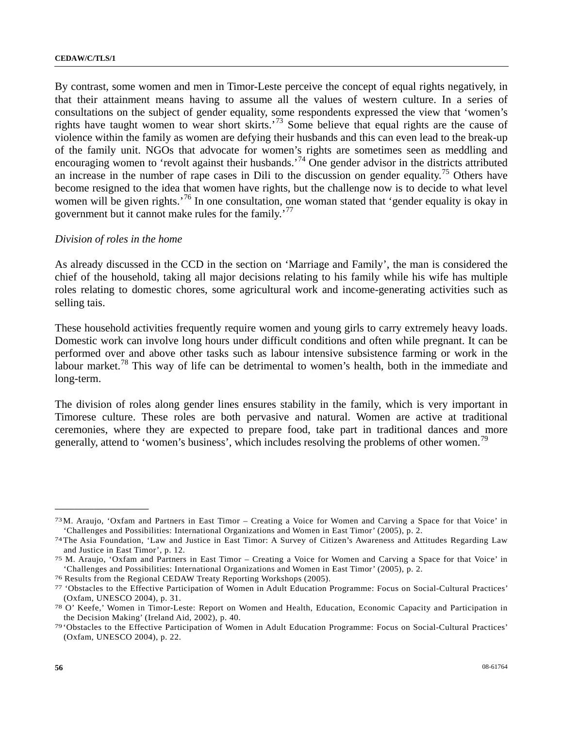By contrast, some women and men in Timor-Leste perceive the concept of equal rights negatively, in that their attainment means having to assume all the values of western culture. In a series of consultations on the subject of gender equality, some respondents expressed the view that 'women's rights have taught women to wear short skirts.'[73] Some believe that equal rights are the cause of violence within the family as women are defying their husbands and this can even lead to the break-up of the family unit. NGOs that advocate for women's rights are sometimes seen as meddling and encouraging women to 'revolt against their husbands.'[74] One gender advisor in the districts attributed an increase in the number of rape cases in Dili to the discussion on gender equality.[75] Others have become resigned to the idea that women have rights, but the challenge now is to decide to what level women will be given rights.'[76] In one consultation, one woman stated that 'gender equality is okay in government but it cannot make rules for the family.'[77]

*Division of roles in the home*

As already discussed in the CCD in the section on 'Marriage and Family', the man is considered the chief of the household, taking all major decisions relating to his family while his wife has multiple roles relating to domestic chores, some agricultural work and income-generating activities such as selling tais.

These household activities frequently require women and young girls to carry extremely heavy loads. Domestic work can involve long hours under difficult conditions and often while pregnant. It can be performed over and above other tasks such as labour intensive subsistence farming or work in the labour market.[78] This way of life can be detrimental to women's health, both in the immediate and long-term.

The division of roles along gender lines ensures stability in the family, which is very important in Timorese culture. These roles are both pervasive and natural. Women are active at traditional ceremonies, where they are expected to prepare food, take part in traditional dances and more generally, attend to 'women's business', which includes resolving the problems of other women.[79]

---

[73] M. Araujo, 'Oxfam and Partners in East Timor – Creating a Voice for Women and Carving a Space for that Voice' in 'Challenges and Possibilities: International Organizations and Women in East Timor' (2005), p. 2.

[74] The Asia Foundation, 'Law and Justice in East Timor: A Survey of Citizen's Awareness and Attitudes Regarding Law and Justice in East Timor', p. 12.

[75] M. Araujo, 'Oxfam and Partners in East Timor – Creating a Voice for Women and Carving a Space for that Voice' in 'Challenges and Possibilities: International Organizations and Women in East Timor' (2005), p. 2.

[76] Results from the Regional CEDAW Treaty Reporting Workshops (2005).

[77] 'Obstacles to the Effective Participation of Women in Adult Education Programme: Focus on Social-Cultural Practices' (Oxfam, UNESCO 2004), p. 31.

[78] O' Keefe,' Women in Timor-Leste: Report on Women and Health, Education, Economic Capacity and Participation in the Decision Making' (Ireland Aid, 2002), p. 40.

[79] 'Obstacles to the Effective Participation of Women in Adult Education Programme: Focus on Social-Cultural Practices' (Oxfam, UNESCO 2004), p. 22.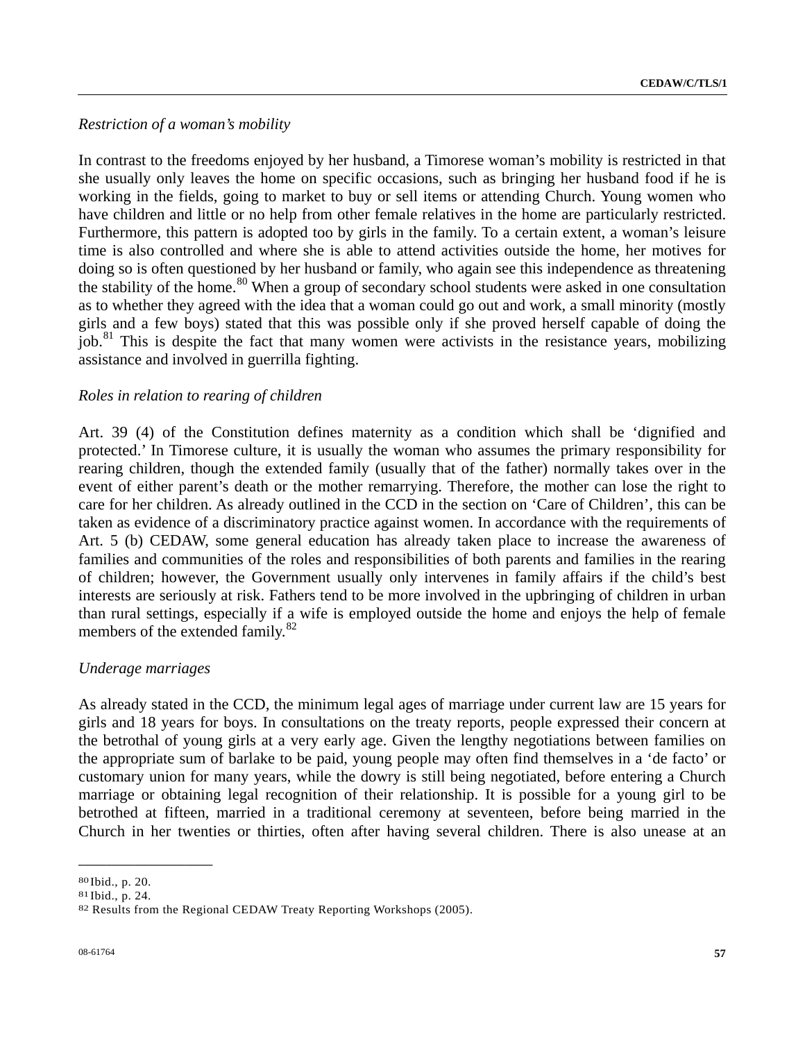*Restriction of a woman's mobility*

In contrast to the freedoms enjoyed by her husband, a Timorese woman's mobility is restricted in that she usually only leaves the home on specific occasions, such as bringing her husband food if he is working in the fields, going to market to buy or sell items or attending Church. Young women who have children and little or no help from other female relatives in the home are particularly restricted. Furthermore, this pattern is adopted too by girls in the family. To a certain extent, a woman's leisure time is also controlled and where she is able to attend activities outside the home, her motives for doing so is often questioned by her husband or family, who again see this independence as threatening the stability of the home.[80] When a group of secondary school students were asked in one consultation as to whether they agreed with the idea that a woman could go out and work, a small minority (mostly girls and a few boys) stated that this was possible only if she proved herself capable of doing the job.[81] This is despite the fact that many women were activists in the resistance years, mobilizing assistance and involved in guerrilla fighting.

*Roles in relation to rearing of children*

Art. 39 (4) of the Constitution defines maternity as a condition which shall be 'dignified and protected.' In Timorese culture, it is usually the woman who assumes the primary responsibility for rearing children, though the extended family (usually that of the father) normally takes over in the event of either parent's death or the mother remarrying. Therefore, the mother can lose the right to care for her children. As already outlined in the CCD in the section on 'Care of Children', this can be taken as evidence of a discriminatory practice against women. In accordance with the requirements of Art. 5 (b) CEDAW, some general education has already taken place to increase the awareness of families and communities of the roles and responsibilities of both parents and families in the rearing of children; however, the Government usually only intervenes in family affairs if the child's best interests are seriously at risk. Fathers tend to be more involved in the upbringing of children in urban than rural settings, especially if a wife is employed outside the home and enjoys the help of female members of the extended family.[82]

*Underage marriages*

As already stated in the CCD, the minimum legal ages of marriage under current law are 15 years for girls and 18 years for boys. In consultations on the treaty reports, people expressed their concern at the betrothal of young girls at a very early age. Given the lengthy negotiations between families on the appropriate sum of barlake to be paid, young people may often find themselves in a 'de facto' or customary union for many years, while the dowry is still being negotiated, before entering a Church marriage or obtaining legal recognition of their relationship. It is possible for a young girl to be betrothed at fifteen, married in a traditional ceremony at seventeen, before being married in the Church in her twenties or thirties, often after having several children. There is also unease at an

---

[80] Ibid., p. 20.

[81] Ibid., p. 24.

[82] Results from the Regional CEDAW Treaty Reporting Workshops (2005).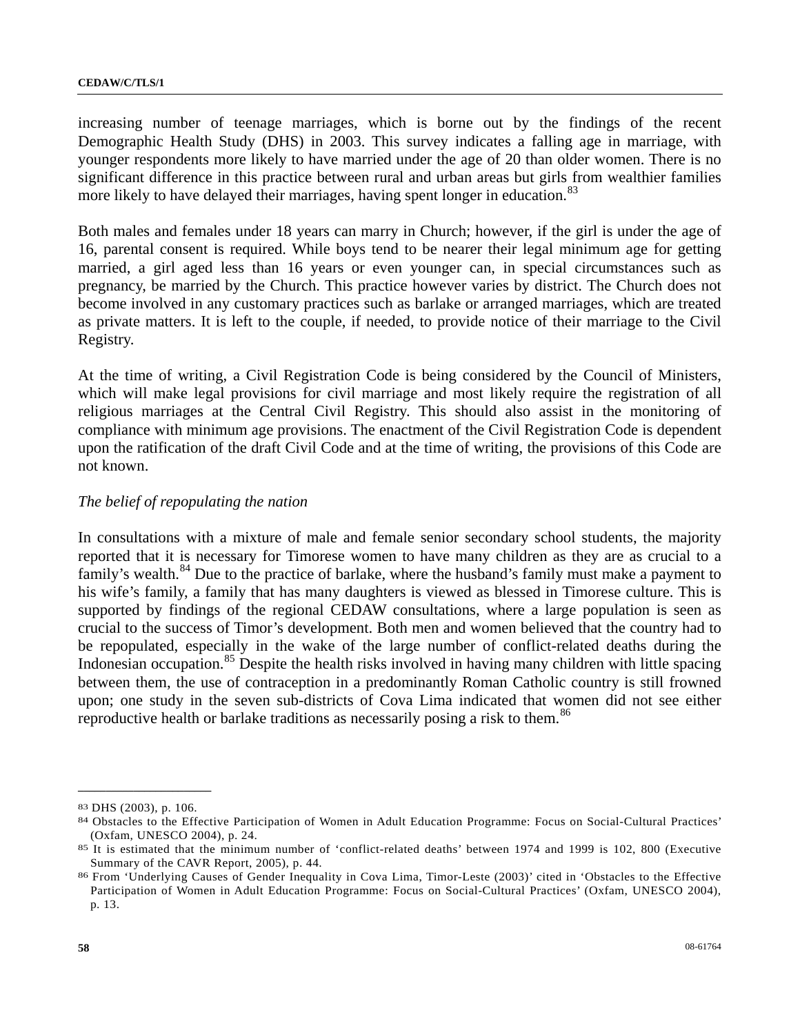increasing number of teenage marriages, which is borne out by the findings of the recent Demographic Health Study (DHS) in 2003. This survey indicates a falling age in marriage, with younger respondents more likely to have married under the age of 20 than older women. There is no significant difference in this practice between rural and urban areas but girls from wealthier families more likely to have delayed their marriages, having spent longer in education.[83]

Both males and females under 18 years can marry in Church; however, if the girl is under the age of 16, parental consent is required. While boys tend to be nearer their legal minimum age for getting married, a girl aged less than 16 years or even younger can, in special circumstances such as pregnancy, be married by the Church. This practice however varies by district. The Church does not become involved in any customary practices such as barlake or arranged marriages, which are treated as private matters. It is left to the couple, if needed, to provide notice of their marriage to the Civil Registry.

At the time of writing, a Civil Registration Code is being considered by the Council of Ministers, which will make legal provisions for civil marriage and most likely require the registration of all religious marriages at the Central Civil Registry. This should also assist in the monitoring of compliance with minimum age provisions. The enactment of the Civil Registration Code is dependent upon the ratification of the draft Civil Code and at the time of writing, the provisions of this Code are not known.

*The belief of repopulating the nation*

In consultations with a mixture of male and female senior secondary school students, the majority reported that it is necessary for Timorese women to have many children as they are as crucial to a family's wealth.[84] Due to the practice of barlake, where the husband's family must make a payment to his wife's family, a family that has many daughters is viewed as blessed in Timorese culture. This is supported by findings of the regional CEDAW consultations, where a large population is seen as crucial to the success of Timor's development. Both men and women believed that the country had to be repopulated, especially in the wake of the large number of conflict-related deaths during the Indonesian occupation.[85] Despite the health risks involved in having many children with little spacing between them, the use of contraception in a predominantly Roman Catholic country is still frowned upon; one study in the seven sub-districts of Cova Lima indicated that women did not see either reproductive health or barlake traditions as necessarily posing a risk to them.[86]

---

[83] DHS (2003), p. 106.

[84] Obstacles to the Effective Participation of Women in Adult Education Programme: Focus on Social-Cultural Practices' (Oxfam, UNESCO 2004), p. 24.

[85] It is estimated that the minimum number of 'conflict-related deaths' between 1974 and 1999 is 102, 800 (Executive Summary of the CAVR Report, 2005), p. 44.

[86] From 'Underlying Causes of Gender Inequality in Cova Lima, Timor-Leste (2003)' cited in 'Obstacles to the Effective Participation of Women in Adult Education Programme: Focus on Social-Cultural Practices' (Oxfam, UNESCO 2004), p. 13.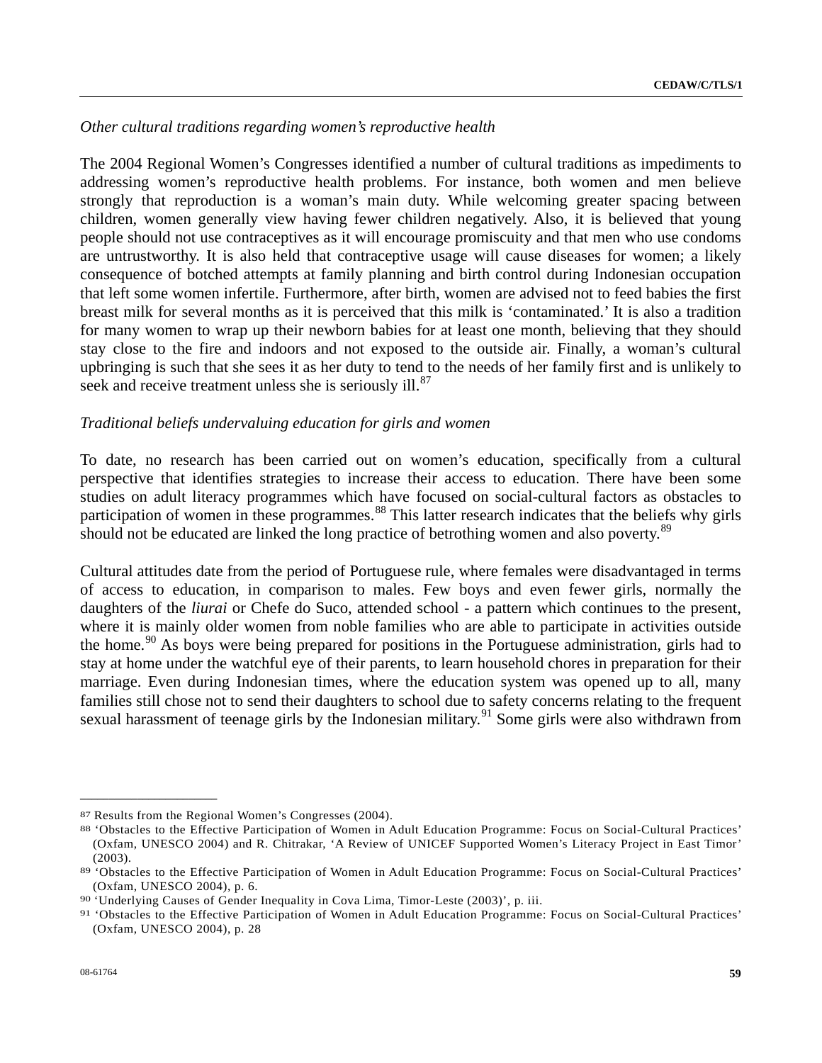*Other cultural traditions regarding women's reproductive health*

The 2004 Regional Women's Congresses identified a number of cultural traditions as impediments to addressing women's reproductive health problems. For instance, both women and men believe strongly that reproduction is a woman's main duty. While welcoming greater spacing between children, women generally view having fewer children negatively. Also, it is believed that young people should not use contraceptives as it will encourage promiscuity and that men who use condoms are untrustworthy. It is also held that contraceptive usage will cause diseases for women; a likely consequence of botched attempts at family planning and birth control during Indonesian occupation that left some women infertile. Furthermore, after birth, women are advised not to feed babies the first breast milk for several months as it is perceived that this milk is 'contaminated.' It is also a tradition for many women to wrap up their newborn babies for at least one month, believing that they should stay close to the fire and indoors and not exposed to the outside air. Finally, a woman's cultural upbringing is such that she sees it as her duty to tend to the needs of her family first and is unlikely to seek and receive treatment unless she is seriously ill.[87]

*Traditional beliefs undervaluing education for girls and women*

To date, no research has been carried out on women's education, specifically from a cultural perspective that identifies strategies to increase their access to education. There have been some studies on adult literacy programmes which have focused on social-cultural factors as obstacles to participation of women in these programmes.[88] This latter research indicates that the beliefs why girls should not be educated are linked the long practice of betrothing women and also poverty.[89]

Cultural attitudes date from the period of Portuguese rule, where females were disadvantaged in terms of access to education, in comparison to males. Few boys and even fewer girls, normally the daughters of the *liurai* or Chefe do Suco, attended school - a pattern which continues to the present, where it is mainly older women from noble families who are able to participate in activities outside the home.[90] As boys were being prepared for positions in the Portuguese administration, girls had to stay at home under the watchful eye of their parents, to learn household chores in preparation for their marriage. Even during Indonesian times, where the education system was opened up to all, many families still chose not to send their daughters to school due to safety concerns relating to the frequent sexual harassment of teenage girls by the Indonesian military.[91] Some girls were also withdrawn from

---

[87] Results from the Regional Women's Congresses (2004).

[88] 'Obstacles to the Effective Participation of Women in Adult Education Programme: Focus on Social-Cultural Practices' (Oxfam, UNESCO 2004) and R. Chitrakar, 'A Review of UNICEF Supported Women's Literacy Project in East Timor' (2003).

[89] 'Obstacles to the Effective Participation of Women in Adult Education Programme: Focus on Social-Cultural Practices' (Oxfam, UNESCO 2004), p. 6.

[90] 'Underlying Causes of Gender Inequality in Cova Lima, Timor-Leste (2003)', p. iii.

[91] 'Obstacles to the Effective Participation of Women in Adult Education Programme: Focus on Social-Cultural Practices' (Oxfam, UNESCO 2004), p. 28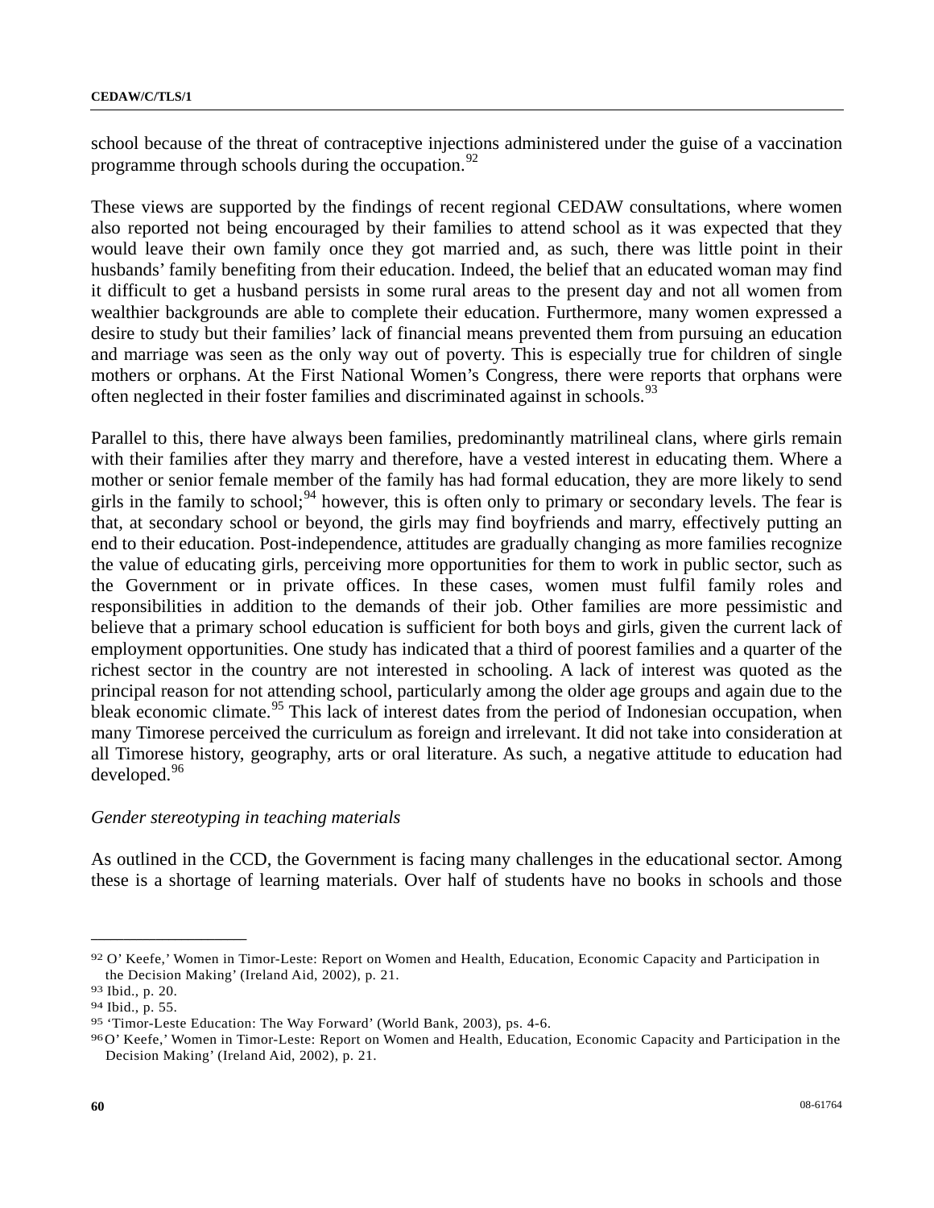school because of the threat of contraceptive injections administered under the guise of a vaccination programme through schools during the occupation.[92]

These views are supported by the findings of recent regional CEDAW consultations, where women also reported not being encouraged by their families to attend school as it was expected that they would leave their own family once they got married and, as such, there was little point in their husbands' family benefiting from their education. Indeed, the belief that an educated woman may find it difficult to get a husband persists in some rural areas to the present day and not all women from wealthier backgrounds are able to complete their education. Furthermore, many women expressed a desire to study but their families' lack of financial means prevented them from pursuing an education and marriage was seen as the only way out of poverty. This is especially true for children of single mothers or orphans. At the First National Women's Congress, there were reports that orphans were often neglected in their foster families and discriminated against in schools.[93]

Parallel to this, there have always been families, predominantly matrilineal clans, where girls remain with their families after they marry and therefore, have a vested interest in educating them. Where a mother or senior female member of the family has had formal education, they are more likely to send girls in the family to school;[94] however, this is often only to primary or secondary levels. The fear is that, at secondary school or beyond, the girls may find boyfriends and marry, effectively putting an end to their education. Post-independence, attitudes are gradually changing as more families recognize the value of educating girls, perceiving more opportunities for them to work in public sector, such as the Government or in private offices. In these cases, women must fulfil family roles and responsibilities in addition to the demands of their job. Other families are more pessimistic and believe that a primary school education is sufficient for both boys and girls, given the current lack of employment opportunities. One study has indicated that a third of poorest families and a quarter of the richest sector in the country are not interested in schooling. A lack of interest was quoted as the principal reason for not attending school, particularly among the older age groups and again due to the bleak economic climate.[95] This lack of interest dates from the period of Indonesian occupation, when many Timorese perceived the curriculum as foreign and irrelevant. It did not take into consideration at all Timorese history, geography, arts or oral literature. As such, a negative attitude to education had developed.[96]

*Gender stereotyping in teaching materials*

As outlined in the CCD, the Government is facing many challenges in the educational sector. Among these is a shortage of learning materials. Over half of students have no books in schools and those

---

92 O' Keefe,' Women in Timor-Leste: Report on Women and Health, Education, Economic Capacity and Participation in the Decision Making' (Ireland Aid, 2002), p. 21.

93 Ibid., p. 20.

94 Ibid., p. 55.

95 'Timor-Leste Education: The Way Forward' (World Bank, 2003), ps. 4-6.

96 O' Keefe,' Women in Timor-Leste: Report on Women and Health, Education, Economic Capacity and Participation in the Decision Making' (Ireland Aid, 2002), p. 21.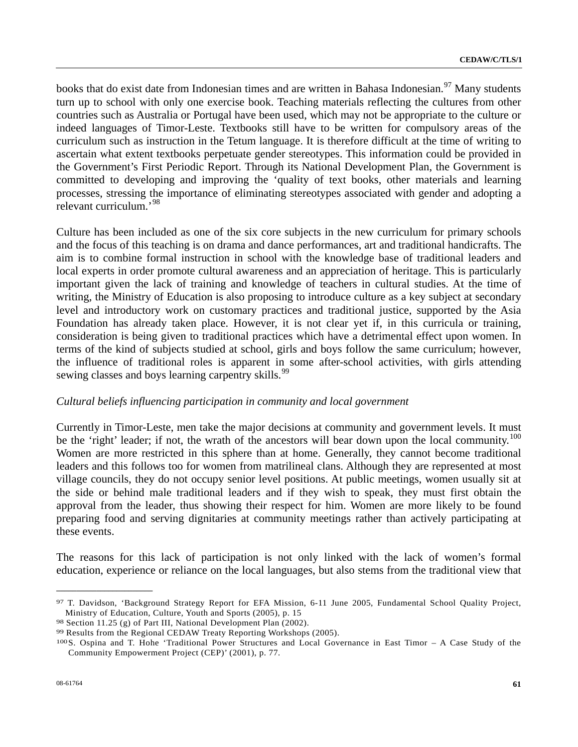books that do exist date from Indonesian times and are written in Bahasa Indonesian.[97] Many students turn up to school with only one exercise book. Teaching materials reflecting the cultures from other countries such as Australia or Portugal have been used, which may not be appropriate to the culture or indeed languages of Timor-Leste. Textbooks still have to be written for compulsory areas of the curriculum such as instruction in the Tetum language. It is therefore difficult at the time of writing to ascertain what extent textbooks perpetuate gender stereotypes. This information could be provided in the Government's First Periodic Report. Through its National Development Plan, the Government is committed to developing and improving the 'quality of text books, other materials and learning processes, stressing the importance of eliminating stereotypes associated with gender and adopting a relevant curriculum.'[98]

Culture has been included as one of the six core subjects in the new curriculum for primary schools and the focus of this teaching is on drama and dance performances, art and traditional handicrafts. The aim is to combine formal instruction in school with the knowledge base of traditional leaders and local experts in order promote cultural awareness and an appreciation of heritage. This is particularly important given the lack of training and knowledge of teachers in cultural studies. At the time of writing, the Ministry of Education is also proposing to introduce culture as a key subject at secondary level and introductory work on customary practices and traditional justice, supported by the Asia Foundation has already taken place. However, it is not clear yet if, in this curricula or training, consideration is being given to traditional practices which have a detrimental effect upon women. In terms of the kind of subjects studied at school, girls and boys follow the same curriculum; however, the influence of traditional roles is apparent in some after-school activities, with girls attending sewing classes and boys learning carpentry skills.[99]

*Cultural beliefs influencing participation in community and local government*

Currently in Timor-Leste, men take the major decisions at community and government levels. It must be the 'right' leader; if not, the wrath of the ancestors will bear down upon the local community.[100] Women are more restricted in this sphere than at home. Generally, they cannot become traditional leaders and this follows too for women from matrilineal clans. Although they are represented at most village councils, they do not occupy senior level positions. At public meetings, women usually sit at the side or behind male traditional leaders and if they wish to speak, they must first obtain the approval from the leader, thus showing their respect for him. Women are more likely to be found preparing food and serving dignitaries at community meetings rather than actively participating at these events.

The reasons for this lack of participation is not only linked with the lack of women's formal education, experience or reliance on the local languages, but also stems from the traditional view that

---

[97] T. Davidson, 'Background Strategy Report for EFA Mission, 6-11 June 2005, Fundamental School Quality Project, Ministry of Education, Culture, Youth and Sports (2005), p. 15

[98] Section 11.25 (g) of Part III, National Development Plan (2002).

[99] Results from the Regional CEDAW Treaty Reporting Workshops (2005).

[100] S. Ospina and T. Hohe 'Traditional Power Structures and Local Governance in East Timor – A Case Study of the Community Empowerment Project (CEP)' (2001), p. 77.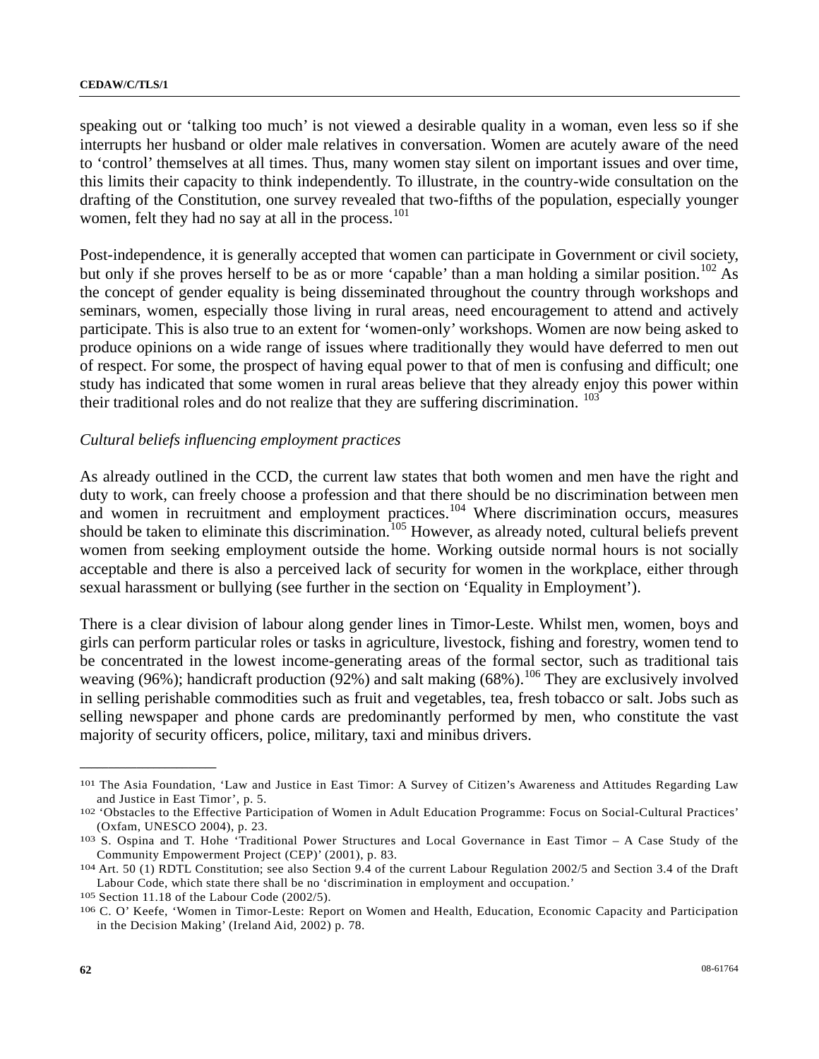speaking out or 'talking too much' is not viewed a desirable quality in a woman, even less so if she interrupts her husband or older male relatives in conversation. Women are acutely aware of the need to 'control' themselves at all times. Thus, many women stay silent on important issues and over time, this limits their capacity to think independently. To illustrate, in the country-wide consultation on the drafting of the Constitution, one survey revealed that two-fifths of the population, especially younger women, felt they had no say at all in the process.[101]

Post-independence, it is generally accepted that women can participate in Government or civil society, but only if she proves herself to be as or more 'capable' than a man holding a similar position.[102] As the concept of gender equality is being disseminated throughout the country through workshops and seminars, women, especially those living in rural areas, need encouragement to attend and actively participate. This is also true to an extent for 'women-only' workshops. Women are now being asked to produce opinions on a wide range of issues where traditionally they would have deferred to men out of respect. For some, the prospect of having equal power to that of men is confusing and difficult; one study has indicated that some women in rural areas believe that they already enjoy this power within their traditional roles and do not realize that they are suffering discrimination. [103]

*Cultural beliefs influencing employment practices*

As already outlined in the CCD, the current law states that both women and men have the right and duty to work, can freely choose a profession and that there should be no discrimination between men and women in recruitment and employment practices.[104] Where discrimination occurs, measures should be taken to eliminate this discrimination.[105] However, as already noted, cultural beliefs prevent women from seeking employment outside the home. Working outside normal hours is not socially acceptable and there is also a perceived lack of security for women in the workplace, either through sexual harassment or bullying (see further in the section on 'Equality in Employment').

There is a clear division of labour along gender lines in Timor-Leste. Whilst men, women, boys and girls can perform particular roles or tasks in agriculture, livestock, fishing and forestry, women tend to be concentrated in the lowest income-generating areas of the formal sector, such as traditional tais weaving (96%); handicraft production (92%) and salt making (68%).[106] They are exclusively involved in selling perishable commodities such as fruit and vegetables, tea, fresh tobacco or salt. Jobs such as selling newspaper and phone cards are predominantly performed by men, who constitute the vast majority of security officers, police, military, taxi and minibus drivers.

---

[101] The Asia Foundation, 'Law and Justice in East Timor: A Survey of Citizen's Awareness and Attitudes Regarding Law and Justice in East Timor', p. 5.

[102] 'Obstacles to the Effective Participation of Women in Adult Education Programme: Focus on Social-Cultural Practices' (Oxfam, UNESCO 2004), p. 23.

[103] S. Ospina and T. Hohe 'Traditional Power Structures and Local Governance in East Timor – A Case Study of the Community Empowerment Project (CEP)' (2001), p. 83.

[104] Art. 50 (1) RDTL Constitution; see also Section 9.4 of the current Labour Regulation 2002/5 and Section 3.4 of the Draft Labour Code, which state there shall be no 'discrimination in employment and occupation.'

[105] Section 11.18 of the Labour Code (2002/5).

[106] C. O' Keefe, 'Women in Timor-Leste: Report on Women and Health, Education, Economic Capacity and Participation in the Decision Making' (Ireland Aid, 2002) p. 78.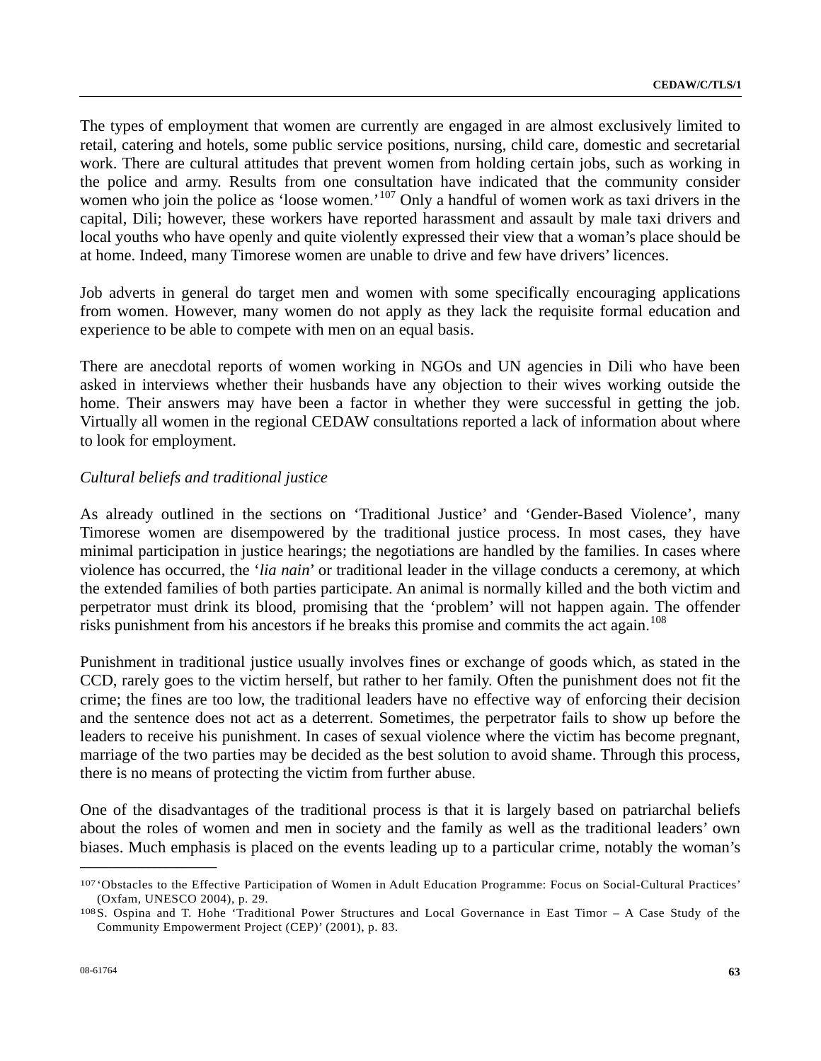The types of employment that women are currently are engaged in are almost exclusively limited to retail, catering and hotels, some public service positions, nursing, child care, domestic and secretarial work. There are cultural attitudes that prevent women from holding certain jobs, such as working in the police and army. Results from one consultation have indicated that the community consider women who join the police as 'loose women.'[107] Only a handful of women work as taxi drivers in the capital, Dili; however, these workers have reported harassment and assault by male taxi drivers and local youths who have openly and quite violently expressed their view that a woman's place should be at home. Indeed, many Timorese women are unable to drive and few have drivers' licences.

Job adverts in general do target men and women with some specifically encouraging applications from women. However, many women do not apply as they lack the requisite formal education and experience to be able to compete with men on an equal basis.

There are anecdotal reports of women working in NGOs and UN agencies in Dili who have been asked in interviews whether their husbands have any objection to their wives working outside the home. Their answers may have been a factor in whether they were successful in getting the job. Virtually all women in the regional CEDAW consultations reported a lack of information about where to look for employment.

*Cultural beliefs and traditional justice*

As already outlined in the sections on 'Traditional Justice' and 'Gender-Based Violence', many Timorese women are disempowered by the traditional justice process. In most cases, they have minimal participation in justice hearings; the negotiations are handled by the families. In cases where violence has occurred, the '*lia nain*' or traditional leader in the village conducts a ceremony, at which the extended families of both parties participate. An animal is normally killed and the both victim and perpetrator must drink its blood, promising that the 'problem' will not happen again. The offender risks punishment from his ancestors if he breaks this promise and commits the act again.[108]

Punishment in traditional justice usually involves fines or exchange of goods which, as stated in the CCD, rarely goes to the victim herself, but rather to her family. Often the punishment does not fit the crime; the fines are too low, the traditional leaders have no effective way of enforcing their decision and the sentence does not act as a deterrent. Sometimes, the perpetrator fails to show up before the leaders to receive his punishment. In cases of sexual violence where the victim has become pregnant, marriage of the two parties may be decided as the best solution to avoid shame. Through this process, there is no means of protecting the victim from further abuse.

One of the disadvantages of the traditional process is that it is largely based on patriarchal beliefs about the roles of women and men in society and the family as well as the traditional leaders' own biases. Much emphasis is placed on the events leading up to a particular crime, notably the woman's

---

[107] 'Obstacles to the Effective Participation of Women in Adult Education Programme: Focus on Social-Cultural Practices' (Oxfam, UNESCO 2004), p. 29.

[108] S. Ospina and T. Hohe 'Traditional Power Structures and Local Governance in East Timor – A Case Study of the Community Empowerment Project (CEP)' (2001), p. 83.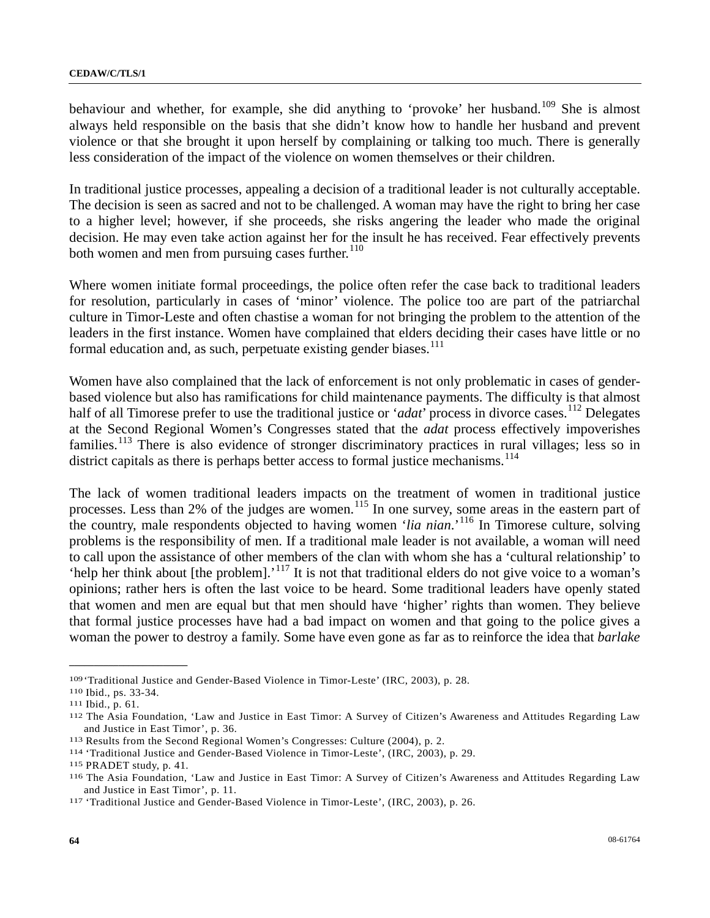behaviour and whether, for example, she did anything to 'provoke' her husband.[109] She is almost always held responsible on the basis that she didn't know how to handle her husband and prevent violence or that she brought it upon herself by complaining or talking too much. There is generally less consideration of the impact of the violence on women themselves or their children.

In traditional justice processes, appealing a decision of a traditional leader is not culturally acceptable. The decision is seen as sacred and not to be challenged. A woman may have the right to bring her case to a higher level; however, if she proceeds, she risks angering the leader who made the original decision. He may even take action against her for the insult he has received. Fear effectively prevents both women and men from pursuing cases further.[110]

Where women initiate formal proceedings, the police often refer the case back to traditional leaders for resolution, particularly in cases of 'minor' violence. The police too are part of the patriarchal culture in Timor-Leste and often chastise a woman for not bringing the problem to the attention of the leaders in the first instance. Women have complained that elders deciding their cases have little or no formal education and, as such, perpetuate existing gender biases.[111]

Women have also complained that the lack of enforcement is not only problematic in cases of gender-based violence but also has ramifications for child maintenance payments. The difficulty is that almost half of all Timorese prefer to use the traditional justice or '*adat*' process in divorce cases.[112] Delegates at the Second Regional Women's Congresses stated that the *adat* process effectively impoverishes families.[113] There is also evidence of stronger discriminatory practices in rural villages; less so in district capitals as there is perhaps better access to formal justice mechanisms.[114]

The lack of women traditional leaders impacts on the treatment of women in traditional justice processes. Less than 2% of the judges are women.[115] In one survey, some areas in the eastern part of the country, male respondents objected to having women '*lia nian*.'[116] In Timorese culture, solving problems is the responsibility of men. If a traditional male leader is not available, a woman will need to call upon the assistance of other members of the clan with whom she has a 'cultural relationship' to 'help her think about [the problem].'[117] It is not that traditional elders do not give voice to a woman's opinions; rather hers is often the last voice to be heard. Some traditional leaders have openly stated that women and men are equal but that men should have 'higher' rights than women. They believe that formal justice processes have had a bad impact on women and that going to the police gives a woman the power to destroy a family. Some have even gone as far as to reinforce the idea that *barlake*

---

[109] 'Traditional Justice and Gender-Based Violence in Timor-Leste' (IRC, 2003), p. 28.
[110] Ibid., ps. 33-34.
[111] Ibid., p. 61.
[112] The Asia Foundation, 'Law and Justice in East Timor: A Survey of Citizen's Awareness and Attitudes Regarding Law and Justice in East Timor', p. 36.
[113] Results from the Second Regional Women's Congresses: Culture (2004), p. 2.
[114] 'Traditional Justice and Gender-Based Violence in Timor-Leste', (IRC, 2003), p. 29.
[115] PRADET study, p. 41.
[116] The Asia Foundation, 'Law and Justice in East Timor: A Survey of Citizen's Awareness and Attitudes Regarding Law and Justice in East Timor', p. 11.
[117] 'Traditional Justice and Gender-Based Violence in Timor-Leste', (IRC, 2003), p. 26.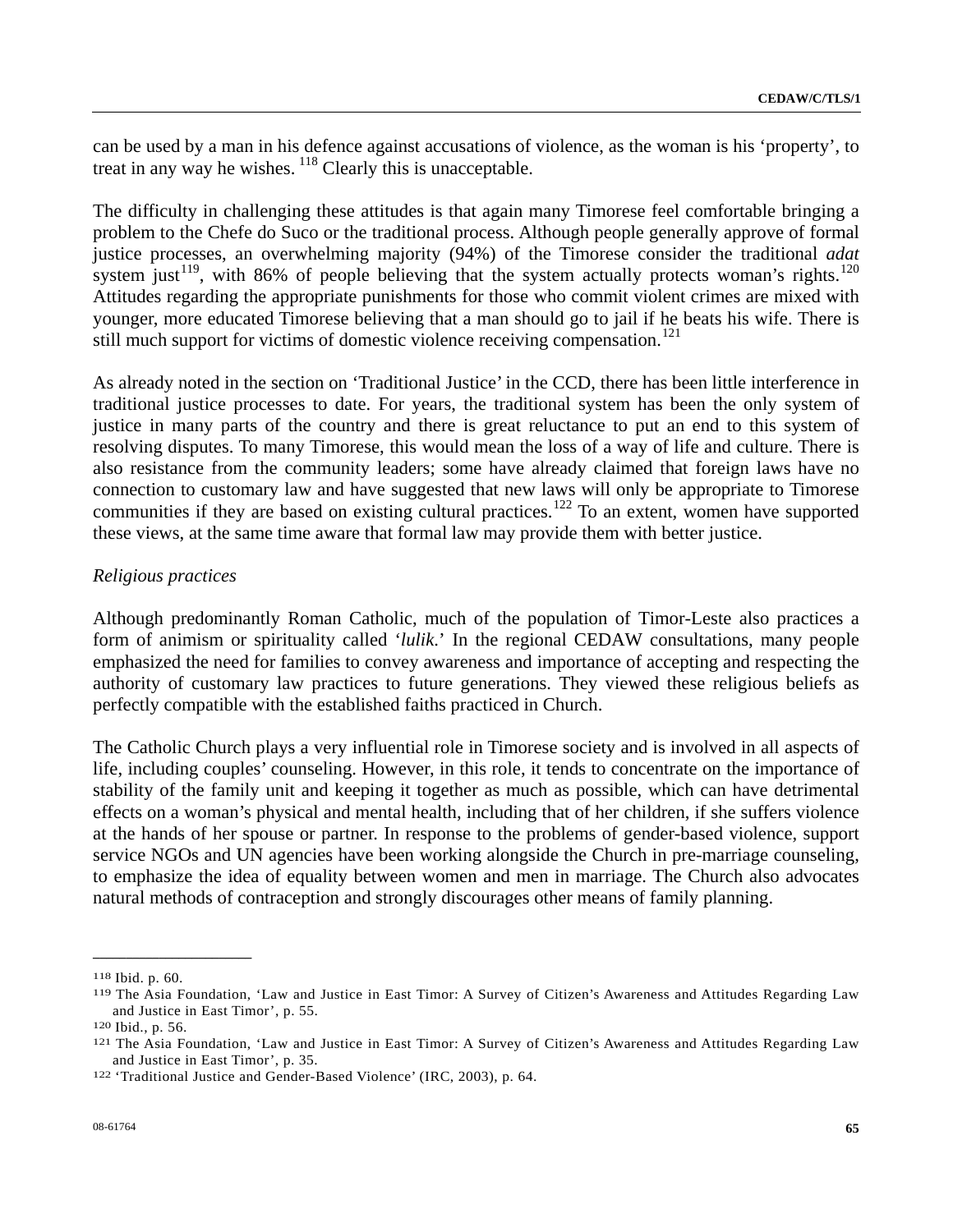can be used by a man in his defence against accusations of violence, as the woman is his 'property', to treat in any way he wishes. [118] Clearly this is unacceptable.

The difficulty in challenging these attitudes is that again many Timorese feel comfortable bringing a problem to the Chefe do Suco or the traditional process. Although people generally approve of formal justice processes, an overwhelming majority (94%) of the Timorese consider the traditional *adat* system just[119], with 86% of people believing that the system actually protects woman's rights.[120] Attitudes regarding the appropriate punishments for those who commit violent crimes are mixed with younger, more educated Timorese believing that a man should go to jail if he beats his wife. There is still much support for victims of domestic violence receiving compensation.[121]

As already noted in the section on 'Traditional Justice' in the CCD, there has been little interference in traditional justice processes to date. For years, the traditional system has been the only system of justice in many parts of the country and there is great reluctance to put an end to this system of resolving disputes. To many Timorese, this would mean the loss of a way of life and culture. There is also resistance from the community leaders; some have already claimed that foreign laws have no connection to customary law and have suggested that new laws will only be appropriate to Timorese communities if they are based on existing cultural practices.[122] To an extent, women have supported these views, at the same time aware that formal law may provide them with better justice.

*Religious practices*

Although predominantly Roman Catholic, much of the population of Timor-Leste also practices a form of animism or spirituality called '*lulik*.' In the regional CEDAW consultations, many people emphasized the need for families to convey awareness and importance of accepting and respecting the authority of customary law practices to future generations. They viewed these religious beliefs as perfectly compatible with the established faiths practiced in Church.

The Catholic Church plays a very influential role in Timorese society and is involved in all aspects of life, including couples' counseling. However, in this role, it tends to concentrate on the importance of stability of the family unit and keeping it together as much as possible, which can have detrimental effects on a woman's physical and mental health, including that of her children, if she suffers violence at the hands of her spouse or partner. In response to the problems of gender-based violence, support service NGOs and UN agencies have been working alongside the Church in pre-marriage counseling, to emphasize the idea of equality between women and men in marriage. The Church also advocates natural methods of contraception and strongly discourages other means of family planning.

---

[118] Ibid. p. 60.

[119] The Asia Foundation, 'Law and Justice in East Timor: A Survey of Citizen's Awareness and Attitudes Regarding Law and Justice in East Timor', p. 55.

[120] Ibid., p. 56.

[121] The Asia Foundation, 'Law and Justice in East Timor: A Survey of Citizen's Awareness and Attitudes Regarding Law and Justice in East Timor', p. 35.

[122] 'Traditional Justice and Gender-Based Violence' (IRC, 2003), p. 64.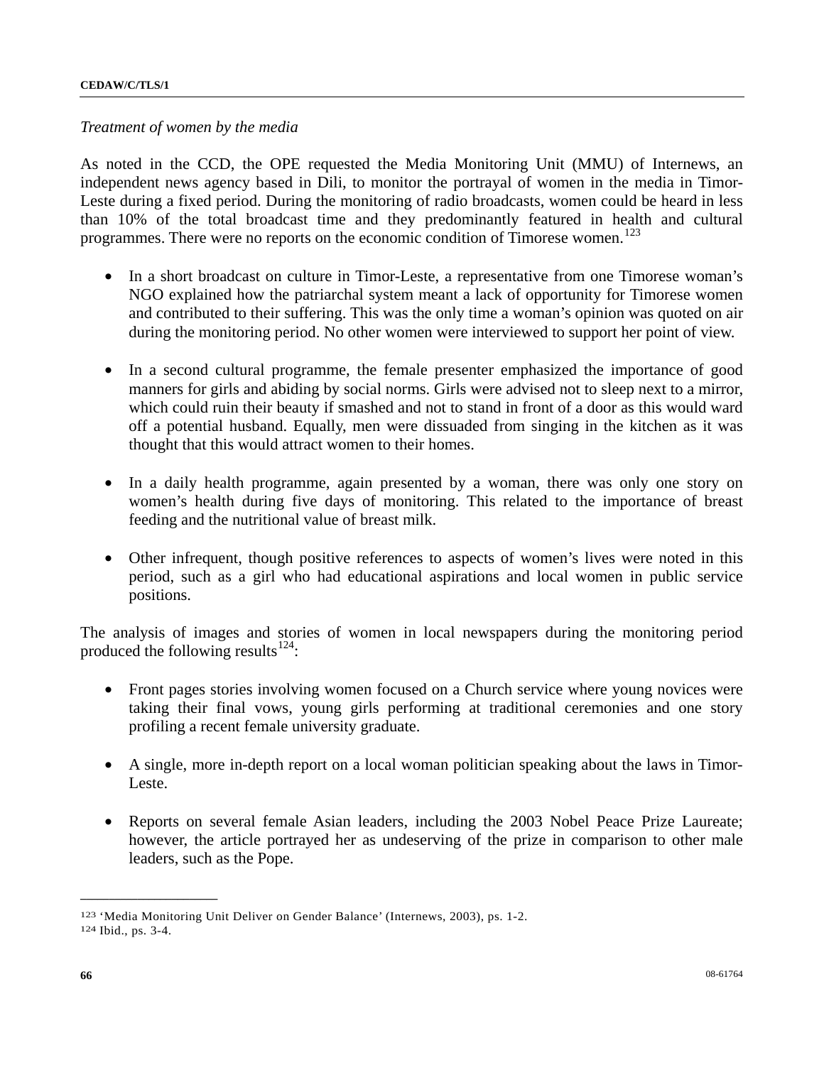*Treatment of women by the media*

As noted in the CCD, the OPE requested the Media Monitoring Unit (MMU) of Internews, an independent news agency based in Dili, to monitor the portrayal of women in the media in Timor-Leste during a fixed period. During the monitoring of radio broadcasts, women could be heard in less than 10% of the total broadcast time and they predominantly featured in health and cultural programmes. There were no reports on the economic condition of Timorese women.[123]

- In a short broadcast on culture in Timor-Leste, a representative from one Timorese woman's NGO explained how the patriarchal system meant a lack of opportunity for Timorese women and contributed to their suffering. This was the only time a woman's opinion was quoted on air during the monitoring period. No other women were interviewed to support her point of view.

- In a second cultural programme, the female presenter emphasized the importance of good manners for girls and abiding by social norms. Girls were advised not to sleep next to a mirror, which could ruin their beauty if smashed and not to stand in front of a door as this would ward off a potential husband. Equally, men were dissuaded from singing in the kitchen as it was thought that this would attract women to their homes.

- In a daily health programme, again presented by a woman, there was only one story on women's health during five days of monitoring. This related to the importance of breast feeding and the nutritional value of breast milk.

- Other infrequent, though positive references to aspects of women's lives were noted in this period, such as a girl who had educational aspirations and local women in public service positions.

The analysis of images and stories of women in local newspapers during the monitoring period produced the following results[124]:

- Front pages stories involving women focused on a Church service where young novices were taking their final vows, young girls performing at traditional ceremonies and one story profiling a recent female university graduate.

- A single, more in-depth report on a local woman politician speaking about the laws in Timor-Leste.

- Reports on several female Asian leaders, including the 2003 Nobel Peace Prize Laureate; however, the article portrayed her as undeserving of the prize in comparison to other male leaders, such as the Pope.

---

[123] 'Media Monitoring Unit Deliver on Gender Balance' (Internews, 2003), ps. 1-2.

[124] Ibid., ps. 3-4.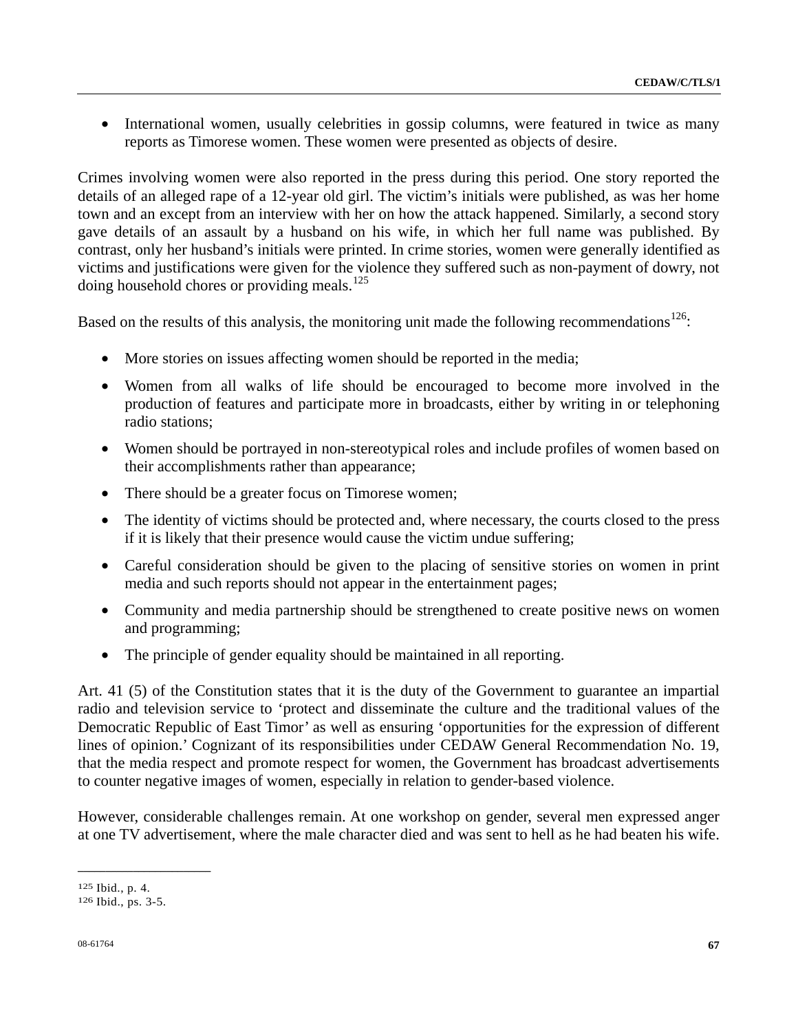- International women, usually celebrities in gossip columns, were featured in twice as many reports as Timorese women. These women were presented as objects of desire.

Crimes involving women were also reported in the press during this period. One story reported the details of an alleged rape of a 12-year old girl. The victim's initials were published, as was her home town and an except from an interview with her on how the attack happened. Similarly, a second story gave details of an assault by a husband on his wife, in which her full name was published. By contrast, only her husband's initials were printed. In crime stories, women were generally identified as victims and justifications were given for the violence they suffered such as non-payment of dowry, not doing household chores or providing meals.[125]

Based on the results of this analysis, the monitoring unit made the following recommendations[126]:

- More stories on issues affecting women should be reported in the media;
- Women from all walks of life should be encouraged to become more involved in the production of features and participate more in broadcasts, either by writing in or telephoning radio stations;
- Women should be portrayed in non-stereotypical roles and include profiles of women based on their accomplishments rather than appearance;
- There should be a greater focus on Timorese women;
- The identity of victims should be protected and, where necessary, the courts closed to the press if it is likely that their presence would cause the victim undue suffering;
- Careful consideration should be given to the placing of sensitive stories on women in print media and such reports should not appear in the entertainment pages;
- Community and media partnership should be strengthened to create positive news on women and programming;
- The principle of gender equality should be maintained in all reporting.

Art. 41 (5) of the Constitution states that it is the duty of the Government to guarantee an impartial radio and television service to 'protect and disseminate the culture and the traditional values of the Democratic Republic of East Timor' as well as ensuring 'opportunities for the expression of different lines of opinion.' Cognizant of its responsibilities under CEDAW General Recommendation No. 19, that the media respect and promote respect for women, the Government has broadcast advertisements to counter negative images of women, especially in relation to gender-based violence.

However, considerable challenges remain. At one workshop on gender, several men expressed anger at one TV advertisement, where the male character died and was sent to hell as he had beaten his wife.

---

[125] Ibid., p. 4.

[126] Ibid., ps. 3-5.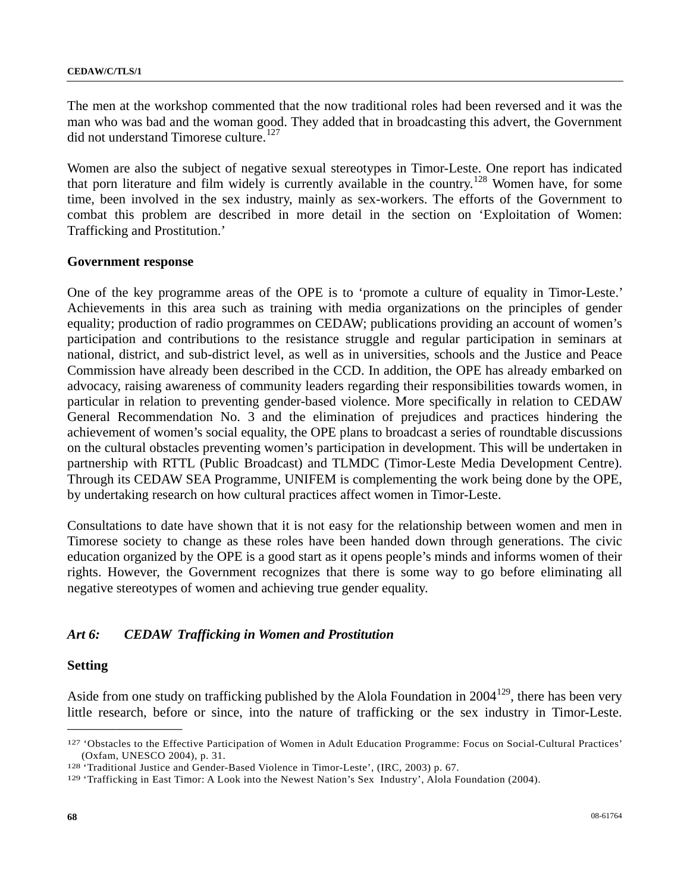The men at the workshop commented that the now traditional roles had been reversed and it was the man who was bad and the woman good. They added that in broadcasting this advert, the Government did not understand Timorese culture.[127]

Women are also the subject of negative sexual stereotypes in Timor-Leste. One report has indicated that porn literature and film widely is currently available in the country.[128] Women have, for some time, been involved in the sex industry, mainly as sex-workers. The efforts of the Government to combat this problem are described in more detail in the section on 'Exploitation of Women: Trafficking and Prostitution.'

**Government response**

One of the key programme areas of the OPE is to 'promote a culture of equality in Timor-Leste.' Achievements in this area such as training with media organizations on the principles of gender equality; production of radio programmes on CEDAW; publications providing an account of women's participation and contributions to the resistance struggle and regular participation in seminars at national, district, and sub-district level, as well as in universities, schools and the Justice and Peace Commission have already been described in the CCD. In addition, the OPE has already embarked on advocacy, raising awareness of community leaders regarding their responsibilities towards women, in particular in relation to preventing gender-based violence. More specifically in relation to CEDAW General Recommendation No. 3 and the elimination of prejudices and practices hindering the achievement of women's social equality, the OPE plans to broadcast a series of roundtable discussions on the cultural obstacles preventing women's participation in development. This will be undertaken in partnership with RTTL (Public Broadcast) and TLMDC (Timor-Leste Media Development Centre). Through its CEDAW SEA Programme, UNIFEM is complementing the work being done by the OPE, by undertaking research on how cultural practices affect women in Timor-Leste.

Consultations to date have shown that it is not easy for the relationship between women and men in Timorese society to change as these roles have been handed down through generations. The civic education organized by the OPE is a good start as it opens people's minds and informs women of their rights. However, the Government recognizes that there is some way to go before eliminating all negative stereotypes of women and achieving true gender equality.

## *Art 6: CEDAW Trafficking in Women and Prostitution*

**Setting**

Aside from one study on trafficking published by the Alola Foundation in 2004[129], there has been very little research, before or since, into the nature of trafficking or the sex industry in Timor-Leste.

---

[127] 'Obstacles to the Effective Participation of Women in Adult Education Programme: Focus on Social-Cultural Practices' (Oxfam, UNESCO 2004), p. 31.

[128] 'Traditional Justice and Gender-Based Violence in Timor-Leste', (IRC, 2003) p. 67.

[129] 'Trafficking in East Timor: A Look into the Newest Nation's Sex Industry', Alola Foundation (2004).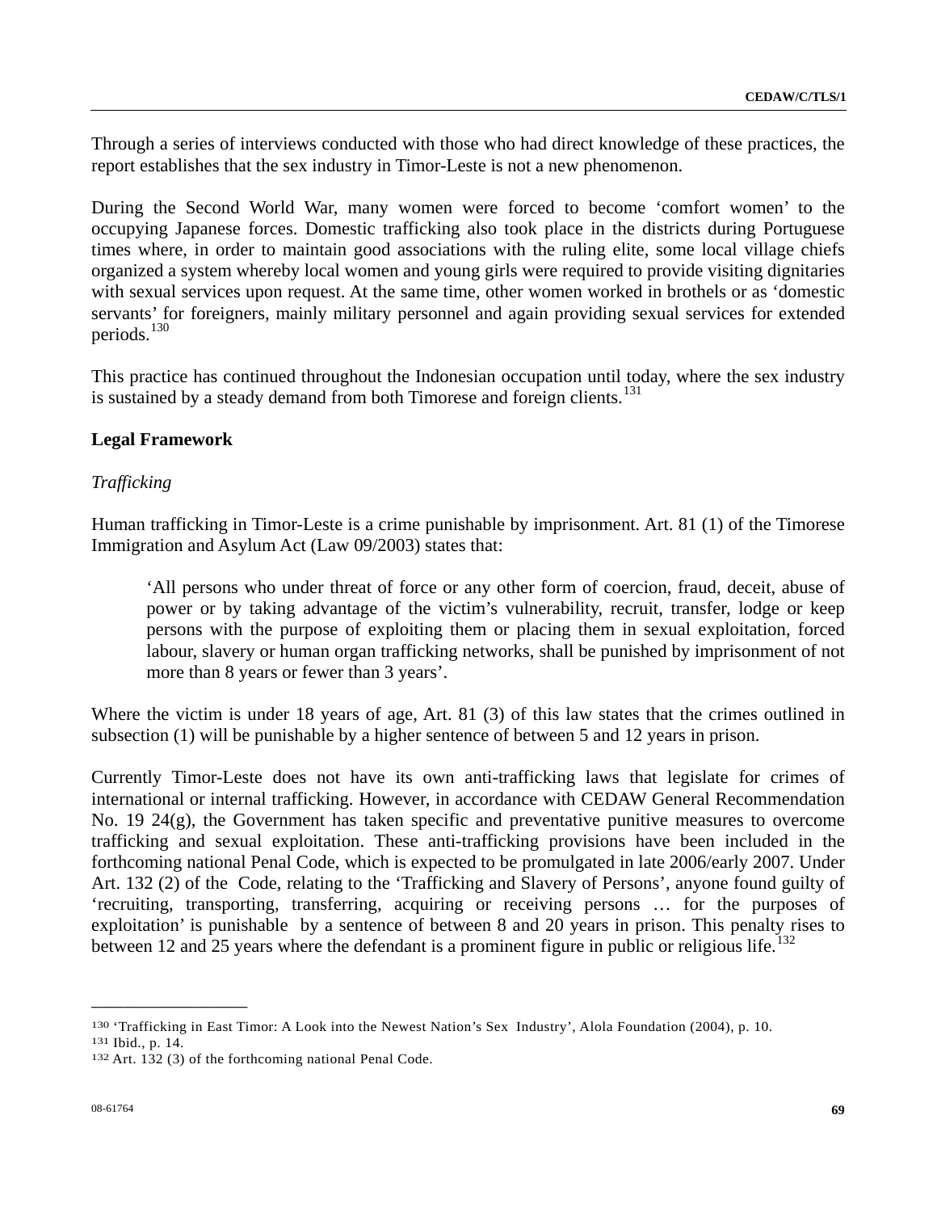Through a series of interviews conducted with those who had direct knowledge of these practices, the report establishes that the sex industry in Timor-Leste is not a new phenomenon.

During the Second World War, many women were forced to become 'comfort women' to the occupying Japanese forces. Domestic trafficking also took place in the districts during Portuguese times where, in order to maintain good associations with the ruling elite, some local village chiefs organized a system whereby local women and young girls were required to provide visiting dignitaries with sexual services upon request. At the same time, other women worked in brothels or as 'domestic servants' for foreigners, mainly military personnel and again providing sexual services for extended periods.[130]

This practice has continued throughout the Indonesian occupation until today, where the sex industry is sustained by a steady demand from both Timorese and foreign clients.[131]

**Legal Framework**

*Trafficking*

Human trafficking in Timor-Leste is a crime punishable by imprisonment. Art. 81 (1) of the Timorese Immigration and Asylum Act (Law 09/2003) states that:

> 'All persons who under threat of force or any other form of coercion, fraud, deceit, abuse of power or by taking advantage of the victim's vulnerability, recruit, transfer, lodge or keep persons with the purpose of exploiting them or placing them in sexual exploitation, forced labour, slavery or human organ trafficking networks, shall be punished by imprisonment of not more than 8 years or fewer than 3 years'.

Where the victim is under 18 years of age, Art. 81 (3) of this law states that the crimes outlined in subsection (1) will be punishable by a higher sentence of between 5 and 12 years in prison.

Currently Timor-Leste does not have its own anti-trafficking laws that legislate for crimes of international or internal trafficking. However, in accordance with CEDAW General Recommendation No. 19 24(g), the Government has taken specific and preventative punitive measures to overcome trafficking and sexual exploitation. These anti-trafficking provisions have been included in the forthcoming national Penal Code, which is expected to be promulgated in late 2006/early 2007. Under Art. 132 (2) of the Code, relating to the 'Trafficking and Slavery of Persons', anyone found guilty of 'recruiting, transporting, transferring, acquiring or receiving persons … for the purposes of exploitation' is punishable by a sentence of between 8 and 20 years in prison. This penalty rises to between 12 and 25 years where the defendant is a prominent figure in public or religious life.[132]

---

[130] 'Trafficking in East Timor: A Look into the Newest Nation's Sex Industry', Alola Foundation (2004), p. 10.

[131] Ibid., p. 14.

[132] Art. 132 (3) of the forthcoming national Penal Code.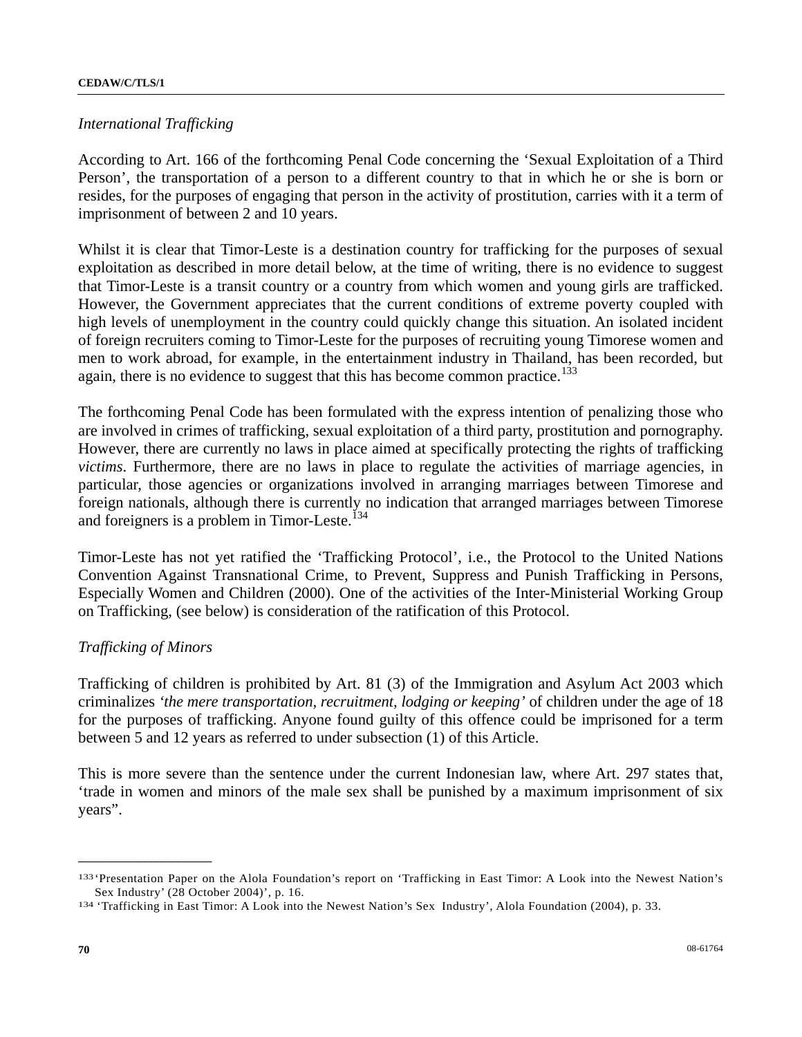*International Trafficking*

According to Art. 166 of the forthcoming Penal Code concerning the 'Sexual Exploitation of a Third Person', the transportation of a person to a different country to that in which he or she is born or resides, for the purposes of engaging that person in the activity of prostitution, carries with it a term of imprisonment of between 2 and 10 years.

Whilst it is clear that Timor-Leste is a destination country for trafficking for the purposes of sexual exploitation as described in more detail below, at the time of writing, there is no evidence to suggest that Timor-Leste is a transit country or a country from which women and young girls are trafficked. However, the Government appreciates that the current conditions of extreme poverty coupled with high levels of unemployment in the country could quickly change this situation. An isolated incident of foreign recruiters coming to Timor-Leste for the purposes of recruiting young Timorese women and men to work abroad, for example, in the entertainment industry in Thailand, has been recorded, but again, there is no evidence to suggest that this has become common practice.[133]

The forthcoming Penal Code has been formulated with the express intention of penalizing those who are involved in crimes of trafficking, sexual exploitation of a third party, prostitution and pornography. However, there are currently no laws in place aimed at specifically protecting the rights of trafficking *victims*. Furthermore, there are no laws in place to regulate the activities of marriage agencies, in particular, those agencies or organizations involved in arranging marriages between Timorese and foreign nationals, although there is currently no indication that arranged marriages between Timorese and foreigners is a problem in Timor-Leste.[134]

Timor-Leste has not yet ratified the 'Trafficking Protocol', i.e., the Protocol to the United Nations Convention Against Transnational Crime, to Prevent, Suppress and Punish Trafficking in Persons, Especially Women and Children (2000). One of the activities of the Inter-Ministerial Working Group on Trafficking, (see below) is consideration of the ratification of this Protocol.

*Trafficking of Minors*

Trafficking of children is prohibited by Art. 81 (3) of the Immigration and Asylum Act 2003 which criminalizes *'the mere transportation, recruitment, lodging or keeping'* of children under the age of 18 for the purposes of trafficking. Anyone found guilty of this offence could be imprisoned for a term between 5 and 12 years as referred to under subsection (1) of this Article.

This is more severe than the sentence under the current Indonesian law, where Art. 297 states that, 'trade in women and minors of the male sex shall be punished by a maximum imprisonment of six years".

---

[133] 'Presentation Paper on the Alola Foundation's report on 'Trafficking in East Timor: A Look into the Newest Nation's Sex Industry' (28 October 2004)', p. 16.

[134] 'Trafficking in East Timor: A Look into the Newest Nation's Sex Industry', Alola Foundation (2004), p. 33.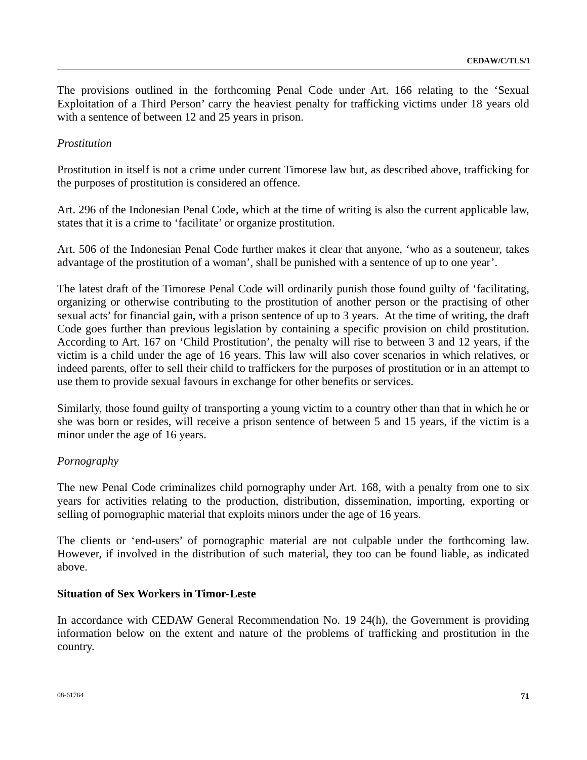The provisions outlined in the forthcoming Penal Code under Art. 166 relating to the 'Sexual Exploitation of a Third Person' carry the heaviest penalty for trafficking victims under 18 years old with a sentence of between 12 and 25 years in prison.

*Prostitution*

Prostitution in itself is not a crime under current Timorese law but, as described above, trafficking for the purposes of prostitution is considered an offence.

Art. 296 of the Indonesian Penal Code, which at the time of writing is also the current applicable law, states that it is a crime to 'facilitate' or organize prostitution.

Art. 506 of the Indonesian Penal Code further makes it clear that anyone, 'who as a souteneur, takes advantage of the prostitution of a woman', shall be punished with a sentence of up to one year'.

The latest draft of the Timorese Penal Code will ordinarily punish those found guilty of 'facilitating, organizing or otherwise contributing to the prostitution of another person or the practising of other sexual acts' for financial gain, with a prison sentence of up to 3 years. At the time of writing, the draft Code goes further than previous legislation by containing a specific provision on child prostitution. According to Art. 167 on 'Child Prostitution', the penalty will rise to between 3 and 12 years, if the victim is a child under the age of 16 years. This law will also cover scenarios in which relatives, or indeed parents, offer to sell their child to traffickers for the purposes of prostitution or in an attempt to use them to provide sexual favours in exchange for other benefits or services.

Similarly, those found guilty of transporting a young victim to a country other than that in which he or she was born or resides, will receive a prison sentence of between 5 and 15 years, if the victim is a minor under the age of 16 years.

*Pornography*

The new Penal Code criminalizes child pornography under Art. 168, with a penalty from one to six years for activities relating to the production, distribution, dissemination, importing, exporting or selling of pornographic material that exploits minors under the age of 16 years.

The clients or 'end-users' of pornographic material are not culpable under the forthcoming law. However, if involved in the distribution of such material, they too can be found liable, as indicated above.

**Situation of Sex Workers in Timor-Leste**

In accordance with CEDAW General Recommendation No. 19 24(h), the Government is providing information below on the extent and nature of the problems of trafficking and prostitution in the country.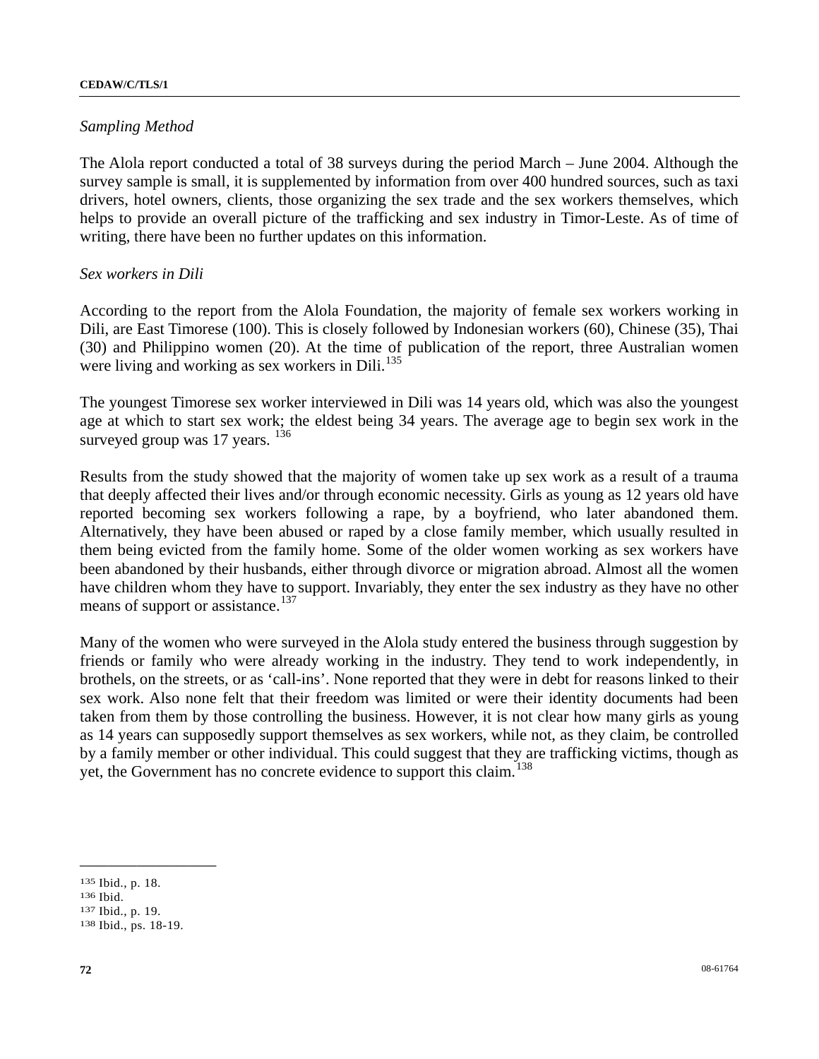*Sampling Method*

The Alola report conducted a total of 38 surveys during the period March – June 2004. Although the survey sample is small, it is supplemented by information from over 400 hundred sources, such as taxi drivers, hotel owners, clients, those organizing the sex trade and the sex workers themselves, which helps to provide an overall picture of the trafficking and sex industry in Timor-Leste. As of time of writing, there have been no further updates on this information.

*Sex workers in Dili*

According to the report from the Alola Foundation, the majority of female sex workers working in Dili, are East Timorese (100). This is closely followed by Indonesian workers (60), Chinese (35), Thai (30) and Philippino women (20). At the time of publication of the report, three Australian women were living and working as sex workers in Dili.[135]

The youngest Timorese sex worker interviewed in Dili was 14 years old, which was also the youngest age at which to start sex work; the eldest being 34 years. The average age to begin sex work in the surveyed group was 17 years. [136]

Results from the study showed that the majority of women take up sex work as a result of a trauma that deeply affected their lives and/or through economic necessity. Girls as young as 12 years old have reported becoming sex workers following a rape, by a boyfriend, who later abandoned them. Alternatively, they have been abused or raped by a close family member, which usually resulted in them being evicted from the family home. Some of the older women working as sex workers have been abandoned by their husbands, either through divorce or migration abroad. Almost all the women have children whom they have to support. Invariably, they enter the sex industry as they have no other means of support or assistance.[137]

Many of the women who were surveyed in the Alola study entered the business through suggestion by friends or family who were already working in the industry. They tend to work independently, in brothels, on the streets, or as 'call-ins'. None reported that they were in debt for reasons linked to their sex work. Also none felt that their freedom was limited or were their identity documents had been taken from them by those controlling the business. However, it is not clear how many girls as young as 14 years can supposedly support themselves as sex workers, while not, as they claim, be controlled by a family member or other individual. This could suggest that they are trafficking victims, though as yet, the Government has no concrete evidence to support this claim.[138]

---

[135] Ibid., p. 18.
[136] Ibid.
[137] Ibid., p. 19.
[138] Ibid., ps. 18-19.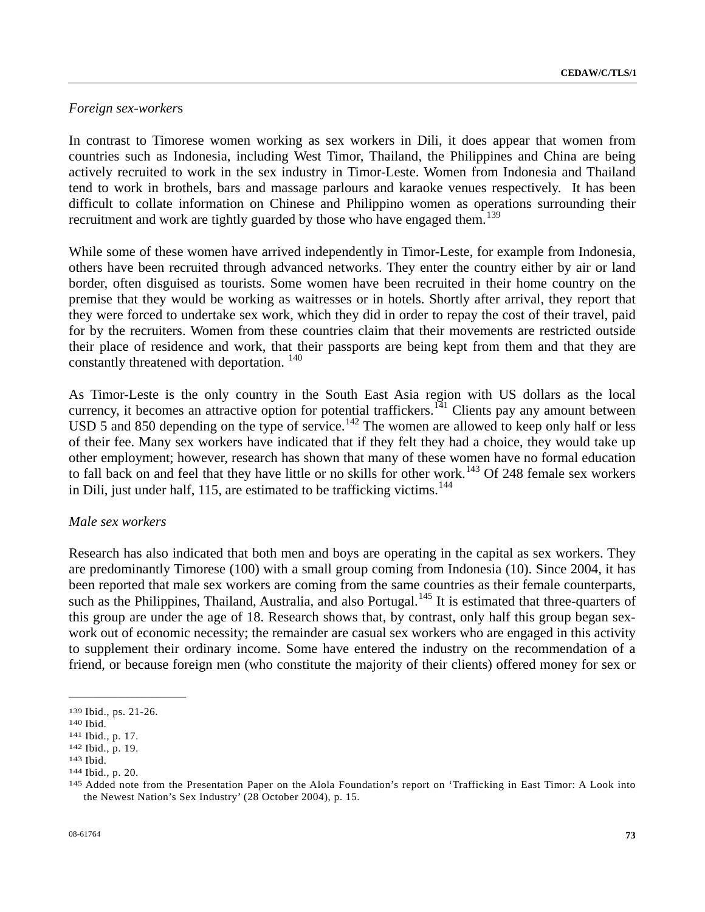*Foreign sex-workers*

In contrast to Timorese women working as sex workers in Dili, it does appear that women from countries such as Indonesia, including West Timor, Thailand, the Philippines and China are being actively recruited to work in the sex industry in Timor-Leste. Women from Indonesia and Thailand tend to work in brothels, bars and massage parlours and karaoke venues respectively. It has been difficult to collate information on Chinese and Philippino women as operations surrounding their recruitment and work are tightly guarded by those who have engaged them.[139]

While some of these women have arrived independently in Timor-Leste, for example from Indonesia, others have been recruited through advanced networks. They enter the country either by air or land border, often disguised as tourists. Some women have been recruited in their home country on the premise that they would be working as waitresses or in hotels. Shortly after arrival, they report that they were forced to undertake sex work, which they did in order to repay the cost of their travel, paid for by the recruiters. Women from these countries claim that their movements are restricted outside their place of residence and work, that their passports are being kept from them and that they are constantly threatened with deportation. [140]

As Timor-Leste is the only country in the South East Asia region with US dollars as the local currency, it becomes an attractive option for potential traffickers.[141] Clients pay any amount between USD 5 and 850 depending on the type of service.[142] The women are allowed to keep only half or less of their fee. Many sex workers have indicated that if they felt they had a choice, they would take up other employment; however, research has shown that many of these women have no formal education to fall back on and feel that they have little or no skills for other work.[143] Of 248 female sex workers in Dili, just under half, 115, are estimated to be trafficking victims.[144]

*Male sex workers*

Research has also indicated that both men and boys are operating in the capital as sex workers. They are predominantly Timorese (100) with a small group coming from Indonesia (10). Since 2004, it has been reported that male sex workers are coming from the same countries as their female counterparts, such as the Philippines, Thailand, Australia, and also Portugal.[145] It is estimated that three-quarters of this group are under the age of 18. Research shows that, by contrast, only half this group began sex-work out of economic necessity; the remainder are casual sex workers who are engaged in this activity to supplement their ordinary income. Some have entered the industry on the recommendation of a friend, or because foreign men (who constitute the majority of their clients) offered money for sex or

---

139 Ibid., ps. 21-26.

140 Ibid.

141 Ibid., p. 17.

142 Ibid., p. 19.

143 Ibid.

144 Ibid., p. 20.

145 Added note from the Presentation Paper on the Alola Foundation's report on 'Trafficking in East Timor: A Look into the Newest Nation's Sex Industry' (28 October 2004), p. 15.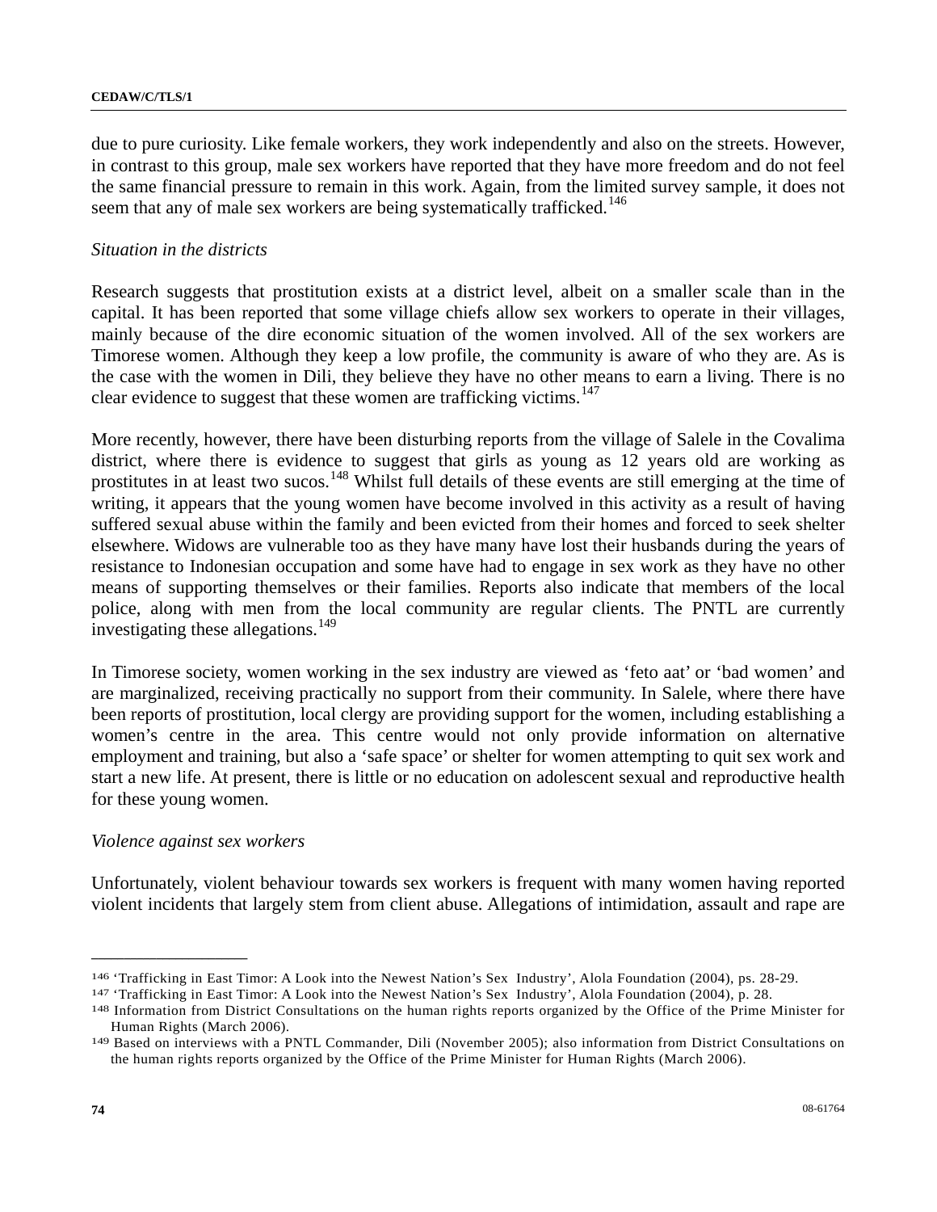due to pure curiosity. Like female workers, they work independently and also on the streets. However, in contrast to this group, male sex workers have reported that they have more freedom and do not feel the same financial pressure to remain in this work. Again, from the limited survey sample, it does not seem that any of male sex workers are being systematically trafficked.[146]

*Situation in the districts*

Research suggests that prostitution exists at a district level, albeit on a smaller scale than in the capital. It has been reported that some village chiefs allow sex workers to operate in their villages, mainly because of the dire economic situation of the women involved. All of the sex workers are Timorese women. Although they keep a low profile, the community is aware of who they are. As is the case with the women in Dili, they believe they have no other means to earn a living. There is no clear evidence to suggest that these women are trafficking victims.[147]

More recently, however, there have been disturbing reports from the village of Salele in the Covalima district, where there is evidence to suggest that girls as young as 12 years old are working as prostitutes in at least two sucos.[148] Whilst full details of these events are still emerging at the time of writing, it appears that the young women have become involved in this activity as a result of having suffered sexual abuse within the family and been evicted from their homes and forced to seek shelter elsewhere. Widows are vulnerable too as they have many have lost their husbands during the years of resistance to Indonesian occupation and some have had to engage in sex work as they have no other means of supporting themselves or their families. Reports also indicate that members of the local police, along with men from the local community are regular clients. The PNTL are currently investigating these allegations.[149]

In Timorese society, women working in the sex industry are viewed as 'feto aat' or 'bad women' and are marginalized, receiving practically no support from their community. In Salele, where there have been reports of prostitution, local clergy are providing support for the women, including establishing a women's centre in the area. This centre would not only provide information on alternative employment and training, but also a 'safe space' or shelter for women attempting to quit sex work and start a new life. At present, there is little or no education on adolescent sexual and reproductive health for these young women.

*Violence against sex workers*

Unfortunately, violent behaviour towards sex workers is frequent with many women having reported violent incidents that largely stem from client abuse. Allegations of intimidation, assault and rape are

---

[146] 'Trafficking in East Timor: A Look into the Newest Nation's Sex Industry', Alola Foundation (2004), ps. 28-29.

[147] 'Trafficking in East Timor: A Look into the Newest Nation's Sex Industry', Alola Foundation (2004), p. 28.

[148] Information from District Consultations on the human rights reports organized by the Office of the Prime Minister for Human Rights (March 2006).

[149] Based on interviews with a PNTL Commander, Dili (November 2005); also information from District Consultations on the human rights reports organized by the Office of the Prime Minister for Human Rights (March 2006).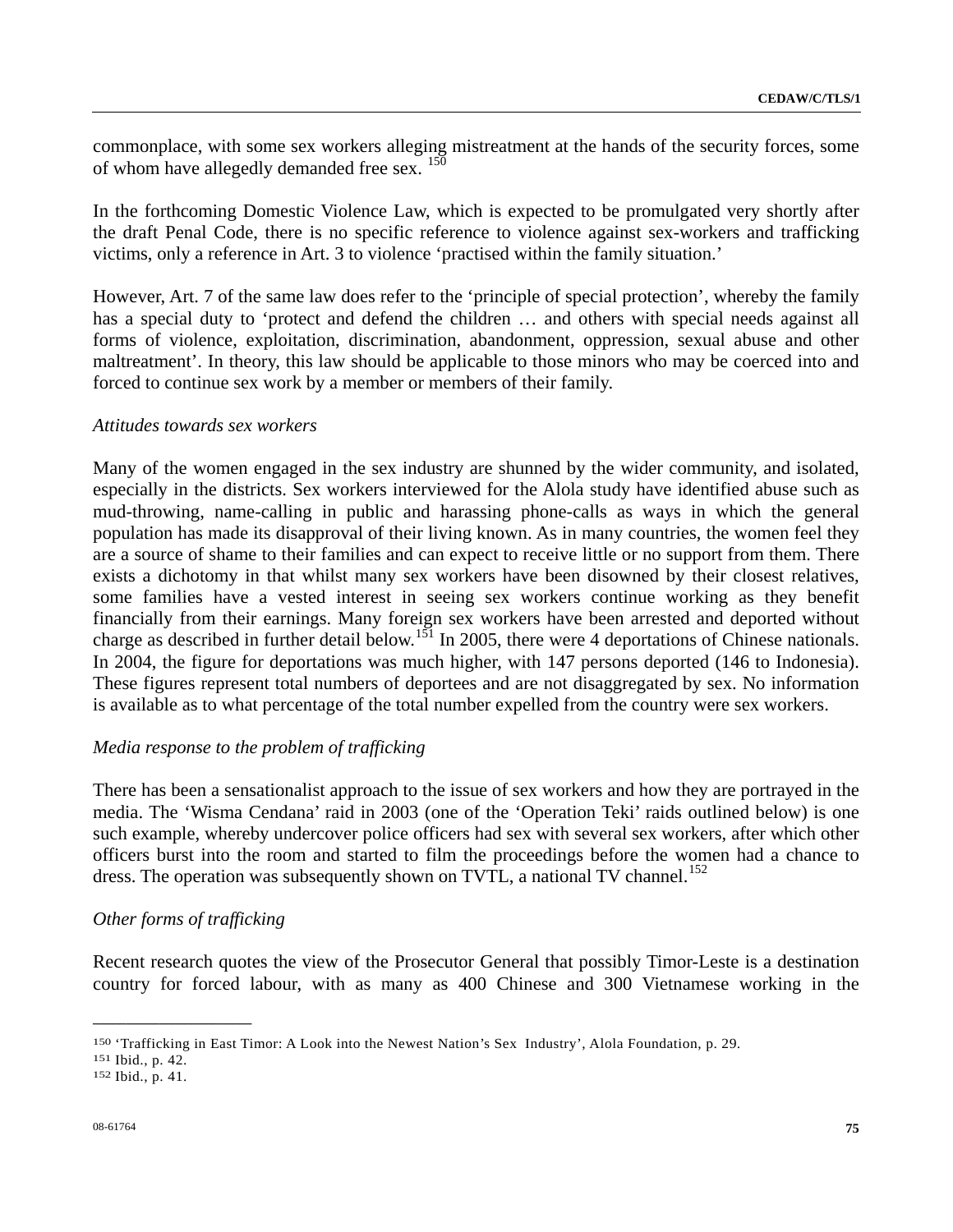commonplace, with some sex workers alleging mistreatment at the hands of the security forces, some of whom have allegedly demanded free sex. [150]

In the forthcoming Domestic Violence Law, which is expected to be promulgated very shortly after the draft Penal Code, there is no specific reference to violence against sex-workers and trafficking victims, only a reference in Art. 3 to violence 'practised within the family situation.'

However, Art. 7 of the same law does refer to the 'principle of special protection', whereby the family has a special duty to 'protect and defend the children … and others with special needs against all forms of violence, exploitation, discrimination, abandonment, oppression, sexual abuse and other maltreatment'. In theory, this law should be applicable to those minors who may be coerced into and forced to continue sex work by a member or members of their family.

*Attitudes towards sex workers*

Many of the women engaged in the sex industry are shunned by the wider community, and isolated, especially in the districts. Sex workers interviewed for the Alola study have identified abuse such as mud-throwing, name-calling in public and harassing phone-calls as ways in which the general population has made its disapproval of their living known. As in many countries, the women feel they are a source of shame to their families and can expect to receive little or no support from them. There exists a dichotomy in that whilst many sex workers have been disowned by their closest relatives, some families have a vested interest in seeing sex workers continue working as they benefit financially from their earnings. Many foreign sex workers have been arrested and deported without charge as described in further detail below.[151] In 2005, there were 4 deportations of Chinese nationals. In 2004, the figure for deportations was much higher, with 147 persons deported (146 to Indonesia). These figures represent total numbers of deportees and are not disaggregated by sex. No information is available as to what percentage of the total number expelled from the country were sex workers.

*Media response to the problem of trafficking*

There has been a sensationalist approach to the issue of sex workers and how they are portrayed in the media. The 'Wisma Cendana' raid in 2003 (one of the 'Operation Teki' raids outlined below) is one such example, whereby undercover police officers had sex with several sex workers, after which other officers burst into the room and started to film the proceedings before the women had a chance to dress. The operation was subsequently shown on TVTL, a national TV channel.[152]

*Other forms of trafficking*

Recent research quotes the view of the Prosecutor General that possibly Timor-Leste is a destination country for forced labour, with as many as 400 Chinese and 300 Vietnamese working in the

---

[150] 'Trafficking in East Timor: A Look into the Newest Nation's Sex Industry', Alola Foundation, p. 29.

[151] Ibid., p. 42.

[152] Ibid., p. 41.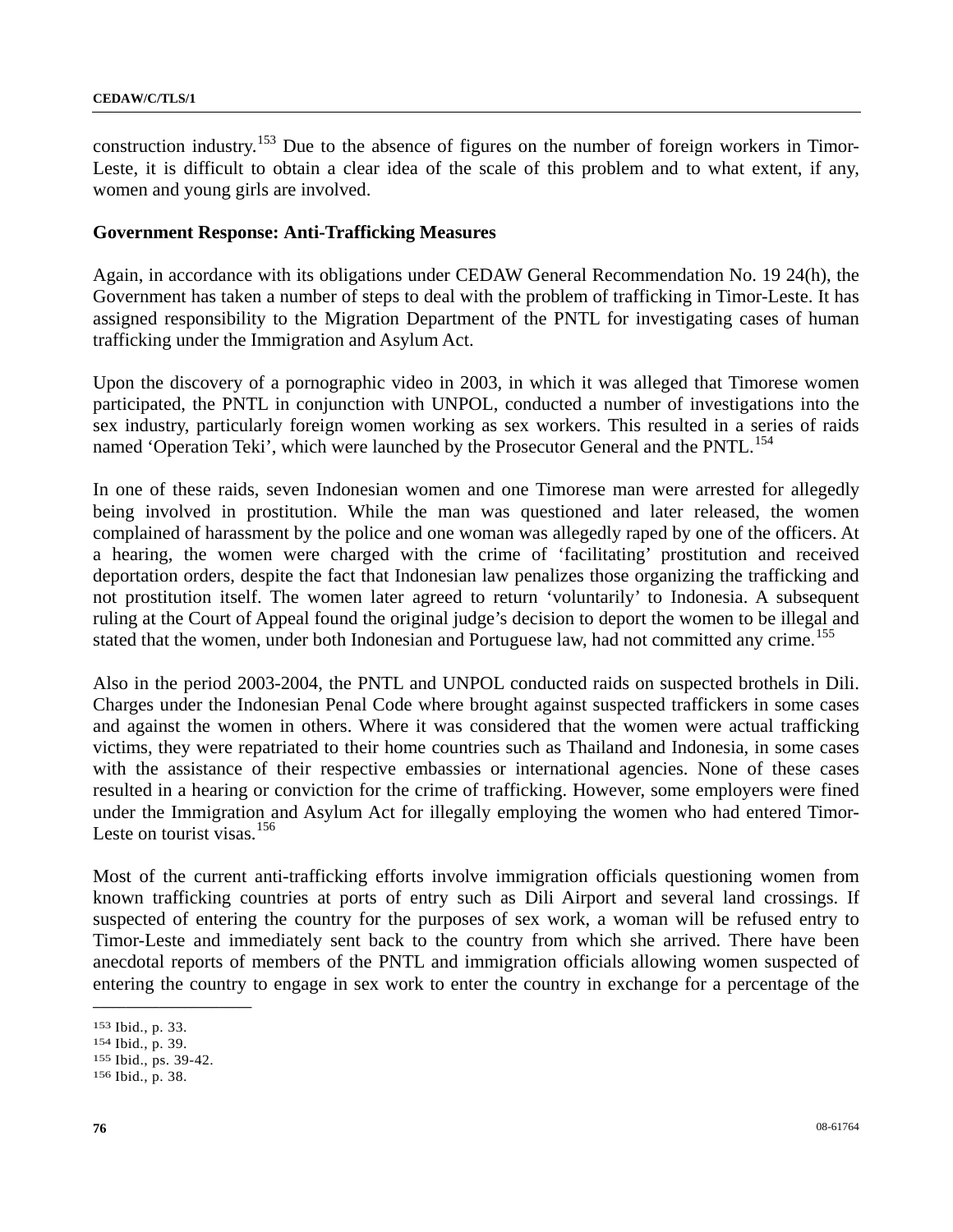construction industry.[153] Due to the absence of figures on the number of foreign workers in Timor-Leste, it is difficult to obtain a clear idea of the scale of this problem and to what extent, if any, women and young girls are involved.

**Government Response: Anti-Trafficking Measures**

Again, in accordance with its obligations under CEDAW General Recommendation No. 19 24(h), the Government has taken a number of steps to deal with the problem of trafficking in Timor-Leste. It has assigned responsibility to the Migration Department of the PNTL for investigating cases of human trafficking under the Immigration and Asylum Act.

Upon the discovery of a pornographic video in 2003, in which it was alleged that Timorese women participated, the PNTL in conjunction with UNPOL, conducted a number of investigations into the sex industry, particularly foreign women working as sex workers. This resulted in a series of raids named 'Operation Teki', which were launched by the Prosecutor General and the PNTL.[154]

In one of these raids, seven Indonesian women and one Timorese man were arrested for allegedly being involved in prostitution. While the man was questioned and later released, the women complained of harassment by the police and one woman was allegedly raped by one of the officers. At a hearing, the women were charged with the crime of 'facilitating' prostitution and received deportation orders, despite the fact that Indonesian law penalizes those organizing the trafficking and not prostitution itself. The women later agreed to return 'voluntarily' to Indonesia. A subsequent ruling at the Court of Appeal found the original judge's decision to deport the women to be illegal and stated that the women, under both Indonesian and Portuguese law, had not committed any crime.[155]

Also in the period 2003-2004, the PNTL and UNPOL conducted raids on suspected brothels in Dili. Charges under the Indonesian Penal Code where brought against suspected traffickers in some cases and against the women in others. Where it was considered that the women were actual trafficking victims, they were repatriated to their home countries such as Thailand and Indonesia, in some cases with the assistance of their respective embassies or international agencies. None of these cases resulted in a hearing or conviction for the crime of trafficking. However, some employers were fined under the Immigration and Asylum Act for illegally employing the women who had entered Timor-Leste on tourist visas.[156]

Most of the current anti-trafficking efforts involve immigration officials questioning women from known trafficking countries at ports of entry such as Dili Airport and several land crossings. If suspected of entering the country for the purposes of sex work, a woman will be refused entry to Timor-Leste and immediately sent back to the country from which she arrived. There have been anecdotal reports of members of the PNTL and immigration officials allowing women suspected of entering the country to engage in sex work to enter the country in exchange for a percentage of the

---

[153] Ibid., p. 33.
[154] Ibid., p. 39.
[155] Ibid., ps. 39-42.
[156] Ibid., p. 38.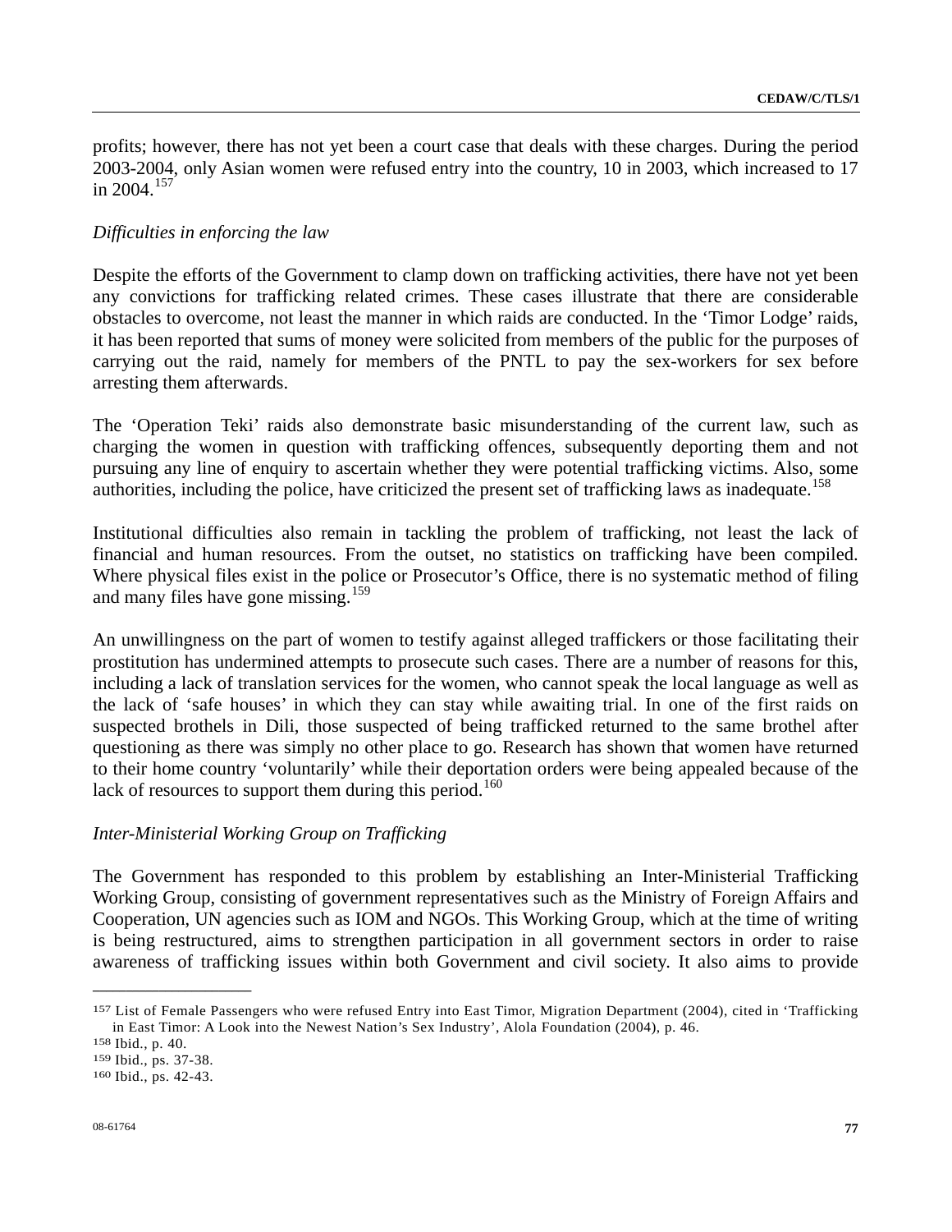profits; however, there has not yet been a court case that deals with these charges. During the period 2003-2004, only Asian women were refused entry into the country, 10 in 2003, which increased to 17 in 2004.[157]

*Difficulties in enforcing the law*

Despite the efforts of the Government to clamp down on trafficking activities, there have not yet been any convictions for trafficking related crimes. These cases illustrate that there are considerable obstacles to overcome, not least the manner in which raids are conducted. In the 'Timor Lodge' raids, it has been reported that sums of money were solicited from members of the public for the purposes of carrying out the raid, namely for members of the PNTL to pay the sex-workers for sex before arresting them afterwards.

The 'Operation Teki' raids also demonstrate basic misunderstanding of the current law, such as charging the women in question with trafficking offences, subsequently deporting them and not pursuing any line of enquiry to ascertain whether they were potential trafficking victims. Also, some authorities, including the police, have criticized the present set of trafficking laws as inadequate.[158]

Institutional difficulties also remain in tackling the problem of trafficking, not least the lack of financial and human resources. From the outset, no statistics on trafficking have been compiled. Where physical files exist in the police or Prosecutor's Office, there is no systematic method of filing and many files have gone missing.[159]

An unwillingness on the part of women to testify against alleged traffickers or those facilitating their prostitution has undermined attempts to prosecute such cases. There are a number of reasons for this, including a lack of translation services for the women, who cannot speak the local language as well as the lack of 'safe houses' in which they can stay while awaiting trial. In one of the first raids on suspected brothels in Dili, those suspected of being trafficked returned to the same brothel after questioning as there was simply no other place to go. Research has shown that women have returned to their home country 'voluntarily' while their deportation orders were being appealed because of the lack of resources to support them during this period.[160]

*Inter-Ministerial Working Group on Trafficking*

The Government has responded to this problem by establishing an Inter-Ministerial Trafficking Working Group, consisting of government representatives such as the Ministry of Foreign Affairs and Cooperation, UN agencies such as IOM and NGOs. This Working Group, which at the time of writing is being restructured, aims to strengthen participation in all government sectors in order to raise awareness of trafficking issues within both Government and civil society. It also aims to provide

---

[157] List of Female Passengers who were refused Entry into East Timor, Migration Department (2004), cited in 'Trafficking in East Timor: A Look into the Newest Nation's Sex Industry', Alola Foundation (2004), p. 46.

[158] Ibid., p. 40.

[159] Ibid., ps. 37-38.

[160] Ibid., ps. 42-43.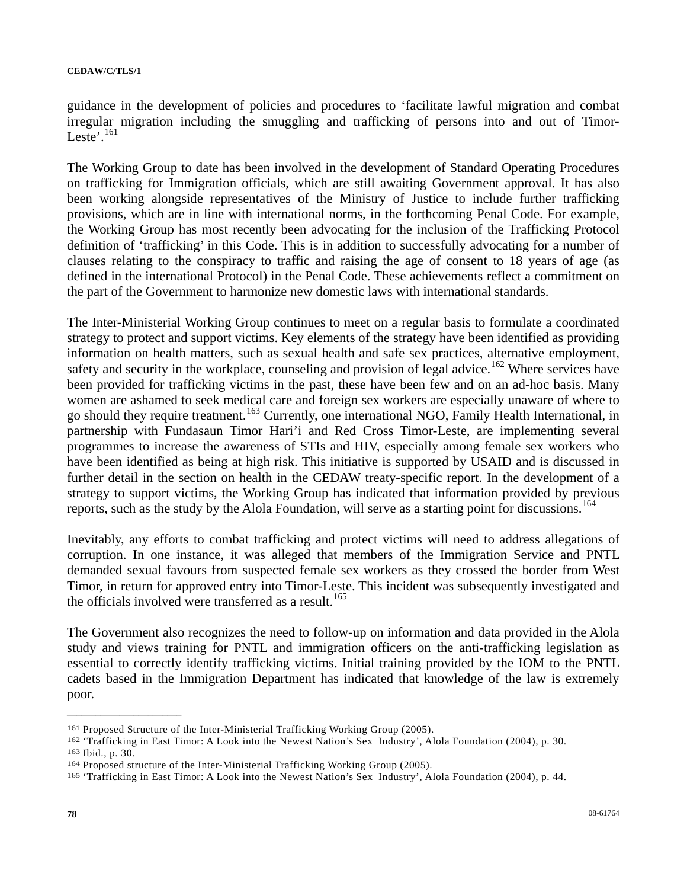guidance in the development of policies and procedures to 'facilitate lawful migration and combat irregular migration including the smuggling and trafficking of persons into and out of Timor-Leste'.[161]

The Working Group to date has been involved in the development of Standard Operating Procedures on trafficking for Immigration officials, which are still awaiting Government approval. It has also been working alongside representatives of the Ministry of Justice to include further trafficking provisions, which are in line with international norms, in the forthcoming Penal Code. For example, the Working Group has most recently been advocating for the inclusion of the Trafficking Protocol definition of 'trafficking' in this Code. This is in addition to successfully advocating for a number of clauses relating to the conspiracy to traffic and raising the age of consent to 18 years of age (as defined in the international Protocol) in the Penal Code. These achievements reflect a commitment on the part of the Government to harmonize new domestic laws with international standards.

The Inter-Ministerial Working Group continues to meet on a regular basis to formulate a coordinated strategy to protect and support victims. Key elements of the strategy have been identified as providing information on health matters, such as sexual health and safe sex practices, alternative employment, safety and security in the workplace, counseling and provision of legal advice.[162] Where services have been provided for trafficking victims in the past, these have been few and on an ad-hoc basis. Many women are ashamed to seek medical care and foreign sex workers are especially unaware of where to go should they require treatment.[163] Currently, one international NGO, Family Health International, in partnership with Fundasaun Timor Hari'i and Red Cross Timor-Leste, are implementing several programmes to increase the awareness of STIs and HIV, especially among female sex workers who have been identified as being at high risk. This initiative is supported by USAID and is discussed in further detail in the section on health in the CEDAW treaty-specific report. In the development of a strategy to support victims, the Working Group has indicated that information provided by previous reports, such as the study by the Alola Foundation, will serve as a starting point for discussions.[164]

Inevitably, any efforts to combat trafficking and protect victims will need to address allegations of corruption. In one instance, it was alleged that members of the Immigration Service and PNTL demanded sexual favours from suspected female sex workers as they crossed the border from West Timor, in return for approved entry into Timor-Leste. This incident was subsequently investigated and the officials involved were transferred as a result.[165]

The Government also recognizes the need to follow-up on information and data provided in the Alola study and views training for PNTL and immigration officers on the anti-trafficking legislation as essential to correctly identify trafficking victims. Initial training provided by the IOM to the PNTL cadets based in the Immigration Department has indicated that knowledge of the law is extremely poor.

---

[161] Proposed Structure of the Inter-Ministerial Trafficking Working Group (2005).

[162] 'Trafficking in East Timor: A Look into the Newest Nation's Sex Industry', Alola Foundation (2004), p. 30.

[163] Ibid., p. 30.

[164] Proposed structure of the Inter-Ministerial Trafficking Working Group (2005).

[165] 'Trafficking in East Timor: A Look into the Newest Nation's Sex Industry', Alola Foundation (2004), p. 44.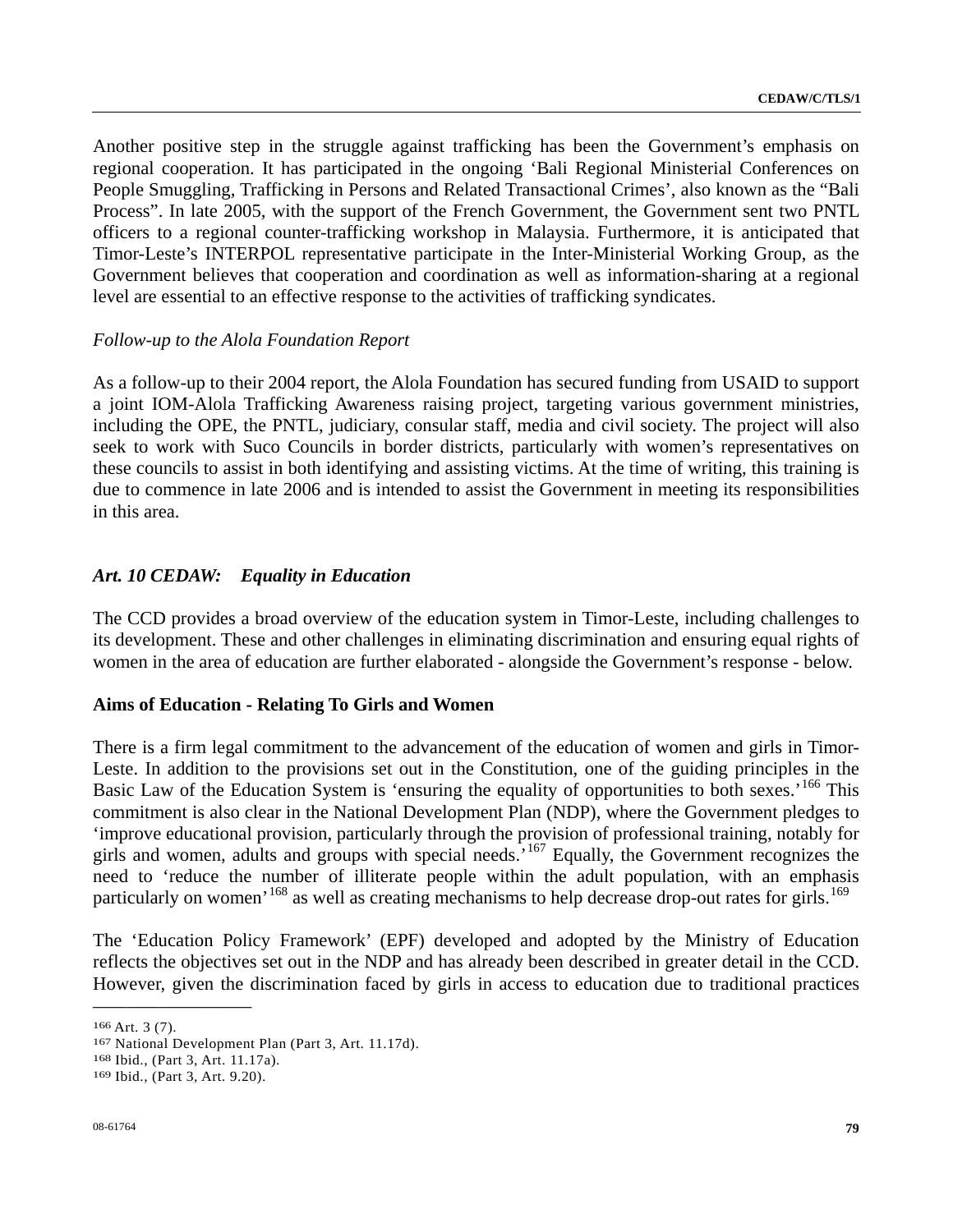Another positive step in the struggle against trafficking has been the Government's emphasis on regional cooperation. It has participated in the ongoing 'Bali Regional Ministerial Conferences on People Smuggling, Trafficking in Persons and Related Transactional Crimes', also known as the "Bali Process". In late 2005, with the support of the French Government, the Government sent two PNTL officers to a regional counter-trafficking workshop in Malaysia. Furthermore, it is anticipated that Timor-Leste's INTERPOL representative participate in the Inter-Ministerial Working Group, as the Government believes that cooperation and coordination as well as information-sharing at a regional level are essential to an effective response to the activities of trafficking syndicates.

*Follow-up to the Alola Foundation Report*

As a follow-up to their 2004 report, the Alola Foundation has secured funding from USAID to support a joint IOM-Alola Trafficking Awareness raising project, targeting various government ministries, including the OPE, the PNTL, judiciary, consular staff, media and civil society. The project will also seek to work with Suco Councils in border districts, particularly with women's representatives on these councils to assist in both identifying and assisting victims. At the time of writing, this training is due to commence in late 2006 and is intended to assist the Government in meeting its responsibilities in this area.

## *Art. 10 CEDAW: Equality in Education*

The CCD provides a broad overview of the education system in Timor-Leste, including challenges to its development. These and other challenges in eliminating discrimination and ensuring equal rights of women in the area of education are further elaborated - alongside the Government's response - below.

### Aims of Education - Relating To Girls and Women

There is a firm legal commitment to the advancement of the education of women and girls in Timor-Leste. In addition to the provisions set out in the Constitution, one of the guiding principles in the Basic Law of the Education System is 'ensuring the equality of opportunities to both sexes.'[166] This commitment is also clear in the National Development Plan (NDP), where the Government pledges to 'improve educational provision, particularly through the provision of professional training, notably for girls and women, adults and groups with special needs.'[167] Equally, the Government recognizes the need to 'reduce the number of illiterate people within the adult population, with an emphasis particularly on women'[168] as well as creating mechanisms to help decrease drop-out rates for girls.[169]

The 'Education Policy Framework' (EPF) developed and adopted by the Ministry of Education reflects the objectives set out in the NDP and has already been described in greater detail in the CCD. However, given the discrimination faced by girls in access to education due to traditional practices

---

[166] Art. 3 (7).
[167] National Development Plan (Part 3, Art. 11.17d).
[168] Ibid., (Part 3, Art. 11.17a).
[169] Ibid., (Part 3, Art. 9.20).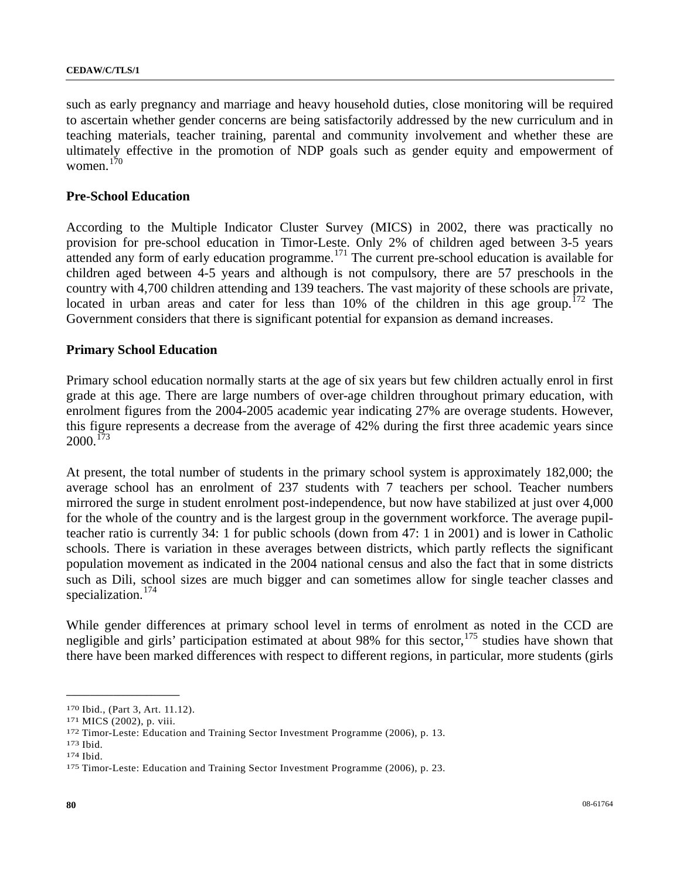such as early pregnancy and marriage and heavy household duties, close monitoring will be required to ascertain whether gender concerns are being satisfactorily addressed by the new curriculum and in teaching materials, teacher training, parental and community involvement and whether these are ultimately effective in the promotion of NDP goals such as gender equity and empowerment of women.[170]

**Pre-School Education**

According to the Multiple Indicator Cluster Survey (MICS) in 2002, there was practically no provision for pre-school education in Timor-Leste. Only 2% of children aged between 3-5 years attended any form of early education programme.[171] The current pre-school education is available for children aged between 4-5 years and although is not compulsory, there are 57 preschools in the country with 4,700 children attending and 139 teachers. The vast majority of these schools are private, located in urban areas and cater for less than 10% of the children in this age group.[172] The Government considers that there is significant potential for expansion as demand increases.

**Primary School Education**

Primary school education normally starts at the age of six years but few children actually enrol in first grade at this age. There are large numbers of over-age children throughout primary education, with enrolment figures from the 2004-2005 academic year indicating 27% are overage students. However, this figure represents a decrease from the average of 42% during the first three academic years since 2000.[173]

At present, the total number of students in the primary school system is approximately 182,000; the average school has an enrolment of 237 students with 7 teachers per school. Teacher numbers mirrored the surge in student enrolment post-independence, but now have stabilized at just over 4,000 for the whole of the country and is the largest group in the government workforce. The average pupil-teacher ratio is currently 34: 1 for public schools (down from 47: 1 in 2001) and is lower in Catholic schools. There is variation in these averages between districts, which partly reflects the significant population movement as indicated in the 2004 national census and also the fact that in some districts such as Dili, school sizes are much bigger and can sometimes allow for single teacher classes and specialization.[174]

While gender differences at primary school level in terms of enrolment as noted in the CCD are negligible and girls' participation estimated at about 98% for this sector,[175] studies have shown that there have been marked differences with respect to different regions, in particular, more students (girls

---

[170] Ibid., (Part 3, Art. 11.12).
[171] MICS (2002), p. viii.
[172] Timor-Leste: Education and Training Sector Investment Programme (2006), p. 13.
[173] Ibid.
[174] Ibid.
[175] Timor-Leste: Education and Training Sector Investment Programme (2006), p. 23.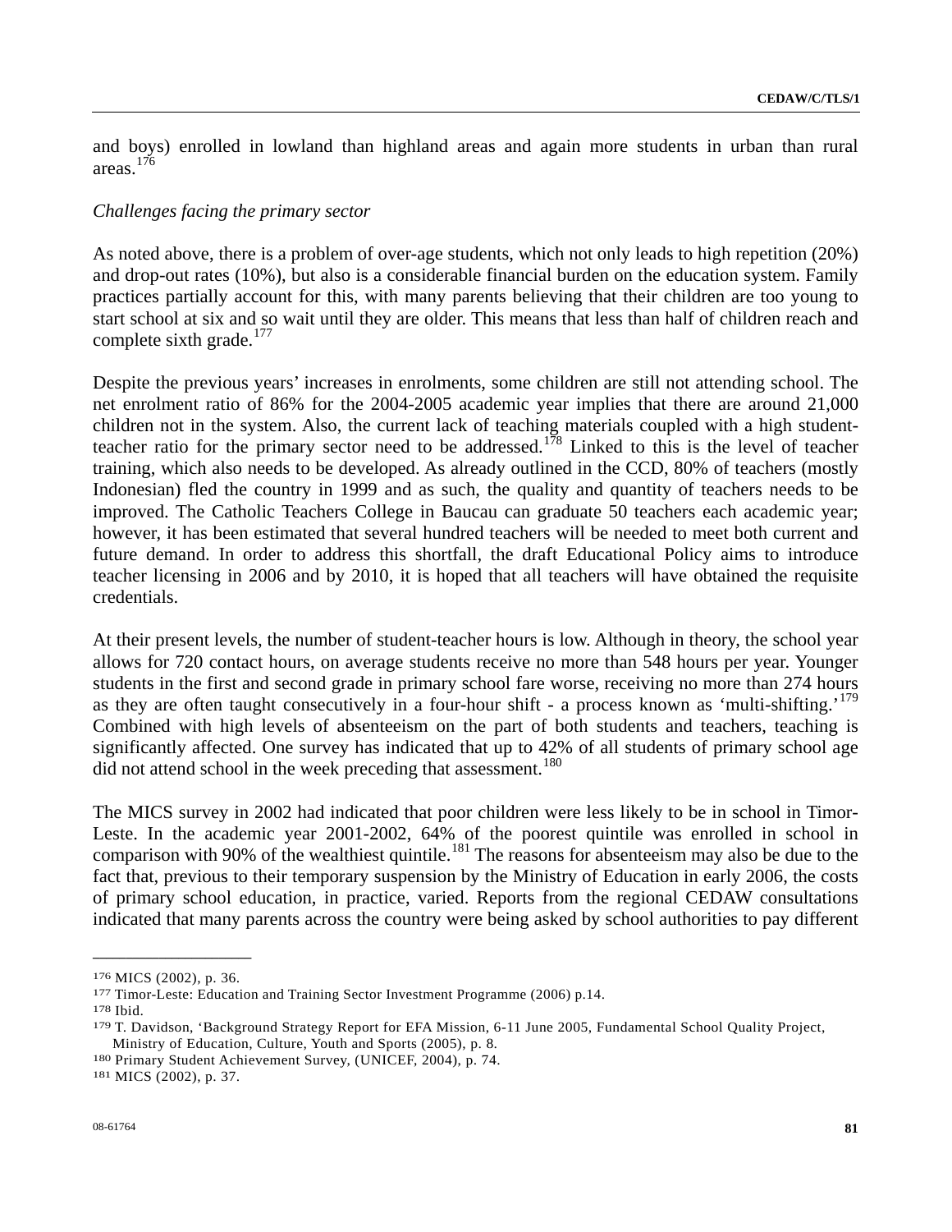and boys) enrolled in lowland than highland areas and again more students in urban than rural areas.[176]

*Challenges facing the primary sector*

As noted above, there is a problem of over-age students, which not only leads to high repetition (20%) and drop-out rates (10%), but also is a considerable financial burden on the education system. Family practices partially account for this, with many parents believing that their children are too young to start school at six and so wait until they are older. This means that less than half of children reach and complete sixth grade.[177]

Despite the previous years' increases in enrolments, some children are still not attending school. The net enrolment ratio of 86% for the 2004-2005 academic year implies that there are around 21,000 children not in the system. Also, the current lack of teaching materials coupled with a high student-teacher ratio for the primary sector need to be addressed.[178] Linked to this is the level of teacher training, which also needs to be developed. As already outlined in the CCD, 80% of teachers (mostly Indonesian) fled the country in 1999 and as such, the quality and quantity of teachers needs to be improved. The Catholic Teachers College in Baucau can graduate 50 teachers each academic year; however, it has been estimated that several hundred teachers will be needed to meet both current and future demand. In order to address this shortfall, the draft Educational Policy aims to introduce teacher licensing in 2006 and by 2010, it is hoped that all teachers will have obtained the requisite credentials.

At their present levels, the number of student-teacher hours is low. Although in theory, the school year allows for 720 contact hours, on average students receive no more than 548 hours per year. Younger students in the first and second grade in primary school fare worse, receiving no more than 274 hours as they are often taught consecutively in a four-hour shift - a process known as 'multi-shifting.'[179] Combined with high levels of absenteeism on the part of both students and teachers, teaching is significantly affected. One survey has indicated that up to 42% of all students of primary school age did not attend school in the week preceding that assessment.[180]

The MICS survey in 2002 had indicated that poor children were less likely to be in school in Timor-Leste. In the academic year 2001-2002, 64% of the poorest quintile was enrolled in school in comparison with 90% of the wealthiest quintile.[181] The reasons for absenteeism may also be due to the fact that, previous to their temporary suspension by the Ministry of Education in early 2006, the costs of primary school education, in practice, varied. Reports from the regional CEDAW consultations indicated that many parents across the country were being asked by school authorities to pay different

---

[176] MICS (2002), p. 36.

[177] Timor-Leste: Education and Training Sector Investment Programme (2006) p.14.

[178] Ibid.

[179] T. Davidson, 'Background Strategy Report for EFA Mission, 6-11 June 2005, Fundamental School Quality Project, Ministry of Education, Culture, Youth and Sports (2005), p. 8.

[180] Primary Student Achievement Survey, (UNICEF, 2004), p. 74.

[181] MICS (2002), p. 37.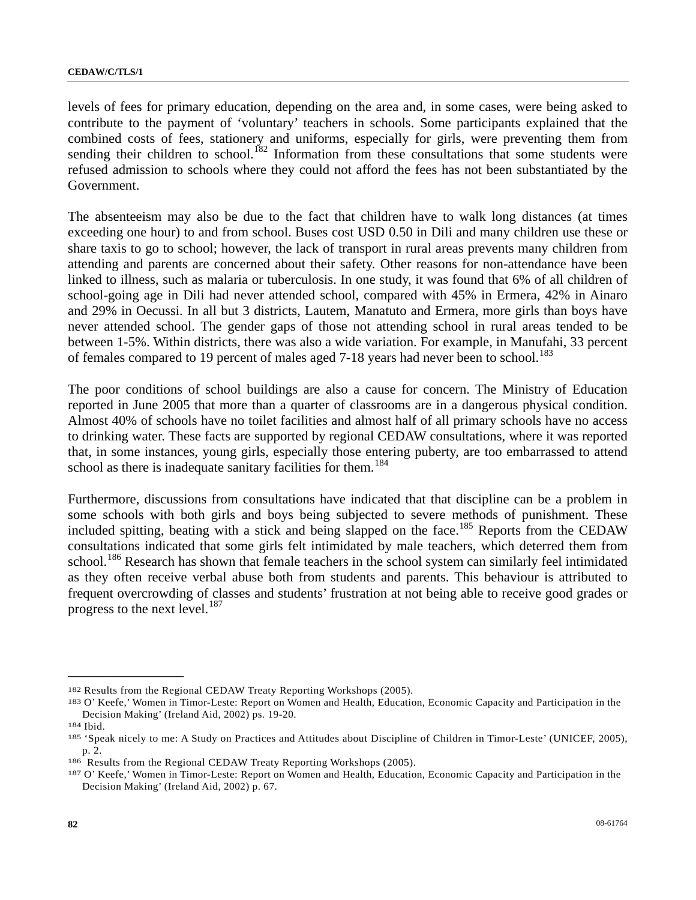levels of fees for primary education, depending on the area and, in some cases, were being asked to contribute to the payment of ‘voluntary’ teachers in schools. Some participants explained that the combined costs of fees, stationery and uniforms, especially for girls, were preventing them from sending their children to school.[182] Information from these consultations that some students were refused admission to schools where they could not afford the fees has not been substantiated by the Government.

The absenteeism may also be due to the fact that children have to walk long distances (at times exceeding one hour) to and from school. Buses cost USD 0.50 in Dili and many children use these or share taxis to go to school; however, the lack of transport in rural areas prevents many children from attending and parents are concerned about their safety. Other reasons for non-attendance have been linked to illness, such as malaria or tuberculosis. In one study, it was found that 6% of all children of school-going age in Dili had never attended school, compared with 45% in Ermera, 42% in Ainaro and 29% in Oecussi. In all but 3 districts, Lautem, Manatuto and Ermera, more girls than boys have never attended school. The gender gaps of those not attending school in rural areas tended to be between 1-5%. Within districts, there was also a wide variation. For example, in Manufahi, 33 percent of females compared to 19 percent of males aged 7-18 years had never been to school.[183]

The poor conditions of school buildings are also a cause for concern. The Ministry of Education reported in June 2005 that more than a quarter of classrooms are in a dangerous physical condition. Almost 40% of schools have no toilet facilities and almost half of all primary schools have no access to drinking water. These facts are supported by regional CEDAW consultations, where it was reported that, in some instances, young girls, especially those entering puberty, are too embarrassed to attend school as there is inadequate sanitary facilities for them.[184]

Furthermore, discussions from consultations have indicated that that discipline can be a problem in some schools with both girls and boys being subjected to severe methods of punishment. These included spitting, beating with a stick and being slapped on the face.[185] Reports from the CEDAW consultations indicated that some girls felt intimidated by male teachers, which deterred them from school.[186] Research has shown that female teachers in the school system can similarly feel intimidated as they often receive verbal abuse both from students and parents. This behaviour is attributed to frequent overcrowding of classes and students’ frustration at not being able to receive good grades or progress to the next level.[187]

---

[182] Results from the Regional CEDAW Treaty Reporting Workshops (2005).

[183] O’ Keefe,’ Women in Timor-Leste: Report on Women and Health, Education, Economic Capacity and Participation in the Decision Making’ (Ireland Aid, 2002) ps. 19-20.

[184] Ibid.

[185] ‘Speak nicely to me: A Study on Practices and Attitudes about Discipline of Children in Timor-Leste’ (UNICEF, 2005), p. 2.

[186] Results from the Regional CEDAW Treaty Reporting Workshops (2005).

[187] O’ Keefe,’ Women in Timor-Leste: Report on Women and Health, Education, Economic Capacity and Participation in the Decision Making’ (Ireland Aid, 2002) p. 67.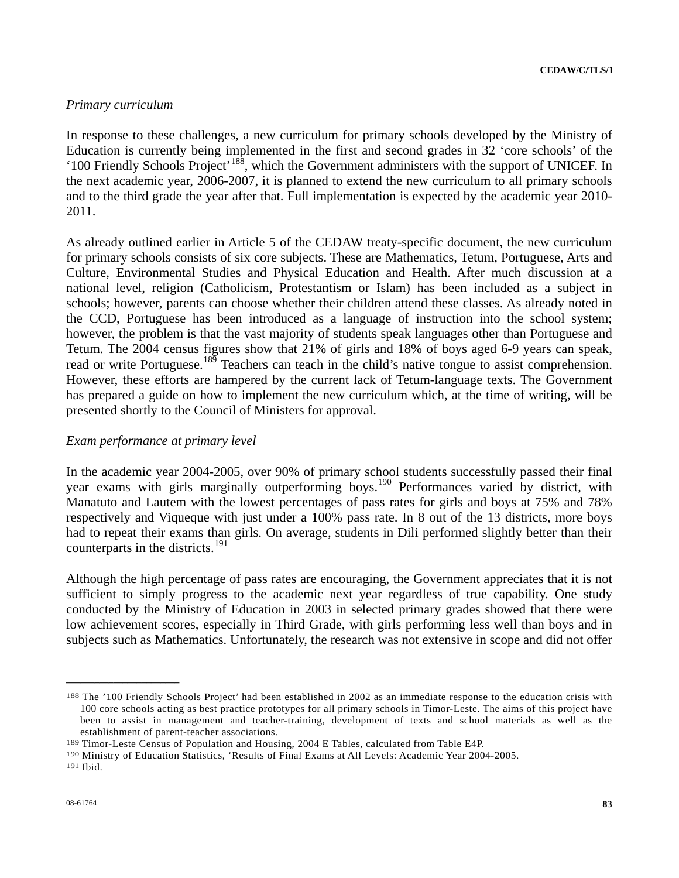*Primary curriculum*

In response to these challenges, a new curriculum for primary schools developed by the Ministry of Education is currently being implemented in the first and second grades in 32 'core schools' of the '100 Friendly Schools Project'[188], which the Government administers with the support of UNICEF. In the next academic year, 2006-2007, it is planned to extend the new curriculum to all primary schools and to the third grade the year after that. Full implementation is expected by the academic year 2010-2011.

As already outlined earlier in Article 5 of the CEDAW treaty-specific document, the new curriculum for primary schools consists of six core subjects. These are Mathematics, Tetum, Portuguese, Arts and Culture, Environmental Studies and Physical Education and Health. After much discussion at a national level, religion (Catholicism, Protestantism or Islam) has been included as a subject in schools; however, parents can choose whether their children attend these classes. As already noted in the CCD, Portuguese has been introduced as a language of instruction into the school system; however, the problem is that the vast majority of students speak languages other than Portuguese and Tetum. The 2004 census figures show that 21% of girls and 18% of boys aged 6-9 years can speak, read or write Portuguese.[189] Teachers can teach in the child's native tongue to assist comprehension. However, these efforts are hampered by the current lack of Tetum-language texts. The Government has prepared a guide on how to implement the new curriculum which, at the time of writing, will be presented shortly to the Council of Ministers for approval.

*Exam performance at primary level*

In the academic year 2004-2005, over 90% of primary school students successfully passed their final year exams with girls marginally outperforming boys.[190] Performances varied by district, with Manatuto and Lautem with the lowest percentages of pass rates for girls and boys at 75% and 78% respectively and Viqueque with just under a 100% pass rate. In 8 out of the 13 districts, more boys had to repeat their exams than girls. On average, students in Dili performed slightly better than their counterparts in the districts.[191]

Although the high percentage of pass rates are encouraging, the Government appreciates that it is not sufficient to simply progress to the academic next year regardless of true capability. One study conducted by the Ministry of Education in 2003 in selected primary grades showed that there were low achievement scores, especially in Third Grade, with girls performing less well than boys and in subjects such as Mathematics. Unfortunately, the research was not extensive in scope and did not offer

---

[188] The '100 Friendly Schools Project' had been established in 2002 as an immediate response to the education crisis with 100 core schools acting as best practice prototypes for all primary schools in Timor-Leste. The aims of this project have been to assist in management and teacher-training, development of texts and school materials as well as the establishment of parent-teacher associations.

[189] Timor-Leste Census of Population and Housing, 2004 E Tables, calculated from Table E4P.

[190] Ministry of Education Statistics, 'Results of Final Exams at All Levels: Academic Year 2004-2005.

[191] Ibid.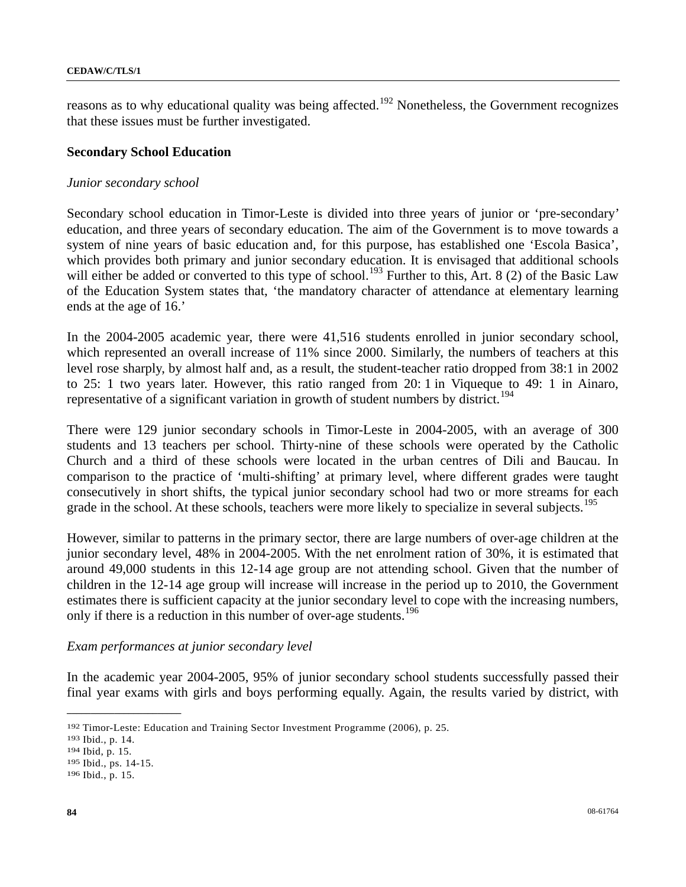reasons as to why educational quality was being affected.[192] Nonetheless, the Government recognizes that these issues must be further investigated.

**Secondary School Education**

*Junior secondary school*

Secondary school education in Timor-Leste is divided into three years of junior or 'pre-secondary' education, and three years of secondary education. The aim of the Government is to move towards a system of nine years of basic education and, for this purpose, has established one 'Escola Basica', which provides both primary and junior secondary education. It is envisaged that additional schools will either be added or converted to this type of school.[193] Further to this, Art. 8 (2) of the Basic Law of the Education System states that, 'the mandatory character of attendance at elementary learning ends at the age of 16.'

In the 2004-2005 academic year, there were 41,516 students enrolled in junior secondary school, which represented an overall increase of 11% since 2000. Similarly, the numbers of teachers at this level rose sharply, by almost half and, as a result, the student-teacher ratio dropped from 38:1 in 2002 to 25: 1 two years later. However, this ratio ranged from 20: 1 in Viqueque to 49: 1 in Ainaro, representative of a significant variation in growth of student numbers by district.[194]

There were 129 junior secondary schools in Timor-Leste in 2004-2005, with an average of 300 students and 13 teachers per school. Thirty-nine of these schools were operated by the Catholic Church and a third of these schools were located in the urban centres of Dili and Baucau. In comparison to the practice of 'multi-shifting' at primary level, where different grades were taught consecutively in short shifts, the typical junior secondary school had two or more streams for each grade in the school. At these schools, teachers were more likely to specialize in several subjects.[195]

However, similar to patterns in the primary sector, there are large numbers of over-age children at the junior secondary level, 48% in 2004-2005. With the net enrolment ration of 30%, it is estimated that around 49,000 students in this 12-14 age group are not attending school. Given that the number of children in the 12-14 age group will increase will increase in the period up to 2010, the Government estimates there is sufficient capacity at the junior secondary level to cope with the increasing numbers, only if there is a reduction in this number of over-age students.[196]

*Exam performances at junior secondary level*

In the academic year 2004-2005, 95% of junior secondary school students successfully passed their final year exams with girls and boys performing equally. Again, the results varied by district, with

---

[192] Timor-Leste: Education and Training Sector Investment Programme (2006), p. 25.
[193] Ibid., p. 14.
[194] Ibid, p. 15.
[195] Ibid., ps. 14-15.
[196] Ibid., p. 15.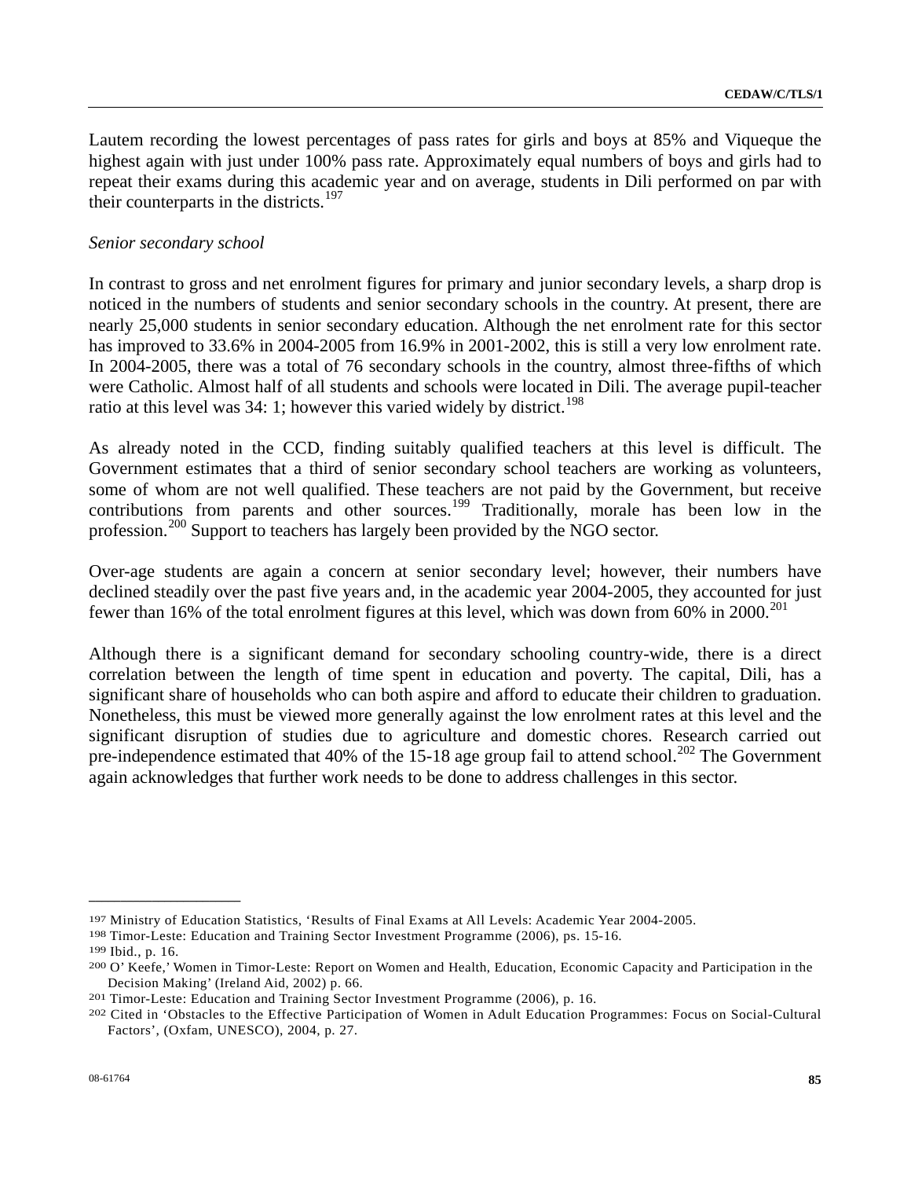Lautem recording the lowest percentages of pass rates for girls and boys at 85% and Viqueque the highest again with just under 100% pass rate. Approximately equal numbers of boys and girls had to repeat their exams during this academic year and on average, students in Dili performed on par with their counterparts in the districts.[197]

*Senior secondary school*

In contrast to gross and net enrolment figures for primary and junior secondary levels, a sharp drop is noticed in the numbers of students and senior secondary schools in the country. At present, there are nearly 25,000 students in senior secondary education. Although the net enrolment rate for this sector has improved to 33.6% in 2004-2005 from 16.9% in 2001-2002, this is still a very low enrolment rate. In 2004-2005, there was a total of 76 secondary schools in the country, almost three-fifths of which were Catholic. Almost half of all students and schools were located in Dili. The average pupil-teacher ratio at this level was 34: 1; however this varied widely by district.[198]

As already noted in the CCD, finding suitably qualified teachers at this level is difficult. The Government estimates that a third of senior secondary school teachers are working as volunteers, some of whom are not well qualified. These teachers are not paid by the Government, but receive contributions from parents and other sources.[199] Traditionally, morale has been low in the profession.[200] Support to teachers has largely been provided by the NGO sector.

Over-age students are again a concern at senior secondary level; however, their numbers have declined steadily over the past five years and, in the academic year 2004-2005, they accounted for just fewer than 16% of the total enrolment figures at this level, which was down from 60% in 2000.[201]

Although there is a significant demand for secondary schooling country-wide, there is a direct correlation between the length of time spent in education and poverty. The capital, Dili, has a significant share of households who can both aspire and afford to educate their children to graduation. Nonetheless, this must be viewed more generally against the low enrolment rates at this level and the significant disruption of studies due to agriculture and domestic chores. Research carried out pre-independence estimated that 40% of the 15-18 age group fail to attend school.[202] The Government again acknowledges that further work needs to be done to address challenges in this sector.

---

[197] Ministry of Education Statistics, 'Results of Final Exams at All Levels: Academic Year 2004-2005.

[198] Timor-Leste: Education and Training Sector Investment Programme (2006), ps. 15-16.

[199] Ibid., p. 16.

[200] O' Keefe,' Women in Timor-Leste: Report on Women and Health, Education, Economic Capacity and Participation in the Decision Making' (Ireland Aid, 2002) p. 66.

[201] Timor-Leste: Education and Training Sector Investment Programme (2006), p. 16.

[202] Cited in 'Obstacles to the Effective Participation of Women in Adult Education Programmes: Focus on Social-Cultural Factors', (Oxfam, UNESCO), 2004, p. 27.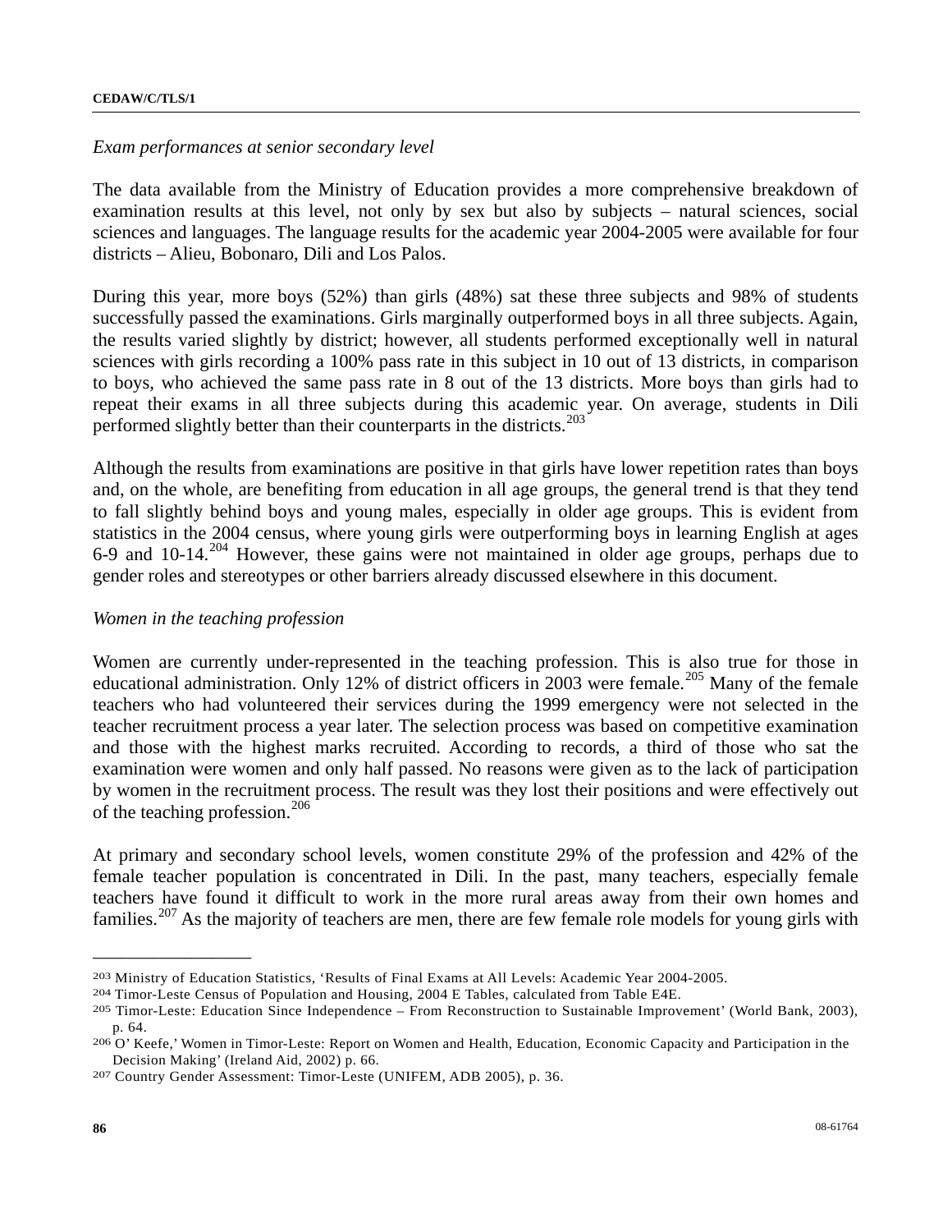*Exam performances at senior secondary level*

The data available from the Ministry of Education provides a more comprehensive breakdown of examination results at this level, not only by sex but also by subjects – natural sciences, social sciences and languages. The language results for the academic year 2004-2005 were available for four districts – Alieu, Bobonaro, Dili and Los Palos.

During this year, more boys (52%) than girls (48%) sat these three subjects and 98% of students successfully passed the examinations. Girls marginally outperformed boys in all three subjects. Again, the results varied slightly by district; however, all students performed exceptionally well in natural sciences with girls recording a 100% pass rate in this subject in 10 out of 13 districts, in comparison to boys, who achieved the same pass rate in 8 out of the 13 districts. More boys than girls had to repeat their exams in all three subjects during this academic year. On average, students in Dili performed slightly better than their counterparts in the districts.[203]

Although the results from examinations are positive in that girls have lower repetition rates than boys and, on the whole, are benefiting from education in all age groups, the general trend is that they tend to fall slightly behind boys and young males, especially in older age groups. This is evident from statistics in the 2004 census, where young girls were outperforming boys in learning English at ages 6-9 and 10-14.[204] However, these gains were not maintained in older age groups, perhaps due to gender roles and stereotypes or other barriers already discussed elsewhere in this document.

*Women in the teaching profession*

Women are currently under-represented in the teaching profession. This is also true for those in educational administration. Only 12% of district officers in 2003 were female.[205] Many of the female teachers who had volunteered their services during the 1999 emergency were not selected in the teacher recruitment process a year later. The selection process was based on competitive examination and those with the highest marks recruited. According to records, a third of those who sat the examination were women and only half passed. No reasons were given as to the lack of participation by women in the recruitment process. The result was they lost their positions and were effectively out of the teaching profession.[206]

At primary and secondary school levels, women constitute 29% of the profession and 42% of the female teacher population is concentrated in Dili. In the past, many teachers, especially female teachers have found it difficult to work in the more rural areas away from their own homes and families.[207] As the majority of teachers are men, there are few female role models for young girls with

---

[203] Ministry of Education Statistics, 'Results of Final Exams at All Levels: Academic Year 2004-2005.

[204] Timor-Leste Census of Population and Housing, 2004 E Tables, calculated from Table E4E.

[205] Timor-Leste: Education Since Independence – From Reconstruction to Sustainable Improvement' (World Bank, 2003), p. 64.

[206] O' Keefe,' Women in Timor-Leste: Report on Women and Health, Education, Economic Capacity and Participation in the Decision Making' (Ireland Aid, 2002) p. 66.

[207] Country Gender Assessment: Timor-Leste (UNIFEM, ADB 2005), p. 36.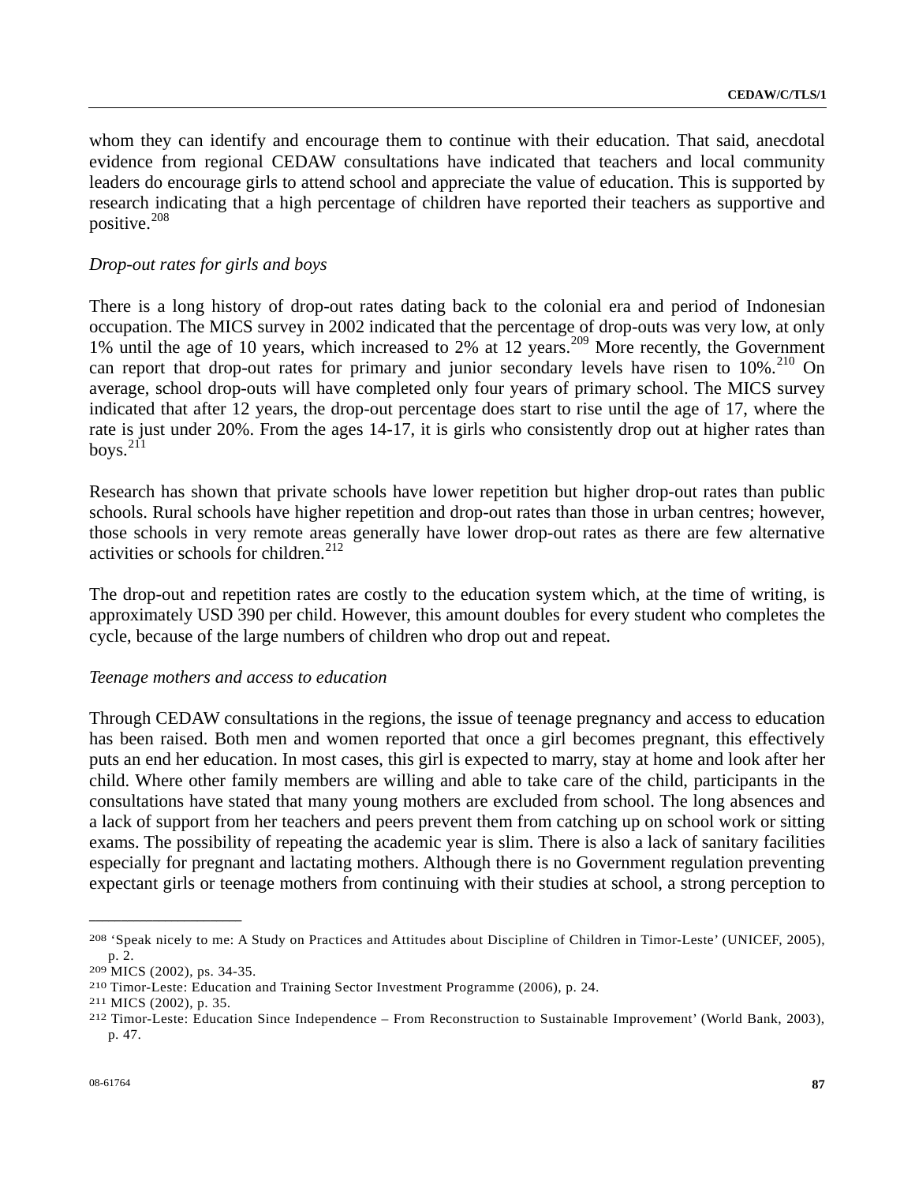whom they can identify and encourage them to continue with their education. That said, anecdotal evidence from regional CEDAW consultations have indicated that teachers and local community leaders do encourage girls to attend school and appreciate the value of education. This is supported by research indicating that a high percentage of children have reported their teachers as supportive and positive.[208]

*Drop-out rates for girls and boys*

There is a long history of drop-out rates dating back to the colonial era and period of Indonesian occupation. The MICS survey in 2002 indicated that the percentage of drop-outs was very low, at only 1% until the age of 10 years, which increased to 2% at 12 years.[209] More recently, the Government can report that drop-out rates for primary and junior secondary levels have risen to 10%.[210] On average, school drop-outs will have completed only four years of primary school. The MICS survey indicated that after 12 years, the drop-out percentage does start to rise until the age of 17, where the rate is just under 20%. From the ages 14-17, it is girls who consistently drop out at higher rates than boys.[211]

Research has shown that private schools have lower repetition but higher drop-out rates than public schools. Rural schools have higher repetition and drop-out rates than those in urban centres; however, those schools in very remote areas generally have lower drop-out rates as there are few alternative activities or schools for children.[212]

The drop-out and repetition rates are costly to the education system which, at the time of writing, is approximately USD 390 per child. However, this amount doubles for every student who completes the cycle, because of the large numbers of children who drop out and repeat.

*Teenage mothers and access to education*

Through CEDAW consultations in the regions, the issue of teenage pregnancy and access to education has been raised. Both men and women reported that once a girl becomes pregnant, this effectively puts an end her education. In most cases, this girl is expected to marry, stay at home and look after her child. Where other family members are willing and able to take care of the child, participants in the consultations have stated that many young mothers are excluded from school. The long absences and a lack of support from her teachers and peers prevent them from catching up on school work or sitting exams. The possibility of repeating the academic year is slim. There is also a lack of sanitary facilities especially for pregnant and lactating mothers. Although there is no Government regulation preventing expectant girls or teenage mothers from continuing with their studies at school, a strong perception to

---

[208] 'Speak nicely to me: A Study on Practices and Attitudes about Discipline of Children in Timor-Leste' (UNICEF, 2005), p. 2.

[209] MICS (2002), ps. 34-35.

[210] Timor-Leste: Education and Training Sector Investment Programme (2006), p. 24.

[211] MICS (2002), p. 35.

[212] Timor-Leste: Education Since Independence – From Reconstruction to Sustainable Improvement' (World Bank, 2003), p. 47.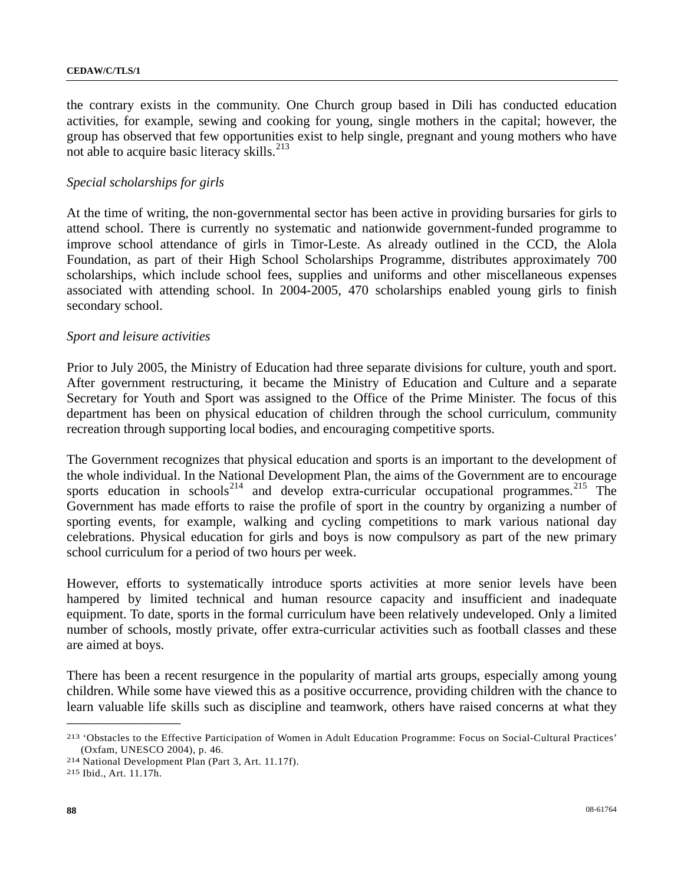the contrary exists in the community. One Church group based in Dili has conducted education activities, for example, sewing and cooking for young, single mothers in the capital; however, the group has observed that few opportunities exist to help single, pregnant and young mothers who have not able to acquire basic literacy skills.[213]

*Special scholarships for girls*

At the time of writing, the non-governmental sector has been active in providing bursaries for girls to attend school. There is currently no systematic and nationwide government-funded programme to improve school attendance of girls in Timor-Leste. As already outlined in the CCD, the Alola Foundation, as part of their High School Scholarships Programme, distributes approximately 700 scholarships, which include school fees, supplies and uniforms and other miscellaneous expenses associated with attending school. In 2004-2005, 470 scholarships enabled young girls to finish secondary school.

*Sport and leisure activities*

Prior to July 2005, the Ministry of Education had three separate divisions for culture, youth and sport. After government restructuring, it became the Ministry of Education and Culture and a separate Secretary for Youth and Sport was assigned to the Office of the Prime Minister. The focus of this department has been on physical education of children through the school curriculum, community recreation through supporting local bodies, and encouraging competitive sports.

The Government recognizes that physical education and sports is an important to the development of the whole individual. In the National Development Plan, the aims of the Government are to encourage sports education in schools[214] and develop extra-curricular occupational programmes.[215] The Government has made efforts to raise the profile of sport in the country by organizing a number of sporting events, for example, walking and cycling competitions to mark various national day celebrations. Physical education for girls and boys is now compulsory as part of the new primary school curriculum for a period of two hours per week.

However, efforts to systematically introduce sports activities at more senior levels have been hampered by limited technical and human resource capacity and insufficient and inadequate equipment. To date, sports in the formal curriculum have been relatively undeveloped. Only a limited number of schools, mostly private, offer extra-curricular activities such as football classes and these are aimed at boys.

There has been a recent resurgence in the popularity of martial arts groups, especially among young children. While some have viewed this as a positive occurrence, providing children with the chance to learn valuable life skills such as discipline and teamwork, others have raised concerns at what they

---

[213] 'Obstacles to the Effective Participation of Women in Adult Education Programme: Focus on Social-Cultural Practices' (Oxfam, UNESCO 2004), p. 46.

[214] National Development Plan (Part 3, Art. 11.17f).

[215] Ibid., Art. 11.17h.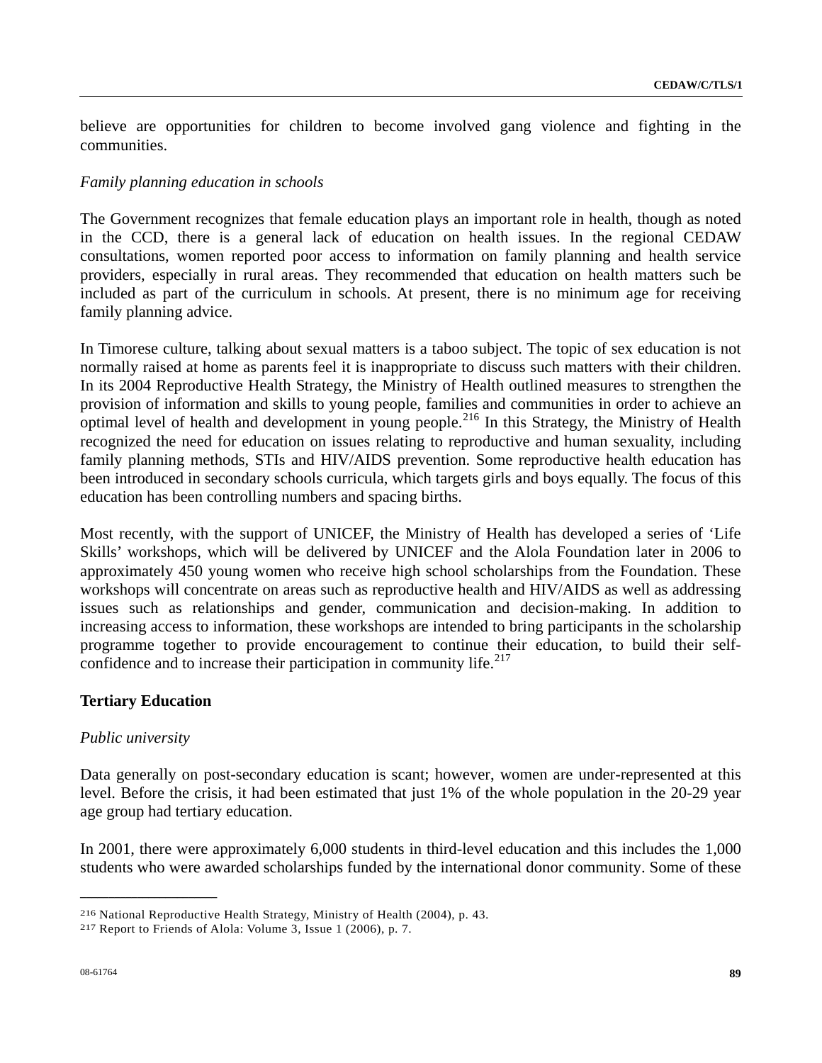believe are opportunities for children to become involved gang violence and fighting in the communities.

*Family planning education in schools*

The Government recognizes that female education plays an important role in health, though as noted in the CCD, there is a general lack of education on health issues. In the regional CEDAW consultations, women reported poor access to information on family planning and health service providers, especially in rural areas. They recommended that education on health matters such be included as part of the curriculum in schools. At present, there is no minimum age for receiving family planning advice.

In Timorese culture, talking about sexual matters is a taboo subject. The topic of sex education is not normally raised at home as parents feel it is inappropriate to discuss such matters with their children. In its 2004 Reproductive Health Strategy, the Ministry of Health outlined measures to strengthen the provision of information and skills to young people, families and communities in order to achieve an optimal level of health and development in young people.[216] In this Strategy, the Ministry of Health recognized the need for education on issues relating to reproductive and human sexuality, including family planning methods, STIs and HIV/AIDS prevention. Some reproductive health education has been introduced in secondary schools curricula, which targets girls and boys equally. The focus of this education has been controlling numbers and spacing births.

Most recently, with the support of UNICEF, the Ministry of Health has developed a series of 'Life Skills' workshops, which will be delivered by UNICEF and the Alola Foundation later in 2006 to approximately 450 young women who receive high school scholarships from the Foundation. These workshops will concentrate on areas such as reproductive health and HIV/AIDS as well as addressing issues such as relationships and gender, communication and decision-making. In addition to increasing access to information, these workshops are intended to bring participants in the scholarship programme together to provide encouragement to continue their education, to build their self-confidence and to increase their participation in community life.[217]

**Tertiary Education**

*Public university*

Data generally on post-secondary education is scant; however, women are under-represented at this level. Before the crisis, it had been estimated that just 1% of the whole population in the 20-29 year age group had tertiary education.

In 2001, there were approximately 6,000 students in third-level education and this includes the 1,000 students who were awarded scholarships funded by the international donor community. Some of these

---

[216] National Reproductive Health Strategy, Ministry of Health (2004), p. 43.

[217] Report to Friends of Alola: Volume 3, Issue 1 (2006), p. 7.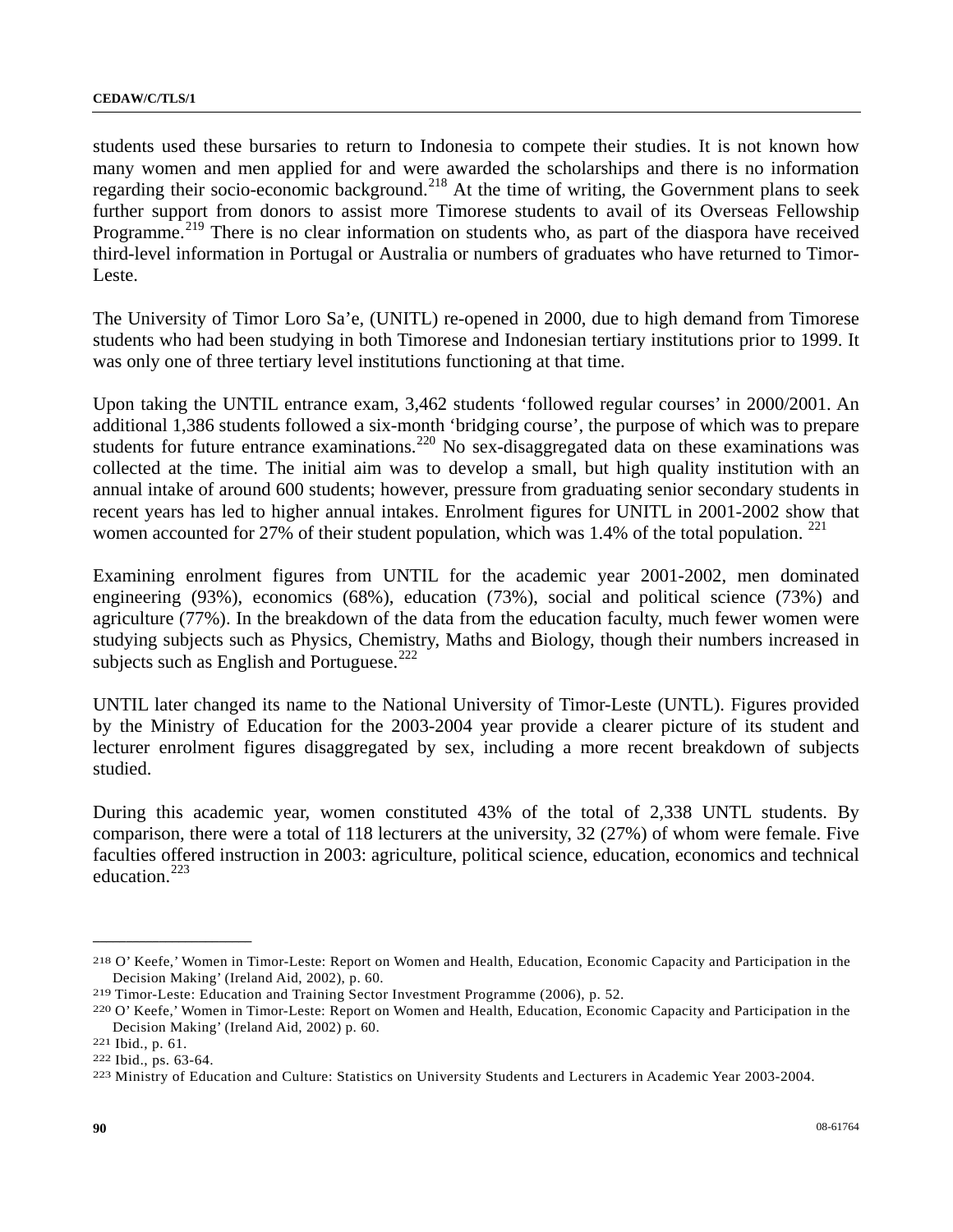students used these bursaries to return to Indonesia to compete their studies. It is not known how many women and men applied for and were awarded the scholarships and there is no information regarding their socio-economic background.[218] At the time of writing, the Government plans to seek further support from donors to assist more Timorese students to avail of its Overseas Fellowship Programme.[219] There is no clear information on students who, as part of the diaspora have received third-level information in Portugal or Australia or numbers of graduates who have returned to Timor-Leste.

The University of Timor Loro Sa'e, (UNITL) re-opened in 2000, due to high demand from Timorese students who had been studying in both Timorese and Indonesian tertiary institutions prior to 1999. It was only one of three tertiary level institutions functioning at that time.

Upon taking the UNTIL entrance exam, 3,462 students 'followed regular courses' in 2000/2001. An additional 1,386 students followed a six-month 'bridging course', the purpose of which was to prepare students for future entrance examinations.[220] No sex-disaggregated data on these examinations was collected at the time. The initial aim was to develop a small, but high quality institution with an annual intake of around 600 students; however, pressure from graduating senior secondary students in recent years has led to higher annual intakes. Enrolment figures for UNITL in 2001-2002 show that women accounted for 27% of their student population, which was 1.4% of the total population. [221]

Examining enrolment figures from UNTIL for the academic year 2001-2002, men dominated engineering (93%), economics (68%), education (73%), social and political science (73%) and agriculture (77%). In the breakdown of the data from the education faculty, much fewer women were studying subjects such as Physics, Chemistry, Maths and Biology, though their numbers increased in subjects such as English and Portuguese.[222]

UNTIL later changed its name to the National University of Timor-Leste (UNTL). Figures provided by the Ministry of Education for the 2003-2004 year provide a clearer picture of its student and lecturer enrolment figures disaggregated by sex, including a more recent breakdown of subjects studied.

During this academic year, women constituted 43% of the total of 2,338 UNTL students. By comparison, there were a total of 118 lecturers at the university, 32 (27%) of whom were female. Five faculties offered instruction in 2003: agriculture, political science, education, economics and technical education.[223]

---

[218] O' Keefe,' Women in Timor-Leste: Report on Women and Health, Education, Economic Capacity and Participation in the Decision Making' (Ireland Aid, 2002), p. 60.

[219] Timor-Leste: Education and Training Sector Investment Programme (2006), p. 52.

[220] O' Keefe,' Women in Timor-Leste: Report on Women and Health, Education, Economic Capacity and Participation in the Decision Making' (Ireland Aid, 2002) p. 60.

[221] Ibid., p. 61.

[222] Ibid., ps. 63-64.

[223] Ministry of Education and Culture: Statistics on University Students and Lecturers in Academic Year 2003-2004.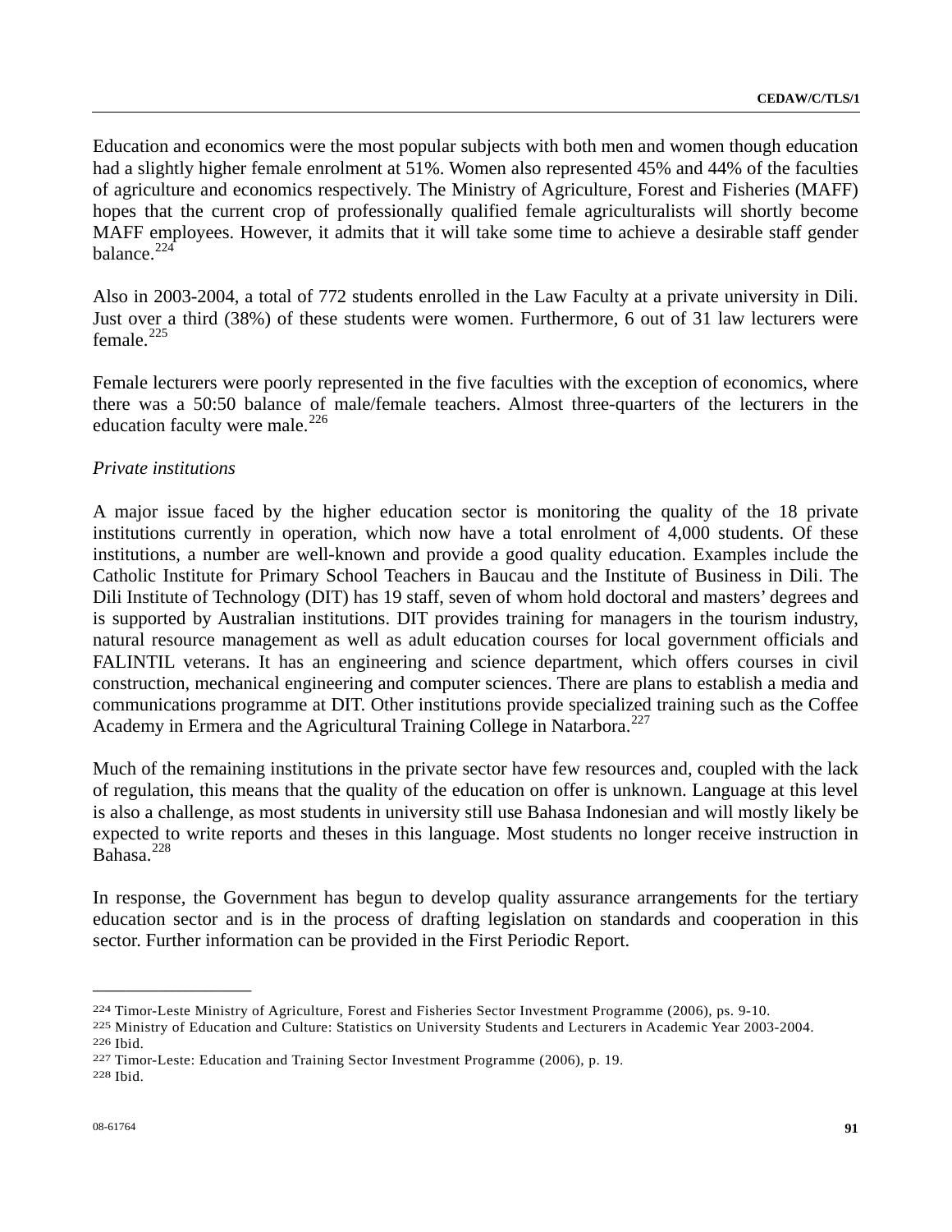Education and economics were the most popular subjects with both men and women though education had a slightly higher female enrolment at 51%. Women also represented 45% and 44% of the faculties of agriculture and economics respectively. The Ministry of Agriculture, Forest and Fisheries (MAFF) hopes that the current crop of professionally qualified female agriculturalists will shortly become MAFF employees. However, it admits that it will take some time to achieve a desirable staff gender balance.[224]

Also in 2003-2004, a total of 772 students enrolled in the Law Faculty at a private university in Dili. Just over a third (38%) of these students were women. Furthermore, 6 out of 31 law lecturers were female.[225]

Female lecturers were poorly represented in the five faculties with the exception of economics, where there was a 50:50 balance of male/female teachers. Almost three-quarters of the lecturers in the education faculty were male.[226]

*Private institutions*

A major issue faced by the higher education sector is monitoring the quality of the 18 private institutions currently in operation, which now have a total enrolment of 4,000 students. Of these institutions, a number are well-known and provide a good quality education. Examples include the Catholic Institute for Primary School Teachers in Baucau and the Institute of Business in Dili. The Dili Institute of Technology (DIT) has 19 staff, seven of whom hold doctoral and masters' degrees and is supported by Australian institutions. DIT provides training for managers in the tourism industry, natural resource management as well as adult education courses for local government officials and FALINTIL veterans. It has an engineering and science department, which offers courses in civil construction, mechanical engineering and computer sciences. There are plans to establish a media and communications programme at DIT. Other institutions provide specialized training such as the Coffee Academy in Ermera and the Agricultural Training College in Natarbora.[227]

Much of the remaining institutions in the private sector have few resources and, coupled with the lack of regulation, this means that the quality of the education on offer is unknown. Language at this level is also a challenge, as most students in university still use Bahasa Indonesian and will mostly likely be expected to write reports and theses in this language. Most students no longer receive instruction in Bahasa.[228]

In response, the Government has begun to develop quality assurance arrangements for the tertiary education sector and is in the process of drafting legislation on standards and cooperation in this sector. Further information can be provided in the First Periodic Report.

---

[224] Timor-Leste Ministry of Agriculture, Forest and Fisheries Sector Investment Programme (2006), ps. 9-10.
[225] Ministry of Education and Culture: Statistics on University Students and Lecturers in Academic Year 2003-2004.
[226] Ibid.
[227] Timor-Leste: Education and Training Sector Investment Programme (2006), p. 19.
[228] Ibid.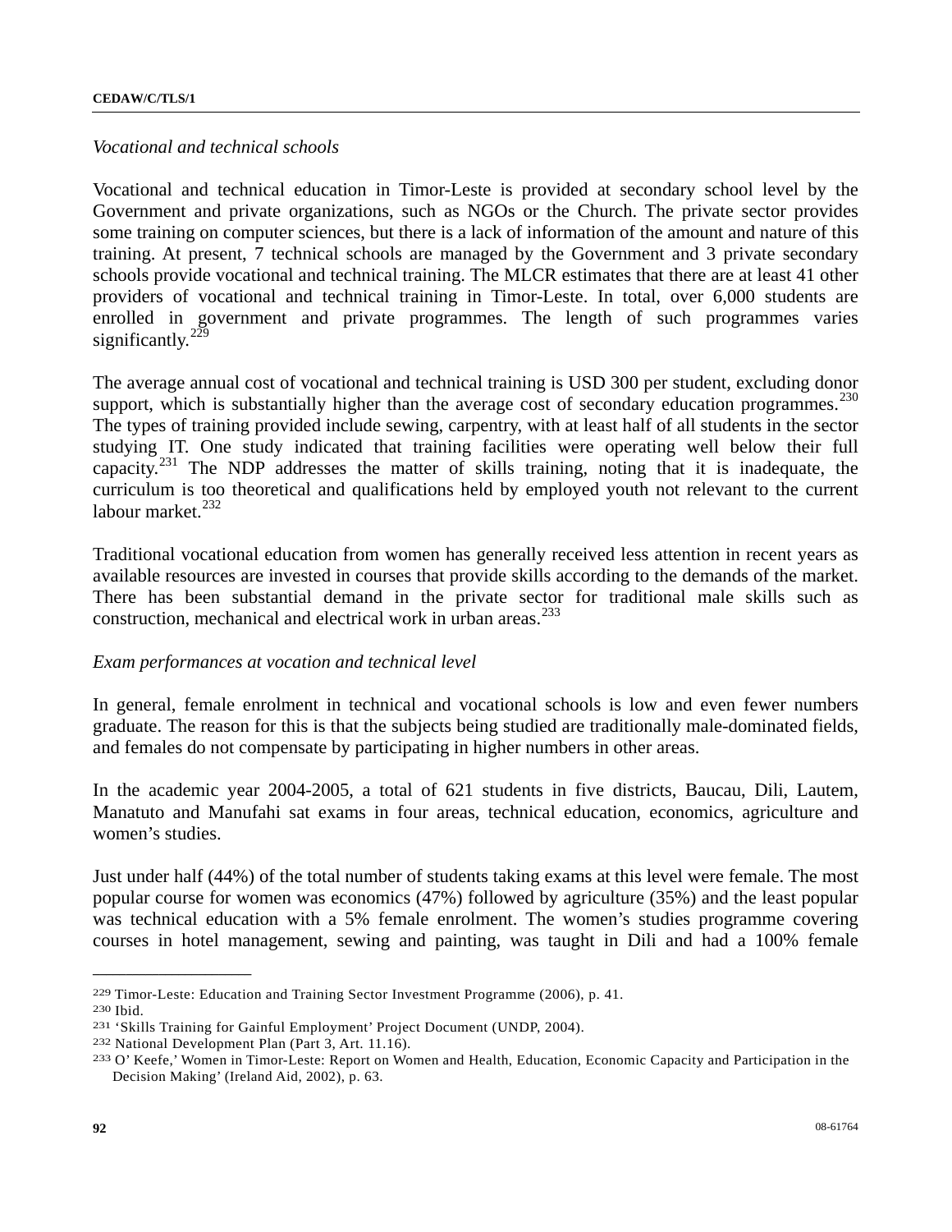*Vocational and technical schools*

Vocational and technical education in Timor-Leste is provided at secondary school level by the Government and private organizations, such as NGOs or the Church. The private sector provides some training on computer sciences, but there is a lack of information of the amount and nature of this training. At present, 7 technical schools are managed by the Government and 3 private secondary schools provide vocational and technical training. The MLCR estimates that there are at least 41 other providers of vocational and technical training in Timor-Leste. In total, over 6,000 students are enrolled in government and private programmes. The length of such programmes varies significantly.[229]

The average annual cost of vocational and technical training is USD 300 per student, excluding donor support, which is substantially higher than the average cost of secondary education programmes.[230] The types of training provided include sewing, carpentry, with at least half of all students in the sector studying IT. One study indicated that training facilities were operating well below their full capacity.[231] The NDP addresses the matter of skills training, noting that it is inadequate, the curriculum is too theoretical and qualifications held by employed youth not relevant to the current labour market.[232]

Traditional vocational education from women has generally received less attention in recent years as available resources are invested in courses that provide skills according to the demands of the market. There has been substantial demand in the private sector for traditional male skills such as construction, mechanical and electrical work in urban areas.[233]

*Exam performances at vocation and technical level*

In general, female enrolment in technical and vocational schools is low and even fewer numbers graduate. The reason for this is that the subjects being studied are traditionally male-dominated fields, and females do not compensate by participating in higher numbers in other areas.

In the academic year 2004-2005, a total of 621 students in five districts, Baucau, Dili, Lautem, Manatuto and Manufahi sat exams in four areas, technical education, economics, agriculture and women’s studies.

Just under half (44%) of the total number of students taking exams at this level were female. The most popular course for women was economics (47%) followed by agriculture (35%) and the least popular was technical education with a 5% female enrolment. The women’s studies programme covering courses in hotel management, sewing and painting, was taught in Dili and had a 100% female

---

[229] Timor-Leste: Education and Training Sector Investment Programme (2006), p. 41.
[230] Ibid.
[231] ‘Skills Training for Gainful Employment’ Project Document (UNDP, 2004).
[232] National Development Plan (Part 3, Art. 11.16).
[233] O’ Keefe,’ Women in Timor-Leste: Report on Women and Health, Education, Economic Capacity and Participation in the Decision Making’ (Ireland Aid, 2002), p. 63.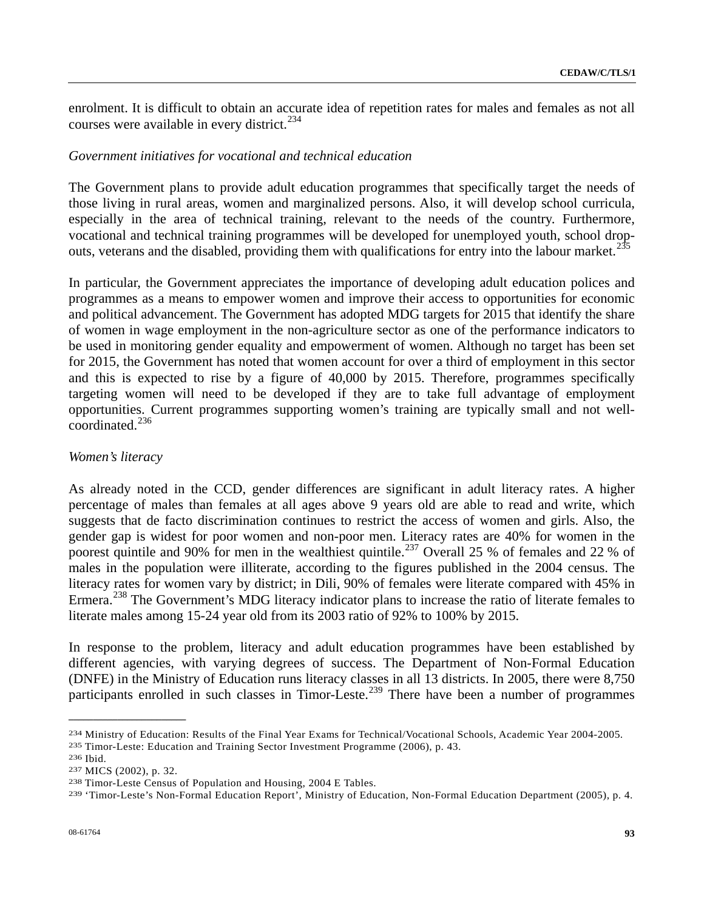enrolment. It is difficult to obtain an accurate idea of repetition rates for males and females as not all courses were available in every district.[234]

*Government initiatives for vocational and technical education*

The Government plans to provide adult education programmes that specifically target the needs of those living in rural areas, women and marginalized persons. Also, it will develop school curricula, especially in the area of technical training, relevant to the needs of the country. Furthermore, vocational and technical training programmes will be developed for unemployed youth, school drop-outs, veterans and the disabled, providing them with qualifications for entry into the labour market.[235]

In particular, the Government appreciates the importance of developing adult education polices and programmes as a means to empower women and improve their access to opportunities for economic and political advancement. The Government has adopted MDG targets for 2015 that identify the share of women in wage employment in the non-agriculture sector as one of the performance indicators to be used in monitoring gender equality and empowerment of women. Although no target has been set for 2015, the Government has noted that women account for over a third of employment in this sector and this is expected to rise by a figure of 40,000 by 2015. Therefore, programmes specifically targeting women will need to be developed if they are to take full advantage of employment opportunities. Current programmes supporting women's training are typically small and not well-coordinated.[236]

*Women's literacy*

As already noted in the CCD, gender differences are significant in adult literacy rates. A higher percentage of males than females at all ages above 9 years old are able to read and write, which suggests that de facto discrimination continues to restrict the access of women and girls. Also, the gender gap is widest for poor women and non-poor men. Literacy rates are 40% for women in the poorest quintile and 90% for men in the wealthiest quintile.[237] Overall 25 % of females and 22 % of males in the population were illiterate, according to the figures published in the 2004 census. The literacy rates for women vary by district; in Dili, 90% of females were literate compared with 45% in Ermera.[238] The Government's MDG literacy indicator plans to increase the ratio of literate females to literate males among 15-24 year old from its 2003 ratio of 92% to 100% by 2015.

In response to the problem, literacy and adult education programmes have been established by different agencies, with varying degrees of success. The Department of Non-Formal Education (DNFE) in the Ministry of Education runs literacy classes in all 13 districts. In 2005, there were 8,750 participants enrolled in such classes in Timor-Leste.[239] There have been a number of programmes

---

[234] Ministry of Education: Results of the Final Year Exams for Technical/Vocational Schools, Academic Year 2004-2005.
[235] Timor-Leste: Education and Training Sector Investment Programme (2006), p. 43.
[236] Ibid.
[237] MICS (2002), p. 32.
[238] Timor-Leste Census of Population and Housing, 2004 E Tables.
[239] 'Timor-Leste's Non-Formal Education Report', Ministry of Education, Non-Formal Education Department (2005), p. 4.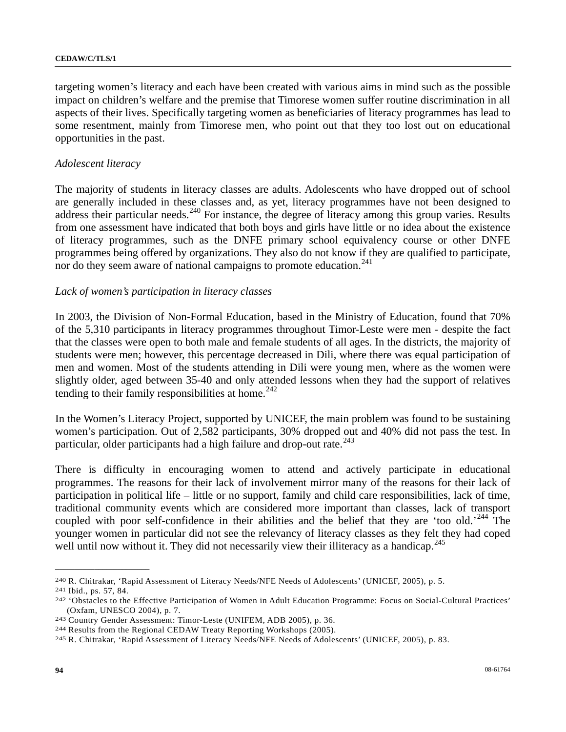targeting women's literacy and each have been created with various aims in mind such as the possible impact on children's welfare and the premise that Timorese women suffer routine discrimination in all aspects of their lives. Specifically targeting women as beneficiaries of literacy programmes has lead to some resentment, mainly from Timorese men, who point out that they too lost out on educational opportunities in the past.

*Adolescent literacy*

The majority of students in literacy classes are adults. Adolescents who have dropped out of school are generally included in these classes and, as yet, literacy programmes have not been designed to address their particular needs.[240] For instance, the degree of literacy among this group varies. Results from one assessment have indicated that both boys and girls have little or no idea about the existence of literacy programmes, such as the DNFE primary school equivalency course or other DNFE programmes being offered by organizations. They also do not know if they are qualified to participate, nor do they seem aware of national campaigns to promote education.[241]

*Lack of women's participation in literacy classes*

In 2003, the Division of Non-Formal Education, based in the Ministry of Education, found that 70% of the 5,310 participants in literacy programmes throughout Timor-Leste were men - despite the fact that the classes were open to both male and female students of all ages. In the districts, the majority of students were men; however, this percentage decreased in Dili, where there was equal participation of men and women. Most of the students attending in Dili were young men, where as the women were slightly older, aged between 35-40 and only attended lessons when they had the support of relatives tending to their family responsibilities at home.[242]

In the Women's Literacy Project, supported by UNICEF, the main problem was found to be sustaining women's participation. Out of 2,582 participants, 30% dropped out and 40% did not pass the test. In particular, older participants had a high failure and drop-out rate.[243]

There is difficulty in encouraging women to attend and actively participate in educational programmes. The reasons for their lack of involvement mirror many of the reasons for their lack of participation in political life – little or no support, family and child care responsibilities, lack of time, traditional community events which are considered more important than classes, lack of transport coupled with poor self-confidence in their abilities and the belief that they are 'too old.'[244] The younger women in particular did not see the relevancy of literacy classes as they felt they had coped well until now without it. They did not necessarily view their illiteracy as a handicap.[245]

---

[240] R. Chitrakar, 'Rapid Assessment of Literacy Needs/NFE Needs of Adolescents' (UNICEF, 2005), p. 5.

[241] Ibid., ps. 57, 84.

[242] 'Obstacles to the Effective Participation of Women in Adult Education Programme: Focus on Social-Cultural Practices' (Oxfam, UNESCO 2004), p. 7.

[243] Country Gender Assessment: Timor-Leste (UNIFEM, ADB 2005), p. 36.

[244] Results from the Regional CEDAW Treaty Reporting Workshops (2005).

[245] R. Chitrakar, 'Rapid Assessment of Literacy Needs/NFE Needs of Adolescents' (UNICEF, 2005), p. 83.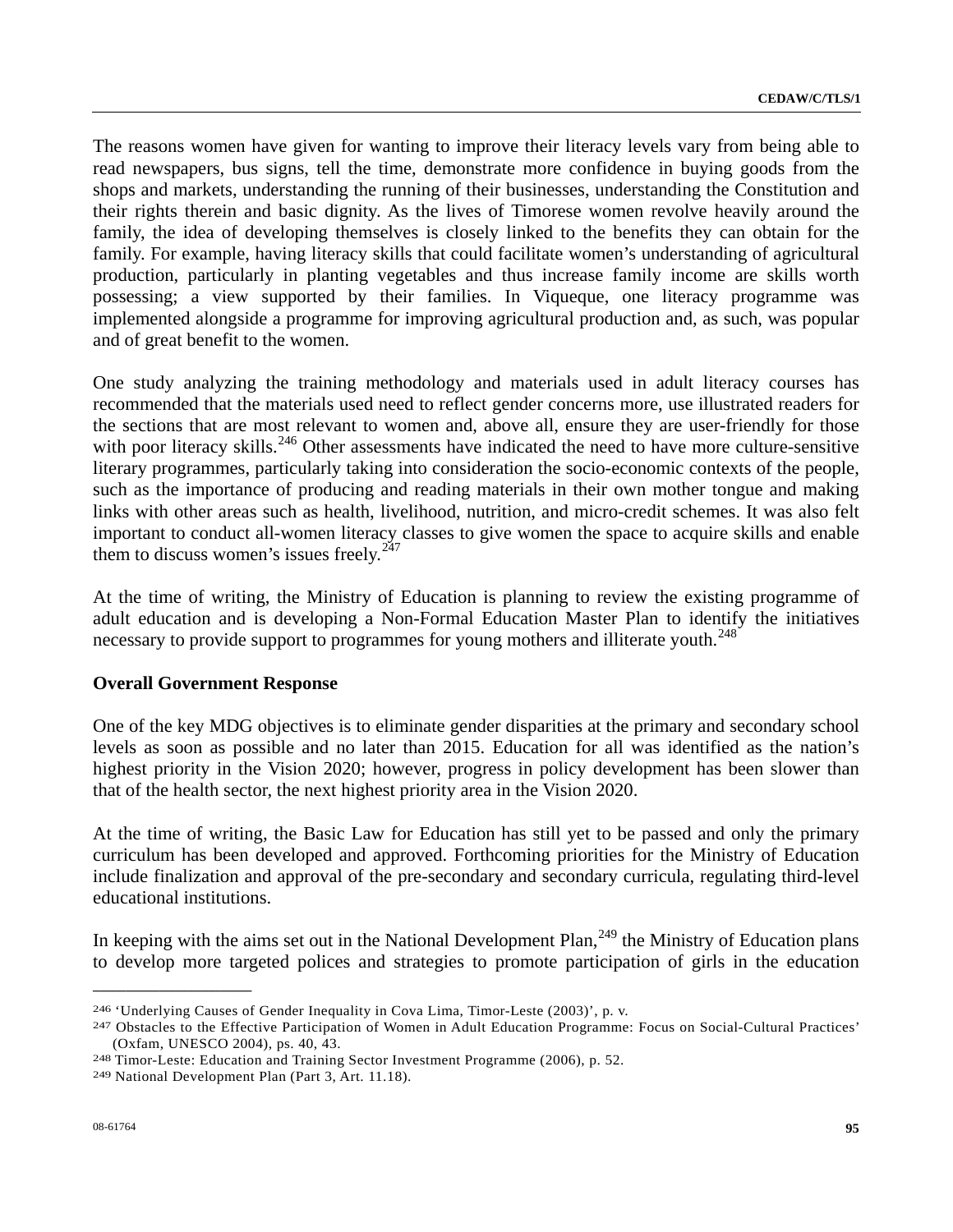The reasons women have given for wanting to improve their literacy levels vary from being able to read newspapers, bus signs, tell the time, demonstrate more confidence in buying goods from the shops and markets, understanding the running of their businesses, understanding the Constitution and their rights therein and basic dignity. As the lives of Timorese women revolve heavily around the family, the idea of developing themselves is closely linked to the benefits they can obtain for the family. For example, having literacy skills that could facilitate women's understanding of agricultural production, particularly in planting vegetables and thus increase family income are skills worth possessing; a view supported by their families. In Viqueque, one literacy programme was implemented alongside a programme for improving agricultural production and, as such, was popular and of great benefit to the women.

One study analyzing the training methodology and materials used in adult literacy courses has recommended that the materials used need to reflect gender concerns more, use illustrated readers for the sections that are most relevant to women and, above all, ensure they are user-friendly for those with poor literacy skills.[246] Other assessments have indicated the need to have more culture-sensitive literary programmes, particularly taking into consideration the socio-economic contexts of the people, such as the importance of producing and reading materials in their own mother tongue and making links with other areas such as health, livelihood, nutrition, and micro-credit schemes. It was also felt important to conduct all-women literacy classes to give women the space to acquire skills and enable them to discuss women's issues freely.[247]

At the time of writing, the Ministry of Education is planning to review the existing programme of adult education and is developing a Non-Formal Education Master Plan to identify the initiatives necessary to provide support to programmes for young mothers and illiterate youth.[248]

**Overall Government Response**

One of the key MDG objectives is to eliminate gender disparities at the primary and secondary school levels as soon as possible and no later than 2015. Education for all was identified as the nation's highest priority in the Vision 2020; however, progress in policy development has been slower than that of the health sector, the next highest priority area in the Vision 2020.

At the time of writing, the Basic Law for Education has still yet to be passed and only the primary curriculum has been developed and approved. Forthcoming priorities for the Ministry of Education include finalization and approval of the pre-secondary and secondary curricula, regulating third-level educational institutions.

In keeping with the aims set out in the National Development Plan,[249] the Ministry of Education plans to develop more targeted polices and strategies to promote participation of girls in the education

---

[246] 'Underlying Causes of Gender Inequality in Cova Lima, Timor-Leste (2003)', p. v.

[247] Obstacles to the Effective Participation of Women in Adult Education Programme: Focus on Social-Cultural Practices' (Oxfam, UNESCO 2004), ps. 40, 43.

[248] Timor-Leste: Education and Training Sector Investment Programme (2006), p. 52.

[249] National Development Plan (Part 3, Art. 11.18).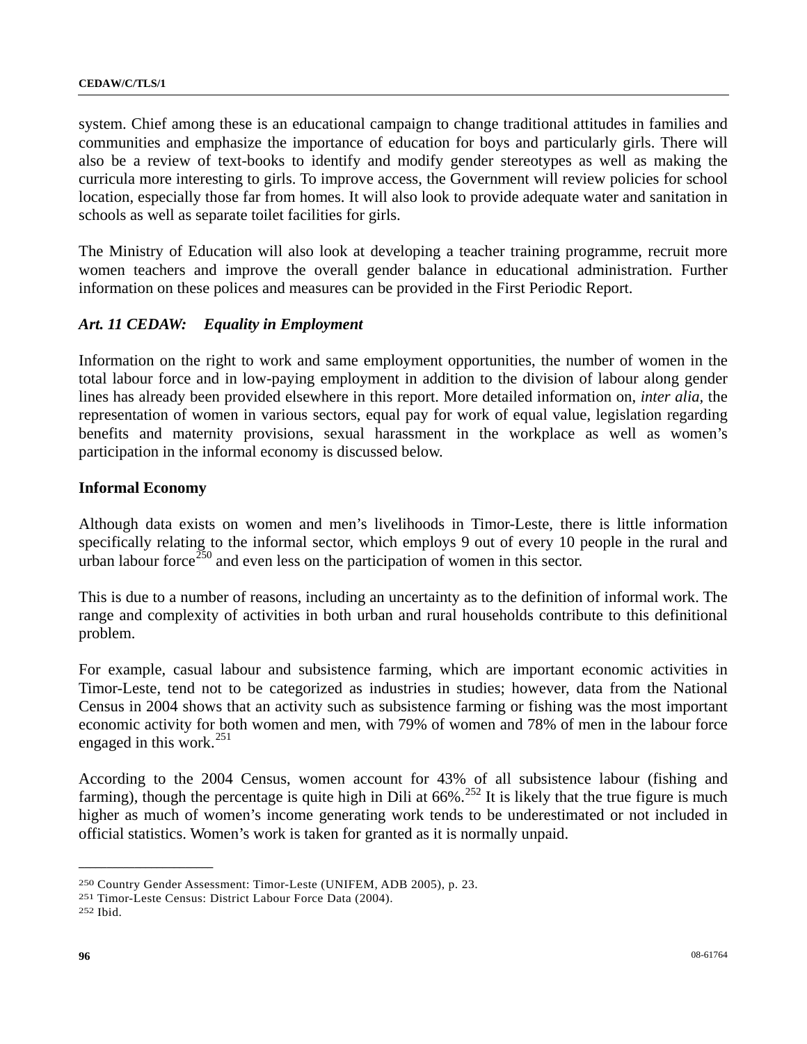system. Chief among these is an educational campaign to change traditional attitudes in families and communities and emphasize the importance of education for boys and particularly girls. There will also be a review of text-books to identify and modify gender stereotypes as well as making the curricula more interesting to girls. To improve access, the Government will review policies for school location, especially those far from homes. It will also look to provide adequate water and sanitation in schools as well as separate toilet facilities for girls.

The Ministry of Education will also look at developing a teacher training programme, recruit more women teachers and improve the overall gender balance in educational administration. Further information on these polices and measures can be provided in the First Periodic Report.

### *Art. 11 CEDAW: Equality in Employment*

Information on the right to work and same employment opportunities, the number of women in the total labour force and in low-paying employment in addition to the division of labour along gender lines has already been provided elsewhere in this report. More detailed information on, *inter alia,* the representation of women in various sectors, equal pay for work of equal value, legislation regarding benefits and maternity provisions, sexual harassment in the workplace as well as women's participation in the informal economy is discussed below.

**Informal Economy**

Although data exists on women and men's livelihoods in Timor-Leste, there is little information specifically relating to the informal sector, which employs 9 out of every 10 people in the rural and urban labour force[250] and even less on the participation of women in this sector.

This is due to a number of reasons, including an uncertainty as to the definition of informal work. The range and complexity of activities in both urban and rural households contribute to this definitional problem.

For example, casual labour and subsistence farming, which are important economic activities in Timor-Leste, tend not to be categorized as industries in studies; however, data from the National Census in 2004 shows that an activity such as subsistence farming or fishing was the most important economic activity for both women and men, with 79% of women and 78% of men in the labour force engaged in this work.[251]

According to the 2004 Census, women account for 43% of all subsistence labour (fishing and farming), though the percentage is quite high in Dili at 66%.[252] It is likely that the true figure is much higher as much of women's income generating work tends to be underestimated or not included in official statistics. Women's work is taken for granted as it is normally unpaid.

---

[250] Country Gender Assessment: Timor-Leste (UNIFEM, ADB 2005), p. 23.
[251] Timor-Leste Census: District Labour Force Data (2004).
[252] Ibid.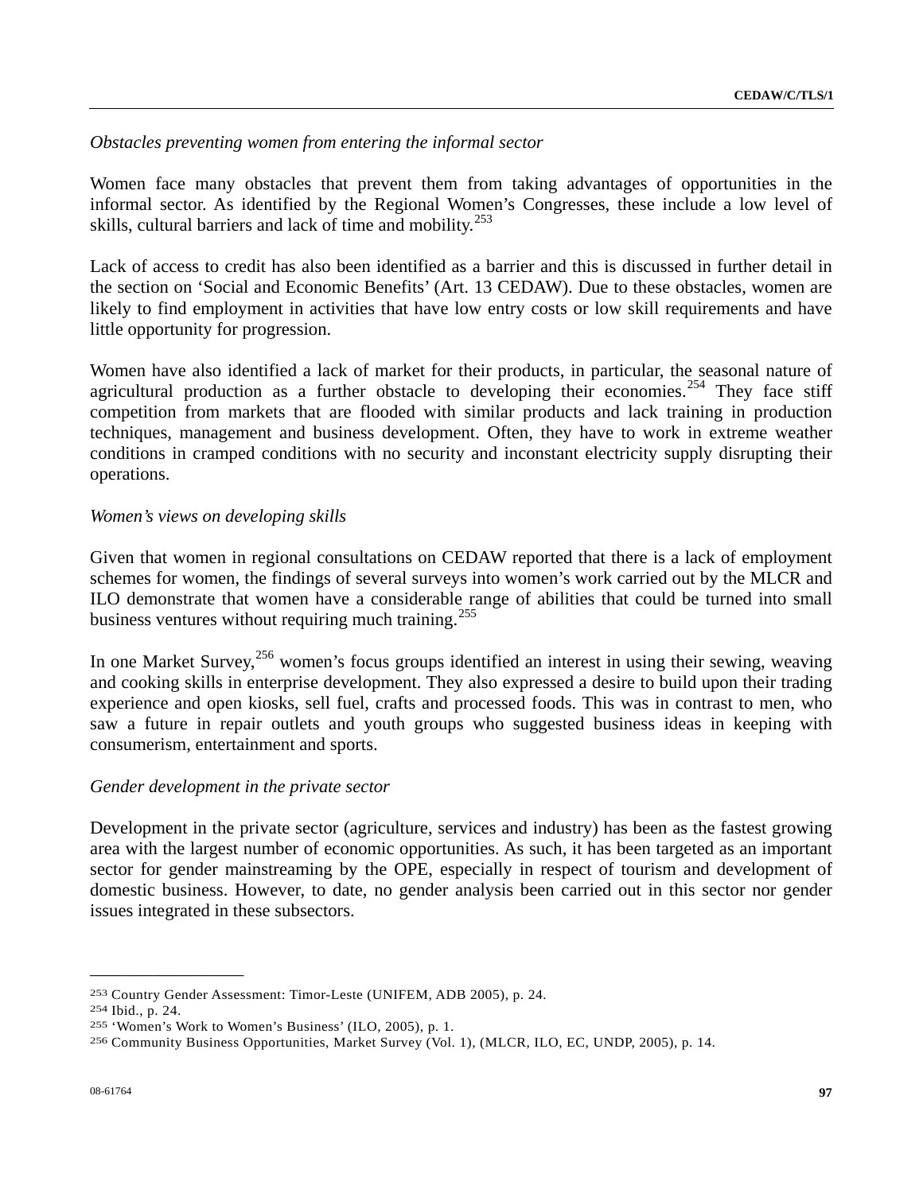*Obstacles preventing women from entering the informal sector*

Women face many obstacles that prevent them from taking advantages of opportunities in the informal sector. As identified by the Regional Women's Congresses, these include a low level of skills, cultural barriers and lack of time and mobility.[253]

Lack of access to credit has also been identified as a barrier and this is discussed in further detail in the section on 'Social and Economic Benefits' (Art. 13 CEDAW). Due to these obstacles, women are likely to find employment in activities that have low entry costs or low skill requirements and have little opportunity for progression.

Women have also identified a lack of market for their products, in particular, the seasonal nature of agricultural production as a further obstacle to developing their economies.[254] They face stiff competition from markets that are flooded with similar products and lack training in production techniques, management and business development. Often, they have to work in extreme weather conditions in cramped conditions with no security and inconstant electricity supply disrupting their operations.

*Women's views on developing skills*

Given that women in regional consultations on CEDAW reported that there is a lack of employment schemes for women, the findings of several surveys into women's work carried out by the MLCR and ILO demonstrate that women have a considerable range of abilities that could be turned into small business ventures without requiring much training.[255]

In one Market Survey,[256] women's focus groups identified an interest in using their sewing, weaving and cooking skills in enterprise development. They also expressed a desire to build upon their trading experience and open kiosks, sell fuel, crafts and processed foods. This was in contrast to men, who saw a future in repair outlets and youth groups who suggested business ideas in keeping with consumerism, entertainment and sports.

*Gender development in the private sector*

Development in the private sector (agriculture, services and industry) has been as the fastest growing area with the largest number of economic opportunities. As such, it has been targeted as an important sector for gender mainstreaming by the OPE, especially in respect of tourism and development of domestic business. However, to date, no gender analysis been carried out in this sector nor gender issues integrated in these subsectors.

---

[253] Country Gender Assessment: Timor-Leste (UNIFEM, ADB 2005), p. 24.

[254] Ibid., p. 24.

[255] 'Women's Work to Women's Business' (ILO, 2005), p. 1.

[256] Community Business Opportunities, Market Survey (Vol. 1), (MLCR, ILO, EC, UNDP, 2005), p. 14.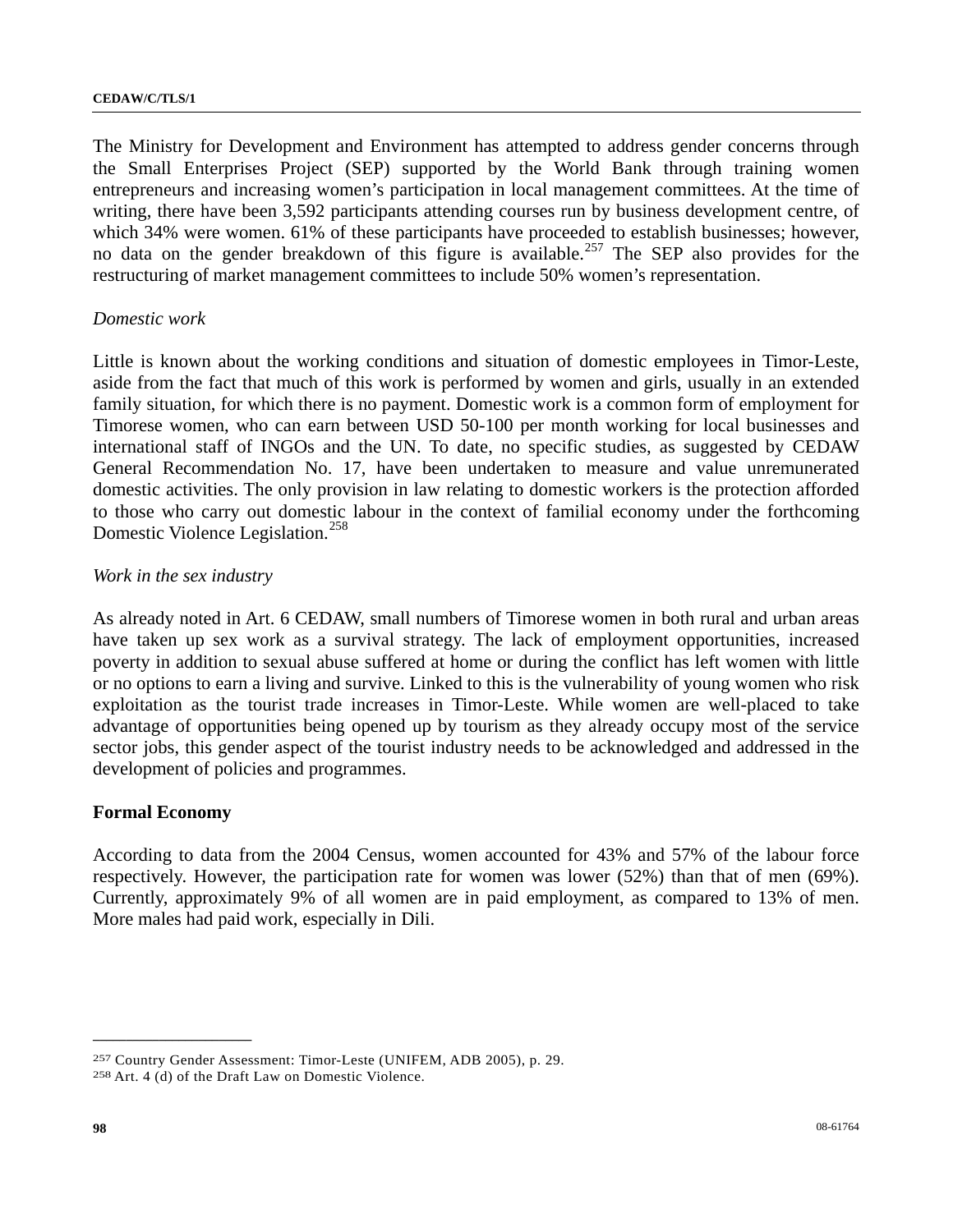The Ministry for Development and Environment has attempted to address gender concerns through the Small Enterprises Project (SEP) supported by the World Bank through training women entrepreneurs and increasing women's participation in local management committees. At the time of writing, there have been 3,592 participants attending courses run by business development centre, of which 34% were women. 61% of these participants have proceeded to establish businesses; however, no data on the gender breakdown of this figure is available.[257] The SEP also provides for the restructuring of market management committees to include 50% women's representation.

*Domestic work*

Little is known about the working conditions and situation of domestic employees in Timor-Leste, aside from the fact that much of this work is performed by women and girls, usually in an extended family situation, for which there is no payment. Domestic work is a common form of employment for Timorese women, who can earn between USD 50-100 per month working for local businesses and international staff of INGOs and the UN. To date, no specific studies, as suggested by CEDAW General Recommendation No. 17, have been undertaken to measure and value unremunerated domestic activities. The only provision in law relating to domestic workers is the protection afforded to those who carry out domestic labour in the context of familial economy under the forthcoming Domestic Violence Legislation.[258]

*Work in the sex industry*

As already noted in Art. 6 CEDAW, small numbers of Timorese women in both rural and urban areas have taken up sex work as a survival strategy. The lack of employment opportunities, increased poverty in addition to sexual abuse suffered at home or during the conflict has left women with little or no options to earn a living and survive. Linked to this is the vulnerability of young women who risk exploitation as the tourist trade increases in Timor-Leste. While women are well-placed to take advantage of opportunities being opened up by tourism as they already occupy most of the service sector jobs, this gender aspect of the tourist industry needs to be acknowledged and addressed in the development of policies and programmes.

**Formal Economy**

According to data from the 2004 Census, women accounted for 43% and 57% of the labour force respectively. However, the participation rate for women was lower (52%) than that of men (69%). Currently, approximately 9% of all women are in paid employment, as compared to 13% of men. More males had paid work, especially in Dili.

---

[257] Country Gender Assessment: Timor-Leste (UNIFEM, ADB 2005), p. 29.

[258] Art. 4 (d) of the Draft Law on Domestic Violence.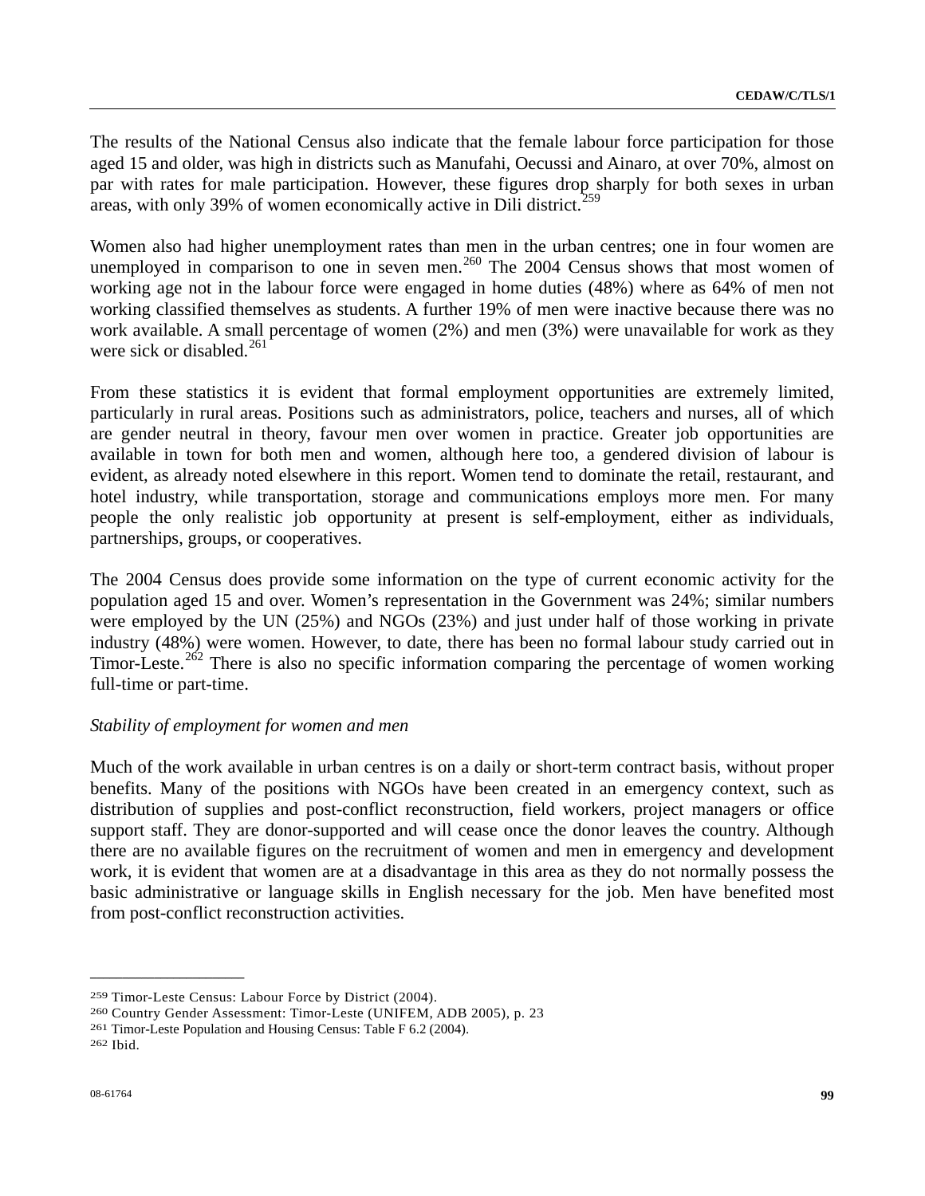The results of the National Census also indicate that the female labour force participation for those aged 15 and older, was high in districts such as Manufahi, Oecussi and Ainaro, at over 70%, almost on par with rates for male participation. However, these figures drop sharply for both sexes in urban areas, with only 39% of women economically active in Dili district.[259]

Women also had higher unemployment rates than men in the urban centres; one in four women are unemployed in comparison to one in seven men.[260] The 2004 Census shows that most women of working age not in the labour force were engaged in home duties (48%) where as 64% of men not working classified themselves as students. A further 19% of men were inactive because there was no work available. A small percentage of women (2%) and men (3%) were unavailable for work as they were sick or disabled.[261]

From these statistics it is evident that formal employment opportunities are extremely limited, particularly in rural areas. Positions such as administrators, police, teachers and nurses, all of which are gender neutral in theory, favour men over women in practice. Greater job opportunities are available in town for both men and women, although here too, a gendered division of labour is evident, as already noted elsewhere in this report. Women tend to dominate the retail, restaurant, and hotel industry, while transportation, storage and communications employs more men. For many people the only realistic job opportunity at present is self-employment, either as individuals, partnerships, groups, or cooperatives.

The 2004 Census does provide some information on the type of current economic activity for the population aged 15 and over. Women's representation in the Government was 24%; similar numbers were employed by the UN (25%) and NGOs (23%) and just under half of those working in private industry (48%) were women. However, to date, there has been no formal labour study carried out in Timor-Leste.[262] There is also no specific information comparing the percentage of women working full-time or part-time.

*Stability of employment for women and men*

Much of the work available in urban centres is on a daily or short-term contract basis, without proper benefits. Many of the positions with NGOs have been created in an emergency context, such as distribution of supplies and post-conflict reconstruction, field workers, project managers or office support staff. They are donor-supported and will cease once the donor leaves the country. Although there are no available figures on the recruitment of women and men in emergency and development work, it is evident that women are at a disadvantage in this area as they do not normally possess the basic administrative or language skills in English necessary for the job. Men have benefited most from post-conflict reconstruction activities.

---

[259] Timor-Leste Census: Labour Force by District (2004).
[260] Country Gender Assessment: Timor-Leste (UNIFEM, ADB 2005), p. 23
[261] Timor-Leste Population and Housing Census: Table F 6.2 (2004).
[262] Ibid.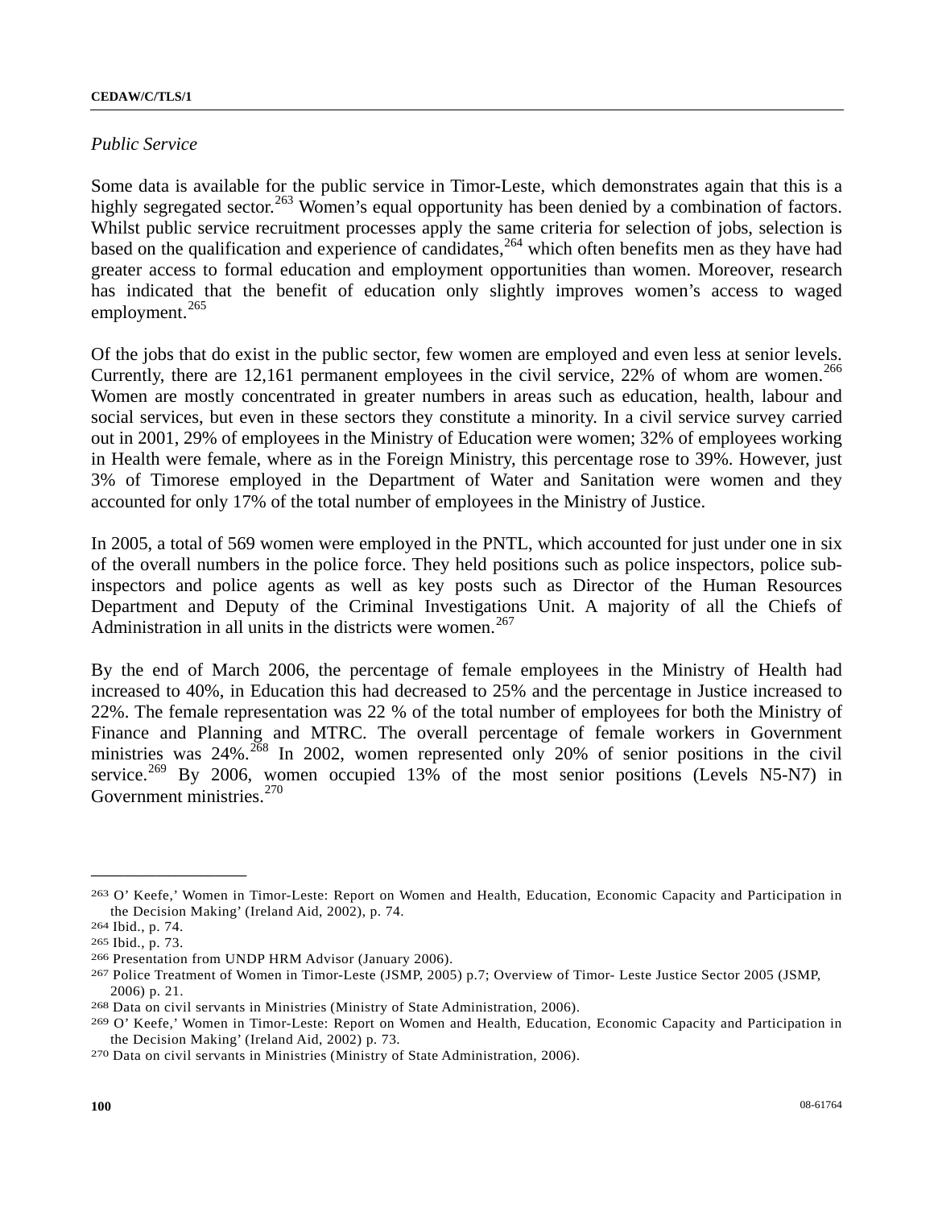*Public Service*

Some data is available for the public service in Timor-Leste, which demonstrates again that this is a highly segregated sector.[263] Women's equal opportunity has been denied by a combination of factors. Whilst public service recruitment processes apply the same criteria for selection of jobs, selection is based on the qualification and experience of candidates,[264] which often benefits men as they have had greater access to formal education and employment opportunities than women. Moreover, research has indicated that the benefit of education only slightly improves women's access to waged employment.[265]

Of the jobs that do exist in the public sector, few women are employed and even less at senior levels. Currently, there are 12,161 permanent employees in the civil service, 22% of whom are women.[266] Women are mostly concentrated in greater numbers in areas such as education, health, labour and social services, but even in these sectors they constitute a minority. In a civil service survey carried out in 2001, 29% of employees in the Ministry of Education were women; 32% of employees working in Health were female, where as in the Foreign Ministry, this percentage rose to 39%. However, just 3% of Timorese employed in the Department of Water and Sanitation were women and they accounted for only 17% of the total number of employees in the Ministry of Justice.

In 2005, a total of 569 women were employed in the PNTL, which accounted for just under one in six of the overall numbers in the police force. They held positions such as police inspectors, police sub-inspectors and police agents as well as key posts such as Director of the Human Resources Department and Deputy of the Criminal Investigations Unit. A majority of all the Chiefs of Administration in all units in the districts were women.[267]

By the end of March 2006, the percentage of female employees in the Ministry of Health had increased to 40%, in Education this had decreased to 25% and the percentage in Justice increased to 22%. The female representation was 22 % of the total number of employees for both the Ministry of Finance and Planning and MTRC. The overall percentage of female workers in Government ministries was 24%.[268] In 2002, women represented only 20% of senior positions in the civil service.[269] By 2006, women occupied 13% of the most senior positions (Levels N5-N7) in Government ministries.[270]

---

[263] O' Keefe,' Women in Timor-Leste: Report on Women and Health, Education, Economic Capacity and Participation in the Decision Making' (Ireland Aid, 2002), p. 74.

[264] Ibid., p. 74.

[265] Ibid., p. 73.

[266] Presentation from UNDP HRM Advisor (January 2006).

[267] Police Treatment of Women in Timor-Leste (JSMP, 2005) p.7; Overview of Timor- Leste Justice Sector 2005 (JSMP, 2006) p. 21.

[268] Data on civil servants in Ministries (Ministry of State Administration, 2006).

[269] O' Keefe,' Women in Timor-Leste: Report on Women and Health, Education, Economic Capacity and Participation in the Decision Making' (Ireland Aid, 2002) p. 73.

[270] Data on civil servants in Ministries (Ministry of State Administration, 2006).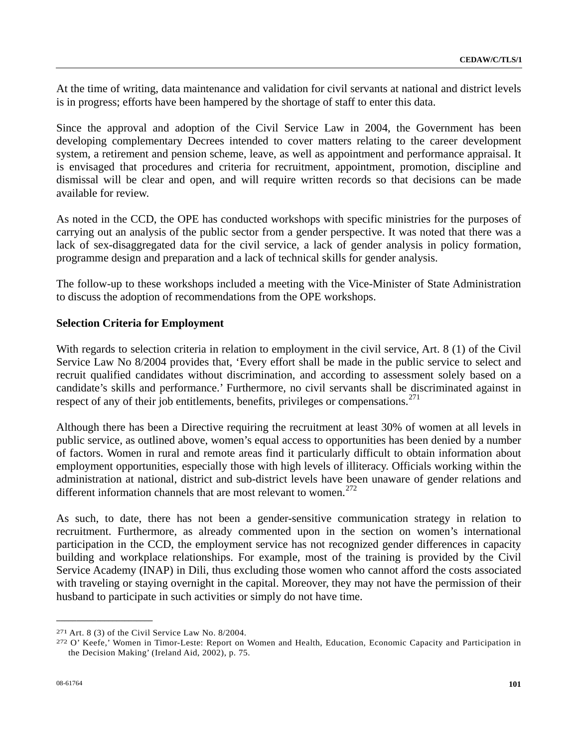At the time of writing, data maintenance and validation for civil servants at national and district levels is in progress; efforts have been hampered by the shortage of staff to enter this data.

Since the approval and adoption of the Civil Service Law in 2004, the Government has been developing complementary Decrees intended to cover matters relating to the career development system, a retirement and pension scheme, leave, as well as appointment and performance appraisal. It is envisaged that procedures and criteria for recruitment, appointment, promotion, discipline and dismissal will be clear and open, and will require written records so that decisions can be made available for review.

As noted in the CCD, the OPE has conducted workshops with specific ministries for the purposes of carrying out an analysis of the public sector from a gender perspective. It was noted that there was a lack of sex-disaggregated data for the civil service, a lack of gender analysis in policy formation, programme design and preparation and a lack of technical skills for gender analysis.

The follow-up to these workshops included a meeting with the Vice-Minister of State Administration to discuss the adoption of recommendations from the OPE workshops.

**Selection Criteria for Employment**

With regards to selection criteria in relation to employment in the civil service, Art. 8 (1) of the Civil Service Law No 8/2004 provides that, 'Every effort shall be made in the public service to select and recruit qualified candidates without discrimination, and according to assessment solely based on a candidate's skills and performance.' Furthermore, no civil servants shall be discriminated against in respect of any of their job entitlements, benefits, privileges or compensations.[271]

Although there has been a Directive requiring the recruitment at least 30% of women at all levels in public service, as outlined above, women's equal access to opportunities has been denied by a number of factors. Women in rural and remote areas find it particularly difficult to obtain information about employment opportunities, especially those with high levels of illiteracy. Officials working within the administration at national, district and sub-district levels have been unaware of gender relations and different information channels that are most relevant to women.[272]

As such, to date, there has not been a gender-sensitive communication strategy in relation to recruitment. Furthermore, as already commented upon in the section on women's international participation in the CCD, the employment service has not recognized gender differences in capacity building and workplace relationships. For example, most of the training is provided by the Civil Service Academy (INAP) in Dili, thus excluding those women who cannot afford the costs associated with traveling or staying overnight in the capital. Moreover, they may not have the permission of their husband to participate in such activities or simply do not have time.

---

[271] Art. 8 (3) of the Civil Service Law No. 8/2004.

[272] O' Keefe,' Women in Timor-Leste: Report on Women and Health, Education, Economic Capacity and Participation in the Decision Making' (Ireland Aid, 2002), p. 75.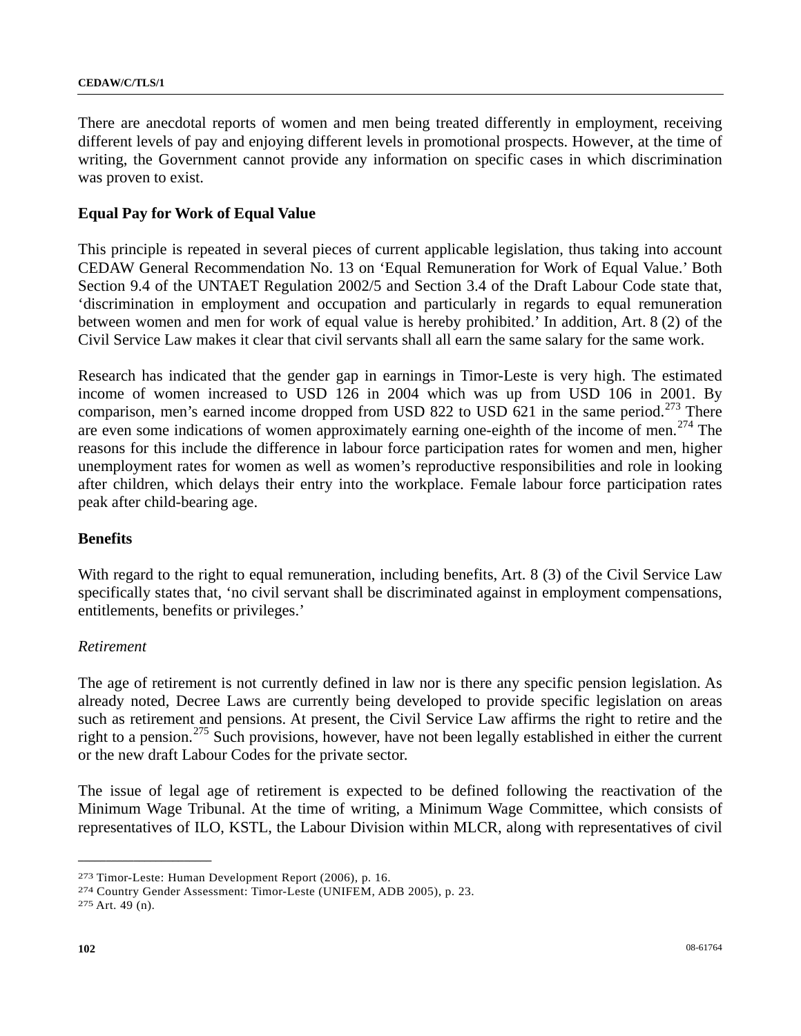There are anecdotal reports of women and men being treated differently in employment, receiving different levels of pay and enjoying different levels in promotional prospects. However, at the time of writing, the Government cannot provide any information on specific cases in which discrimination was proven to exist.

**Equal Pay for Work of Equal Value**

This principle is repeated in several pieces of current applicable legislation, thus taking into account CEDAW General Recommendation No. 13 on 'Equal Remuneration for Work of Equal Value.' Both Section 9.4 of the UNTAET Regulation 2002/5 and Section 3.4 of the Draft Labour Code state that, 'discrimination in employment and occupation and particularly in regards to equal remuneration between women and men for work of equal value is hereby prohibited.' In addition, Art. 8 (2) of the Civil Service Law makes it clear that civil servants shall all earn the same salary for the same work.

Research has indicated that the gender gap in earnings in Timor-Leste is very high. The estimated income of women increased to USD 126 in 2004 which was up from USD 106 in 2001. By comparison, men's earned income dropped from USD 822 to USD 621 in the same period.[273] There are even some indications of women approximately earning one-eighth of the income of men.[274] The reasons for this include the difference in labour force participation rates for women and men, higher unemployment rates for women as well as women's reproductive responsibilities and role in looking after children, which delays their entry into the workplace. Female labour force participation rates peak after child-bearing age.

**Benefits**

With regard to the right to equal remuneration, including benefits, Art. 8 (3) of the Civil Service Law specifically states that, 'no civil servant shall be discriminated against in employment compensations, entitlements, benefits or privileges.'

*Retirement*

The age of retirement is not currently defined in law nor is there any specific pension legislation. As already noted, Decree Laws are currently being developed to provide specific legislation on areas such as retirement and pensions. At present, the Civil Service Law affirms the right to retire and the right to a pension.[275] Such provisions, however, have not been legally established in either the current or the new draft Labour Codes for the private sector.

The issue of legal age of retirement is expected to be defined following the reactivation of the Minimum Wage Tribunal. At the time of writing, a Minimum Wage Committee, which consists of representatives of ILO, KSTL, the Labour Division within MLCR, along with representatives of civil

---

[273] Timor-Leste: Human Development Report (2006), p. 16.

[274] Country Gender Assessment: Timor-Leste (UNIFEM, ADB 2005), p. 23.

[275] Art. 49 (n).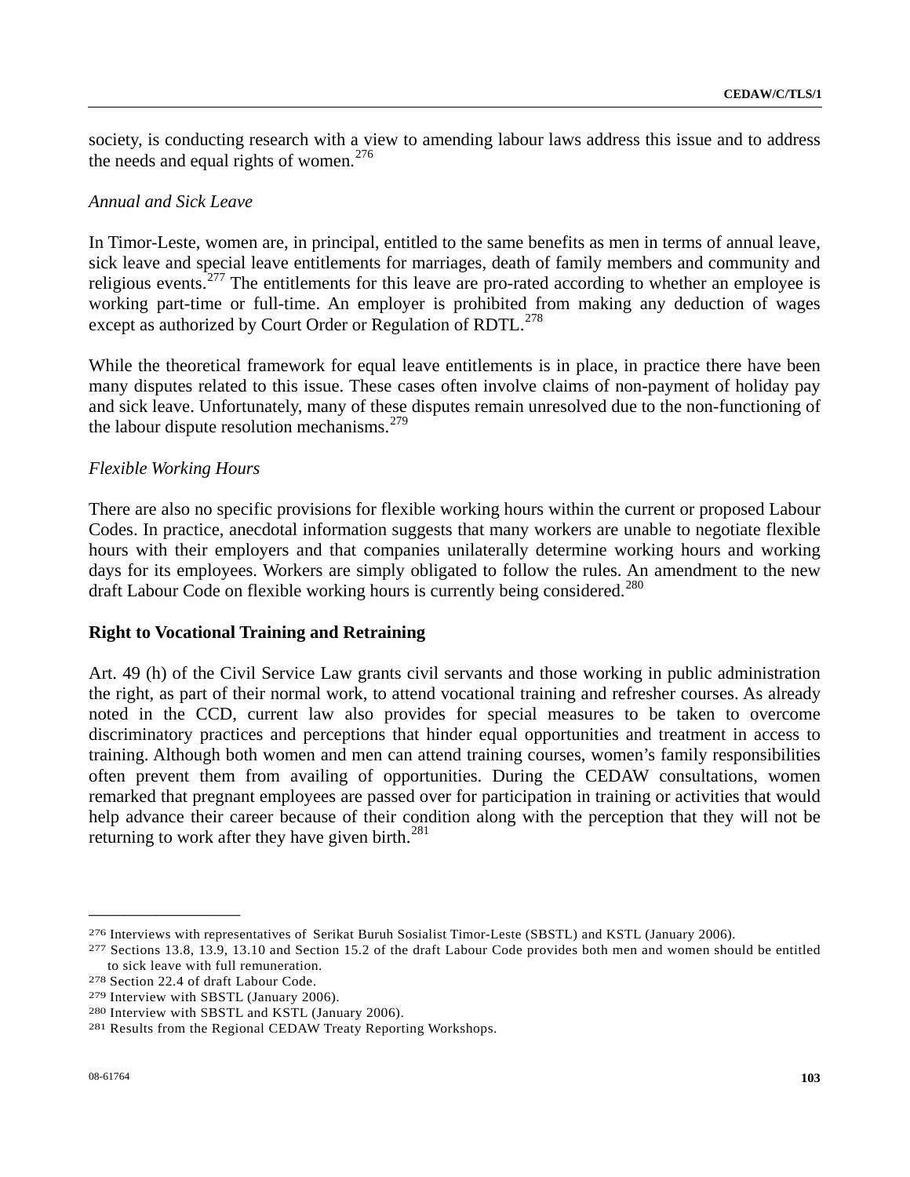society, is conducting research with a view to amending labour laws address this issue and to address the needs and equal rights of women.[276]

*Annual and Sick Leave*

In Timor-Leste, women are, in principal, entitled to the same benefits as men in terms of annual leave, sick leave and special leave entitlements for marriages, death of family members and community and religious events.[277] The entitlements for this leave are pro-rated according to whether an employee is working part-time or full-time. An employer is prohibited from making any deduction of wages except as authorized by Court Order or Regulation of RDTL.[278]

While the theoretical framework for equal leave entitlements is in place, in practice there have been many disputes related to this issue. These cases often involve claims of non-payment of holiday pay and sick leave. Unfortunately, many of these disputes remain unresolved due to the non-functioning of the labour dispute resolution mechanisms.[279]

*Flexible Working Hours*

There are also no specific provisions for flexible working hours within the current or proposed Labour Codes. In practice, anecdotal information suggests that many workers are unable to negotiate flexible hours with their employers and that companies unilaterally determine working hours and working days for its employees. Workers are simply obligated to follow the rules. An amendment to the new draft Labour Code on flexible working hours is currently being considered.[280]

**Right to Vocational Training and Retraining**

Art. 49 (h) of the Civil Service Law grants civil servants and those working in public administration the right, as part of their normal work, to attend vocational training and refresher courses. As already noted in the CCD, current law also provides for special measures to be taken to overcome discriminatory practices and perceptions that hinder equal opportunities and treatment in access to training. Although both women and men can attend training courses, women's family responsibilities often prevent them from availing of opportunities. During the CEDAW consultations, women remarked that pregnant employees are passed over for participation in training or activities that would help advance their career because of their condition along with the perception that they will not be returning to work after they have given birth.[281]

---

[276] Interviews with representatives of Serikat Buruh Sosialist Timor-Leste (SBSTL) and KSTL (January 2006).

[277] Sections 13.8, 13.9, 13.10 and Section 15.2 of the draft Labour Code provides both men and women should be entitled to sick leave with full remuneration.

[278] Section 22.4 of draft Labour Code.

[279] Interview with SBSTL (January 2006).

[280] Interview with SBSTL and KSTL (January 2006).

[281] Results from the Regional CEDAW Treaty Reporting Workshops.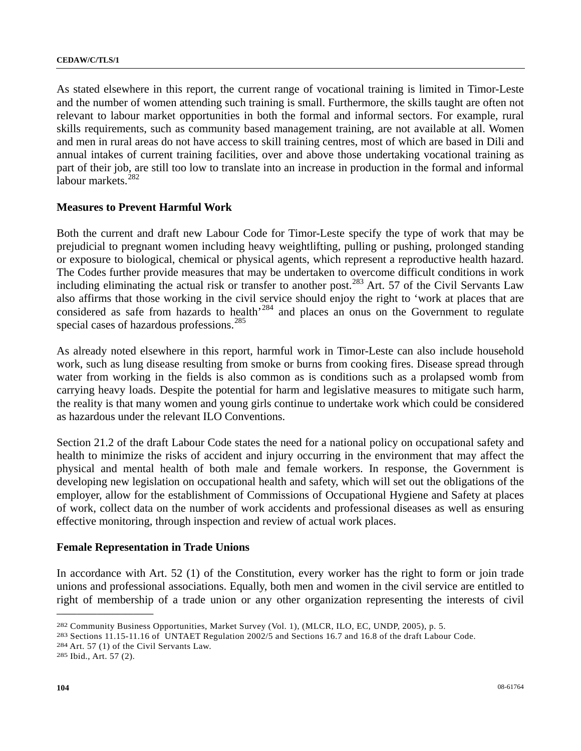As stated elsewhere in this report, the current range of vocational training is limited in Timor-Leste and the number of women attending such training is small. Furthermore, the skills taught are often not relevant to labour market opportunities in both the formal and informal sectors. For example, rural skills requirements, such as community based management training, are not available at all. Women and men in rural areas do not have access to skill training centres, most of which are based in Dili and annual intakes of current training facilities, over and above those undertaking vocational training as part of their job, are still too low to translate into an increase in production in the formal and informal labour markets.[282]

## Measures to Prevent Harmful Work

Both the current and draft new Labour Code for Timor-Leste specify the type of work that may be prejudicial to pregnant women including heavy weightlifting, pulling or pushing, prolonged standing or exposure to biological, chemical or physical agents, which represent a reproductive health hazard. The Codes further provide measures that may be undertaken to overcome difficult conditions in work including eliminating the actual risk or transfer to another post.[283] Art. 57 of the Civil Servants Law also affirms that those working in the civil service should enjoy the right to 'work at places that are considered as safe from hazards to health'[284] and places an onus on the Government to regulate special cases of hazardous professions.[285]

As already noted elsewhere in this report, harmful work in Timor-Leste can also include household work, such as lung disease resulting from smoke or burns from cooking fires. Disease spread through water from working in the fields is also common as is conditions such as a prolapsed womb from carrying heavy loads. Despite the potential for harm and legislative measures to mitigate such harm, the reality is that many women and young girls continue to undertake work which could be considered as hazardous under the relevant ILO Conventions.

Section 21.2 of the draft Labour Code states the need for a national policy on occupational safety and health to minimize the risks of accident and injury occurring in the environment that may affect the physical and mental health of both male and female workers. In response, the Government is developing new legislation on occupational health and safety, which will set out the obligations of the employer, allow for the establishment of Commissions of Occupational Hygiene and Safety at places of work, collect data on the number of work accidents and professional diseases as well as ensuring effective monitoring, through inspection and review of actual work places.

## Female Representation in Trade Unions

In accordance with Art. 52 (1) of the Constitution, every worker has the right to form or join trade unions and professional associations. Equally, both men and women in the civil service are entitled to right of membership of a trade union or any other organization representing the interests of civil

---

[282] Community Business Opportunities, Market Survey (Vol. 1), (MLCR, ILO, EC, UNDP, 2005), p. 5.

[283] Sections 11.15-11.16 of UNTAET Regulation 2002/5 and Sections 16.7 and 16.8 of the draft Labour Code.

[284] Art. 57 (1) of the Civil Servants Law.

[285] Ibid., Art. 57 (2).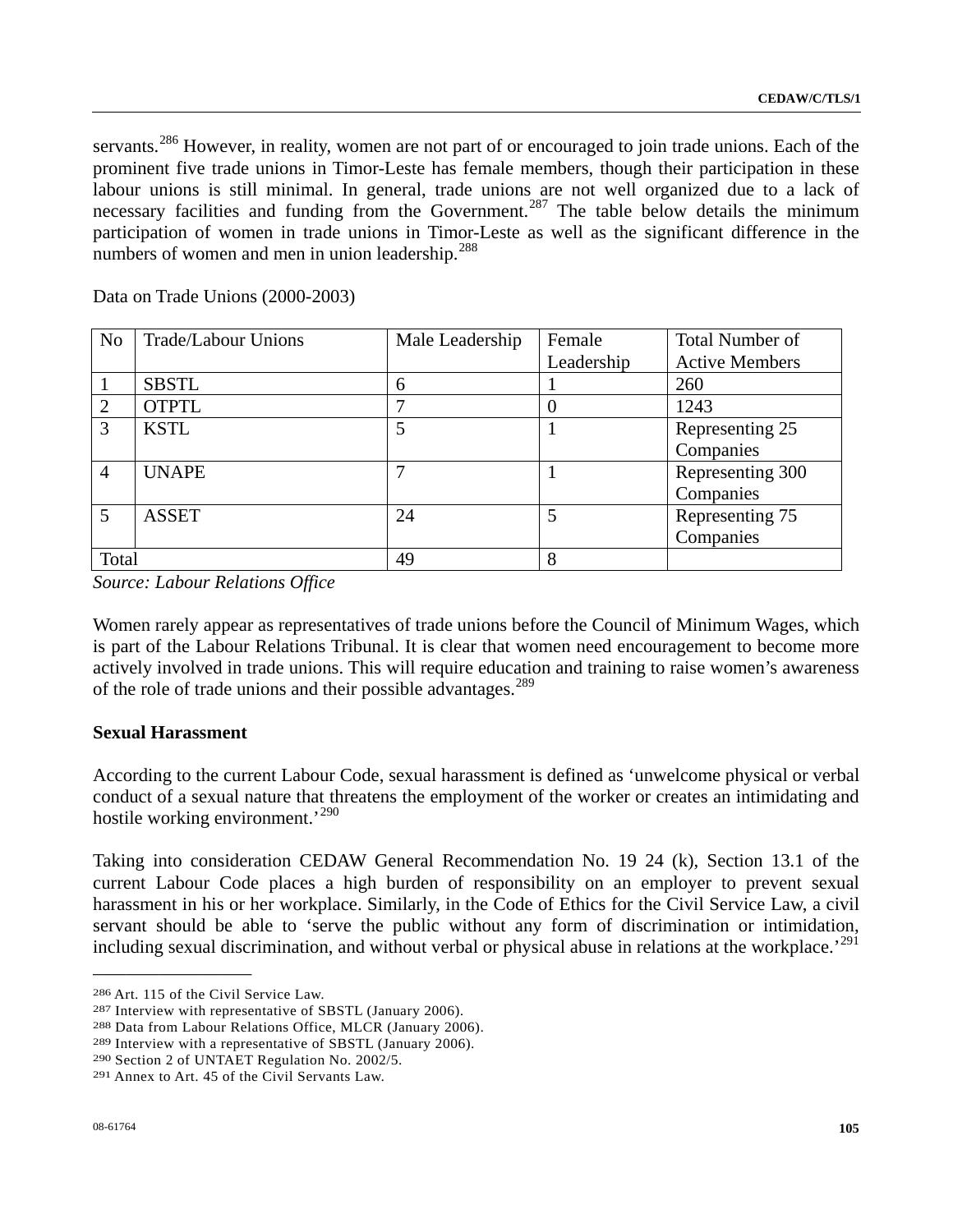servants.[286] However, in reality, women are not part of or encouraged to join trade unions. Each of the prominent five trade unions in Timor-Leste has female members, though their participation in these labour unions is still minimal. In general, trade unions are not well organized due to a lack of necessary facilities and funding from the Government.[287] The table below details the minimum participation of women in trade unions in Timor-Leste as well as the significant difference in the numbers of women and men in union leadership.[288]

Data on Trade Unions (2000-2003)

| No | Trade/Labour Unions | Male Leadership | Female Leadership | Total Number of Active Members |
|---|---|---|---|---|
| 1 | SBSTL | 6 | 1 | 260 |
| 2 | OTPTL | 7 | 0 | 1243 |
| 3 | KSTL | 5 | 1 | Representing 25 Companies |
| 4 | UNAPE | 7 | 1 | Representing 300 Companies |
| 5 | ASSET | 24 | 5 | Representing 75 Companies |
| Total | | 49 | 8 | |

*Source: Labour Relations Office*

Women rarely appear as representatives of trade unions before the Council of Minimum Wages, which is part of the Labour Relations Tribunal. It is clear that women need encouragement to become more actively involved in trade unions. This will require education and training to raise women's awareness of the role of trade unions and their possible advantages.[289]

**Sexual Harassment**

According to the current Labour Code, sexual harassment is defined as 'unwelcome physical or verbal conduct of a sexual nature that threatens the employment of the worker or creates an intimidating and hostile working environment.'[290]

Taking into consideration CEDAW General Recommendation No. 19 24 (k), Section 13.1 of the current Labour Code places a high burden of responsibility on an employer to prevent sexual harassment in his or her workplace. Similarly, in the Code of Ethics for the Civil Service Law, a civil servant should be able to 'serve the public without any form of discrimination or intimidation, including sexual discrimination, and without verbal or physical abuse in relations at the workplace.'[291]

---

[286] Art. 115 of the Civil Service Law.

[287] Interview with representative of SBSTL (January 2006).

[288] Data from Labour Relations Office, MLCR (January 2006).

[289] Interview with a representative of SBSTL (January 2006).

[290] Section 2 of UNTAET Regulation No. 2002/5.

[291] Annex to Art. 45 of the Civil Servants Law.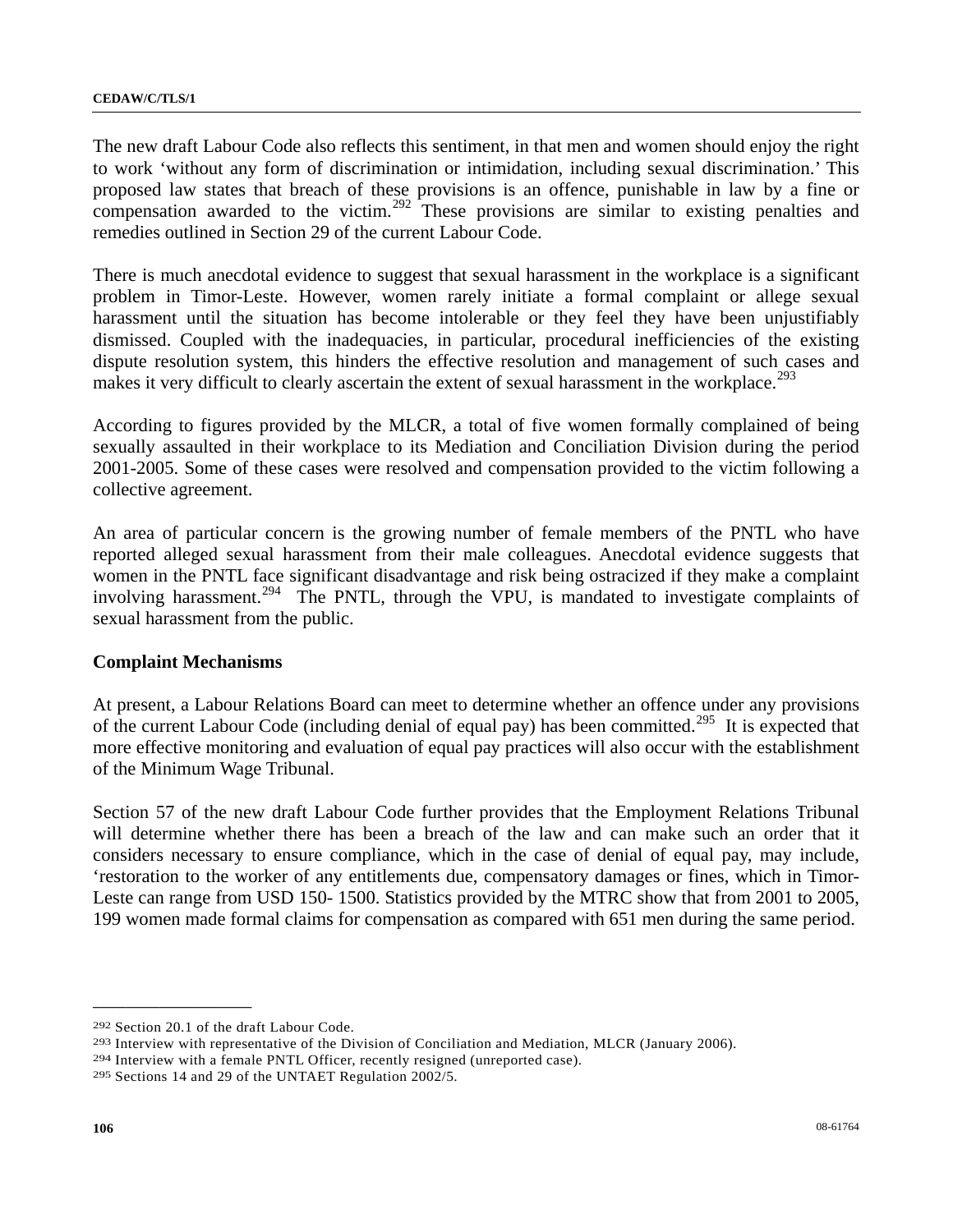The new draft Labour Code also reflects this sentiment, in that men and women should enjoy the right to work 'without any form of discrimination or intimidation, including sexual discrimination.' This proposed law states that breach of these provisions is an offence, punishable in law by a fine or compensation awarded to the victim.[292] These provisions are similar to existing penalties and remedies outlined in Section 29 of the current Labour Code.

There is much anecdotal evidence to suggest that sexual harassment in the workplace is a significant problem in Timor-Leste. However, women rarely initiate a formal complaint or allege sexual harassment until the situation has become intolerable or they feel they have been unjustifiably dismissed. Coupled with the inadequacies, in particular, procedural inefficiencies of the existing dispute resolution system, this hinders the effective resolution and management of such cases and makes it very difficult to clearly ascertain the extent of sexual harassment in the workplace.[293]

According to figures provided by the MLCR, a total of five women formally complained of being sexually assaulted in their workplace to its Mediation and Conciliation Division during the period 2001-2005. Some of these cases were resolved and compensation provided to the victim following a collective agreement.

An area of particular concern is the growing number of female members of the PNTL who have reported alleged sexual harassment from their male colleagues. Anecdotal evidence suggests that women in the PNTL face significant disadvantage and risk being ostracized if they make a complaint involving harassment.[294] The PNTL, through the VPU, is mandated to investigate complaints of sexual harassment from the public.

**Complaint Mechanisms**

At present, a Labour Relations Board can meet to determine whether an offence under any provisions of the current Labour Code (including denial of equal pay) has been committed.[295] It is expected that more effective monitoring and evaluation of equal pay practices will also occur with the establishment of the Minimum Wage Tribunal.

Section 57 of the new draft Labour Code further provides that the Employment Relations Tribunal will determine whether there has been a breach of the law and can make such an order that it considers necessary to ensure compliance, which in the case of denial of equal pay, may include, 'restoration to the worker of any entitlements due, compensatory damages or fines, which in Timor-Leste can range from USD 150- 1500. Statistics provided by the MTRC show that from 2001 to 2005, 199 women made formal claims for compensation as compared with 651 men during the same period.

---

[292] Section 20.1 of the draft Labour Code.

[293] Interview with representative of the Division of Conciliation and Mediation, MLCR (January 2006).

[294] Interview with a female PNTL Officer, recently resigned (unreported case).

[295] Sections 14 and 29 of the UNTAET Regulation 2002/5.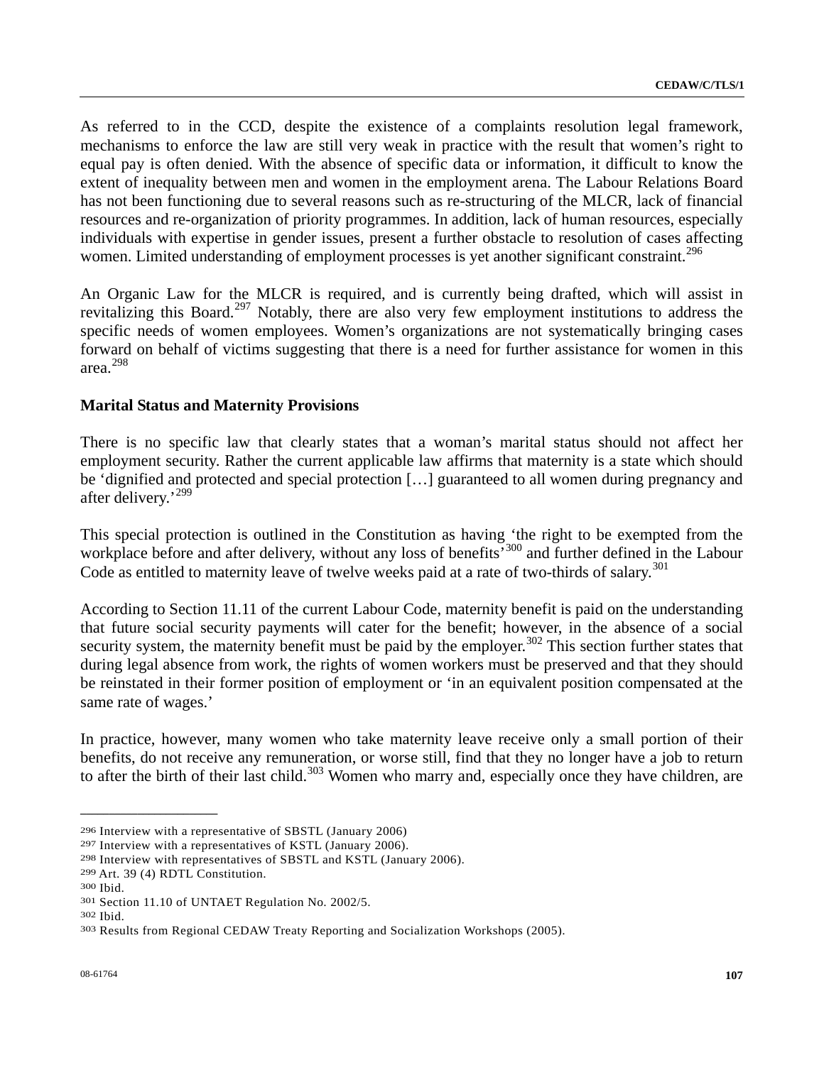As referred to in the CCD, despite the existence of a complaints resolution legal framework, mechanisms to enforce the law are still very weak in practice with the result that women's right to equal pay is often denied. With the absence of specific data or information, it difficult to know the extent of inequality between men and women in the employment arena. The Labour Relations Board has not been functioning due to several reasons such as re-structuring of the MLCR, lack of financial resources and re-organization of priority programmes. In addition, lack of human resources, especially individuals with expertise in gender issues, present a further obstacle to resolution of cases affecting women. Limited understanding of employment processes is yet another significant constraint.[296]

An Organic Law for the MLCR is required, and is currently being drafted, which will assist in revitalizing this Board.[297] Notably, there are also very few employment institutions to address the specific needs of women employees. Women's organizations are not systematically bringing cases forward on behalf of victims suggesting that there is a need for further assistance for women in this area.[298]

**Marital Status and Maternity Provisions**

There is no specific law that clearly states that a woman's marital status should not affect her employment security. Rather the current applicable law affirms that maternity is a state which should be 'dignified and protected and special protection […] guaranteed to all women during pregnancy and after delivery.'[299]

This special protection is outlined in the Constitution as having 'the right to be exempted from the workplace before and after delivery, without any loss of benefits'[300] and further defined in the Labour Code as entitled to maternity leave of twelve weeks paid at a rate of two-thirds of salary.[301]

According to Section 11.11 of the current Labour Code, maternity benefit is paid on the understanding that future social security payments will cater for the benefit; however, in the absence of a social security system, the maternity benefit must be paid by the employer.[302] This section further states that during legal absence from work, the rights of women workers must be preserved and that they should be reinstated in their former position of employment or 'in an equivalent position compensated at the same rate of wages.'

In practice, however, many women who take maternity leave receive only a small portion of their benefits, do not receive any remuneration, or worse still, find that they no longer have a job to return to after the birth of their last child.[303] Women who marry and, especially once they have children, are

---

[296] Interview with a representative of SBSTL (January 2006)
[297] Interview with a representatives of KSTL (January 2006).
[298] Interview with representatives of SBSTL and KSTL (January 2006).
[299] Art. 39 (4) RDTL Constitution.
[300] Ibid.
[301] Section 11.10 of UNTAET Regulation No. 2002/5.
[302] Ibid.
[303] Results from Regional CEDAW Treaty Reporting and Socialization Workshops (2005).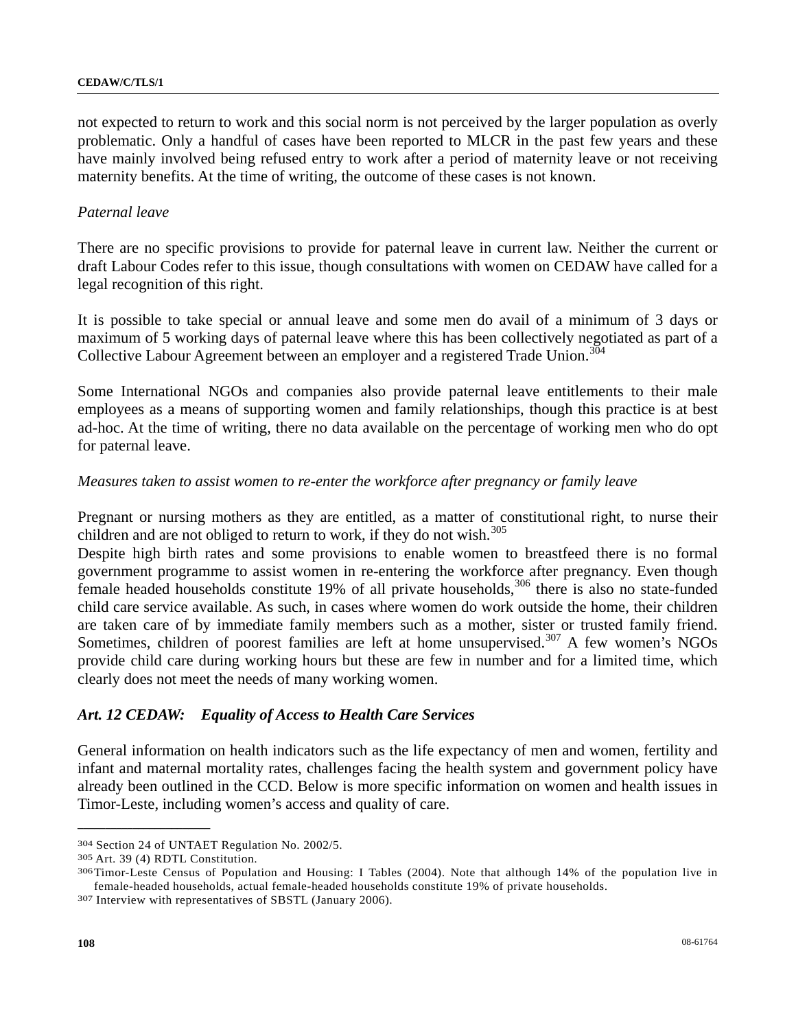not expected to return to work and this social norm is not perceived by the larger population as overly problematic. Only a handful of cases have been reported to MLCR in the past few years and these have mainly involved being refused entry to work after a period of maternity leave or not receiving maternity benefits. At the time of writing, the outcome of these cases is not known.

*Paternal leave*

There are no specific provisions to provide for paternal leave in current law. Neither the current or draft Labour Codes refer to this issue, though consultations with women on CEDAW have called for a legal recognition of this right.

It is possible to take special or annual leave and some men do avail of a minimum of 3 days or maximum of 5 working days of paternal leave where this has been collectively negotiated as part of a Collective Labour Agreement between an employer and a registered Trade Union.[304]

Some International NGOs and companies also provide paternal leave entitlements to their male employees as a means of supporting women and family relationships, though this practice is at best ad-hoc. At the time of writing, there no data available on the percentage of working men who do opt for paternal leave.

*Measures taken to assist women to re-enter the workforce after pregnancy or family leave*

Pregnant or nursing mothers as they are entitled, as a matter of constitutional right, to nurse their children and are not obliged to return to work, if they do not wish.[305]

Despite high birth rates and some provisions to enable women to breastfeed there is no formal government programme to assist women in re-entering the workforce after pregnancy. Even though female headed households constitute 19% of all private households,[306] there is also no state-funded child care service available. As such, in cases where women do work outside the home, their children are taken care of by immediate family members such as a mother, sister or trusted family friend. Sometimes, children of poorest families are left at home unsupervised.[307] A few women's NGOs provide child care during working hours but these are few in number and for a limited time, which clearly does not meet the needs of many working women.

### *Art. 12 CEDAW: Equality of Access to Health Care Services*

General information on health indicators such as the life expectancy of men and women, fertility and infant and maternal mortality rates, challenges facing the health system and government policy have already been outlined in the CCD. Below is more specific information on women and health issues in Timor-Leste, including women's access and quality of care.

---

[304] Section 24 of UNTAET Regulation No. 2002/5.

[305] Art. 39 (4) RDTL Constitution.

[306] Timor-Leste Census of Population and Housing: I Tables (2004). Note that although 14% of the population live in female-headed households, actual female-headed households constitute 19% of private households.

[307] Interview with representatives of SBSTL (January 2006).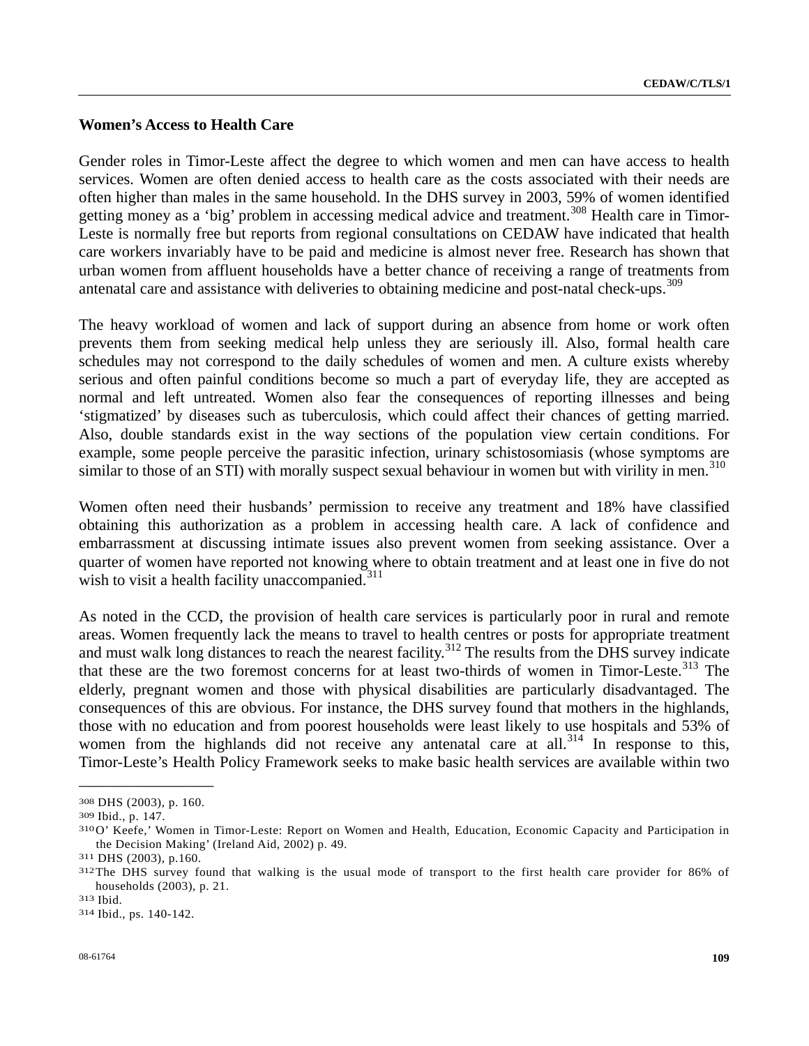## Women's Access to Health Care

Gender roles in Timor-Leste affect the degree to which women and men can have access to health services. Women are often denied access to health care as the costs associated with their needs are often higher than males in the same household. In the DHS survey in 2003, 59% of women identified getting money as a 'big' problem in accessing medical advice and treatment.[308] Health care in Timor-Leste is normally free but reports from regional consultations on CEDAW have indicated that health care workers invariably have to be paid and medicine is almost never free. Research has shown that urban women from affluent households have a better chance of receiving a range of treatments from antenatal care and assistance with deliveries to obtaining medicine and post-natal check-ups.[309]

The heavy workload of women and lack of support during an absence from home or work often prevents them from seeking medical help unless they are seriously ill. Also, formal health care schedules may not correspond to the daily schedules of women and men. A culture exists whereby serious and often painful conditions become so much a part of everyday life, they are accepted as normal and left untreated. Women also fear the consequences of reporting illnesses and being 'stigmatized' by diseases such as tuberculosis, which could affect their chances of getting married. Also, double standards exist in the way sections of the population view certain conditions. For example, some people perceive the parasitic infection, urinary schistosomiasis (whose symptoms are similar to those of an STI) with morally suspect sexual behaviour in women but with virility in men.[310]

Women often need their husbands' permission to receive any treatment and 18% have classified obtaining this authorization as a problem in accessing health care. A lack of confidence and embarrassment at discussing intimate issues also prevent women from seeking assistance. Over a quarter of women have reported not knowing where to obtain treatment and at least one in five do not wish to visit a health facility unaccompanied.[311]

As noted in the CCD, the provision of health care services is particularly poor in rural and remote areas. Women frequently lack the means to travel to health centres or posts for appropriate treatment and must walk long distances to reach the nearest facility.[312] The results from the DHS survey indicate that these are the two foremost concerns for at least two-thirds of women in Timor-Leste.[313] The elderly, pregnant women and those with physical disabilities are particularly disadvantaged. The consequences of this are obvious. For instance, the DHS survey found that mothers in the highlands, those with no education and from poorest households were least likely to use hospitals and 53% of women from the highlands did not receive any antenatal care at all.[314] In response to this, Timor-Leste's Health Policy Framework seeks to make basic health services are available within two

---

[308] DHS (2003), p. 160.

[309] Ibid., p. 147.

[310] O' Keefe,' Women in Timor-Leste: Report on Women and Health, Education, Economic Capacity and Participation in the Decision Making' (Ireland Aid, 2002) p. 49.

[311] DHS (2003), p.160.

[312] The DHS survey found that walking is the usual mode of transport to the first health care provider for 86% of households (2003), p. 21.

[313] Ibid.

[314] Ibid., ps. 140-142.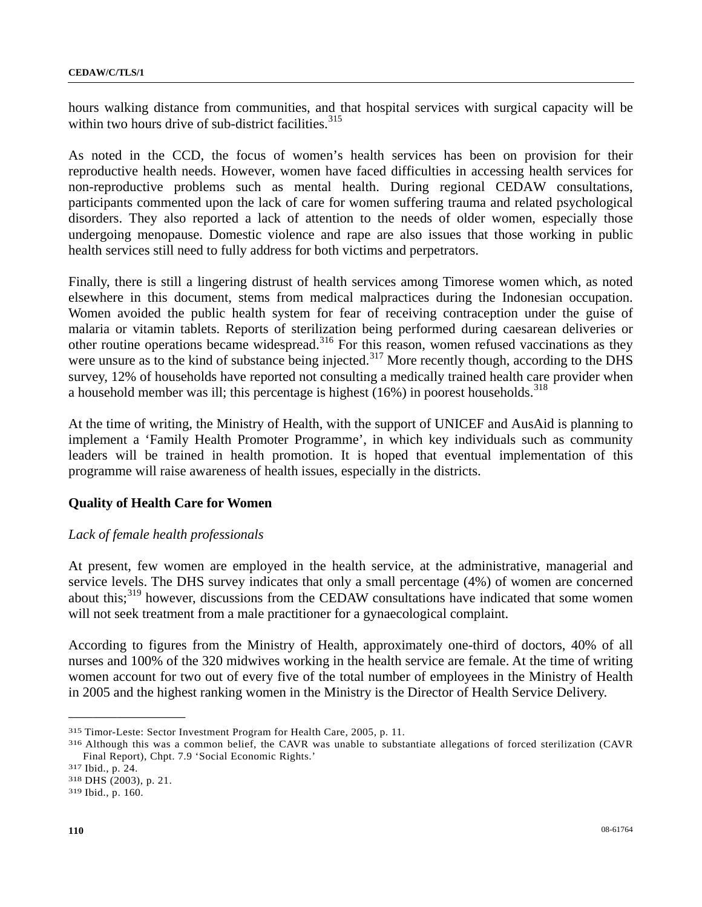hours walking distance from communities, and that hospital services with surgical capacity will be within two hours drive of sub-district facilities.[315]

As noted in the CCD, the focus of women's health services has been on provision for their reproductive health needs. However, women have faced difficulties in accessing health services for non-reproductive problems such as mental health. During regional CEDAW consultations, participants commented upon the lack of care for women suffering trauma and related psychological disorders. They also reported a lack of attention to the needs of older women, especially those undergoing menopause. Domestic violence and rape are also issues that those working in public health services still need to fully address for both victims and perpetrators.

Finally, there is still a lingering distrust of health services among Timorese women which, as noted elsewhere in this document, stems from medical malpractices during the Indonesian occupation. Women avoided the public health system for fear of receiving contraception under the guise of malaria or vitamin tablets. Reports of sterilization being performed during caesarean deliveries or other routine operations became widespread.[316] For this reason, women refused vaccinations as they were unsure as to the kind of substance being injected.[317] More recently though, according to the DHS survey, 12% of households have reported not consulting a medically trained health care provider when a household member was ill; this percentage is highest (16%) in poorest households.[318]

At the time of writing, the Ministry of Health, with the support of UNICEF and AusAid is planning to implement a 'Family Health Promoter Programme', in which key individuals such as community leaders will be trained in health promotion. It is hoped that eventual implementation of this programme will raise awareness of health issues, especially in the districts.

## Quality of Health Care for Women

### *Lack of female health professionals*

At present, few women are employed in the health service, at the administrative, managerial and service levels. The DHS survey indicates that only a small percentage (4%) of women are concerned about this;[319] however, discussions from the CEDAW consultations have indicated that some women will not seek treatment from a male practitioner for a gynaecological complaint.

According to figures from the Ministry of Health, approximately one-third of doctors, 40% of all nurses and 100% of the 320 midwives working in the health service are female. At the time of writing women account for two out of every five of the total number of employees in the Ministry of Health in 2005 and the highest ranking women in the Ministry is the Director of Health Service Delivery.

---

[315] Timor-Leste: Sector Investment Program for Health Care, 2005, p. 11.

[316] Although this was a common belief, the CAVR was unable to substantiate allegations of forced sterilization (CAVR Final Report), Chpt. 7.9 'Social Economic Rights.'

[317] Ibid., p. 24.

[318] DHS (2003), p. 21.

[319] Ibid., p. 160.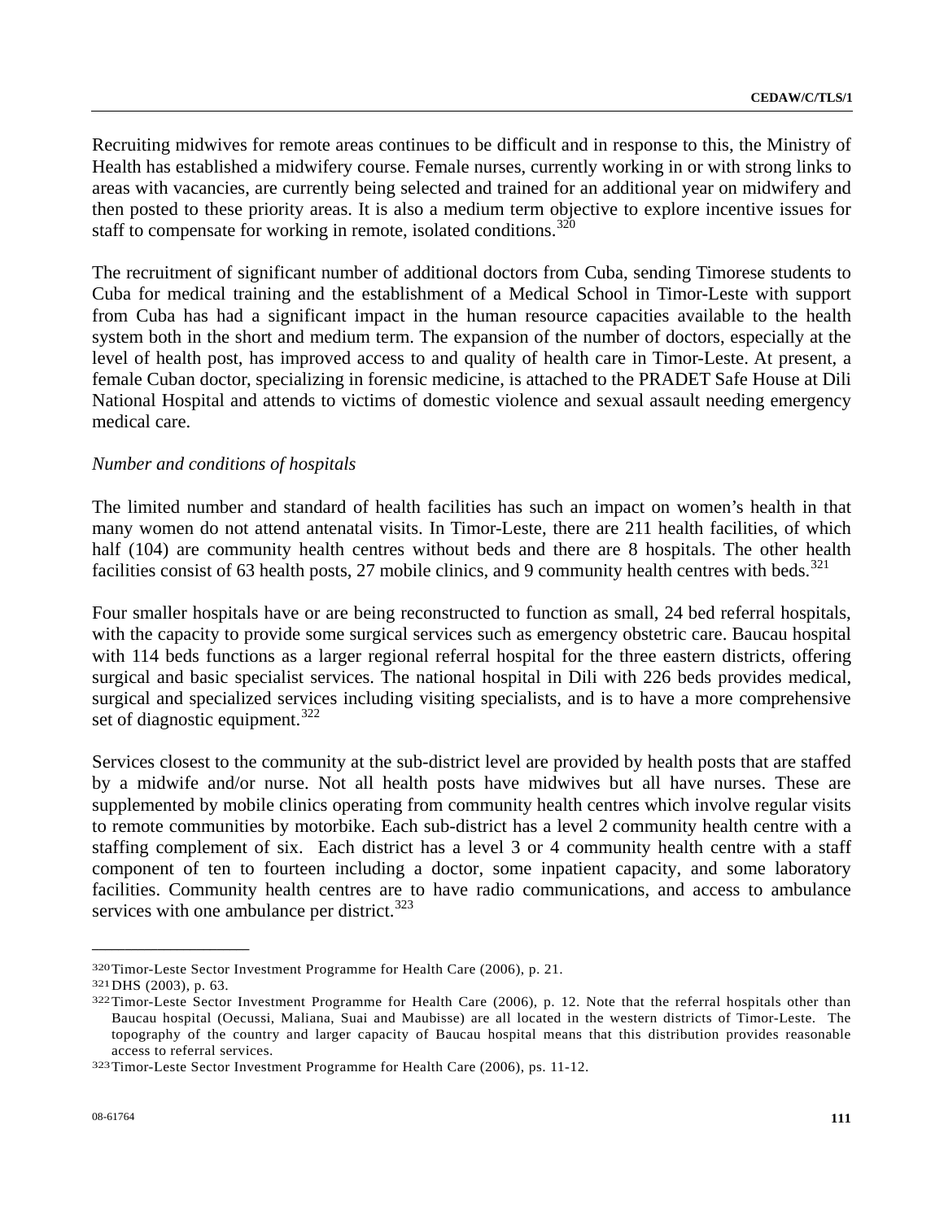Recruiting midwives for remote areas continues to be difficult and in response to this, the Ministry of Health has established a midwifery course. Female nurses, currently working in or with strong links to areas with vacancies, are currently being selected and trained for an additional year on midwifery and then posted to these priority areas. It is also a medium term objective to explore incentive issues for staff to compensate for working in remote, isolated conditions.[320]

The recruitment of significant number of additional doctors from Cuba, sending Timorese students to Cuba for medical training and the establishment of a Medical School in Timor-Leste with support from Cuba has had a significant impact in the human resource capacities available to the health system both in the short and medium term. The expansion of the number of doctors, especially at the level of health post, has improved access to and quality of health care in Timor-Leste. At present, a female Cuban doctor, specializing in forensic medicine, is attached to the PRADET Safe House at Dili National Hospital and attends to victims of domestic violence and sexual assault needing emergency medical care.

*Number and conditions of hospitals*

The limited number and standard of health facilities has such an impact on women's health in that many women do not attend antenatal visits. In Timor-Leste, there are 211 health facilities, of which half (104) are community health centres without beds and there are 8 hospitals. The other health facilities consist of 63 health posts, 27 mobile clinics, and 9 community health centres with beds.[321]

Four smaller hospitals have or are being reconstructed to function as small, 24 bed referral hospitals, with the capacity to provide some surgical services such as emergency obstetric care. Baucau hospital with 114 beds functions as a larger regional referral hospital for the three eastern districts, offering surgical and basic specialist services. The national hospital in Dili with 226 beds provides medical, surgical and specialized services including visiting specialists, and is to have a more comprehensive set of diagnostic equipment.[322]

Services closest to the community at the sub-district level are provided by health posts that are staffed by a midwife and/or nurse. Not all health posts have midwives but all have nurses. These are supplemented by mobile clinics operating from community health centres which involve regular visits to remote communities by motorbike. Each sub-district has a level 2 community health centre with a staffing complement of six. Each district has a level 3 or 4 community health centre with a staff component of ten to fourteen including a doctor, some inpatient capacity, and some laboratory facilities. Community health centres are to have radio communications, and access to ambulance services with one ambulance per district.[323]

---

[320] Timor-Leste Sector Investment Programme for Health Care (2006), p. 21.

[321] DHS (2003), p. 63.

[322] Timor-Leste Sector Investment Programme for Health Care (2006), p. 12. Note that the referral hospitals other than Baucau hospital (Oecussi, Maliana, Suai and Maubisse) are all located in the western districts of Timor-Leste. The topography of the country and larger capacity of Baucau hospital means that this distribution provides reasonable access to referral services.

[323] Timor-Leste Sector Investment Programme for Health Care (2006), ps. 11-12.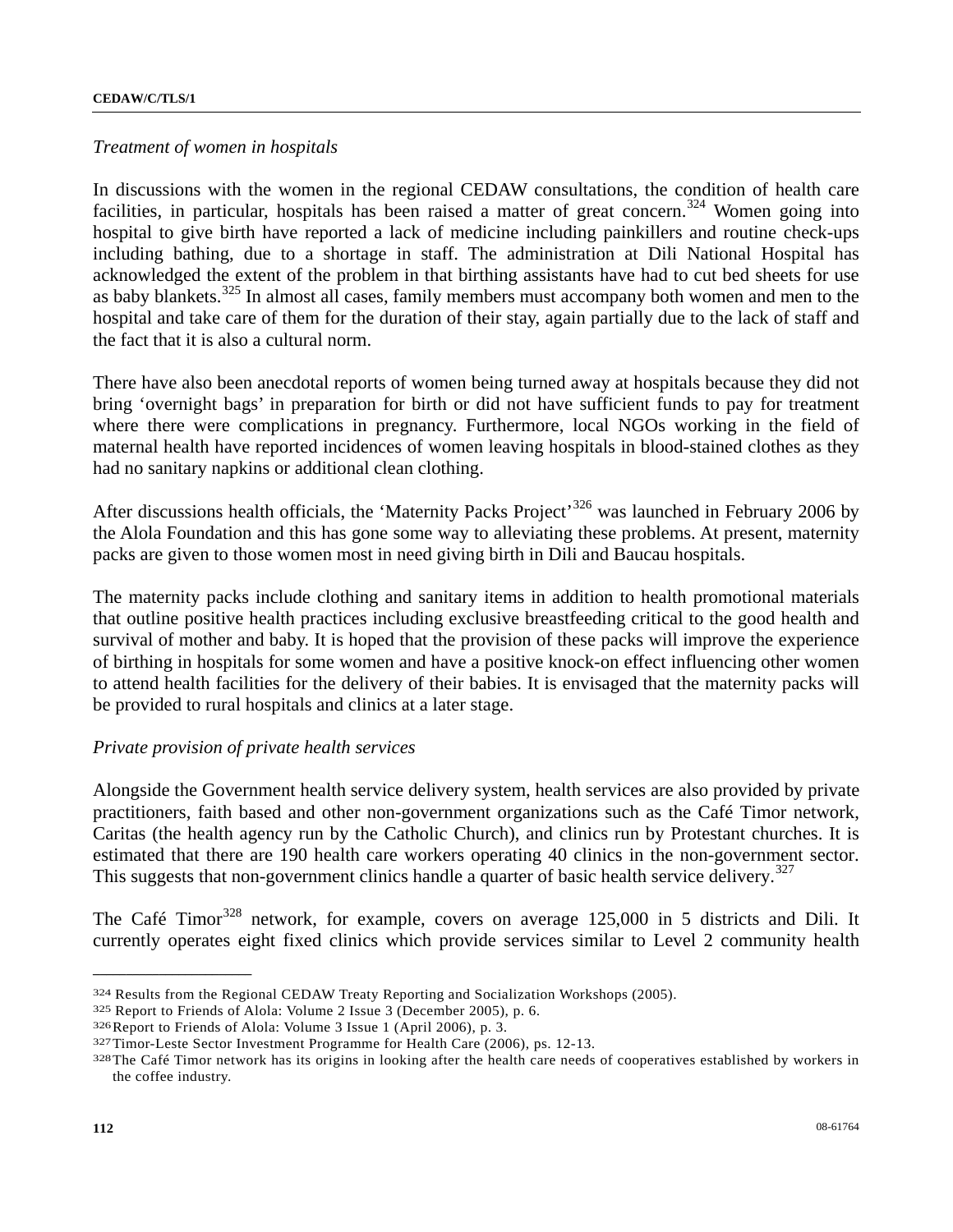*Treatment of women in hospitals*

In discussions with the women in the regional CEDAW consultations, the condition of health care facilities, in particular, hospitals has been raised a matter of great concern.[324] Women going into hospital to give birth have reported a lack of medicine including painkillers and routine check-ups including bathing, due to a shortage in staff. The administration at Dili National Hospital has acknowledged the extent of the problem in that birthing assistants have had to cut bed sheets for use as baby blankets.[325] In almost all cases, family members must accompany both women and men to the hospital and take care of them for the duration of their stay, again partially due to the lack of staff and the fact that it is also a cultural norm.

There have also been anecdotal reports of women being turned away at hospitals because they did not bring 'overnight bags' in preparation for birth or did not have sufficient funds to pay for treatment where there were complications in pregnancy. Furthermore, local NGOs working in the field of maternal health have reported incidences of women leaving hospitals in blood-stained clothes as they had no sanitary napkins or additional clean clothing.

After discussions health officials, the 'Maternity Packs Project'[326] was launched in February 2006 by the Alola Foundation and this has gone some way to alleviating these problems. At present, maternity packs are given to those women most in need giving birth in Dili and Baucau hospitals.

The maternity packs include clothing and sanitary items in addition to health promotional materials that outline positive health practices including exclusive breastfeeding critical to the good health and survival of mother and baby. It is hoped that the provision of these packs will improve the experience of birthing in hospitals for some women and have a positive knock-on effect influencing other women to attend health facilities for the delivery of their babies. It is envisaged that the maternity packs will be provided to rural hospitals and clinics at a later stage.

*Private provision of private health services*

Alongside the Government health service delivery system, health services are also provided by private practitioners, faith based and other non-government organizations such as the Café Timor network, Caritas (the health agency run by the Catholic Church), and clinics run by Protestant churches. It is estimated that there are 190 health care workers operating 40 clinics in the non-government sector. This suggests that non-government clinics handle a quarter of basic health service delivery.[327]

The Café Timor[328] network, for example, covers on average 125,000 in 5 districts and Dili. It currently operates eight fixed clinics which provide services similar to Level 2 community health

---

[324] Results from the Regional CEDAW Treaty Reporting and Socialization Workshops (2005).

[325] Report to Friends of Alola: Volume 2 Issue 3 (December 2005), p. 6.

[326] Report to Friends of Alola: Volume 3 Issue 1 (April 2006), p. 3.

[327] Timor-Leste Sector Investment Programme for Health Care (2006), ps. 12-13.

[328] The Café Timor network has its origins in looking after the health care needs of cooperatives established by workers in the coffee industry.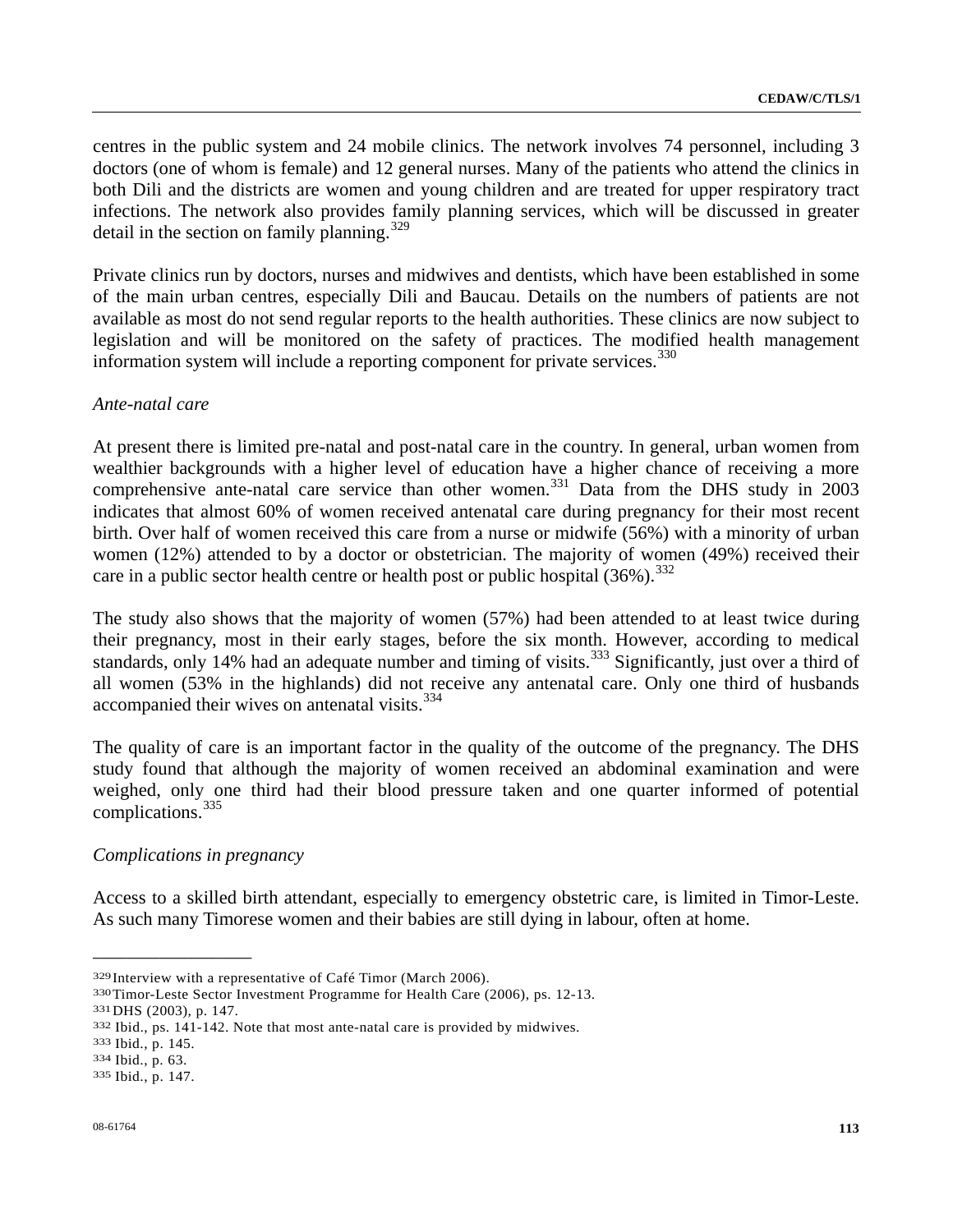centres in the public system and 24 mobile clinics. The network involves 74 personnel, including 3 doctors (one of whom is female) and 12 general nurses. Many of the patients who attend the clinics in both Dili and the districts are women and young children and are treated for upper respiratory tract infections. The network also provides family planning services, which will be discussed in greater detail in the section on family planning.[329]

Private clinics run by doctors, nurses and midwives and dentists, which have been established in some of the main urban centres, especially Dili and Baucau. Details on the numbers of patients are not available as most do not send regular reports to the health authorities. These clinics are now subject to legislation and will be monitored on the safety of practices. The modified health management information system will include a reporting component for private services.[330]

*Ante-natal care*

At present there is limited pre-natal and post-natal care in the country. In general, urban women from wealthier backgrounds with a higher level of education have a higher chance of receiving a more comprehensive ante-natal care service than other women.[331] Data from the DHS study in 2003 indicates that almost 60% of women received antenatal care during pregnancy for their most recent birth. Over half of women received this care from a nurse or midwife (56%) with a minority of urban women (12%) attended to by a doctor or obstetrician. The majority of women (49%) received their care in a public sector health centre or health post or public hospital (36%).[332]

The study also shows that the majority of women (57%) had been attended to at least twice during their pregnancy, most in their early stages, before the six month. However, according to medical standards, only 14% had an adequate number and timing of visits.[333] Significantly, just over a third of all women (53% in the highlands) did not receive any antenatal care. Only one third of husbands accompanied their wives on antenatal visits.[334]

The quality of care is an important factor in the quality of the outcome of the pregnancy. The DHS study found that although the majority of women received an abdominal examination and were weighed, only one third had their blood pressure taken and one quarter informed of potential complications.[335]

*Complications in pregnancy*

Access to a skilled birth attendant, especially to emergency obstetric care, is limited in Timor-Leste. As such many Timorese women and their babies are still dying in labour, often at home.

---

[329] Interview with a representative of Café Timor (March 2006).

[330] Timor-Leste Sector Investment Programme for Health Care (2006), ps. 12-13.

[331] DHS (2003), p. 147.

[332] Ibid., ps. 141-142. Note that most ante-natal care is provided by midwives.

[333] Ibid., p. 145.

[334] Ibid., p. 63.

[335] Ibid., p. 147.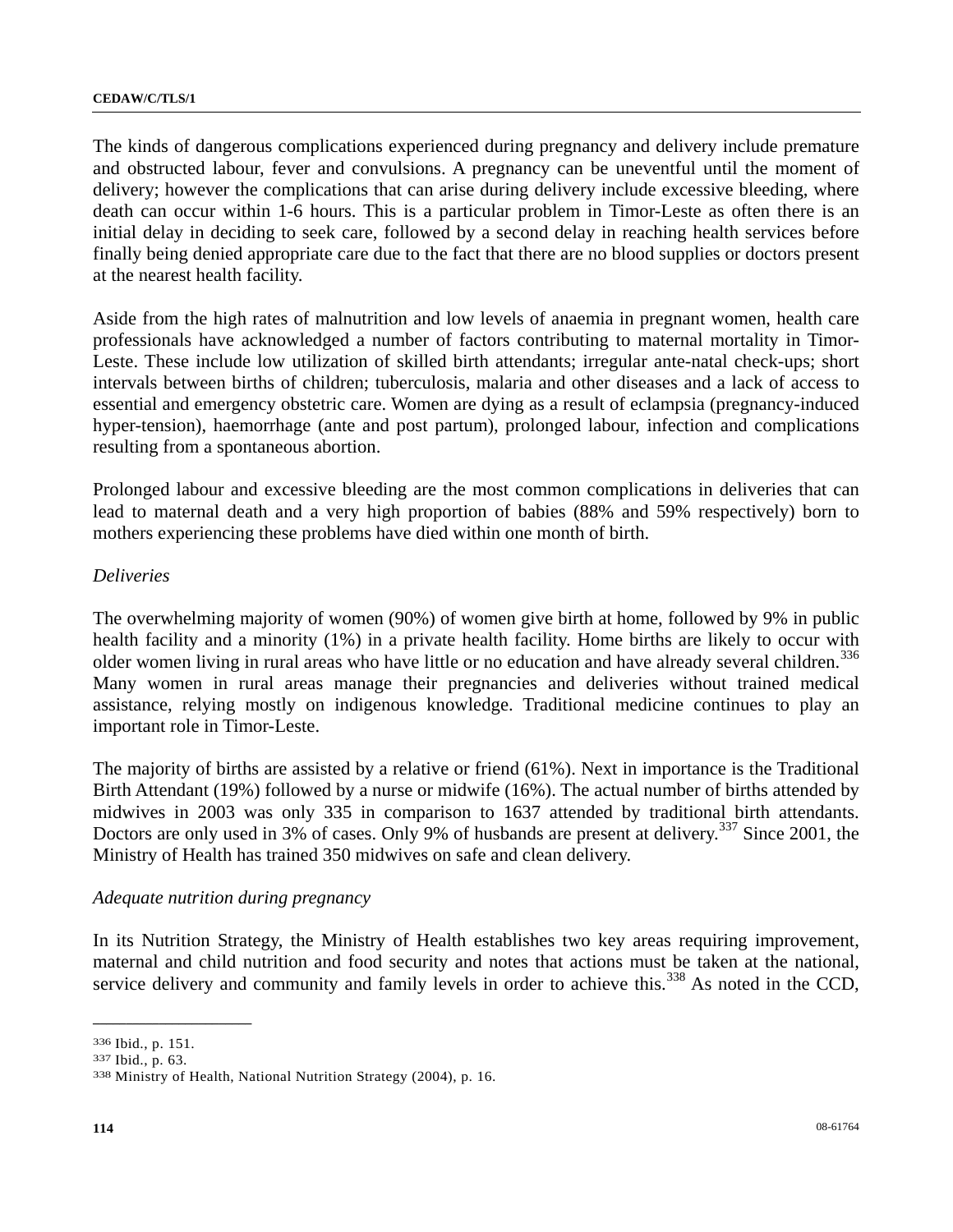The kinds of dangerous complications experienced during pregnancy and delivery include premature and obstructed labour, fever and convulsions. A pregnancy can be uneventful until the moment of delivery; however the complications that can arise during delivery include excessive bleeding, where death can occur within 1-6 hours. This is a particular problem in Timor-Leste as often there is an initial delay in deciding to seek care, followed by a second delay in reaching health services before finally being denied appropriate care due to the fact that there are no blood supplies or doctors present at the nearest health facility.

Aside from the high rates of malnutrition and low levels of anaemia in pregnant women, health care professionals have acknowledged a number of factors contributing to maternal mortality in Timor-Leste. These include low utilization of skilled birth attendants; irregular ante-natal check-ups; short intervals between births of children; tuberculosis, malaria and other diseases and a lack of access to essential and emergency obstetric care. Women are dying as a result of eclampsia (pregnancy-induced hyper-tension), haemorrhage (ante and post partum), prolonged labour, infection and complications resulting from a spontaneous abortion.

Prolonged labour and excessive bleeding are the most common complications in deliveries that can lead to maternal death and a very high proportion of babies (88% and 59% respectively) born to mothers experiencing these problems have died within one month of birth.

*Deliveries*

The overwhelming majority of women (90%) of women give birth at home, followed by 9% in public health facility and a minority (1%) in a private health facility. Home births are likely to occur with older women living in rural areas who have little or no education and have already several children.[336] Many women in rural areas manage their pregnancies and deliveries without trained medical assistance, relying mostly on indigenous knowledge. Traditional medicine continues to play an important role in Timor-Leste.

The majority of births are assisted by a relative or friend (61%). Next in importance is the Traditional Birth Attendant (19%) followed by a nurse or midwife (16%). The actual number of births attended by midwives in 2003 was only 335 in comparison to 1637 attended by traditional birth attendants. Doctors are only used in 3% of cases. Only 9% of husbands are present at delivery.[337] Since 2001, the Ministry of Health has trained 350 midwives on safe and clean delivery.

*Adequate nutrition during pregnancy*

In its Nutrition Strategy, the Ministry of Health establishes two key areas requiring improvement, maternal and child nutrition and food security and notes that actions must be taken at the national, service delivery and community and family levels in order to achieve this.[338] As noted in the CCD,

---

[336] Ibid., p. 151.

[337] Ibid., p. 63.

[338] Ministry of Health, National Nutrition Strategy (2004), p. 16.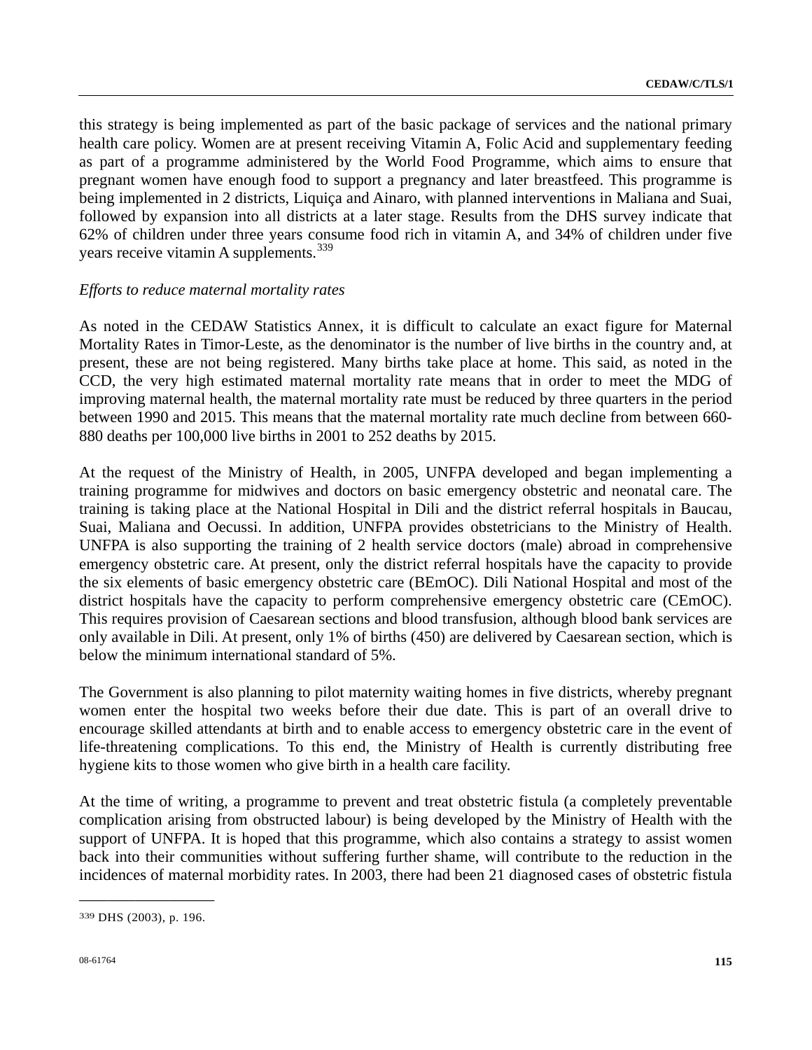this strategy is being implemented as part of the basic package of services and the national primary health care policy. Women are at present receiving Vitamin A, Folic Acid and supplementary feeding as part of a programme administered by the World Food Programme, which aims to ensure that pregnant women have enough food to support a pregnancy and later breastfeed. This programme is being implemented in 2 districts, Liquiça and Ainaro, with planned interventions in Maliana and Suai, followed by expansion into all districts at a later stage. Results from the DHS survey indicate that 62% of children under three years consume food rich in vitamin A, and 34% of children under five years receive vitamin A supplements.[339]

*Efforts to reduce maternal mortality rates*

As noted in the CEDAW Statistics Annex, it is difficult to calculate an exact figure for Maternal Mortality Rates in Timor-Leste, as the denominator is the number of live births in the country and, at present, these are not being registered. Many births take place at home. This said, as noted in the CCD, the very high estimated maternal mortality rate means that in order to meet the MDG of improving maternal health, the maternal mortality rate must be reduced by three quarters in the period between 1990 and 2015. This means that the maternal mortality rate much decline from between 660-880 deaths per 100,000 live births in 2001 to 252 deaths by 2015.

At the request of the Ministry of Health, in 2005, UNFPA developed and began implementing a training programme for midwives and doctors on basic emergency obstetric and neonatal care. The training is taking place at the National Hospital in Dili and the district referral hospitals in Baucau, Suai, Maliana and Oecussi. In addition, UNFPA provides obstetricians to the Ministry of Health. UNFPA is also supporting the training of 2 health service doctors (male) abroad in comprehensive emergency obstetric care. At present, only the district referral hospitals have the capacity to provide the six elements of basic emergency obstetric care (BEmOC). Dili National Hospital and most of the district hospitals have the capacity to perform comprehensive emergency obstetric care (CEmOC). This requires provision of Caesarean sections and blood transfusion, although blood bank services are only available in Dili. At present, only 1% of births (450) are delivered by Caesarean section, which is below the minimum international standard of 5%.

The Government is also planning to pilot maternity waiting homes in five districts, whereby pregnant women enter the hospital two weeks before their due date. This is part of an overall drive to encourage skilled attendants at birth and to enable access to emergency obstetric care in the event of life-threatening complications. To this end, the Ministry of Health is currently distributing free hygiene kits to those women who give birth in a health care facility.

At the time of writing, a programme to prevent and treat obstetric fistula (a completely preventable complication arising from obstructed labour) is being developed by the Ministry of Health with the support of UNFPA. It is hoped that this programme, which also contains a strategy to assist women back into their communities without suffering further shame, will contribute to the reduction in the incidences of maternal morbidity rates. In 2003, there had been 21 diagnosed cases of obstetric fistula

---

[339] DHS (2003), p. 196.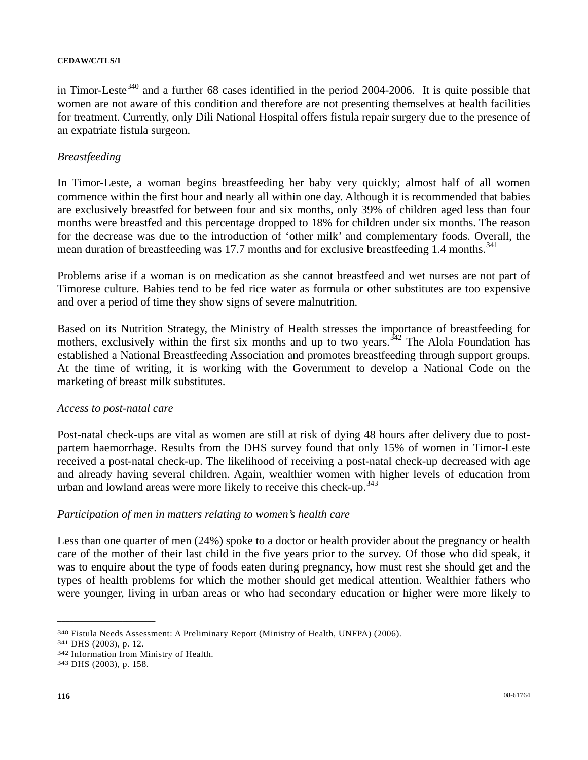in Timor-Leste[340] and a further 68 cases identified in the period 2004-2006. It is quite possible that women are not aware of this condition and therefore are not presenting themselves at health facilities for treatment. Currently, only Dili National Hospital offers fistula repair surgery due to the presence of an expatriate fistula surgeon.

*Breastfeeding*

In Timor-Leste, a woman begins breastfeeding her baby very quickly; almost half of all women commence within the first hour and nearly all within one day. Although it is recommended that babies are exclusively breastfed for between four and six months, only 39% of children aged less than four months were breastfed and this percentage dropped to 18% for children under six months. The reason for the decrease was due to the introduction of 'other milk' and complementary foods. Overall, the mean duration of breastfeeding was 17.7 months and for exclusive breastfeeding 1.4 months.[341]

Problems arise if a woman is on medication as she cannot breastfeed and wet nurses are not part of Timorese culture. Babies tend to be fed rice water as formula or other substitutes are too expensive and over a period of time they show signs of severe malnutrition.

Based on its Nutrition Strategy, the Ministry of Health stresses the importance of breastfeeding for mothers, exclusively within the first six months and up to two years.[342] The Alola Foundation has established a National Breastfeeding Association and promotes breastfeeding through support groups. At the time of writing, it is working with the Government to develop a National Code on the marketing of breast milk substitutes.

*Access to post-natal care*

Post-natal check-ups are vital as women are still at risk of dying 48 hours after delivery due to post-partem haemorrhage. Results from the DHS survey found that only 15% of women in Timor-Leste received a post-natal check-up. The likelihood of receiving a post-natal check-up decreased with age and already having several children. Again, wealthier women with higher levels of education from urban and lowland areas were more likely to receive this check-up.[343]

*Participation of men in matters relating to women's health care*

Less than one quarter of men (24%) spoke to a doctor or health provider about the pregnancy or health care of the mother of their last child in the five years prior to the survey. Of those who did speak, it was to enquire about the type of foods eaten during pregnancy, how must rest she should get and the types of health problems for which the mother should get medical attention. Wealthier fathers who were younger, living in urban areas or who had secondary education or higher were more likely to

---

[340] Fistula Needs Assessment: A Preliminary Report (Ministry of Health, UNFPA) (2006).
[341] DHS (2003), p. 12.
[342] Information from Ministry of Health.
[343] DHS (2003), p. 158.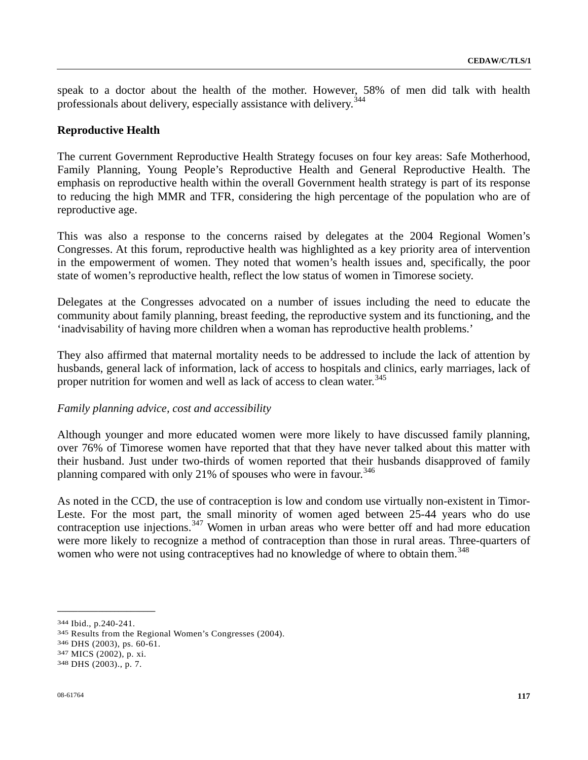speak to a doctor about the health of the mother. However, 58% of men did talk with health professionals about delivery, especially assistance with delivery.[344]

**Reproductive Health**

The current Government Reproductive Health Strategy focuses on four key areas: Safe Motherhood, Family Planning, Young People's Reproductive Health and General Reproductive Health. The emphasis on reproductive health within the overall Government health strategy is part of its response to reducing the high MMR and TFR, considering the high percentage of the population who are of reproductive age.

This was also a response to the concerns raised by delegates at the 2004 Regional Women's Congresses. At this forum, reproductive health was highlighted as a key priority area of intervention in the empowerment of women. They noted that women's health issues and, specifically, the poor state of women's reproductive health, reflect the low status of women in Timorese society.

Delegates at the Congresses advocated on a number of issues including the need to educate the community about family planning, breast feeding, the reproductive system and its functioning, and the 'inadvisability of having more children when a woman has reproductive health problems.'

They also affirmed that maternal mortality needs to be addressed to include the lack of attention by husbands, general lack of information, lack of access to hospitals and clinics, early marriages, lack of proper nutrition for women and well as lack of access to clean water.[345]

*Family planning advice, cost and accessibility*

Although younger and more educated women were more likely to have discussed family planning, over 76% of Timorese women have reported that that they have never talked about this matter with their husband. Just under two-thirds of women reported that their husbands disapproved of family planning compared with only 21% of spouses who were in favour.[346]

As noted in the CCD, the use of contraception is low and condom use virtually non-existent in Timor-Leste. For the most part, the small minority of women aged between 25-44 years who do use contraception use injections.[347] Women in urban areas who were better off and had more education were more likely to recognize a method of contraception than those in rural areas. Three-quarters of women who were not using contraceptives had no knowledge of where to obtain them.[348]

---

[344] Ibid., p.240-241.
[345] Results from the Regional Women's Congresses (2004).
[346] DHS (2003), ps. 60-61.
[347] MICS (2002), p. xi.
[348] DHS (2003)., p. 7.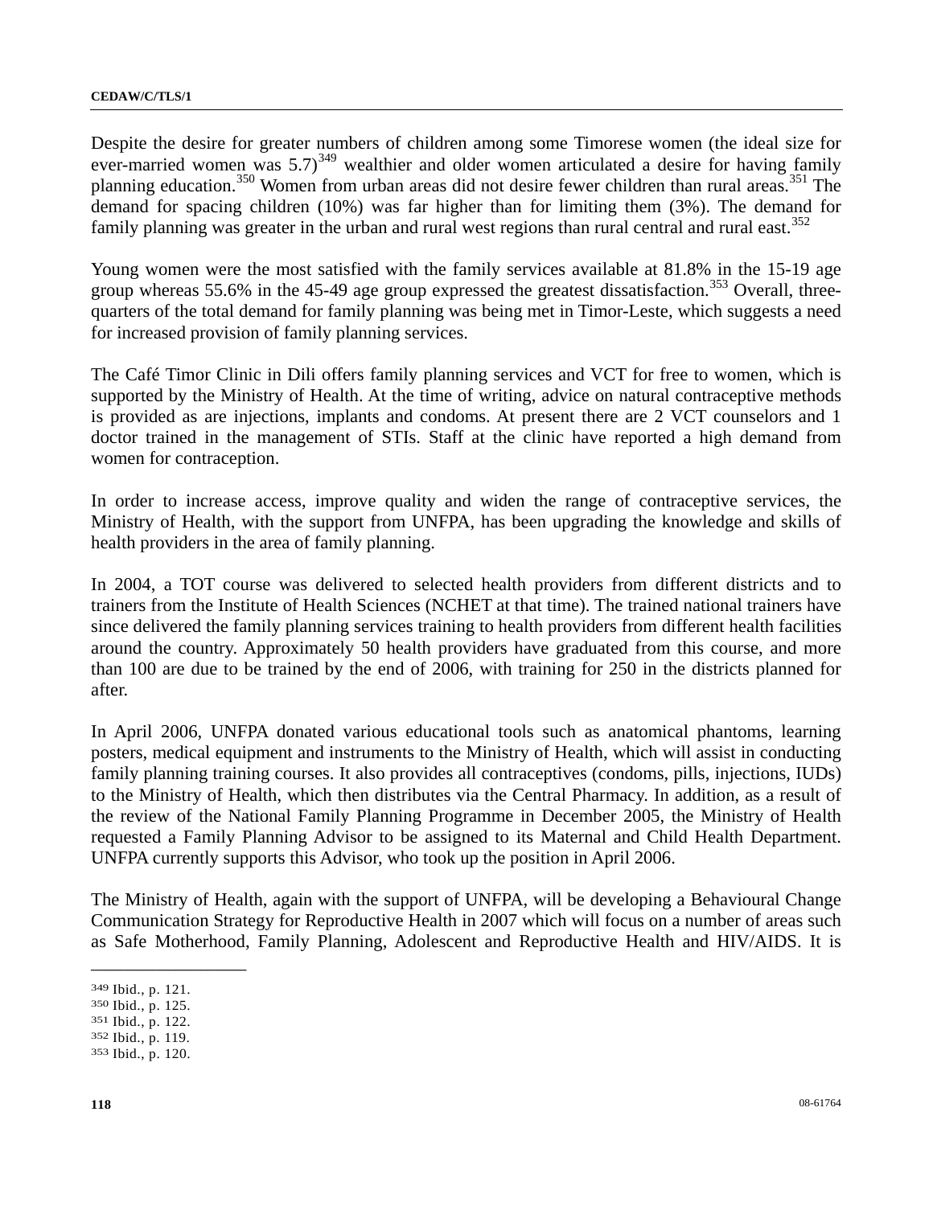Despite the desire for greater numbers of children among some Timorese women (the ideal size for ever-married women was 5.7)[349] wealthier and older women articulated a desire for having family planning education.[350] Women from urban areas did not desire fewer children than rural areas.[351] The demand for spacing children (10%) was far higher than for limiting them (3%). The demand for family planning was greater in the urban and rural west regions than rural central and rural east.[352]

Young women were the most satisfied with the family services available at 81.8% in the 15-19 age group whereas 55.6% in the 45-49 age group expressed the greatest dissatisfaction.[353] Overall, three-quarters of the total demand for family planning was being met in Timor-Leste, which suggests a need for increased provision of family planning services.

The Café Timor Clinic in Dili offers family planning services and VCT for free to women, which is supported by the Ministry of Health. At the time of writing, advice on natural contraceptive methods is provided as are injections, implants and condoms. At present there are 2 VCT counselors and 1 doctor trained in the management of STIs. Staff at the clinic have reported a high demand from women for contraception.

In order to increase access, improve quality and widen the range of contraceptive services, the Ministry of Health, with the support from UNFPA, has been upgrading the knowledge and skills of health providers in the area of family planning.

In 2004, a TOT course was delivered to selected health providers from different districts and to trainers from the Institute of Health Sciences (NCHET at that time). The trained national trainers have since delivered the family planning services training to health providers from different health facilities around the country. Approximately 50 health providers have graduated from this course, and more than 100 are due to be trained by the end of 2006, with training for 250 in the districts planned for after.

In April 2006, UNFPA donated various educational tools such as anatomical phantoms, learning posters, medical equipment and instruments to the Ministry of Health, which will assist in conducting family planning training courses. It also provides all contraceptives (condoms, pills, injections, IUDs) to the Ministry of Health, which then distributes via the Central Pharmacy. In addition, as a result of the review of the National Family Planning Programme in December 2005, the Ministry of Health requested a Family Planning Advisor to be assigned to its Maternal and Child Health Department. UNFPA currently supports this Advisor, who took up the position in April 2006.

The Ministry of Health, again with the support of UNFPA, will be developing a Behavioural Change Communication Strategy for Reproductive Health in 2007 which will focus on a number of areas such as Safe Motherhood, Family Planning, Adolescent and Reproductive Health and HIV/AIDS. It is

---

[349] Ibid., p. 121.

[350] Ibid., p. 125.

[351] Ibid., p. 122.

[352] Ibid., p. 119.

[353] Ibid., p. 120.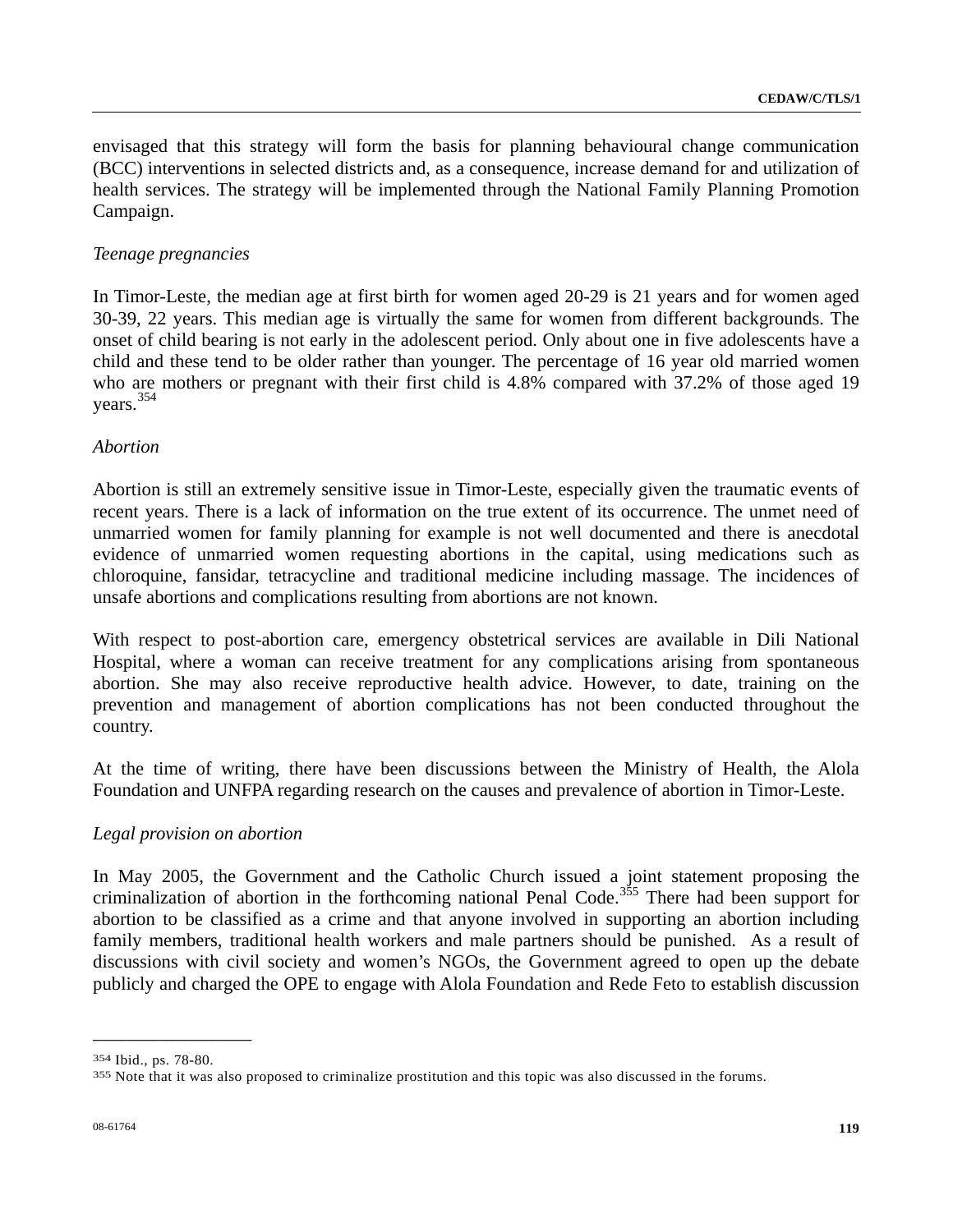envisaged that this strategy will form the basis for planning behavioural change communication (BCC) interventions in selected districts and, as a consequence, increase demand for and utilization of health services. The strategy will be implemented through the National Family Planning Promotion Campaign.

*Teenage pregnancies*

In Timor-Leste, the median age at first birth for women aged 20-29 is 21 years and for women aged 30-39, 22 years. This median age is virtually the same for women from different backgrounds. The onset of child bearing is not early in the adolescent period. Only about one in five adolescents have a child and these tend to be older rather than younger. The percentage of 16 year old married women who are mothers or pregnant with their first child is 4.8% compared with 37.2% of those aged 19 years.[354]

*Abortion*

Abortion is still an extremely sensitive issue in Timor-Leste, especially given the traumatic events of recent years. There is a lack of information on the true extent of its occurrence. The unmet need of unmarried women for family planning for example is not well documented and there is anecdotal evidence of unmarried women requesting abortions in the capital, using medications such as chloroquine, fansidar, tetracycline and traditional medicine including massage. The incidences of unsafe abortions and complications resulting from abortions are not known.

With respect to post-abortion care, emergency obstetrical services are available in Dili National Hospital, where a woman can receive treatment for any complications arising from spontaneous abortion. She may also receive reproductive health advice. However, to date, training on the prevention and management of abortion complications has not been conducted throughout the country.

At the time of writing, there have been discussions between the Ministry of Health, the Alola Foundation and UNFPA regarding research on the causes and prevalence of abortion in Timor-Leste.

*Legal provision on abortion*

In May 2005, the Government and the Catholic Church issued a joint statement proposing the criminalization of abortion in the forthcoming national Penal Code.[355] There had been support for abortion to be classified as a crime and that anyone involved in supporting an abortion including family members, traditional health workers and male partners should be punished. As a result of discussions with civil society and women's NGOs, the Government agreed to open up the debate publicly and charged the OPE to engage with Alola Foundation and Rede Feto to establish discussion

---

[354] Ibid., ps. 78-80.

[355] Note that it was also proposed to criminalize prostitution and this topic was also discussed in the forums.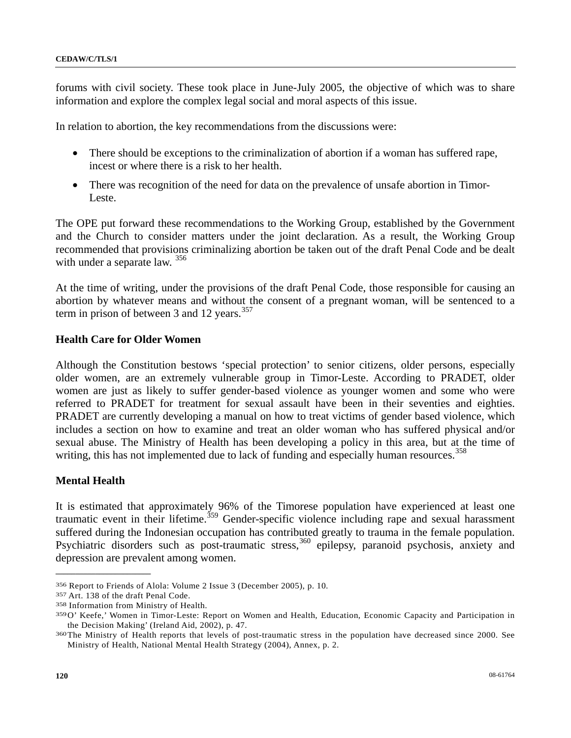forums with civil society. These took place in June-July 2005, the objective of which was to share information and explore the complex legal social and moral aspects of this issue.

In relation to abortion, the key recommendations from the discussions were:

- There should be exceptions to the criminalization of abortion if a woman has suffered rape, incest or where there is a risk to her health.
- There was recognition of the need for data on the prevalence of unsafe abortion in Timor-Leste.

The OPE put forward these recommendations to the Working Group, established by the Government and the Church to consider matters under the joint declaration. As a result, the Working Group recommended that provisions criminalizing abortion be taken out of the draft Penal Code and be dealt with under a separate law. [356]

At the time of writing, under the provisions of the draft Penal Code, those responsible for causing an abortion by whatever means and without the consent of a pregnant woman, will be sentenced to a term in prison of between 3 and 12 years.[357]

**Health Care for Older Women**

Although the Constitution bestows 'special protection' to senior citizens, older persons, especially older women, are an extremely vulnerable group in Timor-Leste. According to PRADET, older women are just as likely to suffer gender-based violence as younger women and some who were referred to PRADET for treatment for sexual assault have been in their seventies and eighties. PRADET are currently developing a manual on how to treat victims of gender based violence, which includes a section on how to examine and treat an older woman who has suffered physical and/or sexual abuse. The Ministry of Health has been developing a policy in this area, but at the time of writing, this has not implemented due to lack of funding and especially human resources.[358]

**Mental Health**

It is estimated that approximately 96% of the Timorese population have experienced at least one traumatic event in their lifetime.[359] Gender-specific violence including rape and sexual harassment suffered during the Indonesian occupation has contributed greatly to trauma in the female population. Psychiatric disorders such as post-traumatic stress,[360] epilepsy, paranoid psychosis, anxiety and depression are prevalent among women.

---

[356] Report to Friends of Alola: Volume 2 Issue 3 (December 2005), p. 10.

[357] Art. 138 of the draft Penal Code.

[358] Information from Ministry of Health.

[359] O' Keefe,' Women in Timor-Leste: Report on Women and Health, Education, Economic Capacity and Participation in the Decision Making' (Ireland Aid, 2002), p. 47.

[360] The Ministry of Health reports that levels of post-traumatic stress in the population have decreased since 2000. See Ministry of Health, National Mental Health Strategy (2004), Annex, p. 2.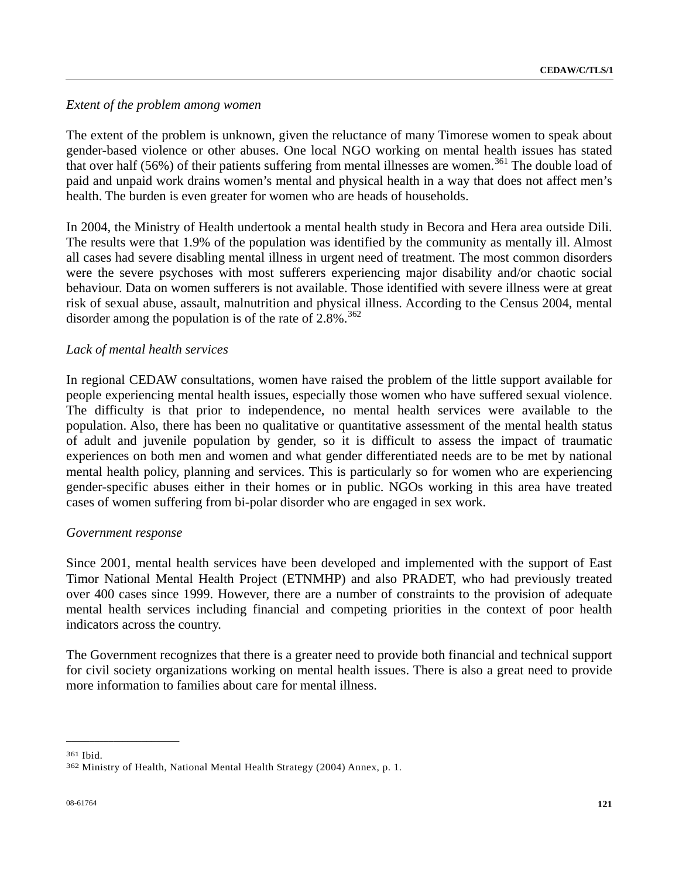*Extent of the problem among women*

The extent of the problem is unknown, given the reluctance of many Timorese women to speak about gender-based violence or other abuses. One local NGO working on mental health issues has stated that over half (56%) of their patients suffering from mental illnesses are women.[361] The double load of paid and unpaid work drains women's mental and physical health in a way that does not affect men's health. The burden is even greater for women who are heads of households.

In 2004, the Ministry of Health undertook a mental health study in Becora and Hera area outside Dili. The results were that 1.9% of the population was identified by the community as mentally ill. Almost all cases had severe disabling mental illness in urgent need of treatment. The most common disorders were the severe psychoses with most sufferers experiencing major disability and/or chaotic social behaviour. Data on women sufferers is not available. Those identified with severe illness were at great risk of sexual abuse, assault, malnutrition and physical illness. According to the Census 2004, mental disorder among the population is of the rate of 2.8%.[362]

*Lack of mental health services*

In regional CEDAW consultations, women have raised the problem of the little support available for people experiencing mental health issues, especially those women who have suffered sexual violence. The difficulty is that prior to independence, no mental health services were available to the population. Also, there has been no qualitative or quantitative assessment of the mental health status of adult and juvenile population by gender, so it is difficult to assess the impact of traumatic experiences on both men and women and what gender differentiated needs are to be met by national mental health policy, planning and services. This is particularly so for women who are experiencing gender-specific abuses either in their homes or in public. NGOs working in this area have treated cases of women suffering from bi-polar disorder who are engaged in sex work.

*Government response*

Since 2001, mental health services have been developed and implemented with the support of East Timor National Mental Health Project (ETNMHP) and also PRADET, who had previously treated over 400 cases since 1999. However, there are a number of constraints to the provision of adequate mental health services including financial and competing priorities in the context of poor health indicators across the country.

The Government recognizes that there is a greater need to provide both financial and technical support for civil society organizations working on mental health issues. There is also a great need to provide more information to families about care for mental illness.

---

[361] Ibid.

[362] Ministry of Health, National Mental Health Strategy (2004) Annex, p. 1.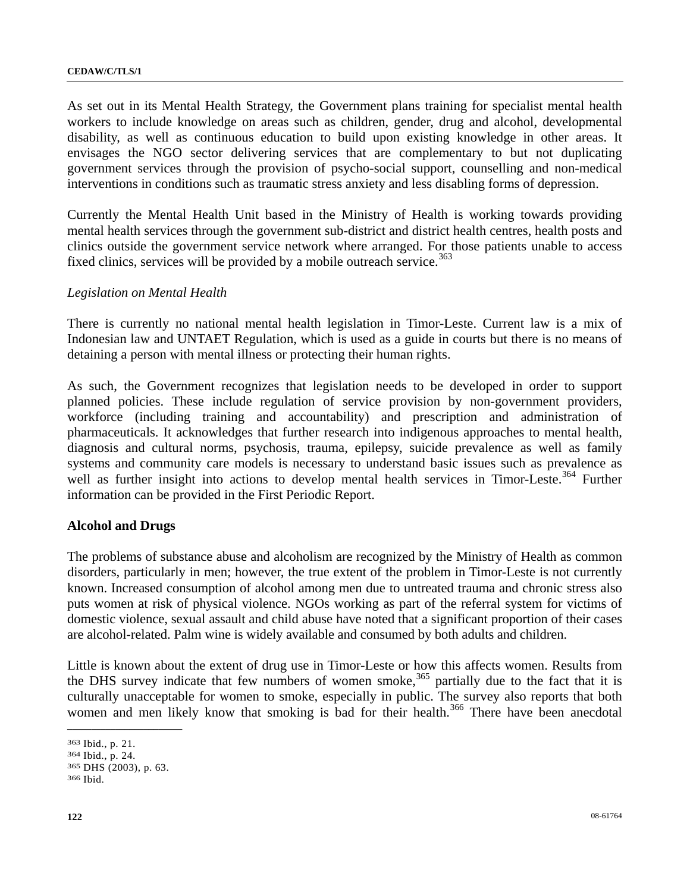As set out in its Mental Health Strategy, the Government plans training for specialist mental health workers to include knowledge on areas such as children, gender, drug and alcohol, developmental disability, as well as continuous education to build upon existing knowledge in other areas. It envisages the NGO sector delivering services that are complementary to but not duplicating government services through the provision of psycho-social support, counselling and non-medical interventions in conditions such as traumatic stress anxiety and less disabling forms of depression.

Currently the Mental Health Unit based in the Ministry of Health is working towards providing mental health services through the government sub-district and district health centres, health posts and clinics outside the government service network where arranged. For those patients unable to access fixed clinics, services will be provided by a mobile outreach service.[363]

*Legislation on Mental Health*

There is currently no national mental health legislation in Timor-Leste. Current law is a mix of Indonesian law and UNTAET Regulation, which is used as a guide in courts but there is no means of detaining a person with mental illness or protecting their human rights.

As such, the Government recognizes that legislation needs to be developed in order to support planned policies. These include regulation of service provision by non-government providers, workforce (including training and accountability) and prescription and administration of pharmaceuticals. It acknowledges that further research into indigenous approaches to mental health, diagnosis and cultural norms, psychosis, trauma, epilepsy, suicide prevalence as well as family systems and community care models is necessary to understand basic issues such as prevalence as well as further insight into actions to develop mental health services in Timor-Leste.[364] Further information can be provided in the First Periodic Report.

**Alcohol and Drugs**

The problems of substance abuse and alcoholism are recognized by the Ministry of Health as common disorders, particularly in men; however, the true extent of the problem in Timor-Leste is not currently known. Increased consumption of alcohol among men due to untreated trauma and chronic stress also puts women at risk of physical violence. NGOs working as part of the referral system for victims of domestic violence, sexual assault and child abuse have noted that a significant proportion of their cases are alcohol-related. Palm wine is widely available and consumed by both adults and children.

Little is known about the extent of drug use in Timor-Leste or how this affects women. Results from the DHS survey indicate that few numbers of women smoke,[365] partially due to the fact that it is culturally unacceptable for women to smoke, especially in public. The survey also reports that both women and men likely know that smoking is bad for their health.[366] There have been anecdotal

[363] Ibid., p. 21.
[364] Ibid., p. 24.
[365] DHS (2003), p. 63.
[366] Ibid.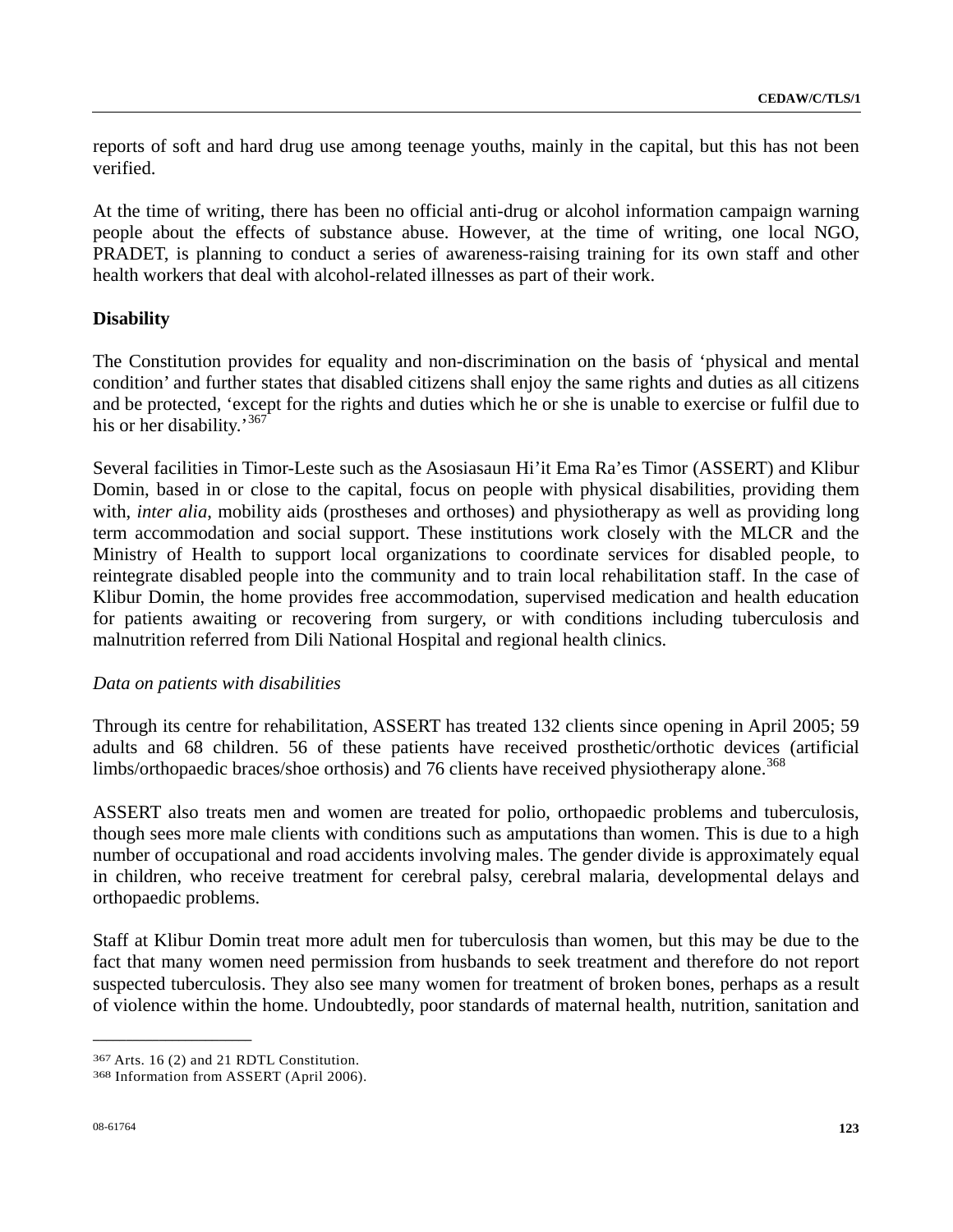reports of soft and hard drug use among teenage youths, mainly in the capital, but this has not been verified.

At the time of writing, there has been no official anti-drug or alcohol information campaign warning people about the effects of substance abuse. However, at the time of writing, one local NGO, PRADET, is planning to conduct a series of awareness-raising training for its own staff and other health workers that deal with alcohol-related illnesses as part of their work.

**Disability**

The Constitution provides for equality and non-discrimination on the basis of 'physical and mental condition' and further states that disabled citizens shall enjoy the same rights and duties as all citizens and be protected, 'except for the rights and duties which he or she is unable to exercise or fulfil due to his or her disability.'[367]

Several facilities in Timor-Leste such as the Asosiasaun Hi'it Ema Ra'es Timor (ASSERT) and Klibur Domin, based in or close to the capital, focus on people with physical disabilities, providing them with, *inter alia*, mobility aids (prostheses and orthoses) and physiotherapy as well as providing long term accommodation and social support. These institutions work closely with the MLCR and the Ministry of Health to support local organizations to coordinate services for disabled people, to reintegrate disabled people into the community and to train local rehabilitation staff. In the case of Klibur Domin, the home provides free accommodation, supervised medication and health education for patients awaiting or recovering from surgery, or with conditions including tuberculosis and malnutrition referred from Dili National Hospital and regional health clinics.

*Data on patients with disabilities*

Through its centre for rehabilitation, ASSERT has treated 132 clients since opening in April 2005; 59 adults and 68 children. 56 of these patients have received prosthetic/orthotic devices (artificial limbs/orthopaedic braces/shoe orthosis) and 76 clients have received physiotherapy alone.[368]

ASSERT also treats men and women are treated for polio, orthopaedic problems and tuberculosis, though sees more male clients with conditions such as amputations than women. This is due to a high number of occupational and road accidents involving males. The gender divide is approximately equal in children, who receive treatment for cerebral palsy, cerebral malaria, developmental delays and orthopaedic problems.

Staff at Klibur Domin treat more adult men for tuberculosis than women, but this may be due to the fact that many women need permission from husbands to seek treatment and therefore do not report suspected tuberculosis. They also see many women for treatment of broken bones, perhaps as a result of violence within the home. Undoubtedly, poor standards of maternal health, nutrition, sanitation and

---

367 Arts. 16 (2) and 21 RDTL Constitution.

368 Information from ASSERT (April 2006).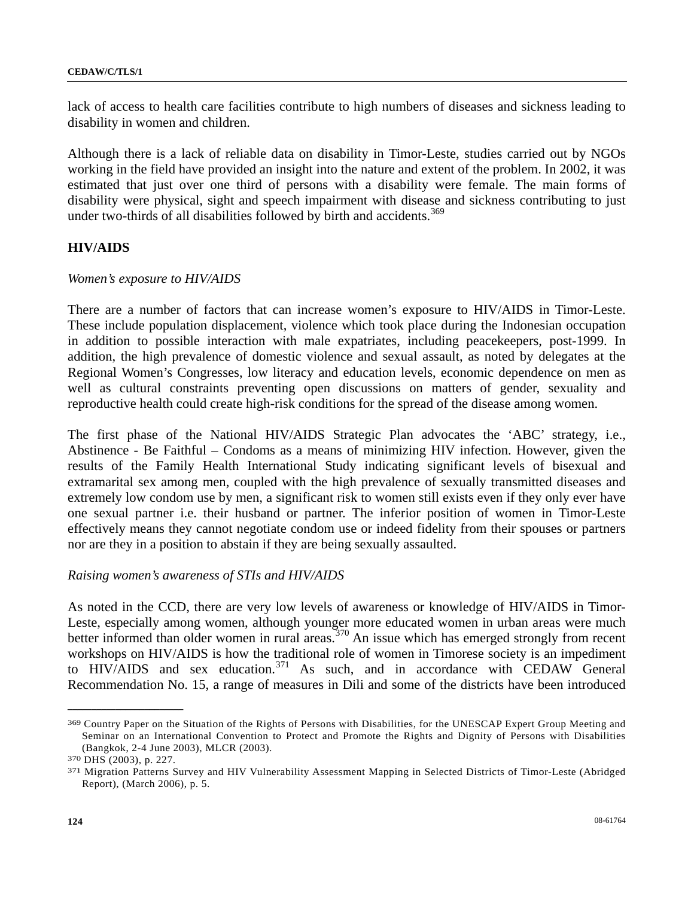lack of access to health care facilities contribute to high numbers of diseases and sickness leading to disability in women and children.

Although there is a lack of reliable data on disability in Timor-Leste, studies carried out by NGOs working in the field have provided an insight into the nature and extent of the problem. In 2002, it was estimated that just over one third of persons with a disability were female. The main forms of disability were physical, sight and speech impairment with disease and sickness contributing to just under two-thirds of all disabilities followed by birth and accidents.[369]

## HIV/AIDS

*Women's exposure to HIV/AIDS*

There are a number of factors that can increase women's exposure to HIV/AIDS in Timor-Leste. These include population displacement, violence which took place during the Indonesian occupation in addition to possible interaction with male expatriates, including peacekeepers, post-1999. In addition, the high prevalence of domestic violence and sexual assault, as noted by delegates at the Regional Women's Congresses, low literacy and education levels, economic dependence on men as well as cultural constraints preventing open discussions on matters of gender, sexuality and reproductive health could create high-risk conditions for the spread of the disease among women.

The first phase of the National HIV/AIDS Strategic Plan advocates the 'ABC' strategy, i.e., Abstinence - Be Faithful – Condoms as a means of minimizing HIV infection. However, given the results of the Family Health International Study indicating significant levels of bisexual and extramarital sex among men, coupled with the high prevalence of sexually transmitted diseases and extremely low condom use by men, a significant risk to women still exists even if they only ever have one sexual partner i.e. their husband or partner. The inferior position of women in Timor-Leste effectively means they cannot negotiate condom use or indeed fidelity from their spouses or partners nor are they in a position to abstain if they are being sexually assaulted.

*Raising women's awareness of STIs and HIV/AIDS*

As noted in the CCD, there are very low levels of awareness or knowledge of HIV/AIDS in Timor-Leste, especially among women, although younger more educated women in urban areas were much better informed than older women in rural areas.[370] An issue which has emerged strongly from recent workshops on HIV/AIDS is how the traditional role of women in Timorese society is an impediment to HIV/AIDS and sex education.[371] As such, and in accordance with CEDAW General Recommendation No. 15, a range of measures in Dili and some of the districts have been introduced

---

[369] Country Paper on the Situation of the Rights of Persons with Disabilities, for the UNESCAP Expert Group Meeting and Seminar on an International Convention to Protect and Promote the Rights and Dignity of Persons with Disabilities (Bangkok, 2-4 June 2003), MLCR (2003).

[370] DHS (2003), p. 227.

[371] Migration Patterns Survey and HIV Vulnerability Assessment Mapping in Selected Districts of Timor-Leste (Abridged Report), (March 2006), p. 5.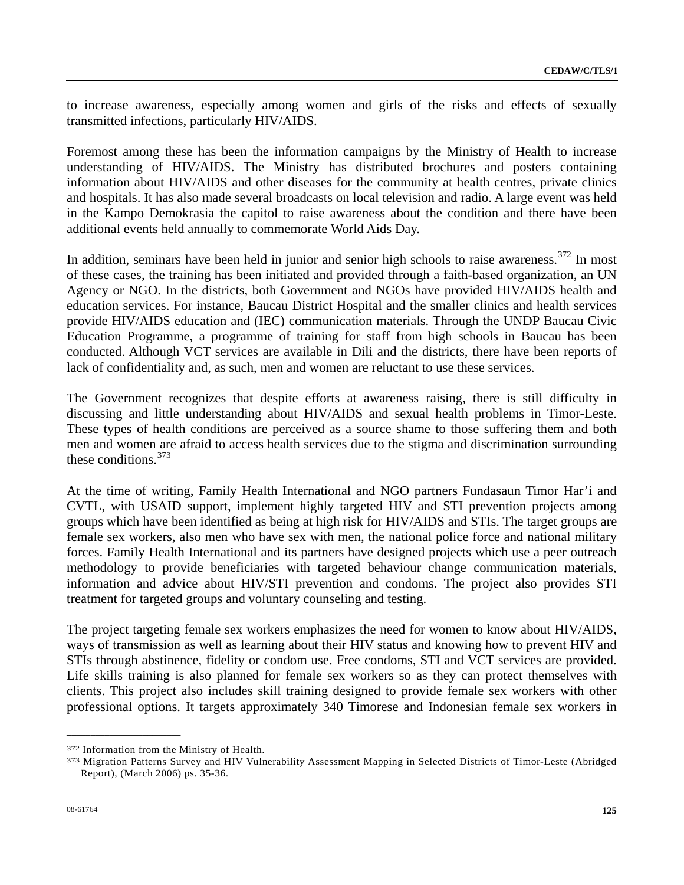to increase awareness, especially among women and girls of the risks and effects of sexually transmitted infections, particularly HIV/AIDS.

Foremost among these has been the information campaigns by the Ministry of Health to increase understanding of HIV/AIDS. The Ministry has distributed brochures and posters containing information about HIV/AIDS and other diseases for the community at health centres, private clinics and hospitals. It has also made several broadcasts on local television and radio. A large event was held in the Kampo Demokrasia the capitol to raise awareness about the condition and there have been additional events held annually to commemorate World Aids Day.

In addition, seminars have been held in junior and senior high schools to raise awareness.[372] In most of these cases, the training has been initiated and provided through a faith-based organization, an UN Agency or NGO. In the districts, both Government and NGOs have provided HIV/AIDS health and education services. For instance, Baucau District Hospital and the smaller clinics and health services provide HIV/AIDS education and (IEC) communication materials. Through the UNDP Baucau Civic Education Programme, a programme of training for staff from high schools in Baucau has been conducted. Although VCT services are available in Dili and the districts, there have been reports of lack of confidentiality and, as such, men and women are reluctant to use these services.

The Government recognizes that despite efforts at awareness raising, there is still difficulty in discussing and little understanding about HIV/AIDS and sexual health problems in Timor-Leste. These types of health conditions are perceived as a source shame to those suffering them and both men and women are afraid to access health services due to the stigma and discrimination surrounding these conditions.[373]

At the time of writing, Family Health International and NGO partners Fundasaun Timor Har'i and CVTL, with USAID support, implement highly targeted HIV and STI prevention projects among groups which have been identified as being at high risk for HIV/AIDS and STIs. The target groups are female sex workers, also men who have sex with men, the national police force and national military forces. Family Health International and its partners have designed projects which use a peer outreach methodology to provide beneficiaries with targeted behaviour change communication materials, information and advice about HIV/STI prevention and condoms. The project also provides STI treatment for targeted groups and voluntary counseling and testing.

The project targeting female sex workers emphasizes the need for women to know about HIV/AIDS, ways of transmission as well as learning about their HIV status and knowing how to prevent HIV and STIs through abstinence, fidelity or condom use. Free condoms, STI and VCT services are provided. Life skills training is also planned for female sex workers so as they can protect themselves with clients. This project also includes skill training designed to provide female sex workers with other professional options. It targets approximately 340 Timorese and Indonesian female sex workers in

---

[372] Information from the Ministry of Health.

[373] Migration Patterns Survey and HIV Vulnerability Assessment Mapping in Selected Districts of Timor-Leste (Abridged Report), (March 2006) ps. 35-36.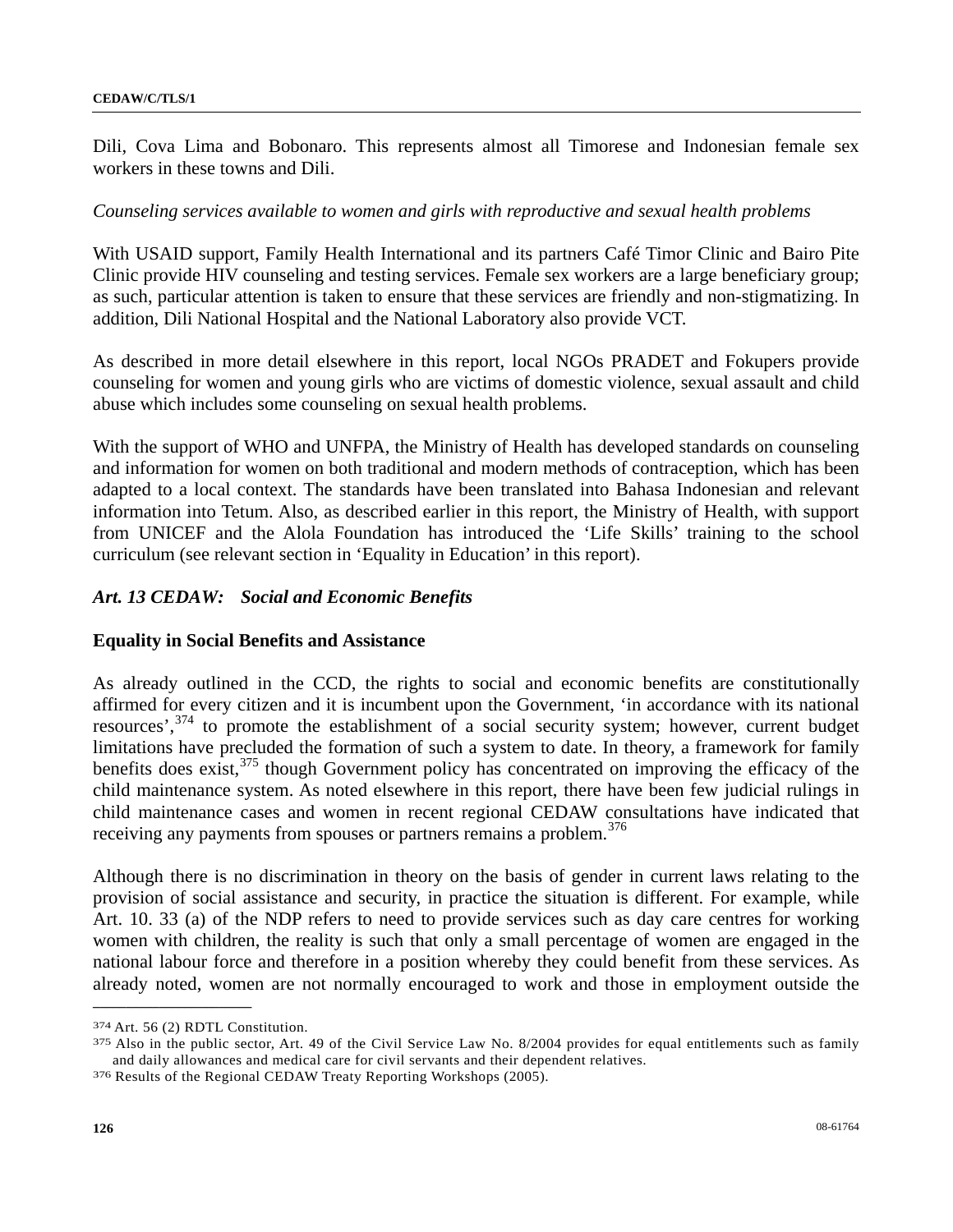Dili, Cova Lima and Bobonaro. This represents almost all Timorese and Indonesian female sex workers in these towns and Dili.

*Counseling services available to women and girls with reproductive and sexual health problems*

With USAID support, Family Health International and its partners Café Timor Clinic and Bairo Pite Clinic provide HIV counseling and testing services. Female sex workers are a large beneficiary group; as such, particular attention is taken to ensure that these services are friendly and non-stigmatizing. In addition, Dili National Hospital and the National Laboratory also provide VCT.

As described in more detail elsewhere in this report, local NGOs PRADET and Fokupers provide counseling for women and young girls who are victims of domestic violence, sexual assault and child abuse which includes some counseling on sexual health problems.

With the support of WHO and UNFPA, the Ministry of Health has developed standards on counseling and information for women on both traditional and modern methods of contraception, which has been adapted to a local context. The standards have been translated into Bahasa Indonesian and relevant information into Tetum. Also, as described earlier in this report, the Ministry of Health, with support from UNICEF and the Alola Foundation has introduced the 'Life Skills' training to the school curriculum (see relevant section in 'Equality in Education' in this report).

## *Art. 13 CEDAW: Social and Economic Benefits*

### Equality in Social Benefits and Assistance

As already outlined in the CCD, the rights to social and economic benefits are constitutionally affirmed for every citizen and it is incumbent upon the Government, 'in accordance with its national resources',[374] to promote the establishment of a social security system; however, current budget limitations have precluded the formation of such a system to date. In theory, a framework for family benefits does exist,[375] though Government policy has concentrated on improving the efficacy of the child maintenance system. As noted elsewhere in this report, there have been few judicial rulings in child maintenance cases and women in recent regional CEDAW consultations have indicated that receiving any payments from spouses or partners remains a problem.[376]

Although there is no discrimination in theory on the basis of gender in current laws relating to the provision of social assistance and security, in practice the situation is different. For example, while Art. 10. 33 (a) of the NDP refers to need to provide services such as day care centres for working women with children, the reality is such that only a small percentage of women are engaged in the national labour force and therefore in a position whereby they could benefit from these services. As already noted, women are not normally encouraged to work and those in employment outside the

---

[374] Art. 56 (2) RDTL Constitution.

[375] Also in the public sector, Art. 49 of the Civil Service Law No. 8/2004 provides for equal entitlements such as family and daily allowances and medical care for civil servants and their dependent relatives.

[376] Results of the Regional CEDAW Treaty Reporting Workshops (2005).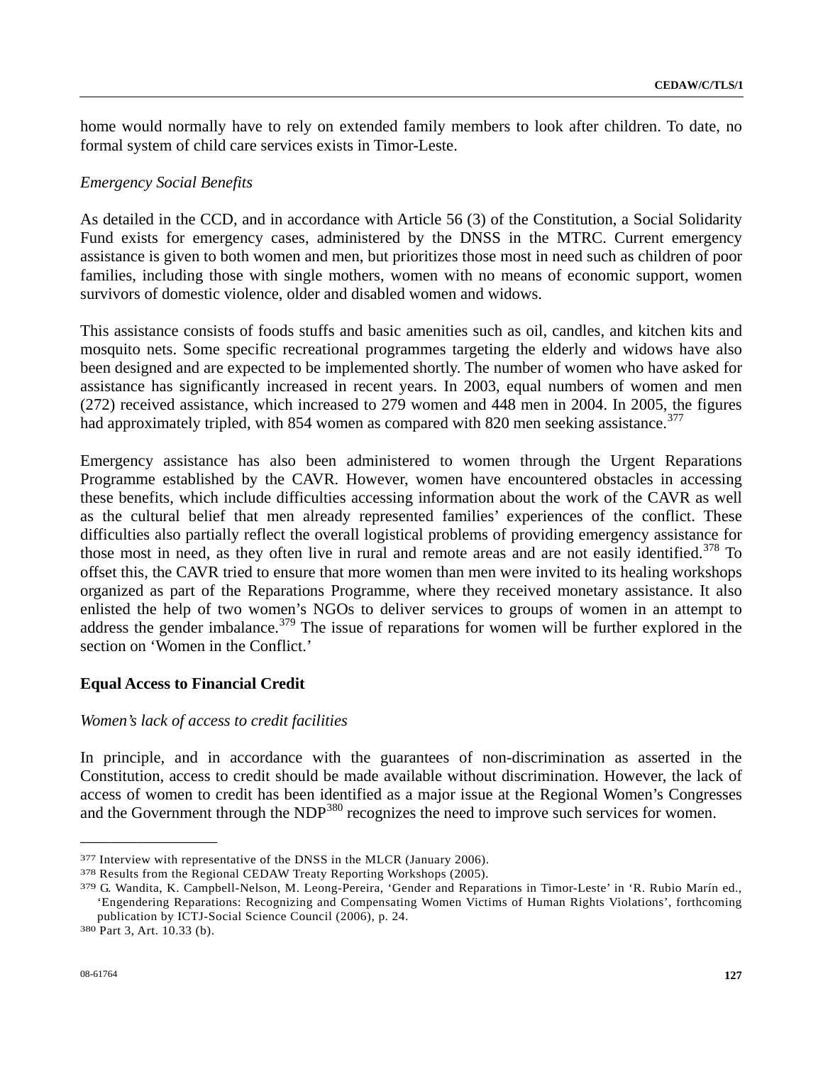home would normally have to rely on extended family members to look after children. To date, no formal system of child care services exists in Timor-Leste.

*Emergency Social Benefits*

As detailed in the CCD, and in accordance with Article 56 (3) of the Constitution, a Social Solidarity Fund exists for emergency cases, administered by the DNSS in the MTRC. Current emergency assistance is given to both women and men, but prioritizes those most in need such as children of poor families, including those with single mothers, women with no means of economic support, women survivors of domestic violence, older and disabled women and widows.

This assistance consists of foods stuffs and basic amenities such as oil, candles, and kitchen kits and mosquito nets. Some specific recreational programmes targeting the elderly and widows have also been designed and are expected to be implemented shortly. The number of women who have asked for assistance has significantly increased in recent years. In 2003, equal numbers of women and men (272) received assistance, which increased to 279 women and 448 men in 2004. In 2005, the figures had approximately tripled, with 854 women as compared with 820 men seeking assistance.[377]

Emergency assistance has also been administered to women through the Urgent Reparations Programme established by the CAVR. However, women have encountered obstacles in accessing these benefits, which include difficulties accessing information about the work of the CAVR as well as the cultural belief that men already represented families' experiences of the conflict. These difficulties also partially reflect the overall logistical problems of providing emergency assistance for those most in need, as they often live in rural and remote areas and are not easily identified.[378] To offset this, the CAVR tried to ensure that more women than men were invited to its healing workshops organized as part of the Reparations Programme, where they received monetary assistance. It also enlisted the help of two women's NGOs to deliver services to groups of women in an attempt to address the gender imbalance.[379] The issue of reparations for women will be further explored in the section on 'Women in the Conflict.'

**Equal Access to Financial Credit**

*Women's lack of access to credit facilities*

In principle, and in accordance with the guarantees of non-discrimination as asserted in the Constitution, access to credit should be made available without discrimination. However, the lack of access of women to credit has been identified as a major issue at the Regional Women's Congresses and the Government through the NDP[380] recognizes the need to improve such services for women.

---

[377] Interview with representative of the DNSS in the MLCR (January 2006).

[378] Results from the Regional CEDAW Treaty Reporting Workshops (2005).

[379] G. Wandita, K. Campbell-Nelson, M. Leong-Pereira, 'Gender and Reparations in Timor-Leste' in 'R. Rubio Marín ed., 'Engendering Reparations: Recognizing and Compensating Women Victims of Human Rights Violations', forthcoming publication by ICTJ-Social Science Council (2006), p. 24.

[380] Part 3, Art. 10.33 (b).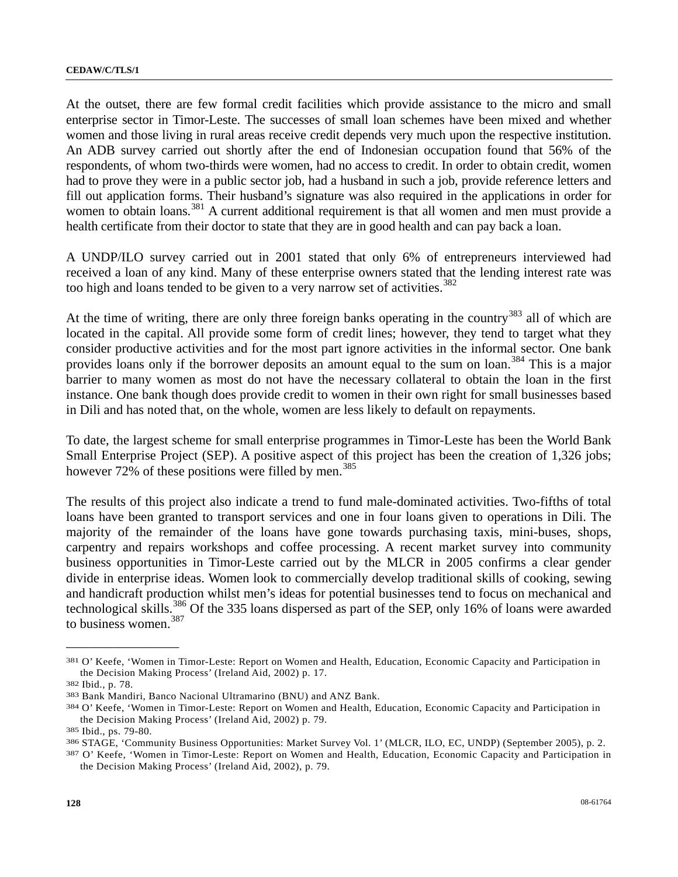At the outset, there are few formal credit facilities which provide assistance to the micro and small enterprise sector in Timor-Leste. The successes of small loan schemes have been mixed and whether women and those living in rural areas receive credit depends very much upon the respective institution. An ADB survey carried out shortly after the end of Indonesian occupation found that 56% of the respondents, of whom two-thirds were women, had no access to credit. In order to obtain credit, women had to prove they were in a public sector job, had a husband in such a job, provide reference letters and fill out application forms. Their husband's signature was also required in the applications in order for women to obtain loans.[381] A current additional requirement is that all women and men must provide a health certificate from their doctor to state that they are in good health and can pay back a loan.

A UNDP/ILO survey carried out in 2001 stated that only 6% of entrepreneurs interviewed had received a loan of any kind. Many of these enterprise owners stated that the lending interest rate was too high and loans tended to be given to a very narrow set of activities.[382]

At the time of writing, there are only three foreign banks operating in the country[383] all of which are located in the capital. All provide some form of credit lines; however, they tend to target what they consider productive activities and for the most part ignore activities in the informal sector. One bank provides loans only if the borrower deposits an amount equal to the sum on loan.[384] This is a major barrier to many women as most do not have the necessary collateral to obtain the loan in the first instance. One bank though does provide credit to women in their own right for small businesses based in Dili and has noted that, on the whole, women are less likely to default on repayments.

To date, the largest scheme for small enterprise programmes in Timor-Leste has been the World Bank Small Enterprise Project (SEP). A positive aspect of this project has been the creation of 1,326 jobs; however 72% of these positions were filled by men.[385]

The results of this project also indicate a trend to fund male-dominated activities. Two-fifths of total loans have been granted to transport services and one in four loans given to operations in Dili. The majority of the remainder of the loans have gone towards purchasing taxis, mini-buses, shops, carpentry and repairs workshops and coffee processing. A recent market survey into community business opportunities in Timor-Leste carried out by the MLCR in 2005 confirms a clear gender divide in enterprise ideas. Women look to commercially develop traditional skills of cooking, sewing and handicraft production whilst men's ideas for potential businesses tend to focus on mechanical and technological skills.[386] Of the 335 loans dispersed as part of the SEP, only 16% of loans were awarded to business women.[387]

---

[381] O' Keefe, 'Women in Timor-Leste: Report on Women and Health, Education, Economic Capacity and Participation in the Decision Making Process' (Ireland Aid, 2002) p. 17.

[382] Ibid., p. 78.

[383] Bank Mandiri, Banco Nacional Ultramarino (BNU) and ANZ Bank.

[384] O' Keefe, 'Women in Timor-Leste: Report on Women and Health, Education, Economic Capacity and Participation in the Decision Making Process' (Ireland Aid, 2002) p. 79.

[385] Ibid., ps. 79-80.

[386] STAGE, 'Community Business Opportunities: Market Survey Vol. 1' (MLCR, ILO, EC, UNDP) (September 2005), p. 2.

[387] O' Keefe, 'Women in Timor-Leste: Report on Women and Health, Education, Economic Capacity and Participation in the Decision Making Process' (Ireland Aid, 2002), p. 79.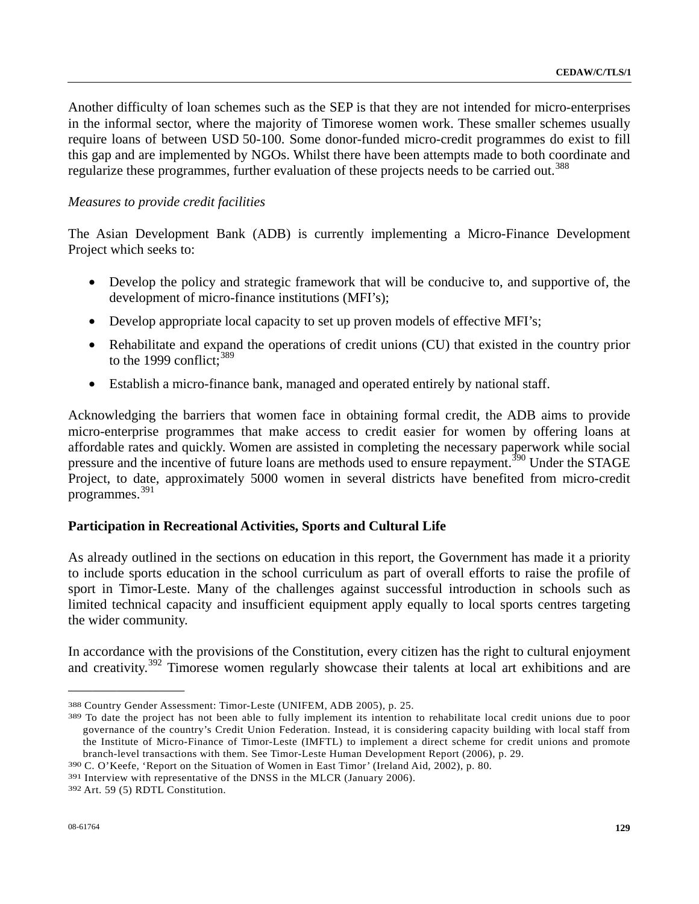Another difficulty of loan schemes such as the SEP is that they are not intended for micro-enterprises in the informal sector, where the majority of Timorese women work. These smaller schemes usually require loans of between USD 50-100. Some donor-funded micro-credit programmes do exist to fill this gap and are implemented by NGOs. Whilst there have been attempts made to both coordinate and regularize these programmes, further evaluation of these projects needs to be carried out.[388]

*Measures to provide credit facilities*

The Asian Development Bank (ADB) is currently implementing a Micro-Finance Development Project which seeks to:

- Develop the policy and strategic framework that will be conducive to, and supportive of, the development of micro-finance institutions (MFI's);
- Develop appropriate local capacity to set up proven models of effective MFI's;
- Rehabilitate and expand the operations of credit unions (CU) that existed in the country prior to the 1999 conflict;[389]
- Establish a micro-finance bank, managed and operated entirely by national staff.

Acknowledging the barriers that women face in obtaining formal credit, the ADB aims to provide micro-enterprise programmes that make access to credit easier for women by offering loans at affordable rates and quickly. Women are assisted in completing the necessary paperwork while social pressure and the incentive of future loans are methods used to ensure repayment.[390] Under the STAGE Project, to date, approximately 5000 women in several districts have benefited from micro-credit programmes.[391]

**Participation in Recreational Activities, Sports and Cultural Life**

As already outlined in the sections on education in this report, the Government has made it a priority to include sports education in the school curriculum as part of overall efforts to raise the profile of sport in Timor-Leste. Many of the challenges against successful introduction in schools such as limited technical capacity and insufficient equipment apply equally to local sports centres targeting the wider community.

In accordance with the provisions of the Constitution, every citizen has the right to cultural enjoyment and creativity.[392] Timorese women regularly showcase their talents at local art exhibitions and are

---

388 Country Gender Assessment: Timor-Leste (UNIFEM, ADB 2005), p. 25.

389 To date the project has not been able to fully implement its intention to rehabilitate local credit unions due to poor governance of the country's Credit Union Federation. Instead, it is considering capacity building with local staff from the Institute of Micro-Finance of Timor-Leste (IMFTL) to implement a direct scheme for credit unions and promote branch-level transactions with them. See Timor-Leste Human Development Report (2006), p. 29.

390 C. O'Keefe, 'Report on the Situation of Women in East Timor' (Ireland Aid, 2002), p. 80.

391 Interview with representative of the DNSS in the MLCR (January 2006).

392 Art. 59 (5) RDTL Constitution.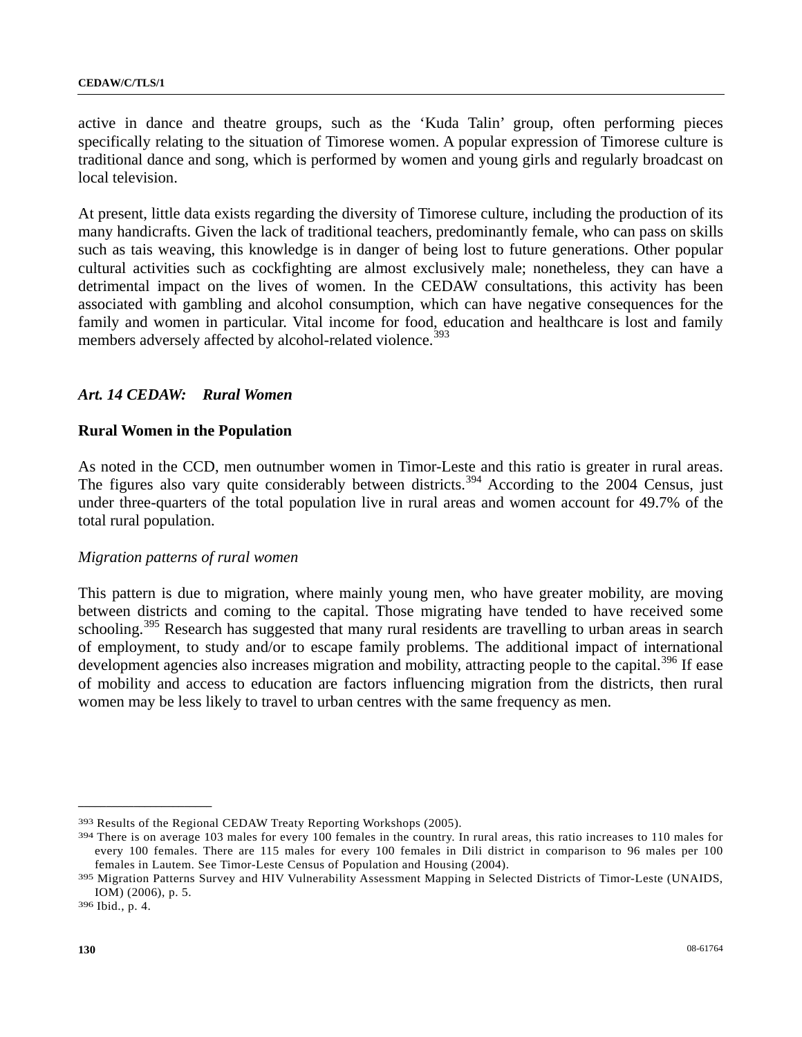active in dance and theatre groups, such as the 'Kuda Talin' group, often performing pieces specifically relating to the situation of Timorese women. A popular expression of Timorese culture is traditional dance and song, which is performed by women and young girls and regularly broadcast on local television.

At present, little data exists regarding the diversity of Timorese culture, including the production of its many handicrafts. Given the lack of traditional teachers, predominantly female, who can pass on skills such as tais weaving, this knowledge is in danger of being lost to future generations. Other popular cultural activities such as cockfighting are almost exclusively male; nonetheless, they can have a detrimental impact on the lives of women. In the CEDAW consultations, this activity has been associated with gambling and alcohol consumption, which can have negative consequences for the family and women in particular. Vital income for food, education and healthcare is lost and family members adversely affected by alcohol-related violence.[393]

### *Art. 14 CEDAW: Rural Women*

#### Rural Women in the Population

As noted in the CCD, men outnumber women in Timor-Leste and this ratio is greater in rural areas. The figures also vary quite considerably between districts.[394] According to the 2004 Census, just under three-quarters of the total population live in rural areas and women account for 49.7% of the total rural population.

*Migration patterns of rural women*

This pattern is due to migration, where mainly young men, who have greater mobility, are moving between districts and coming to the capital. Those migrating have tended to have received some schooling.[395] Research has suggested that many rural residents are travelling to urban areas in search of employment, to study and/or to escape family problems. The additional impact of international development agencies also increases migration and mobility, attracting people to the capital.[396] If ease of mobility and access to education are factors influencing migration from the districts, then rural women may be less likely to travel to urban centres with the same frequency as men.

---

[393] Results of the Regional CEDAW Treaty Reporting Workshops (2005).

[394] There is on average 103 males for every 100 females in the country. In rural areas, this ratio increases to 110 males for every 100 females. There are 115 males for every 100 females in Dili district in comparison to 96 males per 100 females in Lautem. See Timor-Leste Census of Population and Housing (2004).

[395] Migration Patterns Survey and HIV Vulnerability Assessment Mapping in Selected Districts of Timor-Leste (UNAIDS, IOM) (2006), p. 5.

[396] Ibid., p. 4.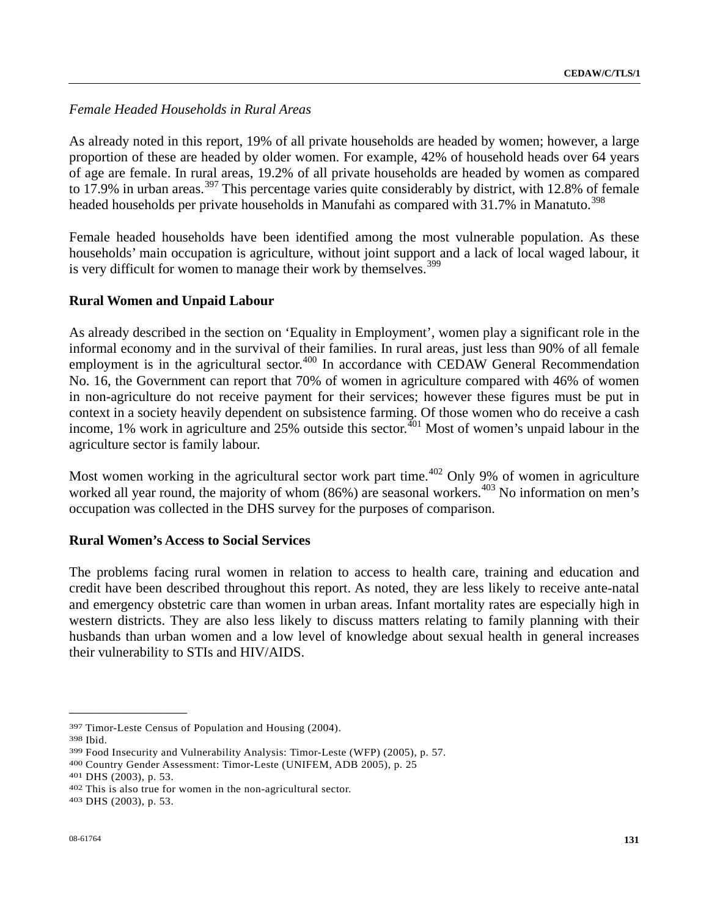*Female Headed Households in Rural Areas*

As already noted in this report, 19% of all private households are headed by women; however, a large proportion of these are headed by older women. For example, 42% of household heads over 64 years of age are female. In rural areas, 19.2% of all private households are headed by women as compared to 17.9% in urban areas.[397] This percentage varies quite considerably by district, with 12.8% of female headed households per private households in Manufahi as compared with 31.7% in Manatuto.[398]

Female headed households have been identified among the most vulnerable population. As these households' main occupation is agriculture, without joint support and a lack of local waged labour, it is very difficult for women to manage their work by themselves.[399]

**Rural Women and Unpaid Labour**

As already described in the section on 'Equality in Employment', women play a significant role in the informal economy and in the survival of their families. In rural areas, just less than 90% of all female employment is in the agricultural sector.[400] In accordance with CEDAW General Recommendation No. 16, the Government can report that 70% of women in agriculture compared with 46% of women in non-agriculture do not receive payment for their services; however these figures must be put in context in a society heavily dependent on subsistence farming. Of those women who do receive a cash income, 1% work in agriculture and 25% outside this sector.[401] Most of women's unpaid labour in the agriculture sector is family labour.

Most women working in the agricultural sector work part time.[402] Only 9% of women in agriculture worked all year round, the majority of whom (86%) are seasonal workers.[403] No information on men's occupation was collected in the DHS survey for the purposes of comparison.

**Rural Women's Access to Social Services**

The problems facing rural women in relation to access to health care, training and education and credit have been described throughout this report. As noted, they are less likely to receive ante-natal and emergency obstetric care than women in urban areas. Infant mortality rates are especially high in western districts. They are also less likely to discuss matters relating to family planning with their husbands than urban women and a low level of knowledge about sexual health in general increases their vulnerability to STIs and HIV/AIDS.

---

[397] Timor-Leste Census of Population and Housing (2004).

[398] Ibid.

[399] Food Insecurity and Vulnerability Analysis: Timor-Leste (WFP) (2005), p. 57.

[400] Country Gender Assessment: Timor-Leste (UNIFEM, ADB 2005), p. 25

[401] DHS (2003), p. 53.

[402] This is also true for women in the non-agricultural sector.

[403] DHS (2003), p. 53.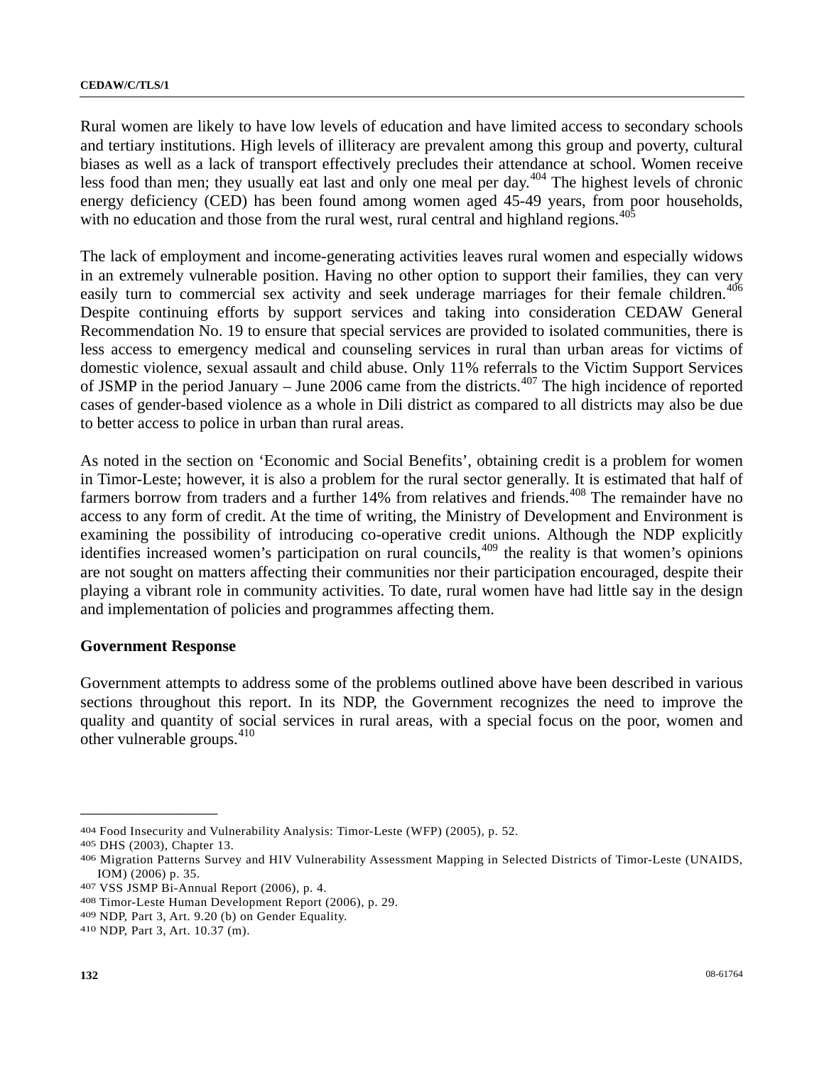Rural women are likely to have low levels of education and have limited access to secondary schools and tertiary institutions. High levels of illiteracy are prevalent among this group and poverty, cultural biases as well as a lack of transport effectively precludes their attendance at school. Women receive less food than men; they usually eat last and only one meal per day.[404] The highest levels of chronic energy deficiency (CED) has been found among women aged 45-49 years, from poor households, with no education and those from the rural west, rural central and highland regions.[405]

The lack of employment and income-generating activities leaves rural women and especially widows in an extremely vulnerable position. Having no other option to support their families, they can very easily turn to commercial sex activity and seek underage marriages for their female children.[406] Despite continuing efforts by support services and taking into consideration CEDAW General Recommendation No. 19 to ensure that special services are provided to isolated communities, there is less access to emergency medical and counseling services in rural than urban areas for victims of domestic violence, sexual assault and child abuse. Only 11% referrals to the Victim Support Services of JSMP in the period January – June 2006 came from the districts.[407] The high incidence of reported cases of gender-based violence as a whole in Dili district as compared to all districts may also be due to better access to police in urban than rural areas.

As noted in the section on 'Economic and Social Benefits', obtaining credit is a problem for women in Timor-Leste; however, it is also a problem for the rural sector generally. It is estimated that half of farmers borrow from traders and a further 14% from relatives and friends.[408] The remainder have no access to any form of credit. At the time of writing, the Ministry of Development and Environment is examining the possibility of introducing co-operative credit unions. Although the NDP explicitly identifies increased women's participation on rural councils,[409] the reality is that women's opinions are not sought on matters affecting their communities nor their participation encouraged, despite their playing a vibrant role in community activities. To date, rural women have had little say in the design and implementation of policies and programmes affecting them.

**Government Response**

Government attempts to address some of the problems outlined above have been described in various sections throughout this report. In its NDP, the Government recognizes the need to improve the quality and quantity of social services in rural areas, with a special focus on the poor, women and other vulnerable groups.[410]

---

[404] Food Insecurity and Vulnerability Analysis: Timor-Leste (WFP) (2005), p. 52.

[405] DHS (2003), Chapter 13.

[406] Migration Patterns Survey and HIV Vulnerability Assessment Mapping in Selected Districts of Timor-Leste (UNAIDS, IOM) (2006) p. 35.

[407] VSS JSMP Bi-Annual Report (2006), p. 4.

[408] Timor-Leste Human Development Report (2006), p. 29.

[409] NDP, Part 3, Art. 9.20 (b) on Gender Equality.

[410] NDP, Part 3, Art. 10.37 (m).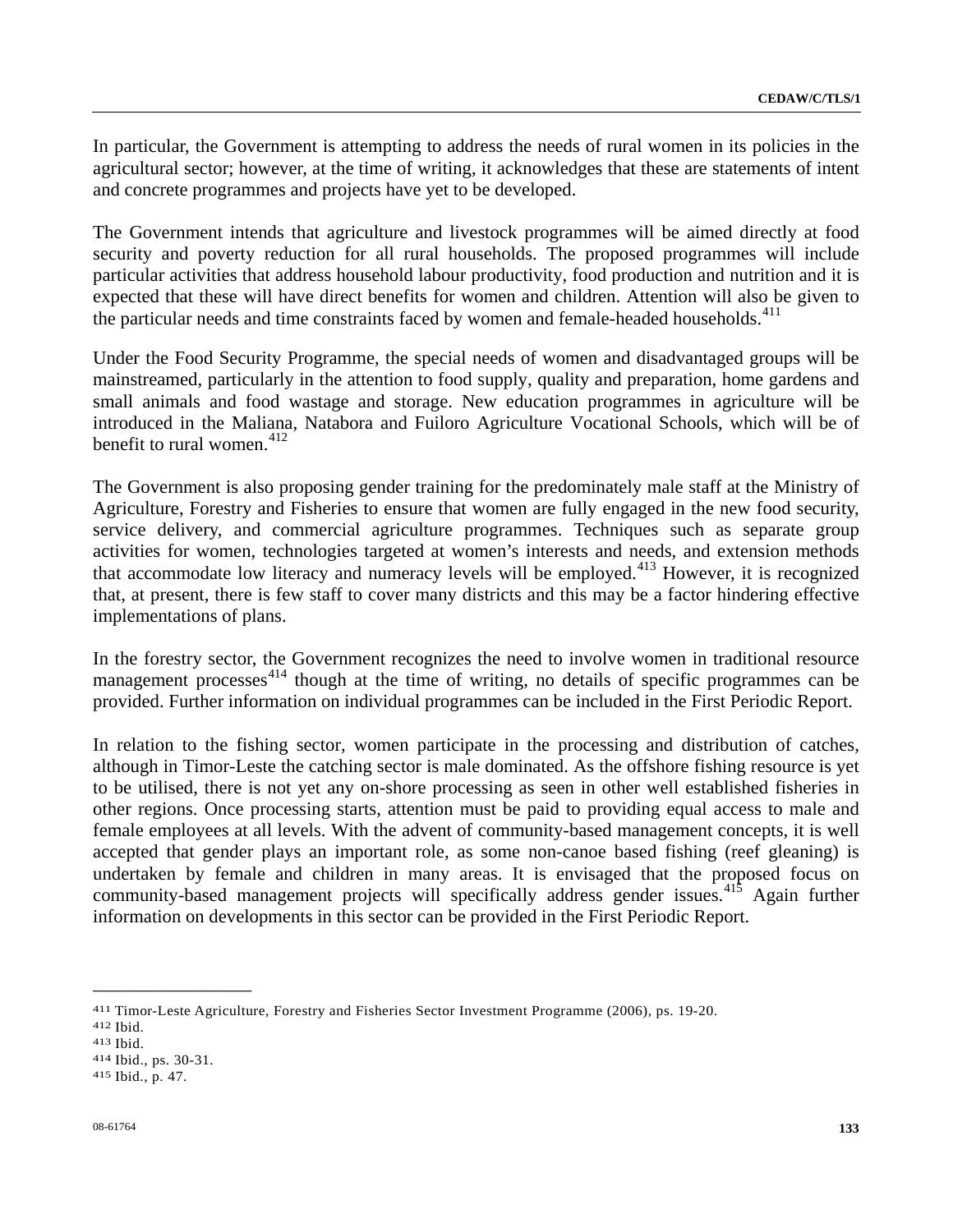In particular, the Government is attempting to address the needs of rural women in its policies in the agricultural sector; however, at the time of writing, it acknowledges that these are statements of intent and concrete programmes and projects have yet to be developed.

The Government intends that agriculture and livestock programmes will be aimed directly at food security and poverty reduction for all rural households. The proposed programmes will include particular activities that address household labour productivity, food production and nutrition and it is expected that these will have direct benefits for women and children. Attention will also be given to the particular needs and time constraints faced by women and female-headed households.[411]

Under the Food Security Programme, the special needs of women and disadvantaged groups will be mainstreamed, particularly in the attention to food supply, quality and preparation, home gardens and small animals and food wastage and storage. New education programmes in agriculture will be introduced in the Maliana, Natabora and Fuiloro Agriculture Vocational Schools, which will be of benefit to rural women.[412]

The Government is also proposing gender training for the predominately male staff at the Ministry of Agriculture, Forestry and Fisheries to ensure that women are fully engaged in the new food security, service delivery, and commercial agriculture programmes. Techniques such as separate group activities for women, technologies targeted at women's interests and needs, and extension methods that accommodate low literacy and numeracy levels will be employed.[413] However, it is recognized that, at present, there is few staff to cover many districts and this may be a factor hindering effective implementations of plans.

In the forestry sector, the Government recognizes the need to involve women in traditional resource management processes[414] though at the time of writing, no details of specific programmes can be provided. Further information on individual programmes can be included in the First Periodic Report.

In relation to the fishing sector, women participate in the processing and distribution of catches, although in Timor-Leste the catching sector is male dominated. As the offshore fishing resource is yet to be utilised, there is not yet any on-shore processing as seen in other well established fisheries in other regions. Once processing starts, attention must be paid to providing equal access to male and female employees at all levels. With the advent of community-based management concepts, it is well accepted that gender plays an important role, as some non-canoe based fishing (reef gleaning) is undertaken by female and children in many areas. It is envisaged that the proposed focus on community-based management projects will specifically address gender issues.[415] Again further information on developments in this sector can be provided in the First Periodic Report.

---

[411] Timor-Leste Agriculture, Forestry and Fisheries Sector Investment Programme (2006), ps. 19-20.
[412] Ibid.
[413] Ibid.
[414] Ibid., ps. 30-31.
[415] Ibid., p. 47.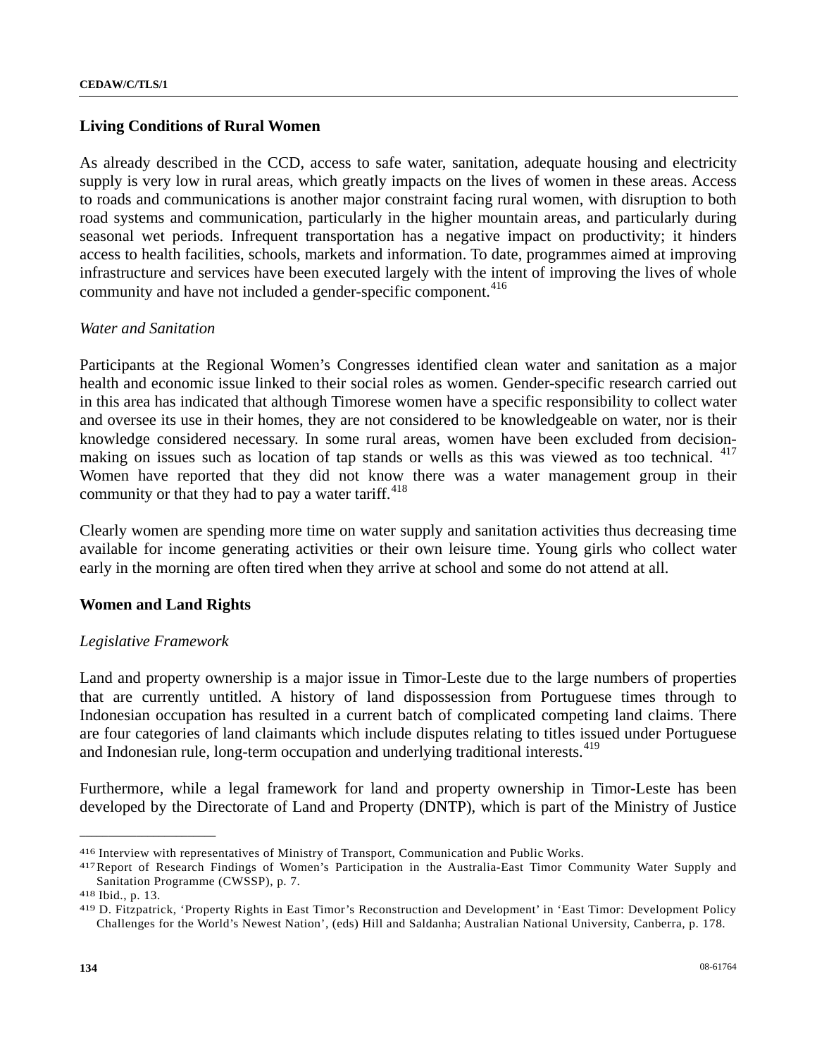## Living Conditions of Rural Women

As already described in the CCD, access to safe water, sanitation, adequate housing and electricity supply is very low in rural areas, which greatly impacts on the lives of women in these areas. Access to roads and communications is another major constraint facing rural women, with disruption to both road systems and communication, particularly in the higher mountain areas, and particularly during seasonal wet periods. Infrequent transportation has a negative impact on productivity; it hinders access to health facilities, schools, markets and information. To date, programmes aimed at improving infrastructure and services have been executed largely with the intent of improving the lives of whole community and have not included a gender-specific component.[416]

### *Water and Sanitation*

Participants at the Regional Women's Congresses identified clean water and sanitation as a major health and economic issue linked to their social roles as women. Gender-specific research carried out in this area has indicated that although Timorese women have a specific responsibility to collect water and oversee its use in their homes, they are not considered to be knowledgeable on water, nor is their knowledge considered necessary. In some rural areas, women have been excluded from decision-making on issues such as location of tap stands or wells as this was viewed as too technical. [417] Women have reported that they did not know there was a water management group in their community or that they had to pay a water tariff.[418]

Clearly women are spending more time on water supply and sanitation activities thus decreasing time available for income generating activities or their own leisure time. Young girls who collect water early in the morning are often tired when they arrive at school and some do not attend at all.

## Women and Land Rights

### *Legislative Framework*

Land and property ownership is a major issue in Timor-Leste due to the large numbers of properties that are currently untitled. A history of land dispossession from Portuguese times through to Indonesian occupation has resulted in a current batch of complicated competing land claims. There are four categories of land claimants which include disputes relating to titles issued under Portuguese and Indonesian rule, long-term occupation and underlying traditional interests.[419]

Furthermore, while a legal framework for land and property ownership in Timor-Leste has been developed by the Directorate of Land and Property (DNTP), which is part of the Ministry of Justice

---

[416] Interview with representatives of Ministry of Transport, Communication and Public Works.

[417] Report of Research Findings of Women's Participation in the Australia-East Timor Community Water Supply and Sanitation Programme (CWSSP), p. 7.

[418] Ibid., p. 13.

[419] D. Fitzpatrick, 'Property Rights in East Timor's Reconstruction and Development' in 'East Timor: Development Policy Challenges for the World's Newest Nation', (eds) Hill and Saldanha; Australian National University, Canberra, p. 178.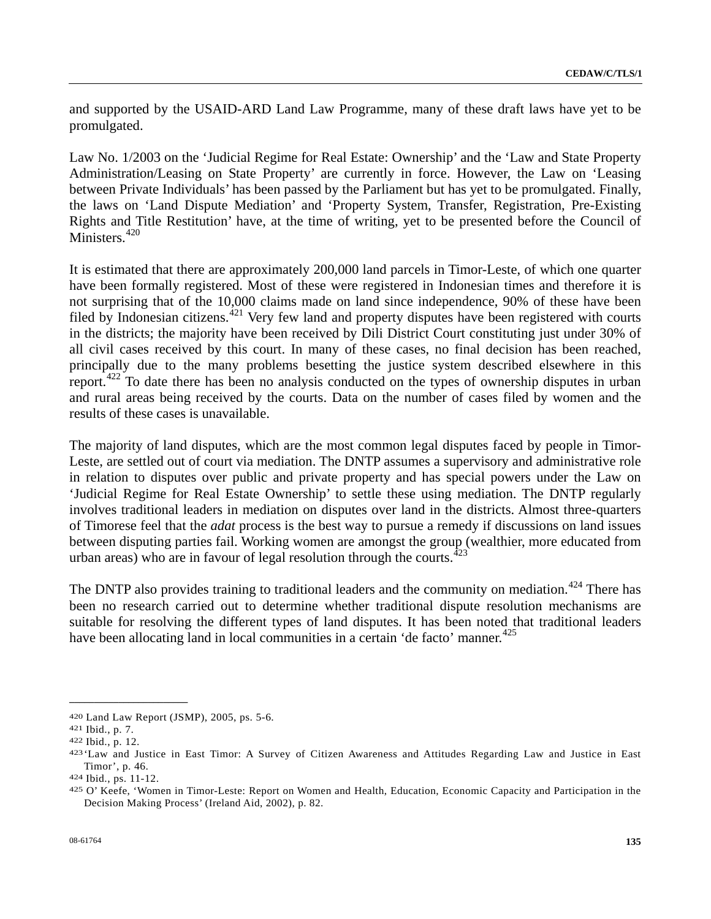and supported by the USAID-ARD Land Law Programme, many of these draft laws have yet to be promulgated.

Law No. 1/2003 on the 'Judicial Regime for Real Estate: Ownership' and the 'Law and State Property Administration/Leasing on State Property' are currently in force. However, the Law on 'Leasing between Private Individuals' has been passed by the Parliament but has yet to be promulgated. Finally, the laws on 'Land Dispute Mediation' and 'Property System, Transfer, Registration, Pre-Existing Rights and Title Restitution' have, at the time of writing, yet to be presented before the Council of Ministers.[420]

It is estimated that there are approximately 200,000 land parcels in Timor-Leste, of which one quarter have been formally registered. Most of these were registered in Indonesian times and therefore it is not surprising that of the 10,000 claims made on land since independence, 90% of these have been filed by Indonesian citizens.[421] Very few land and property disputes have been registered with courts in the districts; the majority have been received by Dili District Court constituting just under 30% of all civil cases received by this court. In many of these cases, no final decision has been reached, principally due to the many problems besetting the justice system described elsewhere in this report.[422] To date there has been no analysis conducted on the types of ownership disputes in urban and rural areas being received by the courts. Data on the number of cases filed by women and the results of these cases is unavailable.

The majority of land disputes, which are the most common legal disputes faced by people in Timor-Leste, are settled out of court via mediation. The DNTP assumes a supervisory and administrative role in relation to disputes over public and private property and has special powers under the Law on 'Judicial Regime for Real Estate Ownership' to settle these using mediation. The DNTP regularly involves traditional leaders in mediation on disputes over land in the districts. Almost three-quarters of Timorese feel that the *adat* process is the best way to pursue a remedy if discussions on land issues between disputing parties fail. Working women are amongst the group (wealthier, more educated from urban areas) who are in favour of legal resolution through the courts.[423]

The DNTP also provides training to traditional leaders and the community on mediation.[424] There has been no research carried out to determine whether traditional dispute resolution mechanisms are suitable for resolving the different types of land disputes. It has been noted that traditional leaders have been allocating land in local communities in a certain 'de facto' manner.[425]

---

420 Land Law Report (JSMP), 2005, ps. 5-6.

421 Ibid., p. 7.

422 Ibid., p. 12.

423 'Law and Justice in East Timor: A Survey of Citizen Awareness and Attitudes Regarding Law and Justice in East Timor', p. 46.

424 Ibid., ps. 11-12.

425 O' Keefe, 'Women in Timor-Leste: Report on Women and Health, Education, Economic Capacity and Participation in the Decision Making Process' (Ireland Aid, 2002), p. 82.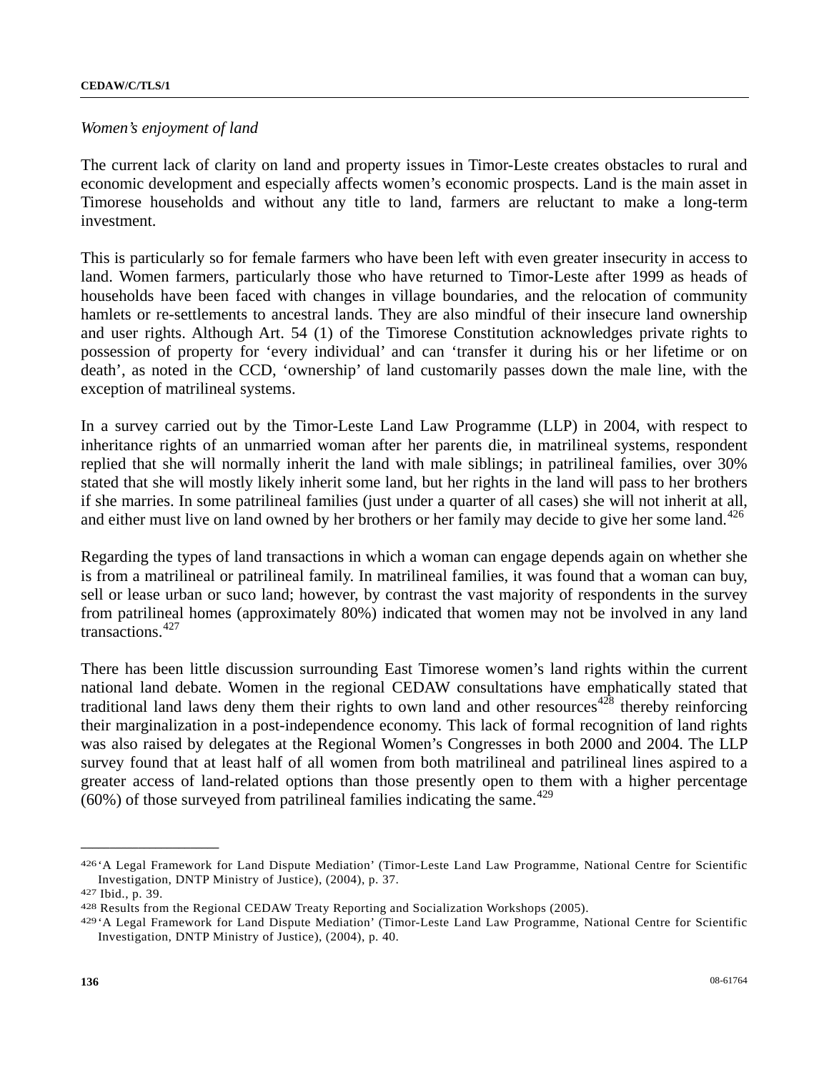*Women's enjoyment of land*

The current lack of clarity on land and property issues in Timor-Leste creates obstacles to rural and economic development and especially affects women's economic prospects. Land is the main asset in Timorese households and without any title to land, farmers are reluctant to make a long-term investment.

This is particularly so for female farmers who have been left with even greater insecurity in access to land. Women farmers, particularly those who have returned to Timor-Leste after 1999 as heads of households have been faced with changes in village boundaries, and the relocation of community hamlets or re-settlements to ancestral lands. They are also mindful of their insecure land ownership and user rights. Although Art. 54 (1) of the Timorese Constitution acknowledges private rights to possession of property for 'every individual' and can 'transfer it during his or her lifetime or on death', as noted in the CCD, 'ownership' of land customarily passes down the male line, with the exception of matrilineal systems.

In a survey carried out by the Timor-Leste Land Law Programme (LLP) in 2004, with respect to inheritance rights of an unmarried woman after her parents die, in matrilineal systems, respondent replied that she will normally inherit the land with male siblings; in patrilineal families, over 30% stated that she will mostly likely inherit some land, but her rights in the land will pass to her brothers if she marries. In some patrilineal families (just under a quarter of all cases) she will not inherit at all, and either must live on land owned by her brothers or her family may decide to give her some land.[426]

Regarding the types of land transactions in which a woman can engage depends again on whether she is from a matrilineal or patrilineal family. In matrilineal families, it was found that a woman can buy, sell or lease urban or suco land; however, by contrast the vast majority of respondents in the survey from patrilineal homes (approximately 80%) indicated that women may not be involved in any land transactions.[427]

There has been little discussion surrounding East Timorese women's land rights within the current national land debate. Women in the regional CEDAW consultations have emphatically stated that traditional land laws deny them their rights to own land and other resources[428] thereby reinforcing their marginalization in a post-independence economy. This lack of formal recognition of land rights was also raised by delegates at the Regional Women's Congresses in both 2000 and 2004. The LLP survey found that at least half of all women from both matrilineal and patrilineal lines aspired to a greater access of land-related options than those presently open to them with a higher percentage (60%) of those surveyed from patrilineal families indicating the same.[429]

---

[426] 'A Legal Framework for Land Dispute Mediation' (Timor-Leste Land Law Programme, National Centre for Scientific Investigation, DNTP Ministry of Justice), (2004), p. 37.

[427] Ibid., p. 39.

[428] Results from the Regional CEDAW Treaty Reporting and Socialization Workshops (2005).

[429] 'A Legal Framework for Land Dispute Mediation' (Timor-Leste Land Law Programme, National Centre for Scientific Investigation, DNTP Ministry of Justice), (2004), p. 40.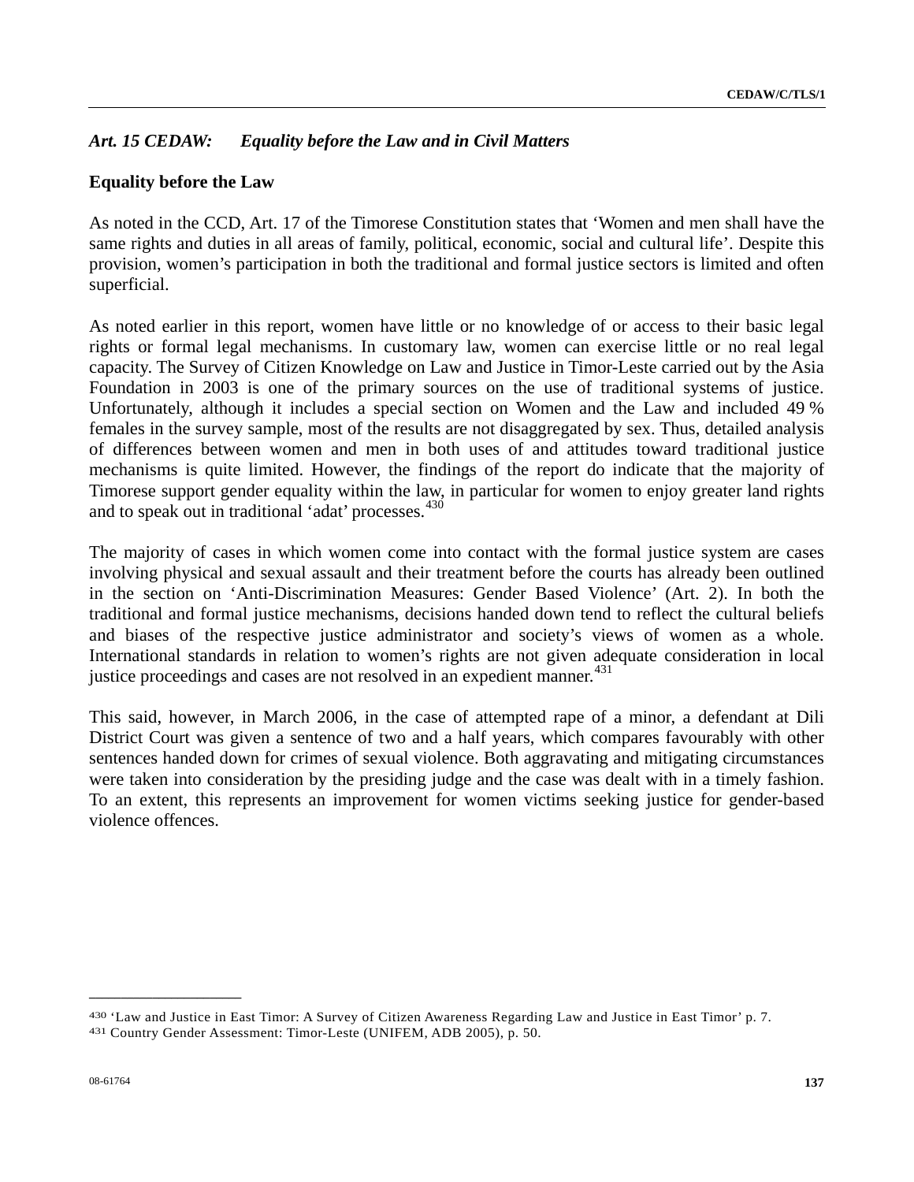### *Art. 15 CEDAW: Equality before the Law and in Civil Matters*

**Equality before the Law**

As noted in the CCD, Art. 17 of the Timorese Constitution states that 'Women and men shall have the same rights and duties in all areas of family, political, economic, social and cultural life'. Despite this provision, women's participation in both the traditional and formal justice sectors is limited and often superficial.

As noted earlier in this report, women have little or no knowledge of or access to their basic legal rights or formal legal mechanisms. In customary law, women can exercise little or no real legal capacity. The Survey of Citizen Knowledge on Law and Justice in Timor-Leste carried out by the Asia Foundation in 2003 is one of the primary sources on the use of traditional systems of justice. Unfortunately, although it includes a special section on Women and the Law and included 49 % females in the survey sample, most of the results are not disaggregated by sex. Thus, detailed analysis of differences between women and men in both uses of and attitudes toward traditional justice mechanisms is quite limited. However, the findings of the report do indicate that the majority of Timorese support gender equality within the law, in particular for women to enjoy greater land rights and to speak out in traditional 'adat' processes.[430]

The majority of cases in which women come into contact with the formal justice system are cases involving physical and sexual assault and their treatment before the courts has already been outlined in the section on 'Anti-Discrimination Measures: Gender Based Violence' (Art. 2). In both the traditional and formal justice mechanisms, decisions handed down tend to reflect the cultural beliefs and biases of the respective justice administrator and society's views of women as a whole. International standards in relation to women's rights are not given adequate consideration in local justice proceedings and cases are not resolved in an expedient manner.[431]

This said, however, in March 2006, in the case of attempted rape of a minor, a defendant at Dili District Court was given a sentence of two and a half years, which compares favourably with other sentences handed down for crimes of sexual violence. Both aggravating and mitigating circumstances were taken into consideration by the presiding judge and the case was dealt with in a timely fashion. To an extent, this represents an improvement for women victims seeking justice for gender-based violence offences.

---

[430] 'Law and Justice in East Timor: A Survey of Citizen Awareness Regarding Law and Justice in East Timor' p. 7.

[431] Country Gender Assessment: Timor-Leste (UNIFEM, ADB 2005), p. 50.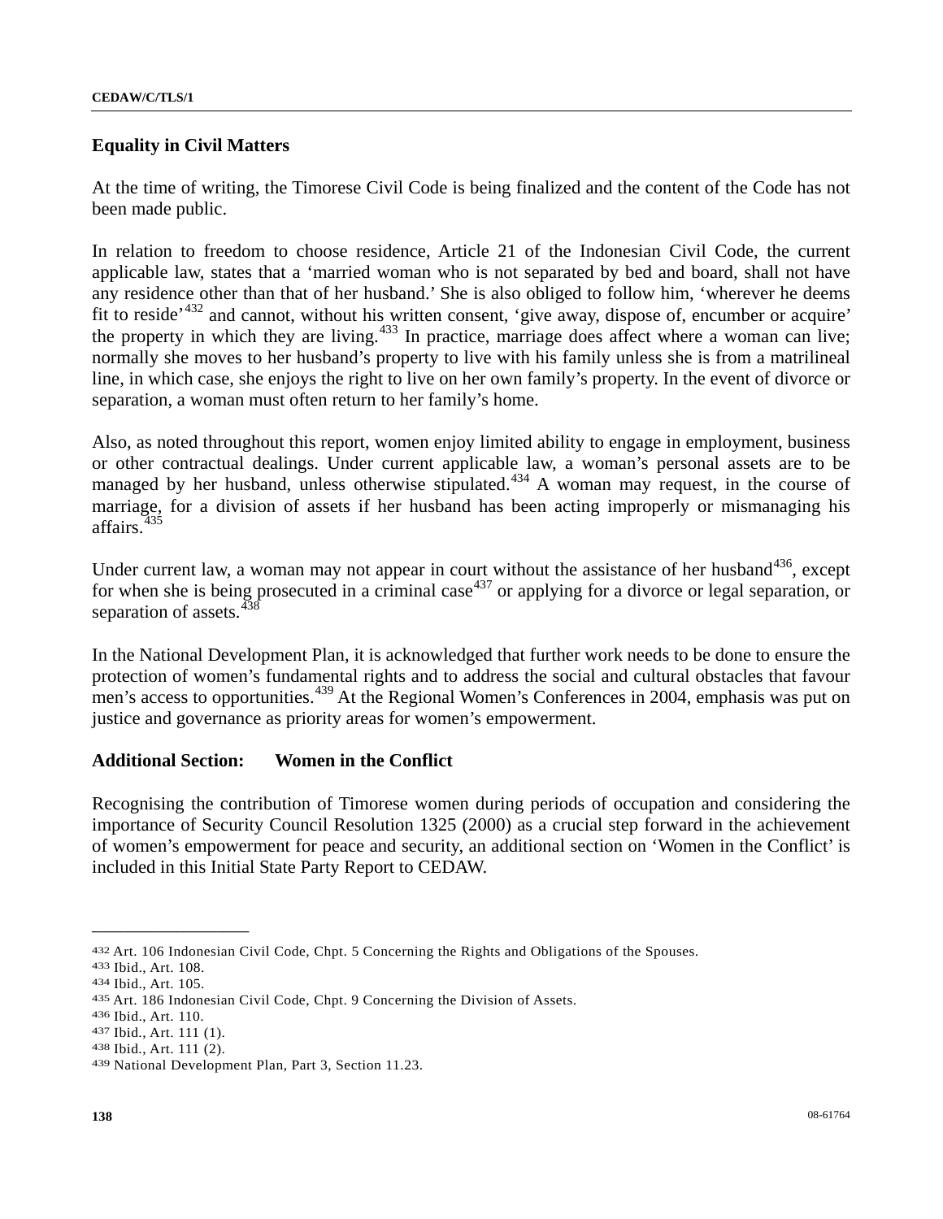## Equality in Civil Matters

At the time of writing, the Timorese Civil Code is being finalized and the content of the Code has not been made public.

In relation to freedom to choose residence, Article 21 of the Indonesian Civil Code, the current applicable law, states that a 'married woman who is not separated by bed and board, shall not have any residence other than that of her husband.' She is also obliged to follow him, 'wherever he deems fit to reside'[432] and cannot, without his written consent, 'give away, dispose of, encumber or acquire' the property in which they are living.[433] In practice, marriage does affect where a woman can live; normally she moves to her husband's property to live with his family unless she is from a matrilineal line, in which case, she enjoys the right to live on her own family's property. In the event of divorce or separation, a woman must often return to her family's home.

Also, as noted throughout this report, women enjoy limited ability to engage in employment, business or other contractual dealings. Under current applicable law, a woman's personal assets are to be managed by her husband, unless otherwise stipulated.[434] A woman may request, in the course of marriage, for a division of assets if her husband has been acting improperly or mismanaging his affairs.[435]

Under current law, a woman may not appear in court without the assistance of her husband[436], except for when she is being prosecuted in a criminal case[437] or applying for a divorce or legal separation, or separation of assets.[438]

In the National Development Plan, it is acknowledged that further work needs to be done to ensure the protection of women's fundamental rights and to address the social and cultural obstacles that favour men's access to opportunities.[439] At the Regional Women's Conferences in 2004, emphasis was put on justice and governance as priority areas for women's empowerment.

## Additional Section: Women in the Conflict

Recognising the contribution of Timorese women during periods of occupation and considering the importance of Security Council Resolution 1325 (2000) as a crucial step forward in the achievement of women's empowerment for peace and security, an additional section on 'Women in the Conflict' is included in this Initial State Party Report to CEDAW.

---

[432] Art. 106 Indonesian Civil Code, Chpt. 5 Concerning the Rights and Obligations of the Spouses.
[433] Ibid., Art. 108.
[434] Ibid., Art. 105.
[435] Art. 186 Indonesian Civil Code, Chpt. 9 Concerning the Division of Assets.
[436] Ibid., Art. 110.
[437] Ibid., Art. 111 (1).
[438] Ibid., Art. 111 (2).
[439] National Development Plan, Part 3, Section 11.23.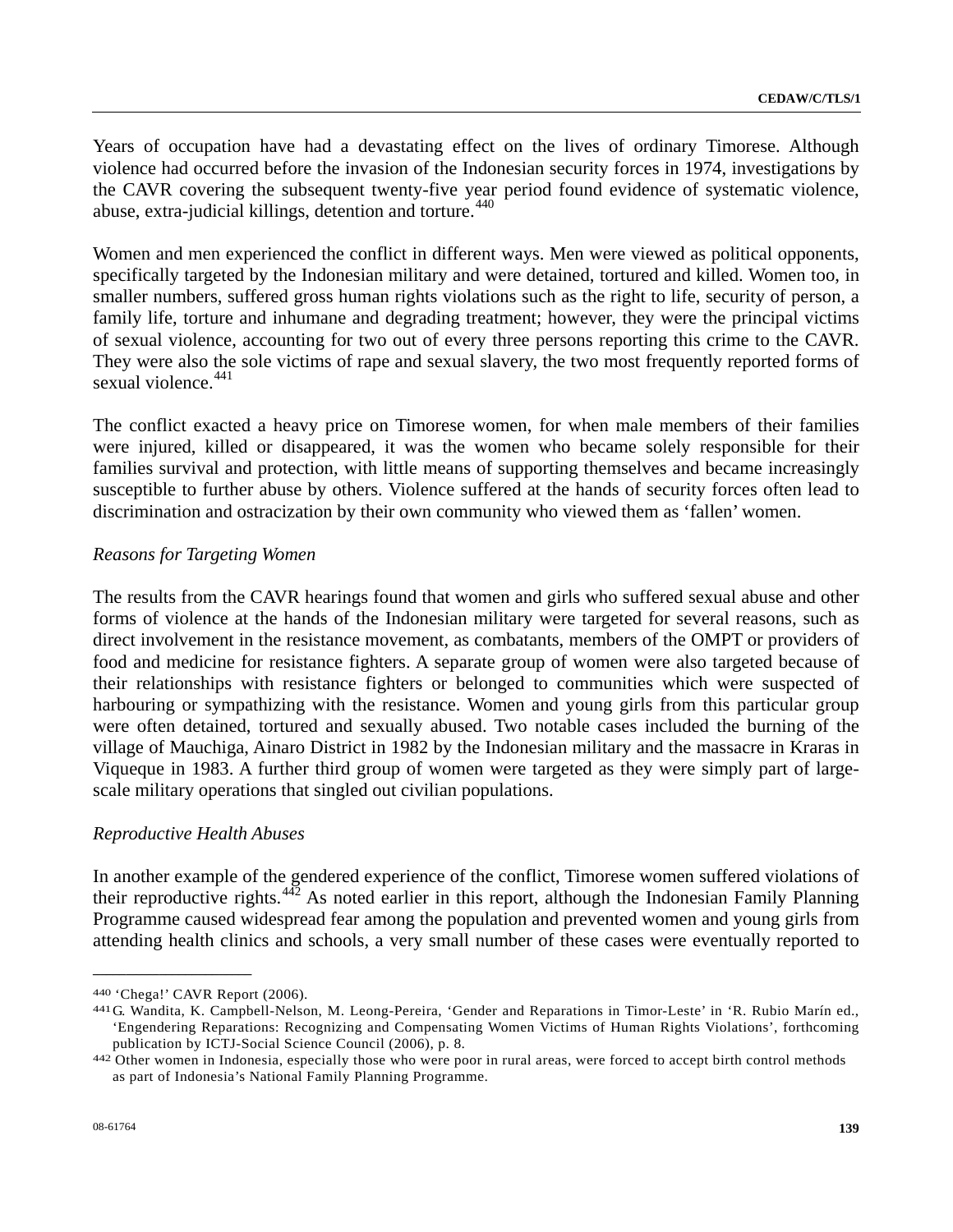Years of occupation have had a devastating effect on the lives of ordinary Timorese. Although violence had occurred before the invasion of the Indonesian security forces in 1974, investigations by the CAVR covering the subsequent twenty-five year period found evidence of systematic violence, abuse, extra-judicial killings, detention and torture.[440]

Women and men experienced the conflict in different ways. Men were viewed as political opponents, specifically targeted by the Indonesian military and were detained, tortured and killed. Women too, in smaller numbers, suffered gross human rights violations such as the right to life, security of person, a family life, torture and inhumane and degrading treatment; however, they were the principal victims of sexual violence, accounting for two out of every three persons reporting this crime to the CAVR. They were also the sole victims of rape and sexual slavery, the two most frequently reported forms of sexual violence.[441]

The conflict exacted a heavy price on Timorese women, for when male members of their families were injured, killed or disappeared, it was the women who became solely responsible for their families survival and protection, with little means of supporting themselves and became increasingly susceptible to further abuse by others. Violence suffered at the hands of security forces often lead to discrimination and ostracization by their own community who viewed them as 'fallen' women.

*Reasons for Targeting Women*

The results from the CAVR hearings found that women and girls who suffered sexual abuse and other forms of violence at the hands of the Indonesian military were targeted for several reasons, such as direct involvement in the resistance movement, as combatants, members of the OMPT or providers of food and medicine for resistance fighters. A separate group of women were also targeted because of their relationships with resistance fighters or belonged to communities which were suspected of harbouring or sympathizing with the resistance. Women and young girls from this particular group were often detained, tortured and sexually abused. Two notable cases included the burning of the village of Mauchiga, Ainaro District in 1982 by the Indonesian military and the massacre in Kraras in Viqueque in 1983. A further third group of women were targeted as they were simply part of large-scale military operations that singled out civilian populations.

*Reproductive Health Abuses*

In another example of the gendered experience of the conflict, Timorese women suffered violations of their reproductive rights.[442] As noted earlier in this report, although the Indonesian Family Planning Programme caused widespread fear among the population and prevented women and young girls from attending health clinics and schools, a very small number of these cases were eventually reported to

---

[440] 'Chega!' CAVR Report (2006).

[441] G. Wandita, K. Campbell-Nelson, M. Leong-Pereira, 'Gender and Reparations in Timor-Leste' in 'R. Rubio Marín ed., 'Engendering Reparations: Recognizing and Compensating Women Victims of Human Rights Violations', forthcoming publication by ICTJ-Social Science Council (2006), p. 8.

[442] Other women in Indonesia, especially those who were poor in rural areas, were forced to accept birth control methods as part of Indonesia's National Family Planning Programme.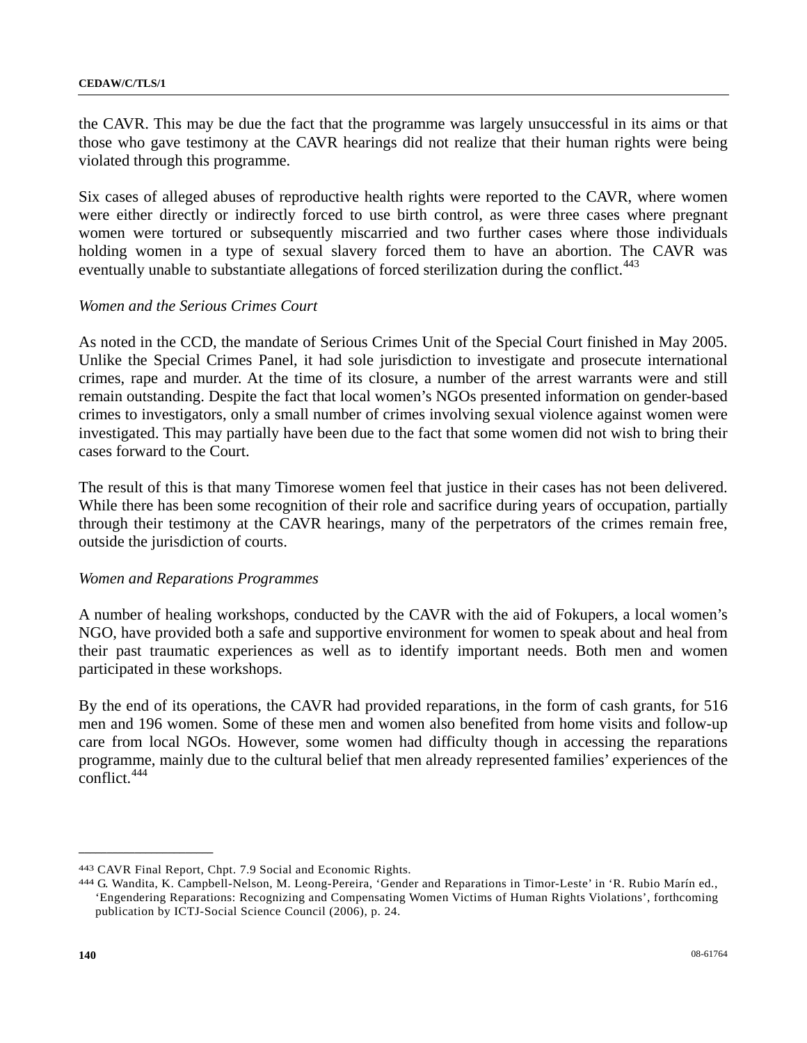the CAVR. This may be due the fact that the programme was largely unsuccessful in its aims or that those who gave testimony at the CAVR hearings did not realize that their human rights were being violated through this programme.

Six cases of alleged abuses of reproductive health rights were reported to the CAVR, where women were either directly or indirectly forced to use birth control, as were three cases where pregnant women were tortured or subsequently miscarried and two further cases where those individuals holding women in a type of sexual slavery forced them to have an abortion. The CAVR was eventually unable to substantiate allegations of forced sterilization during the conflict.[443]

*Women and the Serious Crimes Court*

As noted in the CCD, the mandate of Serious Crimes Unit of the Special Court finished in May 2005. Unlike the Special Crimes Panel, it had sole jurisdiction to investigate and prosecute international crimes, rape and murder. At the time of its closure, a number of the arrest warrants were and still remain outstanding. Despite the fact that local women's NGOs presented information on gender-based crimes to investigators, only a small number of crimes involving sexual violence against women were investigated. This may partially have been due to the fact that some women did not wish to bring their cases forward to the Court.

The result of this is that many Timorese women feel that justice in their cases has not been delivered. While there has been some recognition of their role and sacrifice during years of occupation, partially through their testimony at the CAVR hearings, many of the perpetrators of the crimes remain free, outside the jurisdiction of courts.

*Women and Reparations Programmes*

A number of healing workshops, conducted by the CAVR with the aid of Fokupers, a local women's NGO, have provided both a safe and supportive environment for women to speak about and heal from their past traumatic experiences as well as to identify important needs. Both men and women participated in these workshops.

By the end of its operations, the CAVR had provided reparations, in the form of cash grants, for 516 men and 196 women. Some of these men and women also benefited from home visits and follow-up care from local NGOs. However, some women had difficulty though in accessing the reparations programme, mainly due to the cultural belief that men already represented families' experiences of the conflict.[444]

---

[443] CAVR Final Report, Chpt. 7.9 Social and Economic Rights.

[444] G. Wandita, K. Campbell-Nelson, M. Leong-Pereira, 'Gender and Reparations in Timor-Leste' in 'R. Rubio Marín ed., 'Engendering Reparations: Recognizing and Compensating Women Victims of Human Rights Violations', forthcoming publication by ICTJ-Social Science Council (2006), p. 24.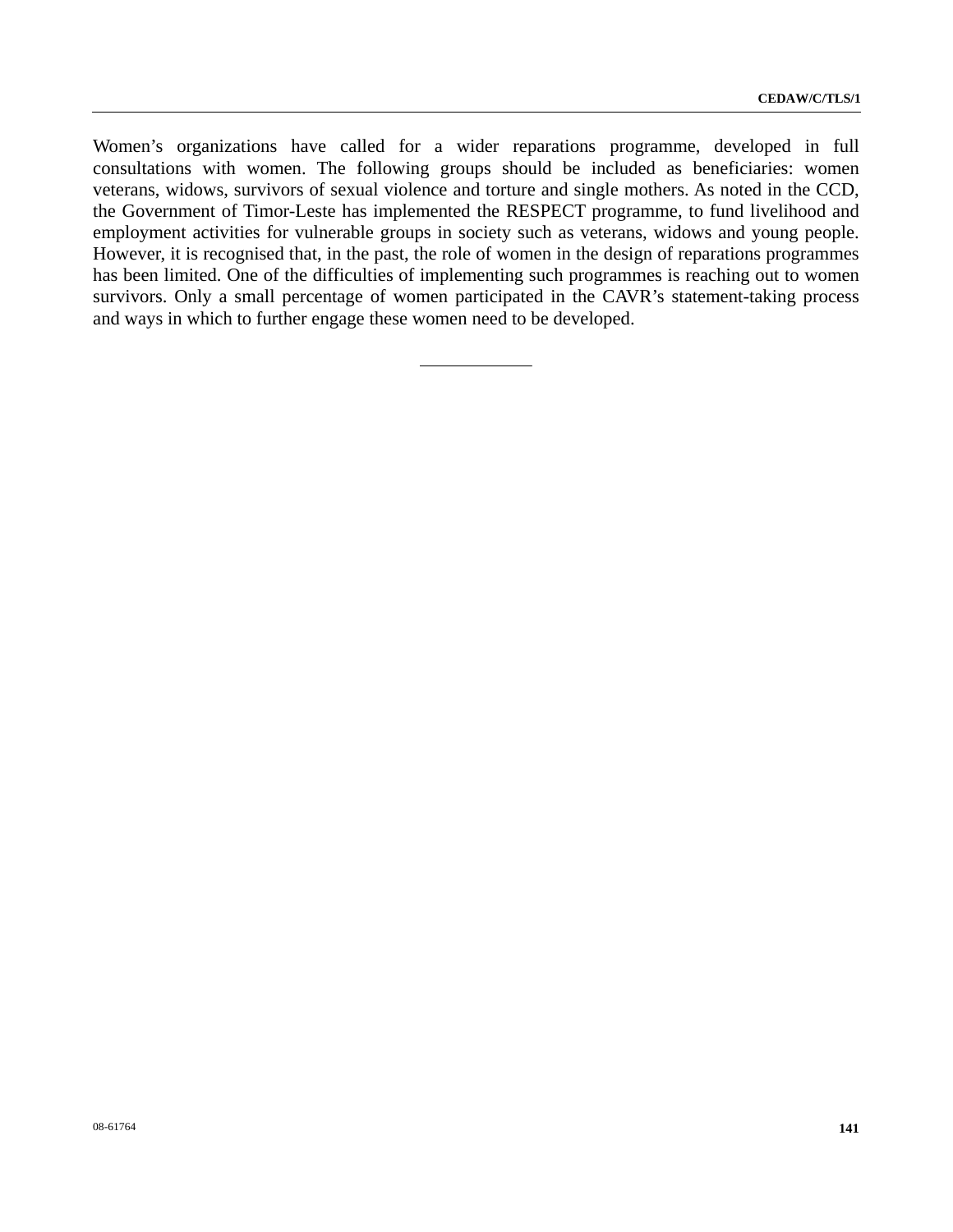Women's organizations have called for a wider reparations programme, developed in full consultations with women. The following groups should be included as beneficiaries: women veterans, widows, survivors of sexual violence and torture and single mothers. As noted in the CCD, the Government of Timor-Leste has implemented the RESPECT programme, to fund livelihood and employment activities for vulnerable groups in society such as veterans, widows and young people. However, it is recognised that, in the past, the role of women in the design of reparations programmes has been limited. One of the difficulties of implementing such programmes is reaching out to women survivors. Only a small percentage of women participated in the CAVR's statement-taking process and ways in which to further engage these women need to be developed.